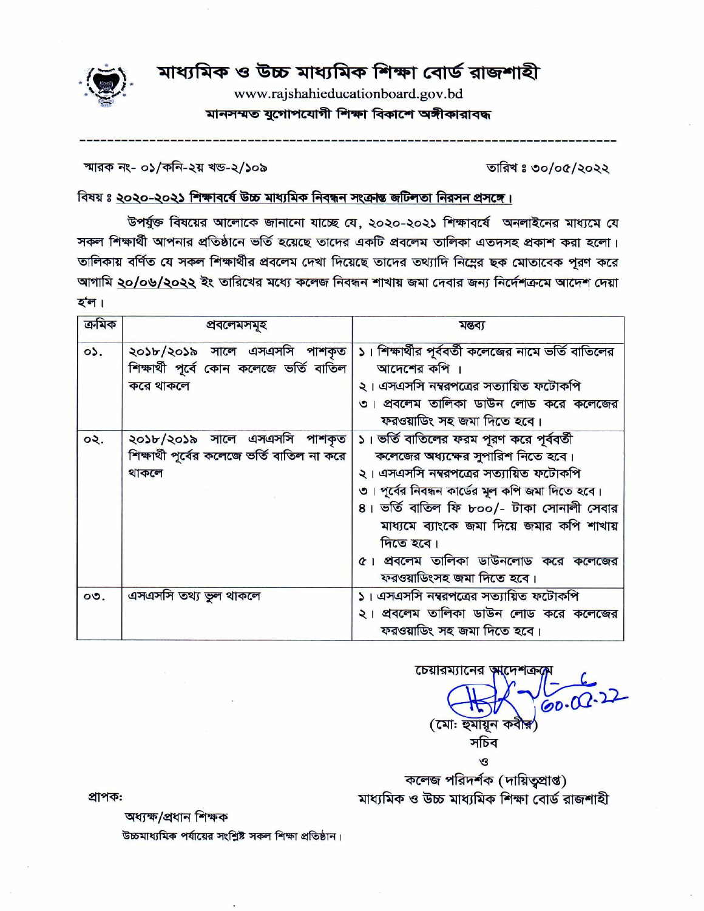# মাধ্যমিক ও উচ্চ মাধ্যমিক শিক্ষা বোর্ড রাজশাহী

www.rajshahieducationboard.gov.bd

**মানসম্মত যুগোপযোগী শিক্ষা বিকাশে অঙ্গীকারাবদ্ধ**

---

স্মারক নং- ০১/কনি-২য় খন্ড-২/১০৯ তারিখ ঃ ৩০/০৫/২০২২

বিষয় ঃ **২০২০-২০২১ শিক্ষাবর্ষে উচ্চ মাধ্যমিক নিবন্ধন সংক্রান্ত জটিলতা নিরসন প্রসঙ্গে।**

উপর্যুক্ত বিষয়ের আলোকে জানানো যাচ্ছে যে, ২০২০-২০২১ শিক্ষাবর্ষে অনলাইনের মাধ্যমে যে সকল শিক্ষার্থী আপনার প্রতিষ্ঠানে ভর্তি হয়েছে তাদের একটি প্রবলেম তালিকা এতদসহ প্রকাশ করা হলো। তালিকায় বর্ণিত যে সকল শিক্ষার্থীর প্রবলেম দেখা দিয়েছে তাদের তথ্যাদি নিম্নের ছক মোতাবেক পূরণ করে আগামি ২০/০৬/২০২২ ইং তারিখের মধ্যে কলেজ নিবন্ধন শাখায় জমা দেবার জন্য নির্দেশক্রমে আদেশ দেয়া হ'ল।

| ক্রমিক | প্রবলেমসমূহ | মন্তব্য |
|---|---|---|
| ০১. | ২০১৮/২০১৯ সালে এসএসসি পাশকৃত শিক্ষার্থী পূর্বে কোন কলেজে ভর্তি বাতিল করে থাকলে | ১। শিক্ষার্থীর পূর্ববর্তী কলেজের নামে ভর্তি বাতিলের আদেশের কপি ।<br>২। এসএসসি নম্বরপত্রের সত্যায়িত ফটোকপি<br>৩। প্রবলেম তালিকা ডাউন লোড করে কলেজের ফরওয়াডিং সহ জমা দিতে হবে। |
| ০২. | ২০১৮/২০১৯ সালে এসএসসি পাশকৃত শিক্ষার্থী পূর্বের কলেজে ভর্তি বাতিল না করে থাকলে | ১। ভর্তি বাতিলের ফরম পূরণ করে পূর্ববর্তী কলেজের অধ্যক্ষের সুপারিশ নিতে হবে।<br>২। এসএসসি নম্বরপত্রের সত্যায়িত ফটোকপি<br>৩। পূর্বের নিবন্ধন কার্ডের মূল কপি জমা দিতে হবে।<br>৪। ভর্তি বাতিল ফি ৮০০/- টাকা সোনালী সেবার মাধ্যমে ব্যাংকে জমা দিয়ে জমার কপি শাখায় দিতে হবে।<br>৫। প্রবলেম তালিকা ডাউনলোড করে কলেজের ফরওয়াডিংসহ জমা দিতে হবে। |
| ০৩. | এসএসসি তথ্য ভুল থাকলে | ১। এসএসসি নম্বরপত্রের সত্যায়িত ফটোকপি<br>২। প্রবলেম তালিকা ডাউন লোড করে কলেজের ফরওয়াডিং সহ জমা দিতে হবে। |

চেয়ারম্যানের আদেশক্রমে

৩০.০৫.২২

(মোঃ হুমায়ূন কবীর)
সচিব
ও
কলেজ পরিদর্শক (দায়িত্বপ্রাপ্ত)
মাধ্যমিক ও উচ্চ মাধ্যমিক শিক্ষা বোর্ড রাজশাহী

প্রাপক:

অধ্যক্ষ/প্রধান শিক্ষক
উচ্চমাধ্যমিক পর্যায়ের সংশ্লিষ্ট সকল শিক্ষা প্রতিষ্ঠান।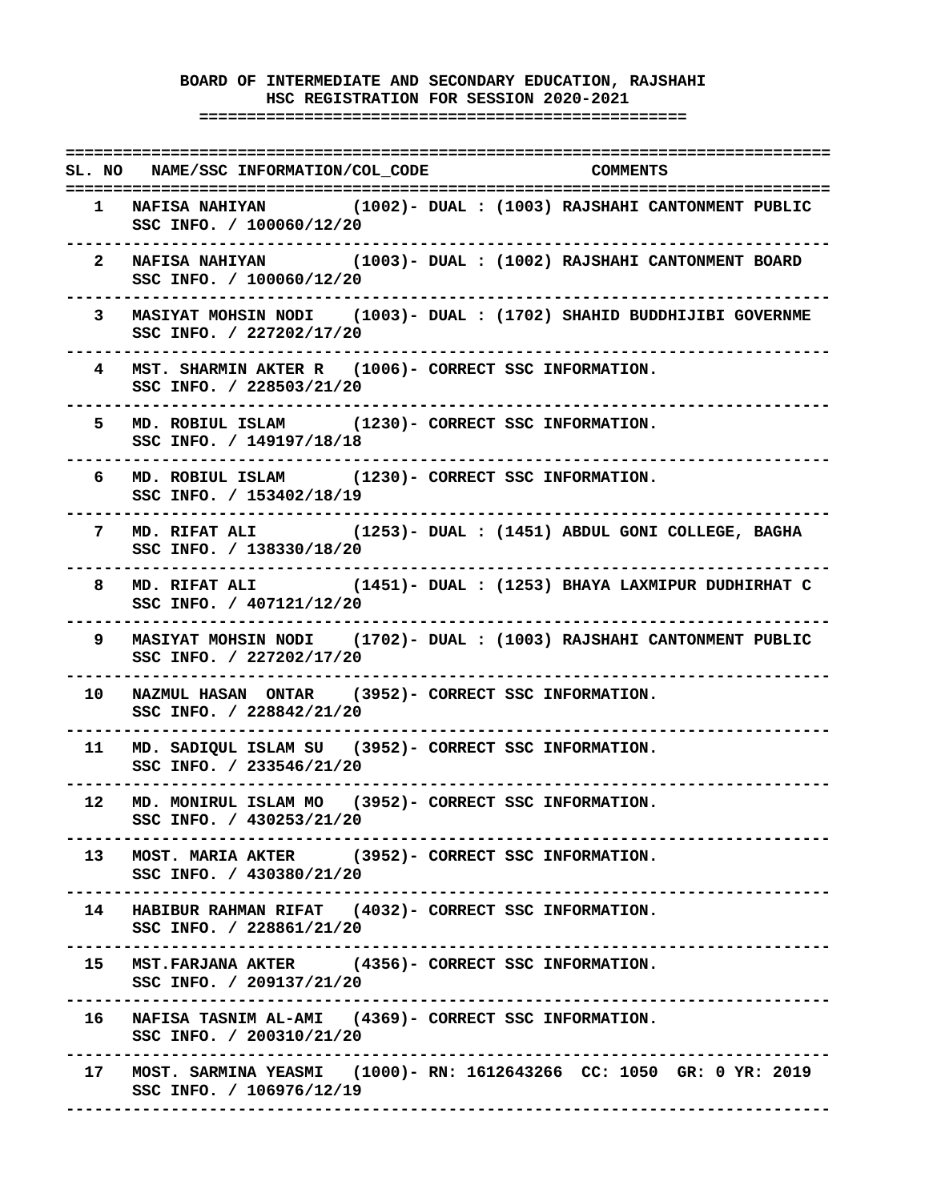**BOARD OF INTERMEDIATE AND SECONDARY EDUCATION, RAJSHAHI**
**HSC REGISTRATION FOR SESSION 2020-2021**

| SL. NO | NAME/SSC INFORMATION/COL_CODE | COMMENTS |
|---|---|---|
| 1 | NAFISA NAHIYAN (1002)- SSC INFO. / 100060/12/20 | DUAL : (1003) RAJSHAHI CANTONMENT PUBLIC |
| 2 | NAFISA NAHIYAN (1003)- SSC INFO. / 100060/12/20 | DUAL : (1002) RAJSHAHI CANTONMENT BOARD |
| 3 | MASIYAT MOHSIN NODI (1003)- SSC INFO. / 227202/17/20 | DUAL : (1702) SHAHID BUDDHIJIBI GOVERNME |
| 4 | MST. SHARMIN AKTER R (1006)- SSC INFO. / 228503/21/20 | CORRECT SSC INFORMATION. |
| 5 | MD. ROBIUL ISLAM (1230)- SSC INFO. / 149197/18/18 | CORRECT SSC INFORMATION. |
| 6 | MD. ROBIUL ISLAM (1230)- SSC INFO. / 153402/18/19 | CORRECT SSC INFORMATION. |
| 7 | MD. RIFAT ALI (1253)- SSC INFO. / 138330/18/20 | DUAL : (1451) ABDUL GONI COLLEGE, BAGHA |
| 8 | MD. RIFAT ALI (1451)- SSC INFO. / 407121/12/20 | DUAL : (1253) BHAYA LAXMIPUR DUDHIRHAT C |
| 9 | MASIYAT MOHSIN NODI (1702)- SSC INFO. / 227202/17/20 | DUAL : (1003) RAJSHAHI CANTONMENT PUBLIC |
| 10 | NAZMUL HASAN ONTAR (3952)- SSC INFO. / 228842/21/20 | CORRECT SSC INFORMATION. |
| 11 | MD. SADIQUL ISLAM SU (3952)- SSC INFO. / 233546/21/20 | CORRECT SSC INFORMATION. |
| 12 | MD. MONIRUL ISLAM MO (3952)- SSC INFO. / 430253/21/20 | CORRECT SSC INFORMATION. |
| 13 | MOST. MARIA AKTER (3952)- SSC INFO. / 430380/21/20 | CORRECT SSC INFORMATION. |
| 14 | HABIBUR RAHMAN RIFAT (4032)- SSC INFO. / 228861/21/20 | CORRECT SSC INFORMATION. |
| 15 | MST.FARJANA AKTER (4356)- SSC INFO. / 209137/21/20 | CORRECT SSC INFORMATION. |
| 16 | NAFISA TASNIM AL-AMI (4369)- SSC INFO. / 200310/21/20 | CORRECT SSC INFORMATION. |
| 17 | MOST. SARMINA YEASMI (1000)- SSC INFO. / 106976/12/19 | RN: 1612643266 CC: 1050 GR: 0 YR: 2019 |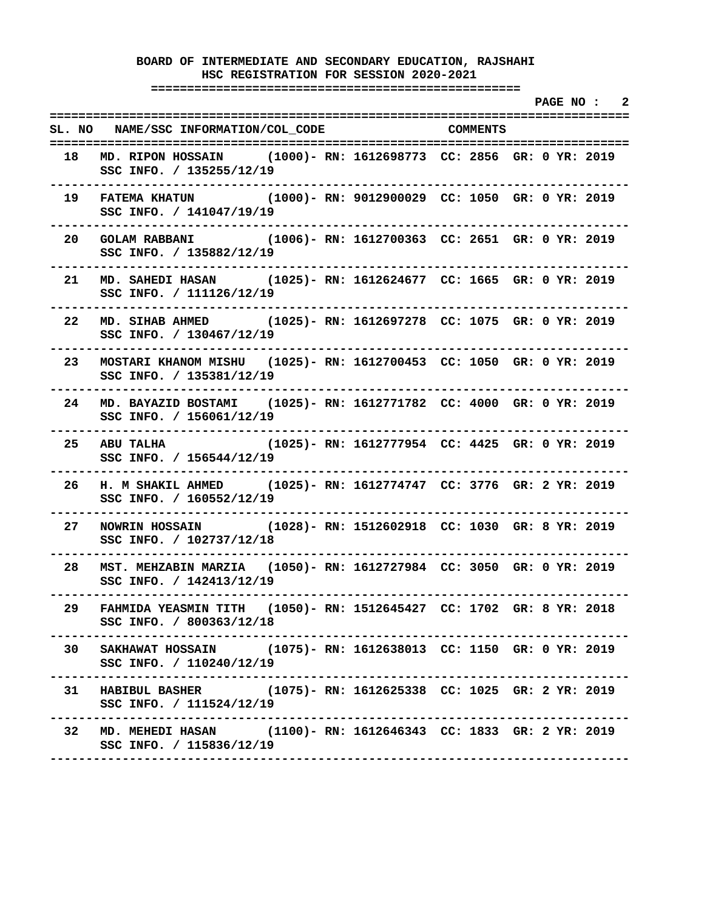**BOARD OF INTERMEDIATE AND SECONDARY EDUCATION, RAJSHAHI**
**HSC REGISTRATION FOR SESSION 2020-2021**

| SL. NO | NAME/SSC INFORMATION/COL_CODE | COMMENTS |
|---|---|---|
| 18 | MD. RIPON HOSSAIN (1000)- RN: 1612698773 CC: 2856 GR: 0 YR: 2019<br>SSC INFO. / 135255/12/19 | |
| 19 | FATEMA KHATUN (1000)- RN: 9012900029 CC: 1050 GR: 0 YR: 2019<br>SSC INFO. / 141047/19/19 | |
| 20 | GOLAM RABBANI (1006)- RN: 1612700363 CC: 2651 GR: 0 YR: 2019<br>SSC INFO. / 135882/12/19 | |
| 21 | MD. SAHEDI HASAN (1025)- RN: 1612624677 CC: 1665 GR: 0 YR: 2019<br>SSC INFO. / 111126/12/19 | |
| 22 | MD. SIHAB AHMED (1025)- RN: 1612697278 CC: 1075 GR: 0 YR: 2019<br>SSC INFO. / 130467/12/19 | |
| 23 | MOSTARI KHANOM MISHU (1025)- RN: 1612700453 CC: 1050 GR: 0 YR: 2019<br>SSC INFO. / 135381/12/19 | |
| 24 | MD. BAYAZID BOSTAMI (1025)- RN: 1612771782 CC: 4000 GR: 0 YR: 2019<br>SSC INFO. / 156061/12/19 | |
| 25 | ABU TALHA (1025)- RN: 1612777954 CC: 4425 GR: 0 YR: 2019<br>SSC INFO. / 156544/12/19 | |
| 26 | H. M SHAKIL AHMED (1025)- RN: 1612774747 CC: 3776 GR: 2 YR: 2019<br>SSC INFO. / 160552/12/19 | |
| 27 | NOWRIN HOSSAIN (1028)- RN: 1512602918 CC: 1030 GR: 8 YR: 2019<br>SSC INFO. / 102737/12/18 | |
| 28 | MST. MEHZABIN MARZIA (1050)- RN: 1612727984 CC: 3050 GR: 0 YR: 2019<br>SSC INFO. / 142413/12/19 | |
| 29 | FAHMIDA YEASMIN TITH (1050)- RN: 1512645427 CC: 1702 GR: 8 YR: 2018<br>SSC INFO. / 800363/12/18 | |
| 30 | SAKHAWAT HOSSAIN (1075)- RN: 1612638013 CC: 1150 GR: 0 YR: 2019<br>SSC INFO. / 110240/12/19 | |
| 31 | HABIBUL BASHER (1075)- RN: 1612625338 CC: 1025 GR: 2 YR: 2019<br>SSC INFO. / 111524/12/19 | |
| 32 | MD. MEHEDI HASAN (1100)- RN: 1612646343 CC: 1833 GR: 2 YR: 2019<br>SSC INFO. / 115836/12/19 | |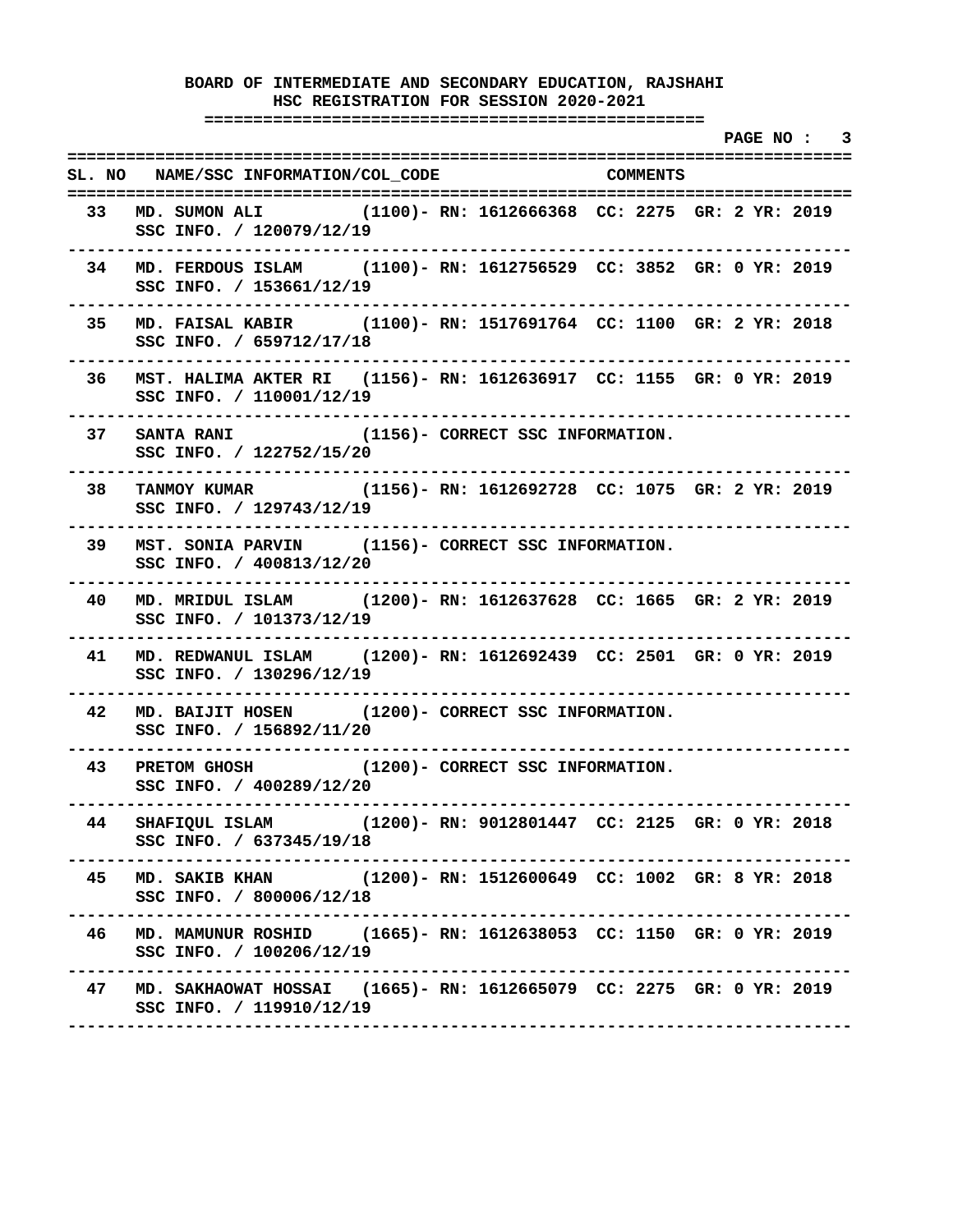**BOARD OF INTERMEDIATE AND SECONDARY EDUCATION, RAJSHAHI**
**HSC REGISTRATION FOR SESSION 2020-2021**

| SL. NO | NAME/SSC INFORMATION/COL_CODE | COMMENTS |
|---|---|---|
| 33 | MD. SUMON ALI (1100)- SSC INFO. / 120079/12/19 | RN: 1612666368 CC: 2275 GR: 2 YR: 2019 |
| 34 | MD. FERDOUS ISLAM (1100)- SSC INFO. / 153661/12/19 | RN: 1612756529 CC: 3852 GR: 0 YR: 2019 |
| 35 | MD. FAISAL KABIR (1100)- SSC INFO. / 659712/17/18 | RN: 1517691764 CC: 1100 GR: 2 YR: 2018 |
| 36 | MST. HALIMA AKTER RI (1156)- SSC INFO. / 110001/12/19 | RN: 1612636917 CC: 1155 GR: 0 YR: 2019 |
| 37 | SANTA RANI (1156)- SSC INFO. / 122752/15/20 | CORRECT SSC INFORMATION. |
| 38 | TANMOY KUMAR (1156)- SSC INFO. / 129743/12/19 | RN: 1612692728 CC: 1075 GR: 2 YR: 2019 |
| 39 | MST. SONIA PARVIN (1156)- SSC INFO. / 400813/12/20 | CORRECT SSC INFORMATION. |
| 40 | MD. MRIDUL ISLAM (1200)- SSC INFO. / 101373/12/19 | RN: 1612637628 CC: 1665 GR: 2 YR: 2019 |
| 41 | MD. REDWANUL ISLAM (1200)- SSC INFO. / 130296/12/19 | RN: 1612692439 CC: 2501 GR: 0 YR: 2019 |
| 42 | MD. BAIJIT HOSEN (1200)- SSC INFO. / 156892/11/20 | CORRECT SSC INFORMATION. |
| 43 | PRETOM GHOSH (1200)- SSC INFO. / 400289/12/20 | CORRECT SSC INFORMATION. |
| 44 | SHAFIQUL ISLAM (1200)- SSC INFO. / 637345/19/18 | RN: 9012801447 CC: 2125 GR: 0 YR: 2018 |
| 45 | MD. SAKIB KHAN (1200)- SSC INFO. / 800006/12/18 | RN: 1512600649 CC: 1002 GR: 8 YR: 2018 |
| 46 | MD. MAMUNUR ROSHID (1665)- SSC INFO. / 100206/12/19 | RN: 1612638053 CC: 1150 GR: 0 YR: 2019 |
| 47 | MD. SAKHAOWAT HOSSAI (1665)- SSC INFO. / 119910/12/19 | RN: 1612665079 CC: 2275 GR: 0 YR: 2019 |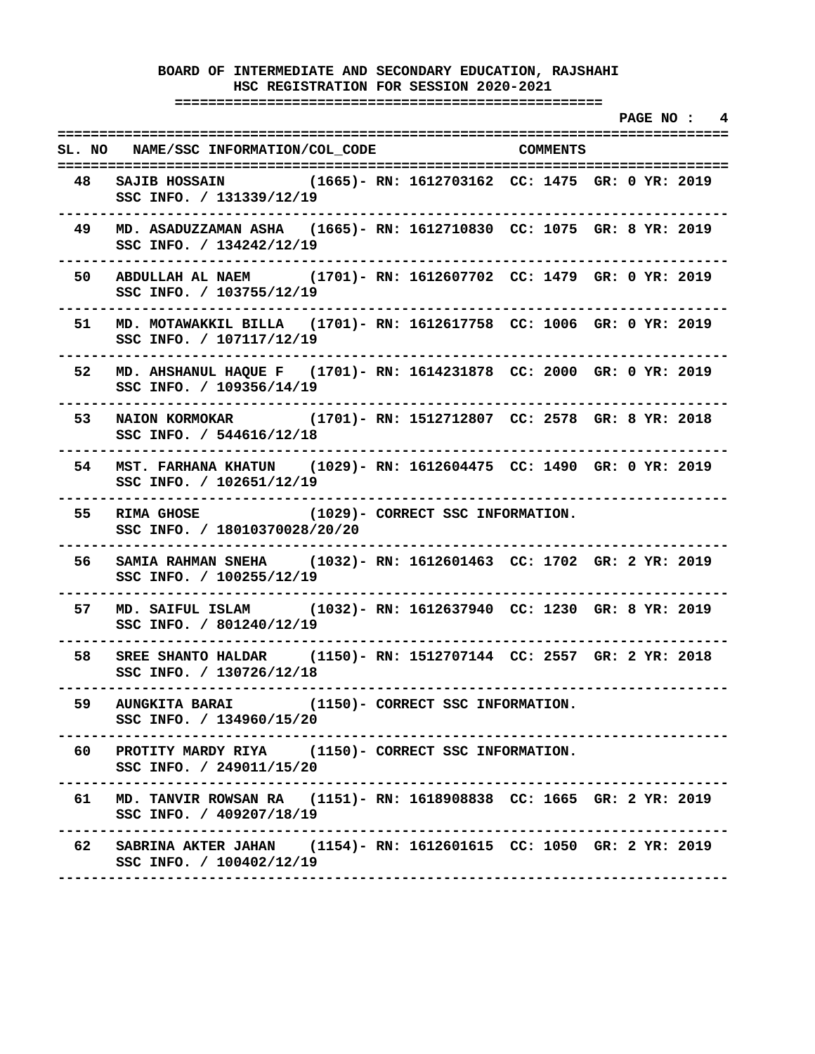**BOARD OF INTERMEDIATE AND SECONDARY EDUCATION, RAJSHAHI**
**HSC REGISTRATION FOR SESSION 2020-2021**

| SL. NO | NAME/SSC INFORMATION/COL_CODE | COMMENTS |
|---|---|---|
| 48 | SAJIB HOSSAIN (1665)- SSC INFO. / 131339/12/19 | RN: 1612703162 CC: 1475 GR: 0 YR: 2019 |
| 49 | MD. ASADUZZAMAN ASHA (1665)- SSC INFO. / 134242/12/19 | RN: 1612710830 CC: 1075 GR: 8 YR: 2019 |
| 50 | ABDULLAH AL NAEM (1701)- SSC INFO. / 103755/12/19 | RN: 1612607702 CC: 1479 GR: 0 YR: 2019 |
| 51 | MD. MOTAWAKKIL BILLA (1701)- SSC INFO. / 107117/12/19 | RN: 1612617758 CC: 1006 GR: 0 YR: 2019 |
| 52 | MD. AHSHANUL HAQUE F (1701)- SSC INFO. / 109356/14/19 | RN: 1614231878 CC: 2000 GR: 0 YR: 2019 |
| 53 | NAION KORMOKAR (1701)- SSC INFO. / 544616/12/18 | RN: 1512712807 CC: 2578 GR: 8 YR: 2018 |
| 54 | MST. FARHANA KHATUN (1029)- SSC INFO. / 102651/12/19 | RN: 1612604475 CC: 1490 GR: 0 YR: 2019 |
| 55 | RIMA GHOSE (1029)- SSC INFO. / 18010370028/20/20 | CORRECT SSC INFORMATION. |
| 56 | SAMIA RAHMAN SNEHA (1032)- SSC INFO. / 100255/12/19 | RN: 1612601463 CC: 1702 GR: 2 YR: 2019 |
| 57 | MD. SAIFUL ISLAM (1032)- SSC INFO. / 801240/12/19 | RN: 1612637940 CC: 1230 GR: 8 YR: 2019 |
| 58 | SREE SHANTO HALDAR (1150)- SSC INFO. / 130726/12/18 | RN: 1512707144 CC: 2557 GR: 2 YR: 2018 |
| 59 | AUNGKITA BARAI (1150)- SSC INFO. / 134960/15/20 | CORRECT SSC INFORMATION. |
| 60 | PROTITY MARDY RIYA (1150)- SSC INFO. / 249011/15/20 | CORRECT SSC INFORMATION. |
| 61 | MD. TANVIR ROWSAN RA (1151)- SSC INFO. / 409207/18/19 | RN: 1618908838 CC: 1665 GR: 2 YR: 2019 |
| 62 | SABRINA AKTER JAHAN (1154)- SSC INFO. / 100402/12/19 | RN: 1612601615 CC: 1050 GR: 2 YR: 2019 |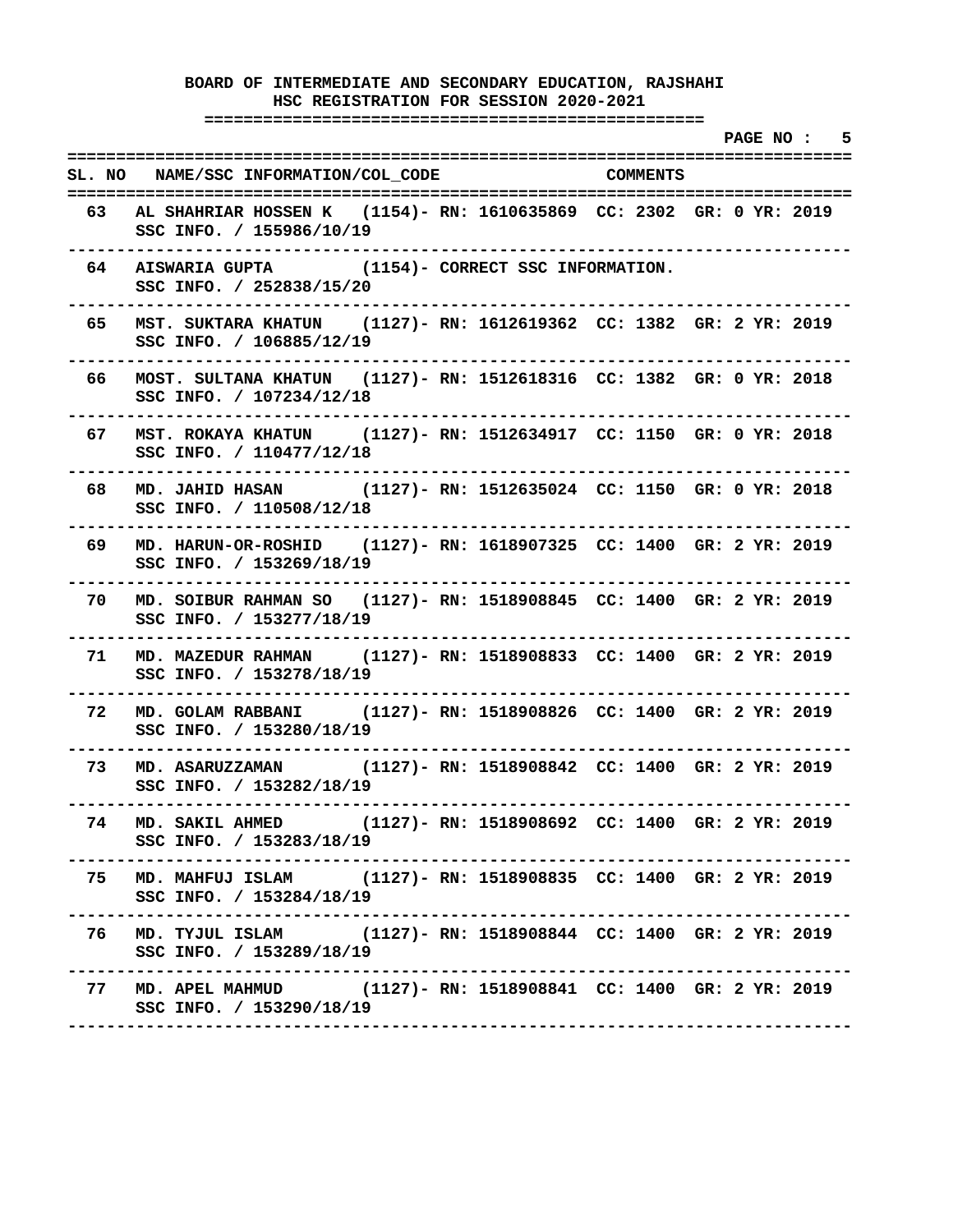# BOARD OF INTERMEDIATE AND SECONDARY EDUCATION, RAJSHAHI

## HSC REGISTRATION FOR SESSION 2020-2021

| SL. NO | NAME/SSC INFORMATION/COL_CODE | COMMENTS |
|---|---|---|
| 63 | AL SHAHRIAR HOSSEN K (1154)- SSC INFO. / 155986/10/19 | RN: 1610635869 CC: 2302 GR: 0 YR: 2019 |
| 64 | AISWARIA GUPTA (1154)- SSC INFO. / 252838/15/20 | CORRECT SSC INFORMATION. |
| 65 | MST. SUKTARA KHATUN (1127)- SSC INFO. / 106885/12/19 | RN: 1612619362 CC: 1382 GR: 2 YR: 2019 |
| 66 | MOST. SULTANA KHATUN (1127)- SSC INFO. / 107234/12/18 | RN: 1512618316 CC: 1382 GR: 0 YR: 2018 |
| 67 | MST. ROKAYA KHATUN (1127)- SSC INFO. / 110477/12/18 | RN: 1512634917 CC: 1150 GR: 0 YR: 2018 |
| 68 | MD. JAHID HASAN (1127)- SSC INFO. / 110508/12/18 | RN: 1512635024 CC: 1150 GR: 0 YR: 2018 |
| 69 | MD. HARUN-OR-ROSHID (1127)- SSC INFO. / 153269/18/19 | RN: 1618907325 CC: 1400 GR: 2 YR: 2019 |
| 70 | MD. SOIBUR RAHMAN SO (1127)- SSC INFO. / 153277/18/19 | RN: 1518908845 CC: 1400 GR: 2 YR: 2019 |
| 71 | MD. MAZEDUR RAHMAN (1127)- SSC INFO. / 153278/18/19 | RN: 1518908833 CC: 1400 GR: 2 YR: 2019 |
| 72 | MD. GOLAM RABBANI (1127)- SSC INFO. / 153280/18/19 | RN: 1518908826 CC: 1400 GR: 2 YR: 2019 |
| 73 | MD. ASARUZZAMAN (1127)- SSC INFO. / 153282/18/19 | RN: 1518908842 CC: 1400 GR: 2 YR: 2019 |
| 74 | MD. SAKIL AHMED (1127)- SSC INFO. / 153283/18/19 | RN: 1518908692 CC: 1400 GR: 2 YR: 2019 |
| 75 | MD. MAHFUJ ISLAM (1127)- SSC INFO. / 153284/18/19 | RN: 1518908835 CC: 1400 GR: 2 YR: 2019 |
| 76 | MD. TYJUL ISLAM (1127)- SSC INFO. / 153289/18/19 | RN: 1518908844 CC: 1400 GR: 2 YR: 2019 |
| 77 | MD. APEL MAHMUD (1127)- SSC INFO. / 153290/18/19 | RN: 1518908841 CC: 1400 GR: 2 YR: 2019 |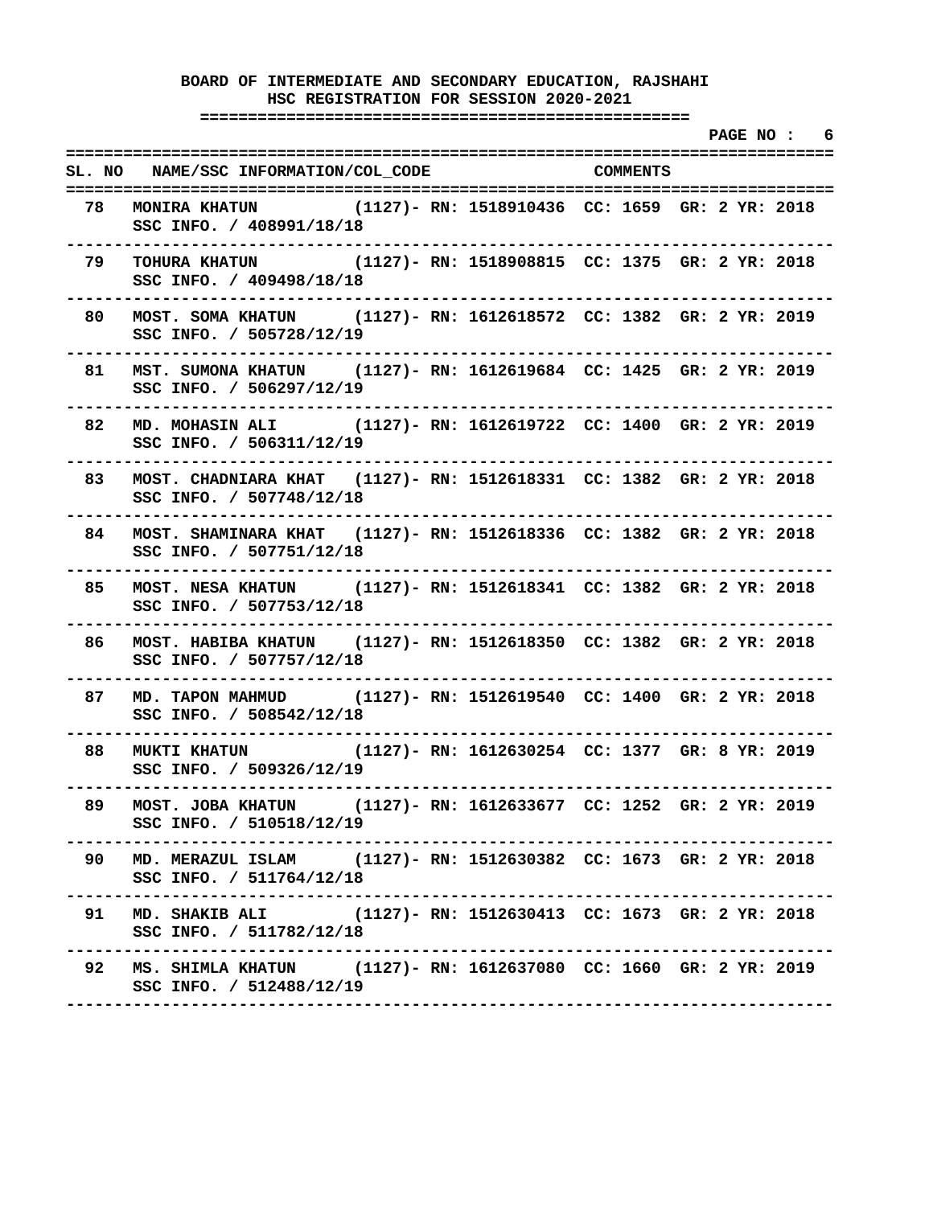**BOARD OF INTERMEDIATE AND SECONDARY EDUCATION, RAJSHAHI**
**HSC REGISTRATION FOR SESSION 2020-2021**

| SL. NO | NAME/SSC INFORMATION/COL_CODE | COMMENTS |
|---|---|---|
| 78 | MONIRA KHATUN (1127)- RN: 1518910436 CC: 1659 GR: 2 YR: 2018<br>SSC INFO. / 408991/18/18 | |
| 79 | TOHURA KHATUN (1127)- RN: 1518908815 CC: 1375 GR: 2 YR: 2018<br>SSC INFO. / 409498/18/18 | |
| 80 | MOST. SOMA KHATUN (1127)- RN: 1612618572 CC: 1382 GR: 2 YR: 2019<br>SSC INFO. / 505728/12/19 | |
| 81 | MST. SUMONA KHATUN (1127)- RN: 1612619684 CC: 1425 GR: 2 YR: 2019<br>SSC INFO. / 506297/12/19 | |
| 82 | MD. MOHASIN ALI (1127)- RN: 1612619722 CC: 1400 GR: 2 YR: 2019<br>SSC INFO. / 506311/12/19 | |
| 83 | MOST. CHADNIARA KHAT (1127)- RN: 1512618331 CC: 1382 GR: 2 YR: 2018<br>SSC INFO. / 507748/12/18 | |
| 84 | MOST. SHAMINARA KHAT (1127)- RN: 1512618336 CC: 1382 GR: 2 YR: 2018<br>SSC INFO. / 507751/12/18 | |
| 85 | MOST. NESA KHATUN (1127)- RN: 1512618341 CC: 1382 GR: 2 YR: 2018<br>SSC INFO. / 507753/12/18 | |
| 86 | MOST. HABIBA KHATUN (1127)- RN: 1512618350 CC: 1382 GR: 2 YR: 2018<br>SSC INFO. / 507757/12/18 | |
| 87 | MD. TAPON MAHMUD (1127)- RN: 1512619540 CC: 1400 GR: 2 YR: 2018<br>SSC INFO. / 508542/12/18 | |
| 88 | MUKTI KHATUN (1127)- RN: 1612630254 CC: 1377 GR: 8 YR: 2019<br>SSC INFO. / 509326/12/19 | |
| 89 | MOST. JOBA KHATUN (1127)- RN: 1612633677 CC: 1252 GR: 2 YR: 2019<br>SSC INFO. / 510518/12/19 | |
| 90 | MD. MERAZUL ISLAM (1127)- RN: 1512630382 CC: 1673 GR: 2 YR: 2018<br>SSC INFO. / 511764/12/18 | |
| 91 | MD. SHAKIB ALI (1127)- RN: 1512630413 CC: 1673 GR: 2 YR: 2018<br>SSC INFO. / 511782/12/18 | |
| 92 | MS. SHIMLA KHATUN (1127)- RN: 1612637080 CC: 1660 GR: 2 YR: 2019<br>SSC INFO. / 512488/12/19 | |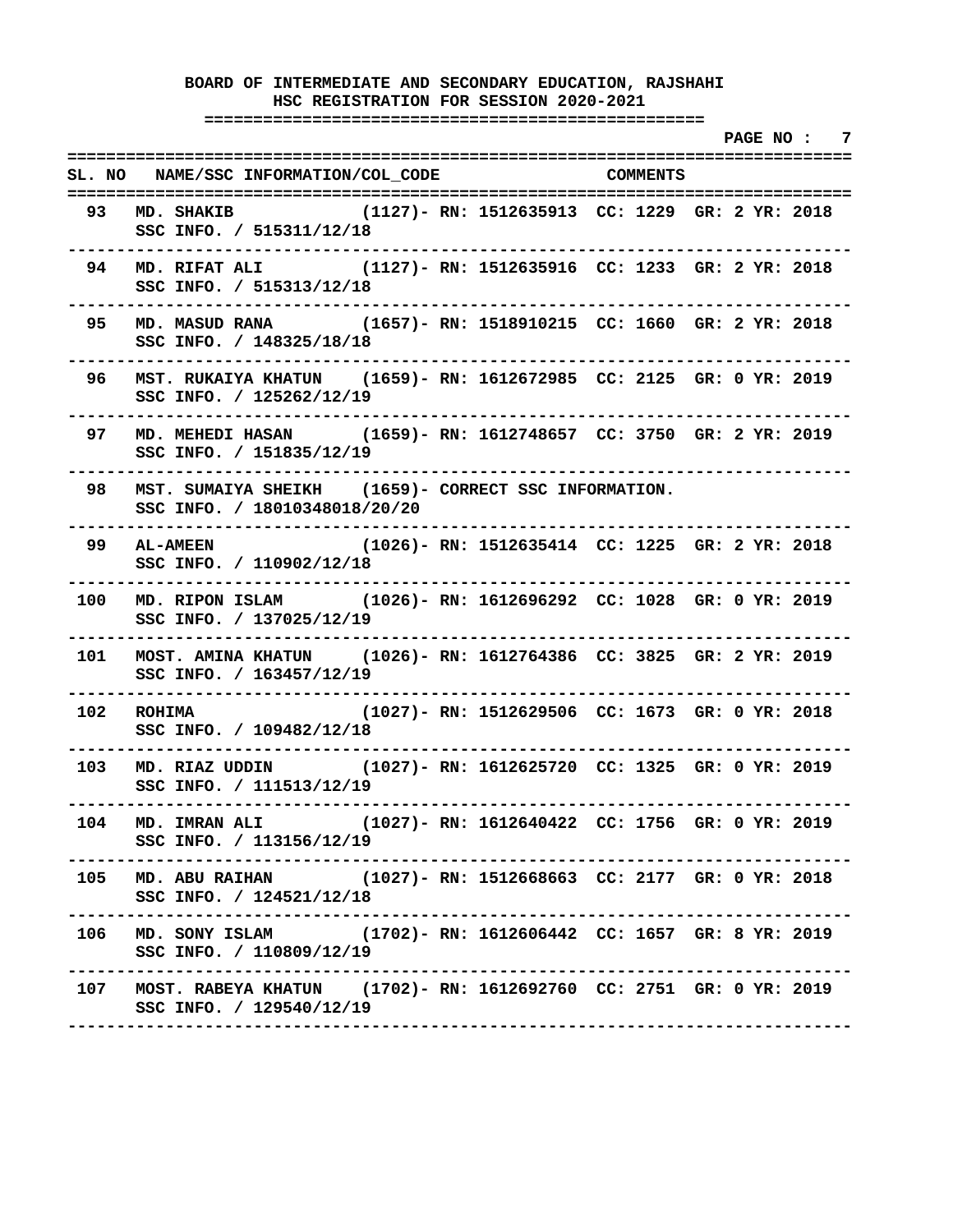**BOARD OF INTERMEDIATE AND SECONDARY EDUCATION, RAJSHAHI**
**HSC REGISTRATION FOR SESSION 2020-2021**

| SL. NO | NAME/SSC INFORMATION/COL_CODE | COMMENTS |
|---|---|---|
| 93 | MD. SHAKIB (1127)- SSC INFO. / 515311/12/18 | RN: 1512635913 CC: 1229 GR: 2 YR: 2018 |
| 94 | MD. RIFAT ALI (1127)- SSC INFO. / 515313/12/18 | RN: 1512635916 CC: 1233 GR: 2 YR: 2018 |
| 95 | MD. MASUD RANA (1657)- SSC INFO. / 148325/18/18 | RN: 1518910215 CC: 1660 GR: 2 YR: 2018 |
| 96 | MST. RUKAIYA KHATUN (1659)- SSC INFO. / 125262/12/19 | RN: 1612672985 CC: 2125 GR: 0 YR: 2019 |
| 97 | MD. MEHEDI HASAN (1659)- SSC INFO. / 151835/12/19 | RN: 1612748657 CC: 3750 GR: 2 YR: 2019 |
| 98 | MST. SUMAIYA SHEIKH (1659)- SSC INFO. / 18010348018/20/20 | CORRECT SSC INFORMATION. |
| 99 | AL-AMEEN (1026)- SSC INFO. / 110902/12/18 | RN: 1512635414 CC: 1225 GR: 2 YR: 2018 |
| 100 | MD. RIPON ISLAM (1026)- SSC INFO. / 137025/12/19 | RN: 1612696292 CC: 1028 GR: 0 YR: 2019 |
| 101 | MOST. AMINA KHATUN (1026)- SSC INFO. / 163457/12/19 | RN: 1612764386 CC: 3825 GR: 2 YR: 2019 |
| 102 | ROHIMA (1027)- SSC INFO. / 109482/12/18 | RN: 1512629506 CC: 1673 GR: 0 YR: 2018 |
| 103 | MD. RIAZ UDDIN (1027)- SSC INFO. / 111513/12/19 | RN: 1612625720 CC: 1325 GR: 0 YR: 2019 |
| 104 | MD. IMRAN ALI (1027)- SSC INFO. / 113156/12/19 | RN: 1612640422 CC: 1756 GR: 0 YR: 2019 |
| 105 | MD. ABU RAIHAN (1027)- SSC INFO. / 124521/12/18 | RN: 1512668663 CC: 2177 GR: 0 YR: 2018 |
| 106 | MD. SONY ISLAM (1702)- SSC INFO. / 110809/12/19 | RN: 1612606442 CC: 1657 GR: 8 YR: 2019 |
| 107 | MOST. RABEYA KHATUN (1702)- SSC INFO. / 129540/12/19 | RN: 1612692760 CC: 2751 GR: 0 YR: 2019 |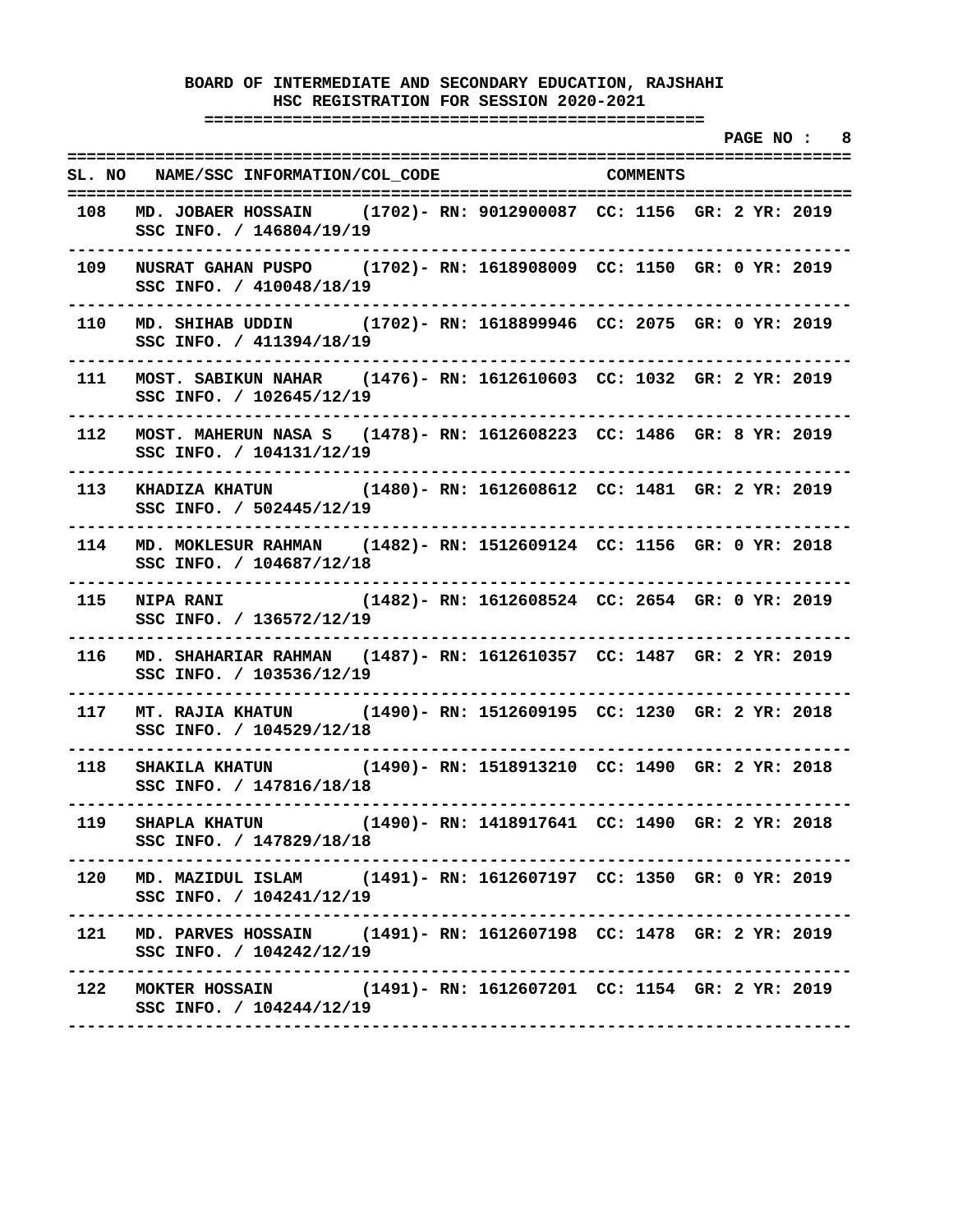# BOARD OF INTERMEDIATE AND SECONDARY EDUCATION, RAJSHAHI
## HSC REGISTRATION FOR SESSION 2020-2021

| SL. NO | NAME/SSC INFORMATION/COL_CODE | COMMENTS |
|---|---|---|
| 108 | MD. JOBAER HOSSAIN (1702)- RN: 9012900087 CC: 1156 GR: 2 YR: 2019<br>SSC INFO. / 146804/19/19 | |
| 109 | NUSRAT GAHAN PUSPO (1702)- RN: 1618908009 CC: 1150 GR: 0 YR: 2019<br>SSC INFO. / 410048/18/19 | |
| 110 | MD. SHIHAB UDDIN (1702)- RN: 1618899946 CC: 2075 GR: 0 YR: 2019<br>SSC INFO. / 411394/18/19 | |
| 111 | MOST. SABIKUN NAHAR (1476)- RN: 1612610603 CC: 1032 GR: 2 YR: 2019<br>SSC INFO. / 102645/12/19 | |
| 112 | MOST. MAHERUN NASA S (1478)- RN: 1612608223 CC: 1486 GR: 8 YR: 2019<br>SSC INFO. / 104131/12/19 | |
| 113 | KHADIZA KHATUN (1480)- RN: 1612608612 CC: 1481 GR: 2 YR: 2019<br>SSC INFO. / 502445/12/19 | |
| 114 | MD. MOKLESUR RAHMAN (1482)- RN: 1512609124 CC: 1156 GR: 0 YR: 2018<br>SSC INFO. / 104687/12/18 | |
| 115 | NIPA RANI (1482)- RN: 1612608524 CC: 2654 GR: 0 YR: 2019<br>SSC INFO. / 136572/12/19 | |
| 116 | MD. SHAHARIAR RAHMAN (1487)- RN: 1612610357 CC: 1487 GR: 2 YR: 2019<br>SSC INFO. / 103536/12/19 | |
| 117 | MT. RAJIA KHATUN (1490)- RN: 1512609195 CC: 1230 GR: 2 YR: 2018<br>SSC INFO. / 104529/12/18 | |
| 118 | SHAKILA KHATUN (1490)- RN: 1518913210 CC: 1490 GR: 2 YR: 2018<br>SSC INFO. / 147816/18/18 | |
| 119 | SHAPLA KHATUN (1490)- RN: 1418917641 CC: 1490 GR: 2 YR: 2018<br>SSC INFO. / 147829/18/18 | |
| 120 | MD. MAZIDUL ISLAM (1491)- RN: 1612607197 CC: 1350 GR: 0 YR: 2019<br>SSC INFO. / 104241/12/19 | |
| 121 | MD. PARVES HOSSAIN (1491)- RN: 1612607198 CC: 1478 GR: 2 YR: 2019<br>SSC INFO. / 104242/12/19 | |
| 122 | MOKTER HOSSAIN (1491)- RN: 1612607201 CC: 1154 GR: 2 YR: 2019<br>SSC INFO. / 104244/12/19 | |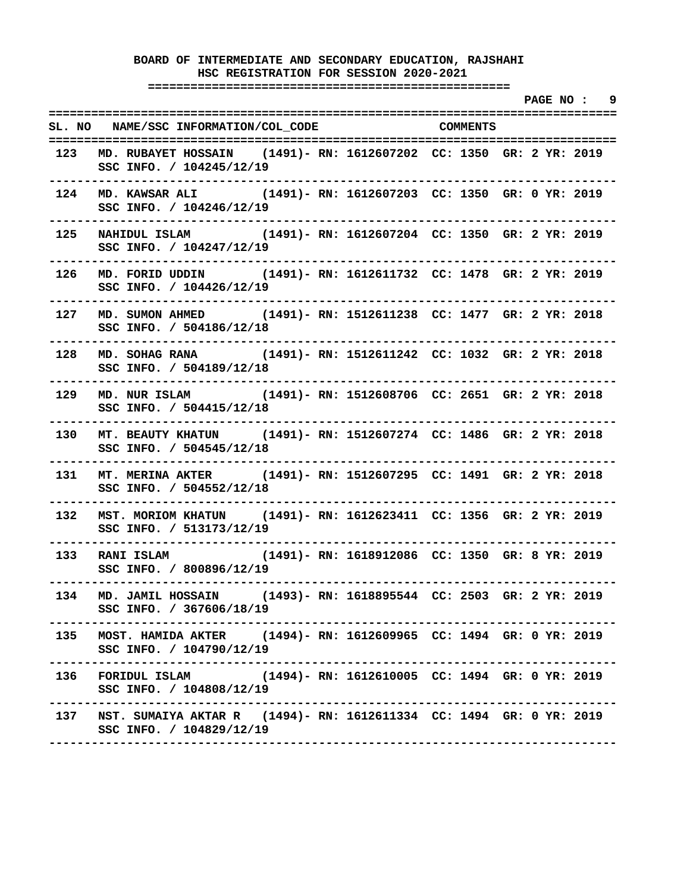**BOARD OF INTERMEDIATE AND SECONDARY EDUCATION, RAJSHAHI**
**HSC REGISTRATION FOR SESSION 2020-2021**

| SL. NO | NAME/SSC INFORMATION/COL_CODE | COMMENTS |
|---|---|---|
| 123 | MD. RUBAYET HOSSAIN (1491)- RN: 1612607202 CC: 1350 GR: 2 YR: 2019<br>SSC INFO. / 104245/12/19 | |
| 124 | MD. KAWSAR ALI (1491)- RN: 1612607203 CC: 1350 GR: 0 YR: 2019<br>SSC INFO. / 104246/12/19 | |
| 125 | NAHIDUL ISLAM (1491)- RN: 1612607204 CC: 1350 GR: 2 YR: 2019<br>SSC INFO. / 104247/12/19 | |
| 126 | MD. FORID UDDIN (1491)- RN: 1612611732 CC: 1478 GR: 2 YR: 2019<br>SSC INFO. / 104426/12/19 | |
| 127 | MD. SUMON AHMED (1491)- RN: 1512611238 CC: 1477 GR: 2 YR: 2018<br>SSC INFO. / 504186/12/18 | |
| 128 | MD. SOHAG RANA (1491)- RN: 1512611242 CC: 1032 GR: 2 YR: 2018<br>SSC INFO. / 504189/12/18 | |
| 129 | MD. NUR ISLAM (1491)- RN: 1512608706 CC: 2651 GR: 2 YR: 2018<br>SSC INFO. / 504415/12/18 | |
| 130 | MT. BEAUTY KHATUN (1491)- RN: 1512607274 CC: 1486 GR: 2 YR: 2018<br>SSC INFO. / 504545/12/18 | |
| 131 | MT. MERINA AKTER (1491)- RN: 1512607295 CC: 1491 GR: 2 YR: 2018<br>SSC INFO. / 504552/12/18 | |
| 132 | MST. MORIOM KHATUN (1491)- RN: 1612623411 CC: 1356 GR: 2 YR: 2019<br>SSC INFO. / 513173/12/19 | |
| 133 | RANI ISLAM (1491)- RN: 1618912086 CC: 1350 GR: 8 YR: 2019<br>SSC INFO. / 800896/12/19 | |
| 134 | MD. JAMIL HOSSAIN (1493)- RN: 1618895544 CC: 2503 GR: 2 YR: 2019<br>SSC INFO. / 367606/18/19 | |
| 135 | MOST. HAMIDA AKTER (1494)- RN: 1612609965 CC: 1494 GR: 0 YR: 2019<br>SSC INFO. / 104790/12/19 | |
| 136 | FORIDUL ISLAM (1494)- RN: 1612610005 CC: 1494 GR: 0 YR: 2019<br>SSC INFO. / 104808/12/19 | |
| 137 | NST. SUMAIYA AKTAR R (1494)- RN: 1612611334 CC: 1494 GR: 0 YR: 2019<br>SSC INFO. / 104829/12/19 | |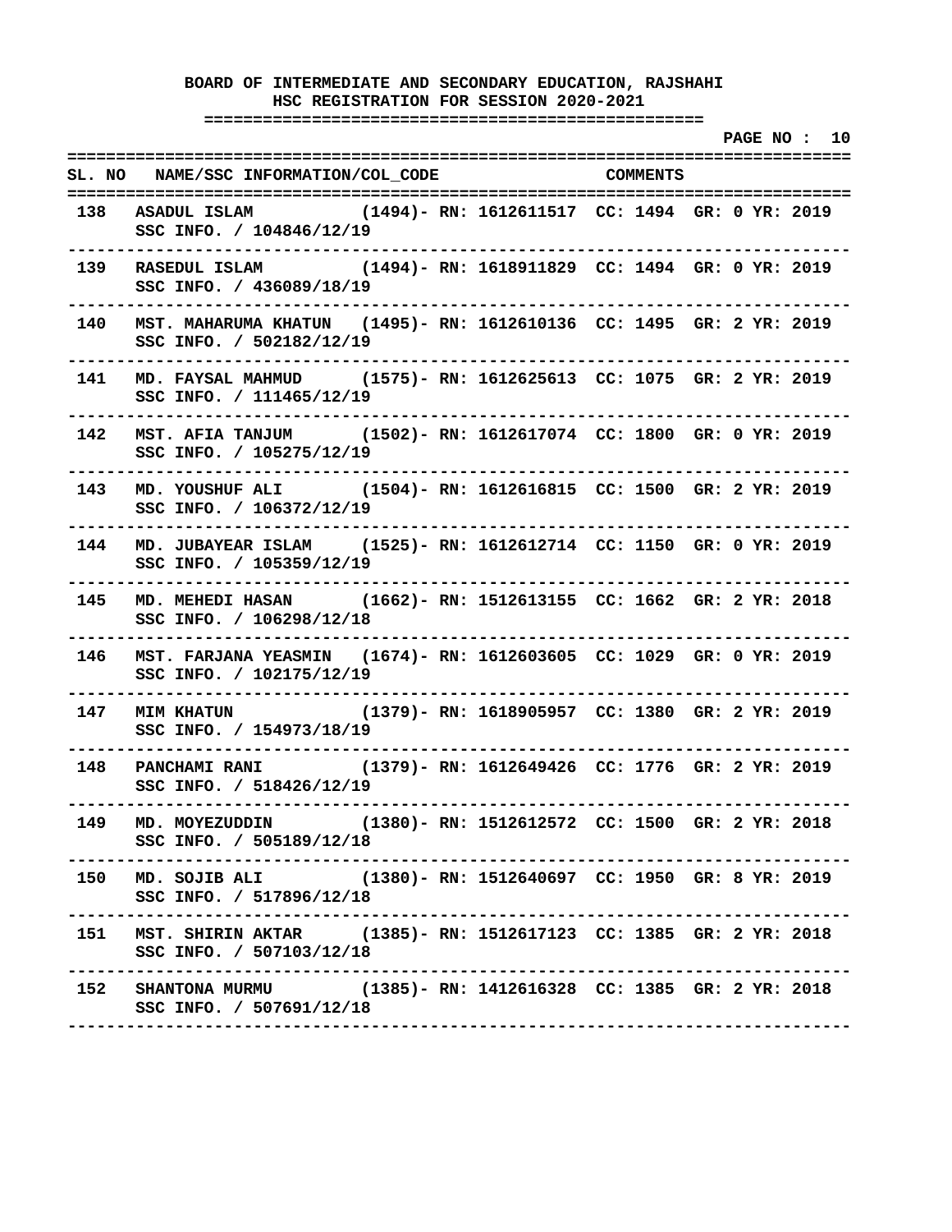**BOARD OF INTERMEDIATE AND SECONDARY EDUCATION, RAJSHAHI**
**HSC REGISTRATION FOR SESSION 2020-2021**

**PAGE NO : 10**

| SL. NO | NAME/SSC INFORMATION/COL_CODE | COMMENTS |
|---|---|---|
| 138 | ASADUL ISLAM (1494)- RN: 1612611517 CC: 1494 GR: 0 YR: 2019<br>SSC INFO. / 104846/12/19 | |
| 139 | RASEDUL ISLAM (1494)- RN: 1618911829 CC: 1494 GR: 0 YR: 2019<br>SSC INFO. / 436089/18/19 | |
| 140 | MST. MAHARUMA KHATUN (1495)- RN: 1612610136 CC: 1495 GR: 2 YR: 2019<br>SSC INFO. / 502182/12/19 | |
| 141 | MD. FAYSAL MAHMUD (1575)- RN: 1612625613 CC: 1075 GR: 2 YR: 2019<br>SSC INFO. / 111465/12/19 | |
| 142 | MST. AFIA TANJUM (1502)- RN: 1612617074 CC: 1800 GR: 0 YR: 2019<br>SSC INFO. / 105275/12/19 | |
| 143 | MD. YOUSHUF ALI (1504)- RN: 1612616815 CC: 1500 GR: 2 YR: 2019<br>SSC INFO. / 106372/12/19 | |
| 144 | MD. JUBAYEAR ISLAM (1525)- RN: 1612612714 CC: 1150 GR: 0 YR: 2019<br>SSC INFO. / 105359/12/19 | |
| 145 | MD. MEHEDI HASAN (1662)- RN: 1512613155 CC: 1662 GR: 2 YR: 2018<br>SSC INFO. / 106298/12/18 | |
| 146 | MST. FARJANA YEASMIN (1674)- RN: 1612603605 CC: 1029 GR: 0 YR: 2019<br>SSC INFO. / 102175/12/19 | |
| 147 | MIM KHATUN (1379)- RN: 1618905957 CC: 1380 GR: 2 YR: 2019<br>SSC INFO. / 154973/18/19 | |
| 148 | PANCHAMI RANI (1379)- RN: 1612649426 CC: 1776 GR: 2 YR: 2019<br>SSC INFO. / 518426/12/19 | |
| 149 | MD. MOYEZUDDIN (1380)- RN: 1512612572 CC: 1500 GR: 2 YR: 2018<br>SSC INFO. / 505189/12/18 | |
| 150 | MD. SOJIB ALI (1380)- RN: 1512640697 CC: 1950 GR: 8 YR: 2019<br>SSC INFO. / 517896/12/18 | |
| 151 | MST. SHIRIN AKTAR (1385)- RN: 1512617123 CC: 1385 GR: 2 YR: 2018<br>SSC INFO. / 507103/12/18 | |
| 152 | SHANTONA MURMU (1385)- RN: 1412616328 CC: 1385 GR: 2 YR: 2018<br>SSC INFO. / 507691/12/18 | |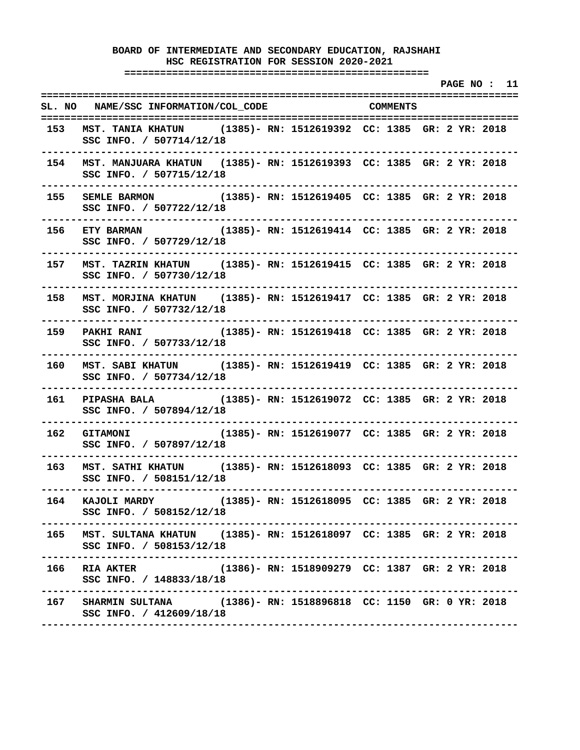**BOARD OF INTERMEDIATE AND SECONDARY EDUCATION, RAJSHAHI**
**HSC REGISTRATION FOR SESSION 2020-2021**

| SL. NO | NAME/SSC INFORMATION/COL_CODE | COMMENTS |
|---|---|---|
| 153 | MST. TANIA KHATUN (1385)- RN: 1512619392 CC: 1385 GR: 2 YR: 2018<br>SSC INFO. / 507714/12/18 | |
| 154 | MST. MANJUARA KHATUN (1385)- RN: 1512619393 CC: 1385 GR: 2 YR: 2018<br>SSC INFO. / 507715/12/18 | |
| 155 | SEMLE BARMON (1385)- RN: 1512619405 CC: 1385 GR: 2 YR: 2018<br>SSC INFO. / 507722/12/18 | |
| 156 | ETY BARMAN (1385)- RN: 1512619414 CC: 1385 GR: 2 YR: 2018<br>SSC INFO. / 507729/12/18 | |
| 157 | MST. TAZRIN KHATUN (1385)- RN: 1512619415 CC: 1385 GR: 2 YR: 2018<br>SSC INFO. / 507730/12/18 | |
| 158 | MST. MORJINA KHATUN (1385)- RN: 1512619417 CC: 1385 GR: 2 YR: 2018<br>SSC INFO. / 507732/12/18 | |
| 159 | PAKHI RANI (1385)- RN: 1512619418 CC: 1385 GR: 2 YR: 2018<br>SSC INFO. / 507733/12/18 | |
| 160 | MST. SABI KHATUN (1385)- RN: 1512619419 CC: 1385 GR: 2 YR: 2018<br>SSC INFO. / 507734/12/18 | |
| 161 | PIPASHA BALA (1385)- RN: 1512619072 CC: 1385 GR: 2 YR: 2018<br>SSC INFO. / 507894/12/18 | |
| 162 | GITAMONI (1385)- RN: 1512619077 CC: 1385 GR: 2 YR: 2018<br>SSC INFO. / 507897/12/18 | |
| 163 | MST. SATHI KHATUN (1385)- RN: 1512618093 CC: 1385 GR: 2 YR: 2018<br>SSC INFO. / 508151/12/18 | |
| 164 | KAJOLI MARDY (1385)- RN: 1512618095 CC: 1385 GR: 2 YR: 2018<br>SSC INFO. / 508152/12/18 | |
| 165 | MST. SULTANA KHATUN (1385)- RN: 1512618097 CC: 1385 GR: 2 YR: 2018<br>SSC INFO. / 508153/12/18 | |
| 166 | RIA AKTER (1386)- RN: 1518909279 CC: 1387 GR: 2 YR: 2018<br>SSC INFO. / 148833/18/18 | |
| 167 | SHARMIN SULTANA (1386)- RN: 1518896818 CC: 1150 GR: 0 YR: 2018<br>SSC INFO. / 412609/18/18 | |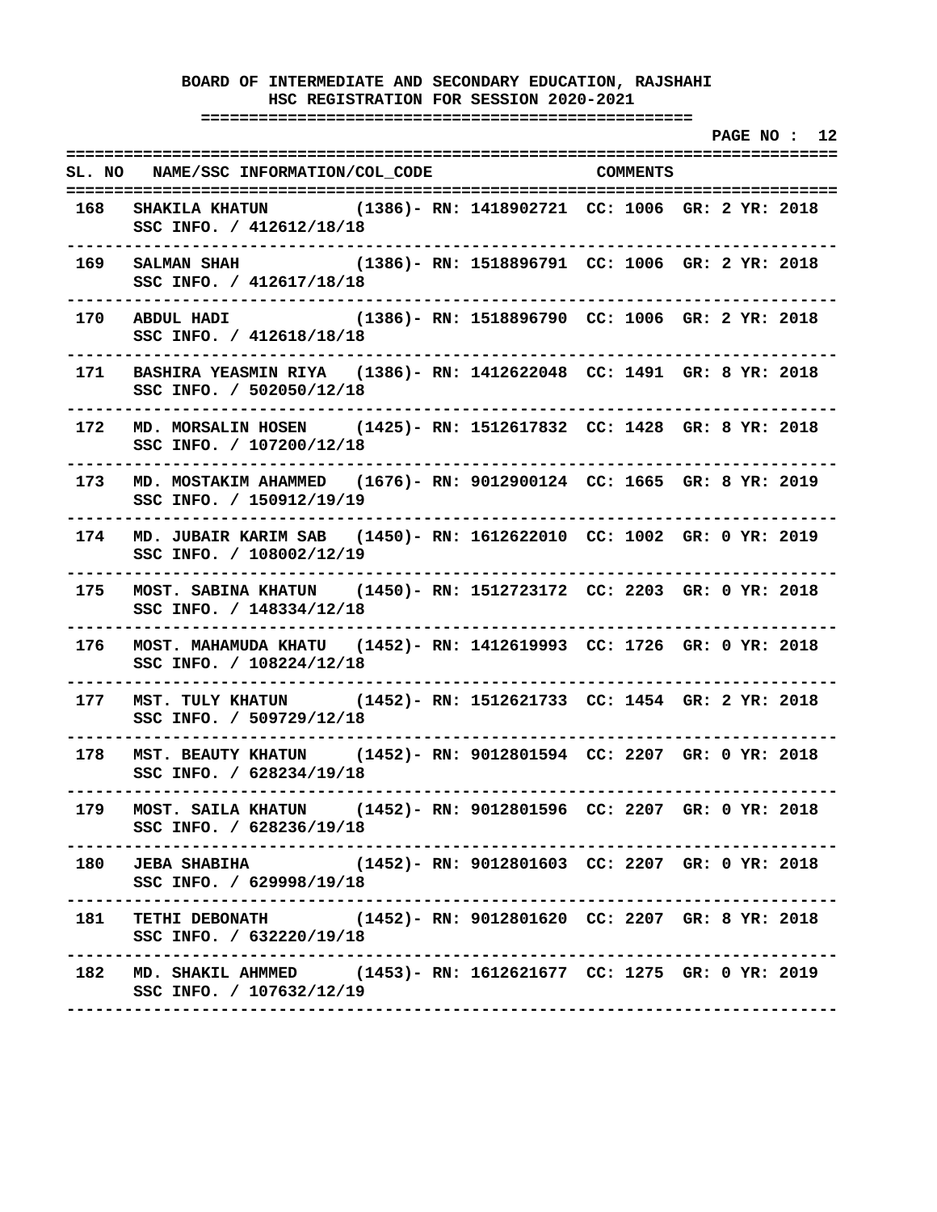**BOARD OF INTERMEDIATE AND SECONDARY EDUCATION, RAJSHAHI**
**HSC REGISTRATION FOR SESSION 2020-2021**

| SL. NO | NAME/SSC INFORMATION/COL_CODE | COMMENTS |
|---|---|---|
| 168 | SHAKILA KHATUN (1386)- RN: 1418902721 CC: 1006 GR: 2 YR: 2018<br>SSC INFO. / 412612/18/18 | |
| 169 | SALMAN SHAH (1386)- RN: 1518896791 CC: 1006 GR: 2 YR: 2018<br>SSC INFO. / 412617/18/18 | |
| 170 | ABDUL HADI (1386)- RN: 1518896790 CC: 1006 GR: 2 YR: 2018<br>SSC INFO. / 412618/18/18 | |
| 171 | BASHIRA YEASMIN RIYA (1386)- RN: 1412622048 CC: 1491 GR: 8 YR: 2018<br>SSC INFO. / 502050/12/18 | |
| 172 | MD. MORSALIN HOSEN (1425)- RN: 1512617832 CC: 1428 GR: 8 YR: 2018<br>SSC INFO. / 107200/12/18 | |
| 173 | MD. MOSTAKIM AHAMMED (1676)- RN: 9012900124 CC: 1665 GR: 8 YR: 2019<br>SSC INFO. / 150912/19/19 | |
| 174 | MD. JUBAIR KARIM SAB (1450)- RN: 1612622010 CC: 1002 GR: 0 YR: 2019<br>SSC INFO. / 108002/12/19 | |
| 175 | MOST. SABINA KHATUN (1450)- RN: 1512723172 CC: 2203 GR: 0 YR: 2018<br>SSC INFO. / 148334/12/18 | |
| 176 | MOST. MAHAMUDA KHATU (1452)- RN: 1412619993 CC: 1726 GR: 0 YR: 2018<br>SSC INFO. / 108224/12/18 | |
| 177 | MST. TULY KHATUN (1452)- RN: 1512621733 CC: 1454 GR: 2 YR: 2018<br>SSC INFO. / 509729/12/18 | |
| 178 | MST. BEAUTY KHATUN (1452)- RN: 9012801594 CC: 2207 GR: 0 YR: 2018<br>SSC INFO. / 628234/19/18 | |
| 179 | MOST. SAILA KHATUN (1452)- RN: 9012801596 CC: 2207 GR: 0 YR: 2018<br>SSC INFO. / 628236/19/18 | |
| 180 | JEBA SHABIHA (1452)- RN: 9012801603 CC: 2207 GR: 0 YR: 2018<br>SSC INFO. / 629998/19/18 | |
| 181 | TETHI DEBONATH (1452)- RN: 9012801620 CC: 2207 GR: 8 YR: 2018<br>SSC INFO. / 632220/19/18 | |
| 182 | MD. SHAKIL AHMMED (1453)- RN: 1612621677 CC: 1275 GR: 0 YR: 2019<br>SSC INFO. / 107632/12/19 | |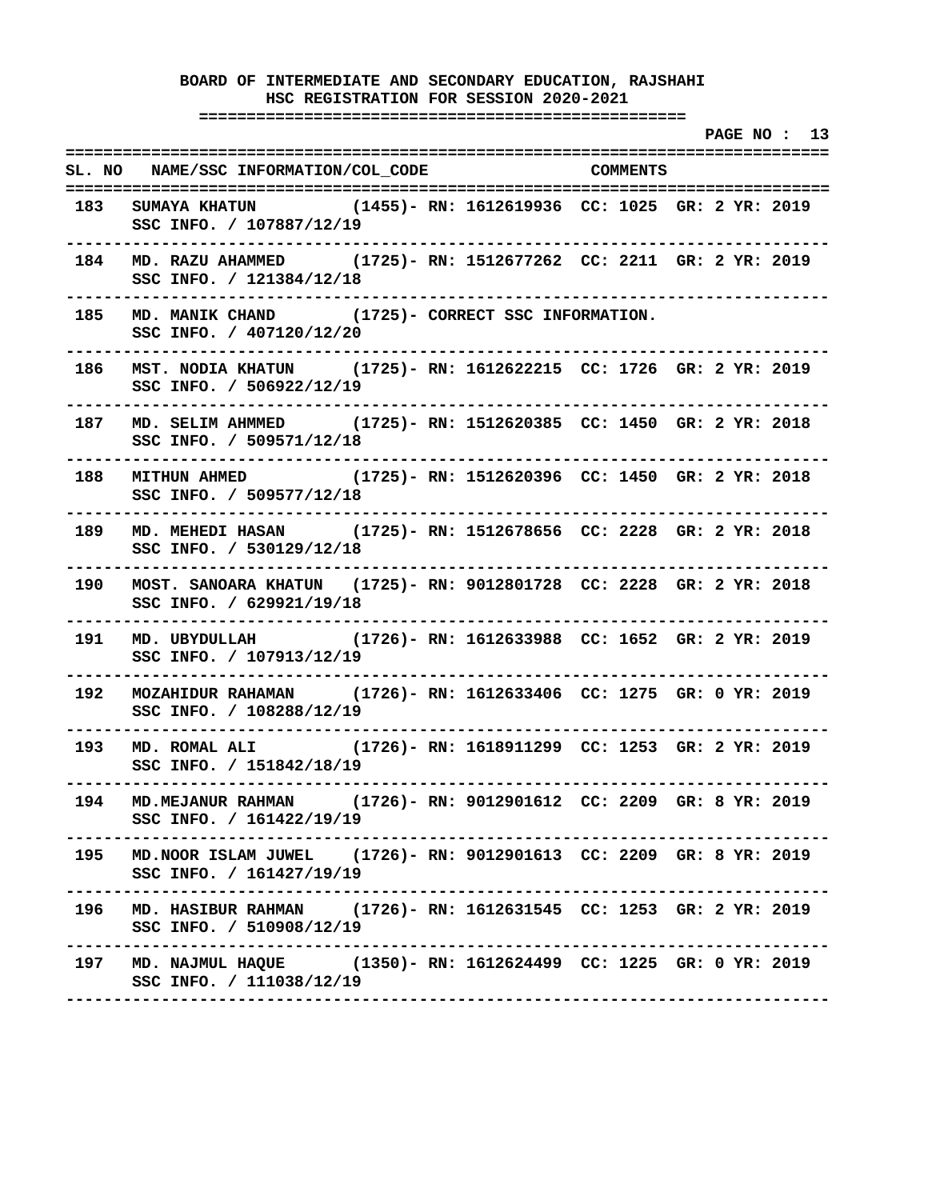# BOARD OF INTERMEDIATE AND SECONDARY EDUCATION, RAJSHAHI

## HSC REGISTRATION FOR SESSION 2020-2021

PAGE NO : 13

| SL. NO | NAME/SSC INFORMATION/COL_CODE | COMMENTS |
|---|---|---|
| 183 | SUMAYA KHATUN (1455)<br>SSC INFO. / 107887/12/19 | RN: 1612619936 CC: 1025 GR: 2 YR: 2019 |
| 184 | MD. RAZU AHAMMED (1725)<br>SSC INFO. / 121384/12/18 | RN: 1512677262 CC: 2211 GR: 2 YR: 2019 |
| 185 | MD. MANIK CHAND (1725)<br>SSC INFO. / 407120/12/20 | CORRECT SSC INFORMATION. |
| 186 | MST. NODIA KHATUN (1725)<br>SSC INFO. / 506922/12/19 | RN: 1612622215 CC: 1726 GR: 2 YR: 2019 |
| 187 | MD. SELIM AHMMED (1725)<br>SSC INFO. / 509571/12/18 | RN: 1512620385 CC: 1450 GR: 2 YR: 2018 |
| 188 | MITHUN AHMED (1725)<br>SSC INFO. / 509577/12/18 | RN: 1512620396 CC: 1450 GR: 2 YR: 2018 |
| 189 | MD. MEHEDI HASAN (1725)<br>SSC INFO. / 530129/12/18 | RN: 1512678656 CC: 2228 GR: 2 YR: 2018 |
| 190 | MOST. SANOARA KHATUN (1725)<br>SSC INFO. / 629921/19/18 | RN: 9012801728 CC: 2228 GR: 2 YR: 2018 |
| 191 | MD. UBYDULLAH (1726)<br>SSC INFO. / 107913/12/19 | RN: 1612633988 CC: 1652 GR: 2 YR: 2019 |
| 192 | MOZAHIDUR RAHAMAN (1726)<br>SSC INFO. / 108288/12/19 | RN: 1612633406 CC: 1275 GR: 0 YR: 2019 |
| 193 | MD. ROMAL ALI (1726)<br>SSC INFO. / 151842/18/19 | RN: 1618911299 CC: 1253 GR: 2 YR: 2019 |
| 194 | MD.MEJANUR RAHMAN (1726)<br>SSC INFO. / 161422/19/19 | RN: 9012901612 CC: 2209 GR: 8 YR: 2019 |
| 195 | MD.NOOR ISLAM JUWEL (1726)<br>SSC INFO. / 161427/19/19 | RN: 9012901613 CC: 2209 GR: 8 YR: 2019 |
| 196 | MD. HASIBUR RAHMAN (1726)<br>SSC INFO. / 510908/12/19 | RN: 1612631545 CC: 1253 GR: 2 YR: 2019 |
| 197 | MD. NAJMUL HAQUE (1350)<br>SSC INFO. / 111038/12/19 | RN: 1612624499 CC: 1225 GR: 0 YR: 2019 |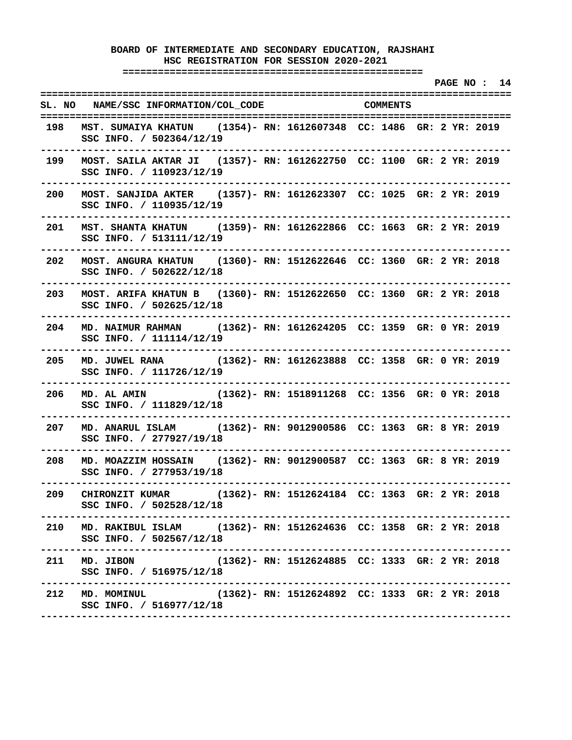**BOARD OF INTERMEDIATE AND SECONDARY EDUCATION, RAJSHAHI**
**HSC REGISTRATION FOR SESSION 2020-2021**

| SL. NO | NAME/SSC INFORMATION/COL_CODE | COMMENTS |
|---|---|---|
| 198 | MST. SUMAIYA KHATUN (1354)- RN: 1612607348 CC: 1486 GR: 2 YR: 2019<br>SSC INFO. / 502364/12/19 | |
| 199 | MOST. SAILA AKTAR JI (1357)- RN: 1612622750 CC: 1100 GR: 2 YR: 2019<br>SSC INFO. / 110923/12/19 | |
| 200 | MOST. SANJIDA AKTER (1357)- RN: 1612623307 CC: 1025 GR: 2 YR: 2019<br>SSC INFO. / 110935/12/19 | |
| 201 | MST. SHANTA KHATUN (1359)- RN: 1612622866 CC: 1663 GR: 2 YR: 2019<br>SSC INFO. / 513111/12/19 | |
| 202 | MOST. ANGURA KHATUN (1360)- RN: 1512622646 CC: 1360 GR: 2 YR: 2018<br>SSC INFO. / 502622/12/18 | |
| 203 | MOST. ARIFA KHATUN B (1360)- RN: 1512622650 CC: 1360 GR: 2 YR: 2018<br>SSC INFO. / 502625/12/18 | |
| 204 | MD. NAIMUR RAHMAN (1362)- RN: 1612624205 CC: 1359 GR: 0 YR: 2019<br>SSC INFO. / 111114/12/19 | |
| 205 | MD. JUWEL RANA (1362)- RN: 1612623888 CC: 1358 GR: 0 YR: 2019<br>SSC INFO. / 111726/12/19 | |
| 206 | MD. AL AMIN (1362)- RN: 1518911268 CC: 1356 GR: 0 YR: 2018<br>SSC INFO. / 111829/12/18 | |
| 207 | MD. ANARUL ISLAM (1362)- RN: 9012900586 CC: 1363 GR: 8 YR: 2019<br>SSC INFO. / 277927/19/18 | |
| 208 | MD. MOAZZIM HOSSAIN (1362)- RN: 9012900587 CC: 1363 GR: 8 YR: 2019<br>SSC INFO. / 277953/19/18 | |
| 209 | CHIRONZIT KUMAR (1362)- RN: 1512624184 CC: 1363 GR: 2 YR: 2018<br>SSC INFO. / 502528/12/18 | |
| 210 | MD. RAKIBUL ISLAM (1362)- RN: 1512624636 CC: 1358 GR: 2 YR: 2018<br>SSC INFO. / 502567/12/18 | |
| 211 | MD. JIBON (1362)- RN: 1512624885 CC: 1333 GR: 2 YR: 2018<br>SSC INFO. / 516975/12/18 | |
| 212 | MD. MOMINUL (1362)- RN: 1512624892 CC: 1333 GR: 2 YR: 2018<br>SSC INFO. / 516977/12/18 | |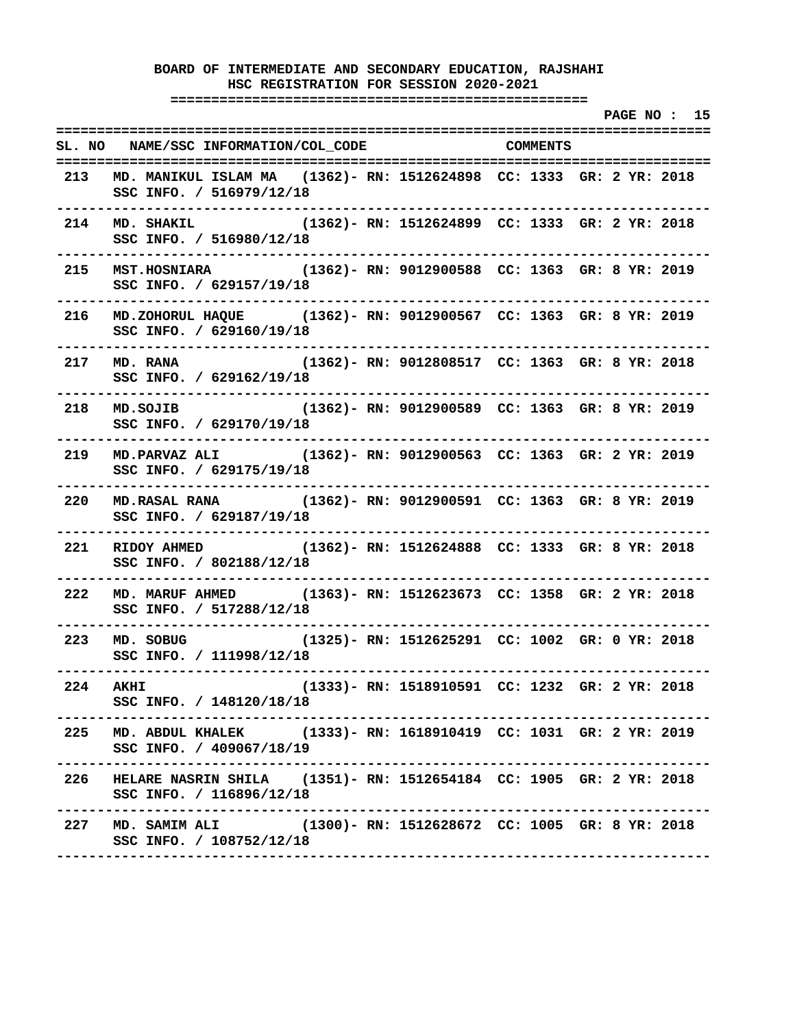**BOARD OF INTERMEDIATE AND SECONDARY EDUCATION, RAJSHAHI**
**HSC REGISTRATION FOR SESSION 2020-2021**

| SL. NO | NAME/SSC INFORMATION/COL_CODE | | COMMENTS |
|---|---|---|---|
| 213 | MD. MANIKUL ISLAM MA<br>SSC INFO. / 516979/12/18 | (1362)- RN: 1512624898 CC: 1333 GR: 2 YR: 2018 | |
| 214 | MD. SHAKIL<br>SSC INFO. / 516980/12/18 | (1362)- RN: 1512624899 CC: 1333 GR: 2 YR: 2018 | |
| 215 | MST.HOSNIARA<br>SSC INFO. / 629157/19/18 | (1362)- RN: 9012900588 CC: 1363 GR: 8 YR: 2019 | |
| 216 | MD.ZOHORUL HAQUE<br>SSC INFO. / 629160/19/18 | (1362)- RN: 9012900567 CC: 1363 GR: 8 YR: 2019 | |
| 217 | MD. RANA<br>SSC INFO. / 629162/19/18 | (1362)- RN: 9012808517 CC: 1363 GR: 8 YR: 2018 | |
| 218 | MD.SOJIB<br>SSC INFO. / 629170/19/18 | (1362)- RN: 9012900589 CC: 1363 GR: 8 YR: 2019 | |
| 219 | MD.PARVAZ ALI<br>SSC INFO. / 629175/19/18 | (1362)- RN: 9012900563 CC: 1363 GR: 2 YR: 2019 | |
| 220 | MD.RASAL RANA<br>SSC INFO. / 629187/19/18 | (1362)- RN: 9012900591 CC: 1363 GR: 8 YR: 2019 | |
| 221 | RIDOY AHMED<br>SSC INFO. / 802188/12/18 | (1362)- RN: 1512624888 CC: 1333 GR: 8 YR: 2018 | |
| 222 | MD. MARUF AHMED<br>SSC INFO. / 517288/12/18 | (1363)- RN: 1512623673 CC: 1358 GR: 2 YR: 2018 | |
| 223 | MD. SOBUG<br>SSC INFO. / 111998/12/18 | (1325)- RN: 1512625291 CC: 1002 GR: 0 YR: 2018 | |
| 224 | AKHI<br>SSC INFO. / 148120/18/18 | (1333)- RN: 1518910591 CC: 1232 GR: 2 YR: 2018 | |
| 225 | MD. ABDUL KHALEK<br>SSC INFO. / 409067/18/19 | (1333)- RN: 1618910419 CC: 1031 GR: 2 YR: 2019 | |
| 226 | HELARE NASRIN SHILA<br>SSC INFO. / 116896/12/18 | (1351)- RN: 1512654184 CC: 1905 GR: 2 YR: 2018 | |
| 227 | MD. SAMIM ALI<br>SSC INFO. / 108752/12/18 | (1300)- RN: 1512628672 CC: 1005 GR: 8 YR: 2018 | |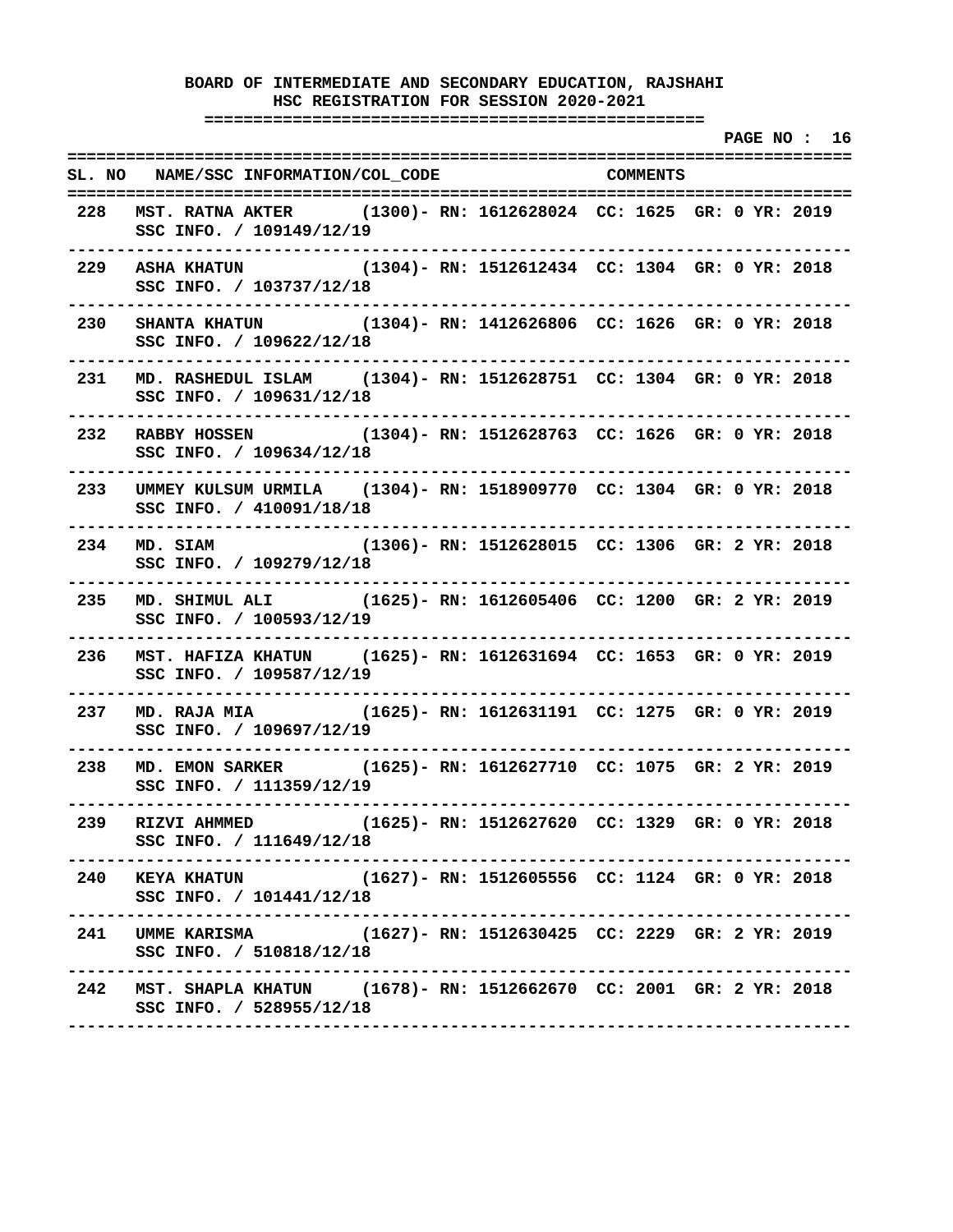**BOARD OF INTERMEDIATE AND SECONDARY EDUCATION, RAJSHAHI**
**HSC REGISTRATION FOR SESSION 2020-2021**

| SL. NO | NAME/SSC INFORMATION/COL_CODE | COMMENTS |
|---|---|---|
| 228 | MST. RATNA AKTER (1300)- RN: 1612628024 CC: 1625 GR: 0 YR: 2019<br>SSC INFO. / 109149/12/19 | |
| 229 | ASHA KHATUN (1304)- RN: 1512612434 CC: 1304 GR: 0 YR: 2018<br>SSC INFO. / 103737/12/18 | |
| 230 | SHANTA KHATUN (1304)- RN: 1412626806 CC: 1626 GR: 0 YR: 2018<br>SSC INFO. / 109622/12/18 | |
| 231 | MD. RASHEDUL ISLAM (1304)- RN: 1512628751 CC: 1304 GR: 0 YR: 2018<br>SSC INFO. / 109631/12/18 | |
| 232 | RABBY HOSSEN (1304)- RN: 1512628763 CC: 1626 GR: 0 YR: 2018<br>SSC INFO. / 109634/12/18 | |
| 233 | UMMEY KULSUM URMILA (1304)- RN: 1518909770 CC: 1304 GR: 0 YR: 2018<br>SSC INFO. / 410091/18/18 | |
| 234 | MD. SIAM (1306)- RN: 1512628015 CC: 1306 GR: 2 YR: 2018<br>SSC INFO. / 109279/12/18 | |
| 235 | MD. SHIMUL ALI (1625)- RN: 1612605406 CC: 1200 GR: 2 YR: 2019<br>SSC INFO. / 100593/12/19 | |
| 236 | MST. HAFIZA KHATUN (1625)- RN: 1612631694 CC: 1653 GR: 0 YR: 2019<br>SSC INFO. / 109587/12/19 | |
| 237 | MD. RAJA MIA (1625)- RN: 1612631191 CC: 1275 GR: 0 YR: 2019<br>SSC INFO. / 109697/12/19 | |
| 238 | MD. EMON SARKER (1625)- RN: 1612627710 CC: 1075 GR: 2 YR: 2019<br>SSC INFO. / 111359/12/19 | |
| 239 | RIZVI AHMMED (1625)- RN: 1512627620 CC: 1329 GR: 0 YR: 2018<br>SSC INFO. / 111649/12/18 | |
| 240 | KEYA KHATUN (1627)- RN: 1512605556 CC: 1124 GR: 0 YR: 2018<br>SSC INFO. / 101441/12/18 | |
| 241 | UMME KARISMA (1627)- RN: 1512630425 CC: 2229 GR: 2 YR: 2019<br>SSC INFO. / 510818/12/18 | |
| 242 | MST. SHAPLA KHATUN (1678)- RN: 1512662670 CC: 2001 GR: 2 YR: 2018<br>SSC INFO. / 528955/12/18 | |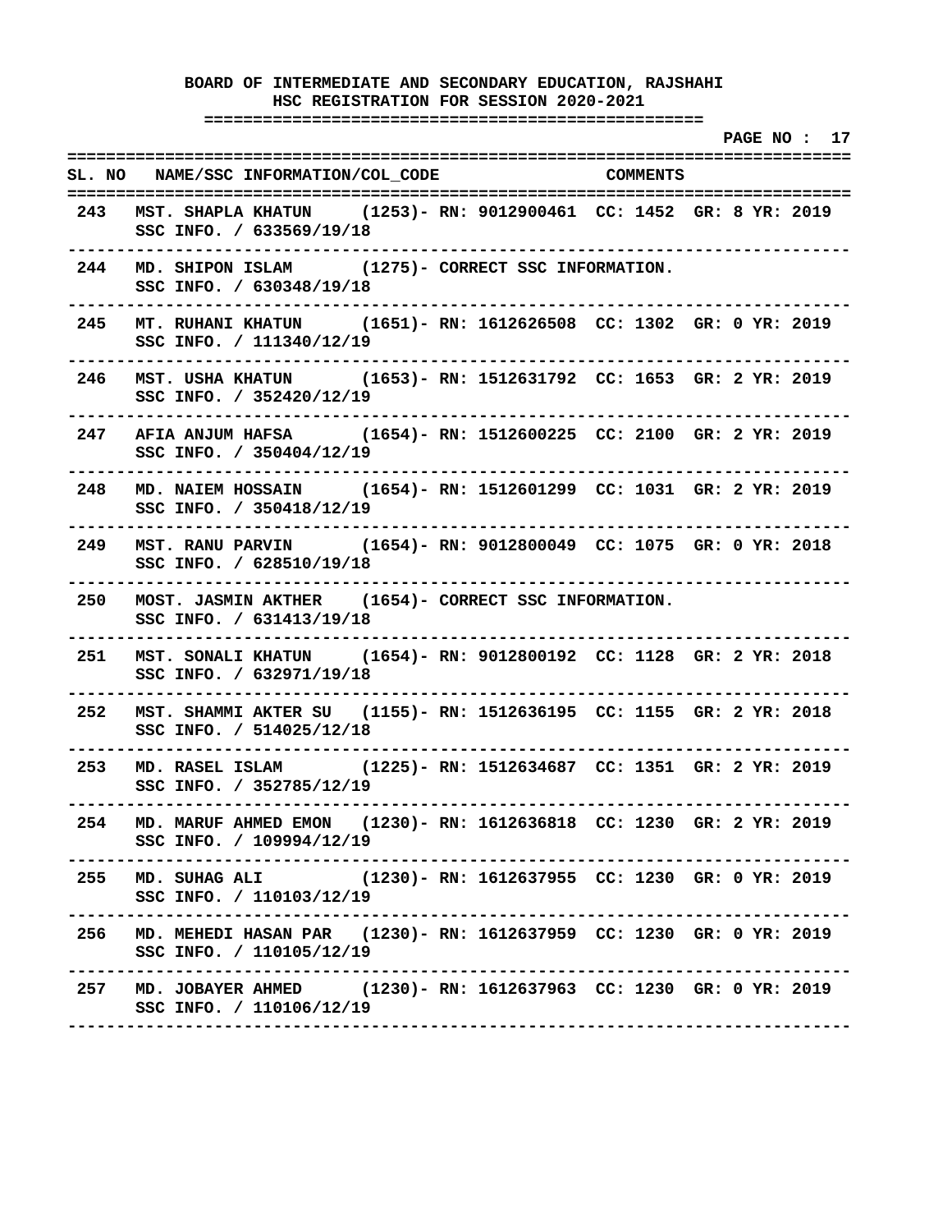# BOARD OF INTERMEDIATE AND SECONDARY EDUCATION, RAJSHAHI

## HSC REGISTRATION FOR SESSION 2020-2021

| SL. NO | NAME/SSC INFORMATION/COL_CODE | COMMENTS |
|---|---|---|
| 243 | MST. SHAPLA KHATUN (1253)- SSC INFO. / 633569/19/18 | RN: 9012900461 CC: 1452 GR: 8 YR: 2019 |
| 244 | MD. SHIPON ISLAM (1275)- SSC INFO. / 630348/19/18 | CORRECT SSC INFORMATION. |
| 245 | MT. RUHANI KHATUN (1651)- SSC INFO. / 111340/12/19 | RN: 1612626508 CC: 1302 GR: 0 YR: 2019 |
| 246 | MST. USHA KHATUN (1653)- SSC INFO. / 352420/12/19 | RN: 1512631792 CC: 1653 GR: 2 YR: 2019 |
| 247 | AFIA ANJUM HAFSA (1654)- SSC INFO. / 350404/12/19 | RN: 1512600225 CC: 2100 GR: 2 YR: 2019 |
| 248 | MD. NAIEM HOSSAIN (1654)- SSC INFO. / 350418/12/19 | RN: 1512601299 CC: 1031 GR: 2 YR: 2019 |
| 249 | MST. RANU PARVIN (1654)- SSC INFO. / 628510/19/18 | RN: 9012800049 CC: 1075 GR: 0 YR: 2018 |
| 250 | MOST. JASMIN AKTHER (1654)- SSC INFO. / 631413/19/18 | CORRECT SSC INFORMATION. |
| 251 | MST. SONALI KHATUN (1654)- SSC INFO. / 632971/19/18 | RN: 9012800192 CC: 1128 GR: 2 YR: 2018 |
| 252 | MST. SHAMMI AKTER SU (1155)- SSC INFO. / 514025/12/18 | RN: 1512636195 CC: 1155 GR: 2 YR: 2018 |
| 253 | MD. RASEL ISLAM (1225)- SSC INFO. / 352785/12/19 | RN: 1512634687 CC: 1351 GR: 2 YR: 2019 |
| 254 | MD. MARUF AHMED EMON (1230)- SSC INFO. / 109994/12/19 | RN: 1612636818 CC: 1230 GR: 2 YR: 2019 |
| 255 | MD. SUHAG ALI (1230)- SSC INFO. / 110103/12/19 | RN: 1612637955 CC: 1230 GR: 0 YR: 2019 |
| 256 | MD. MEHEDI HASAN PAR (1230)- SSC INFO. / 110105/12/19 | RN: 1612637959 CC: 1230 GR: 0 YR: 2019 |
| 257 | MD. JOBAYER AHMED (1230)- SSC INFO. / 110106/12/19 | RN: 1612637963 CC: 1230 GR: 0 YR: 2019 |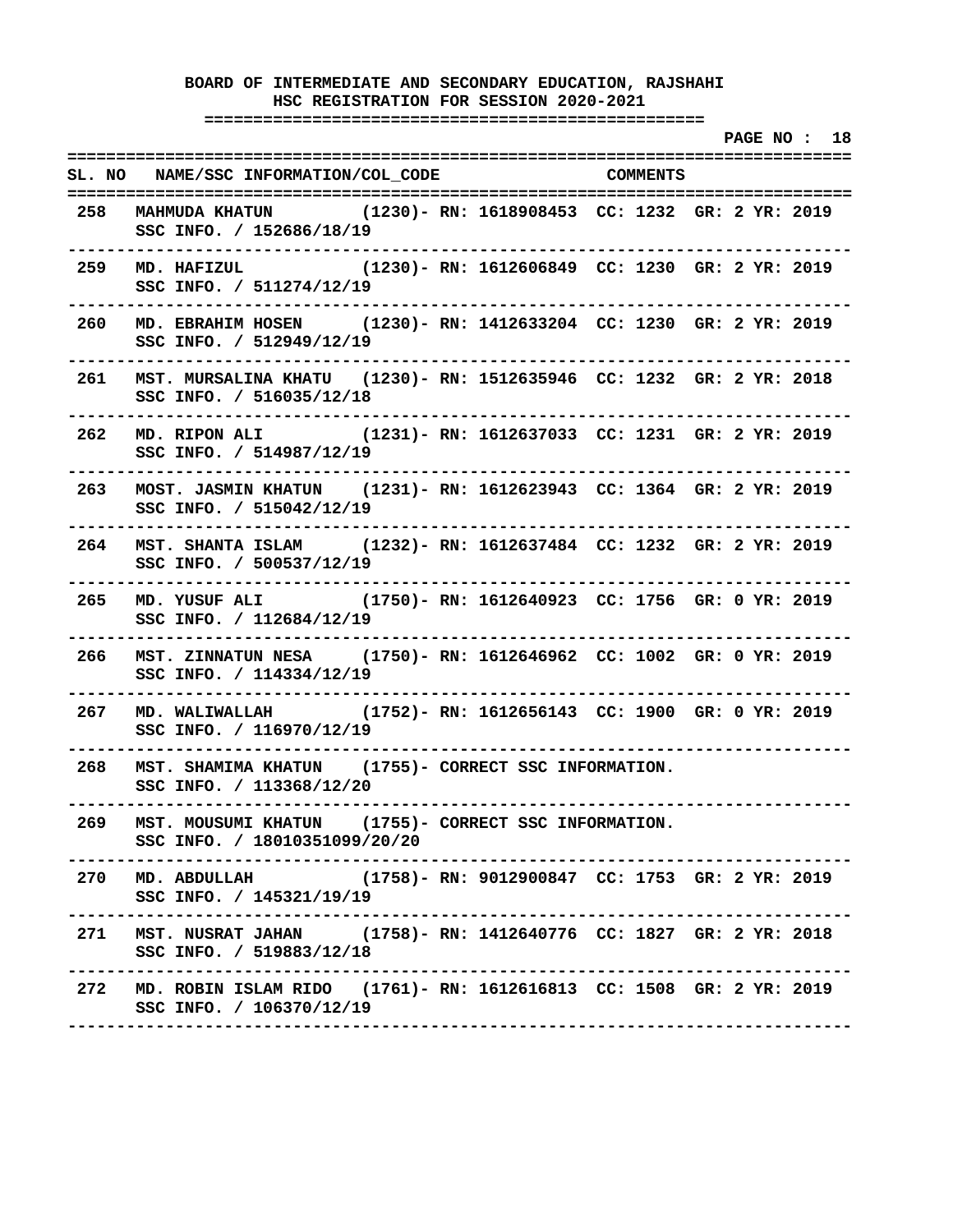**BOARD OF INTERMEDIATE AND SECONDARY EDUCATION, RAJSHAHI**
**HSC REGISTRATION FOR SESSION 2020-2021**

| SL. NO | NAME/SSC INFORMATION/COL_CODE | COMMENTS |
|---|---|---|
| 258 | MAHMUDA KHATUN (1230)- SSC INFO. / 152686/18/19 | RN: 1618908453 CC: 1232 GR: 2 YR: 2019 |
| 259 | MD. HAFIZUL (1230)- SSC INFO. / 511274/12/19 | RN: 1612606849 CC: 1230 GR: 2 YR: 2019 |
| 260 | MD. EBRAHIM HOSEN (1230)- SSC INFO. / 512949/12/19 | RN: 1412633204 CC: 1230 GR: 2 YR: 2019 |
| 261 | MST. MURSALINA KHATU (1230)- SSC INFO. / 516035/12/18 | RN: 1512635946 CC: 1232 GR: 2 YR: 2018 |
| 262 | MD. RIPON ALI (1231)- SSC INFO. / 514987/12/19 | RN: 1612637033 CC: 1231 GR: 2 YR: 2019 |
| 263 | MOST. JASMIN KHATUN (1231)- SSC INFO. / 515042/12/19 | RN: 1612623943 CC: 1364 GR: 2 YR: 2019 |
| 264 | MST. SHANTA ISLAM (1232)- SSC INFO. / 500537/12/19 | RN: 1612637484 CC: 1232 GR: 2 YR: 2019 |
| 265 | MD. YUSUF ALI (1750)- SSC INFO. / 112684/12/19 | RN: 1612640923 CC: 1756 GR: 0 YR: 2019 |
| 266 | MST. ZINNATUN NESA (1750)- SSC INFO. / 114334/12/19 | RN: 1612646962 CC: 1002 GR: 0 YR: 2019 |
| 267 | MD. WALIWALLAH (1752)- SSC INFO. / 116970/12/19 | RN: 1612656143 CC: 1900 GR: 0 YR: 2019 |
| 268 | MST. SHAMIMA KHATUN (1755)- SSC INFO. / 113368/12/20 | CORRECT SSC INFORMATION. |
| 269 | MST. MOUSUMI KHATUN (1755)- SSC INFO. / 18010351099/20/20 | CORRECT SSC INFORMATION. |
| 270 | MD. ABDULLAH (1758)- SSC INFO. / 145321/19/19 | RN: 9012900847 CC: 1753 GR: 2 YR: 2019 |
| 271 | MST. NUSRAT JAHAN (1758)- SSC INFO. / 519883/12/18 | RN: 1412640776 CC: 1827 GR: 2 YR: 2018 |
| 272 | MD. ROBIN ISLAM RIDO (1761)- SSC INFO. / 106370/12/19 | RN: 1612616813 CC: 1508 GR: 2 YR: 2019 |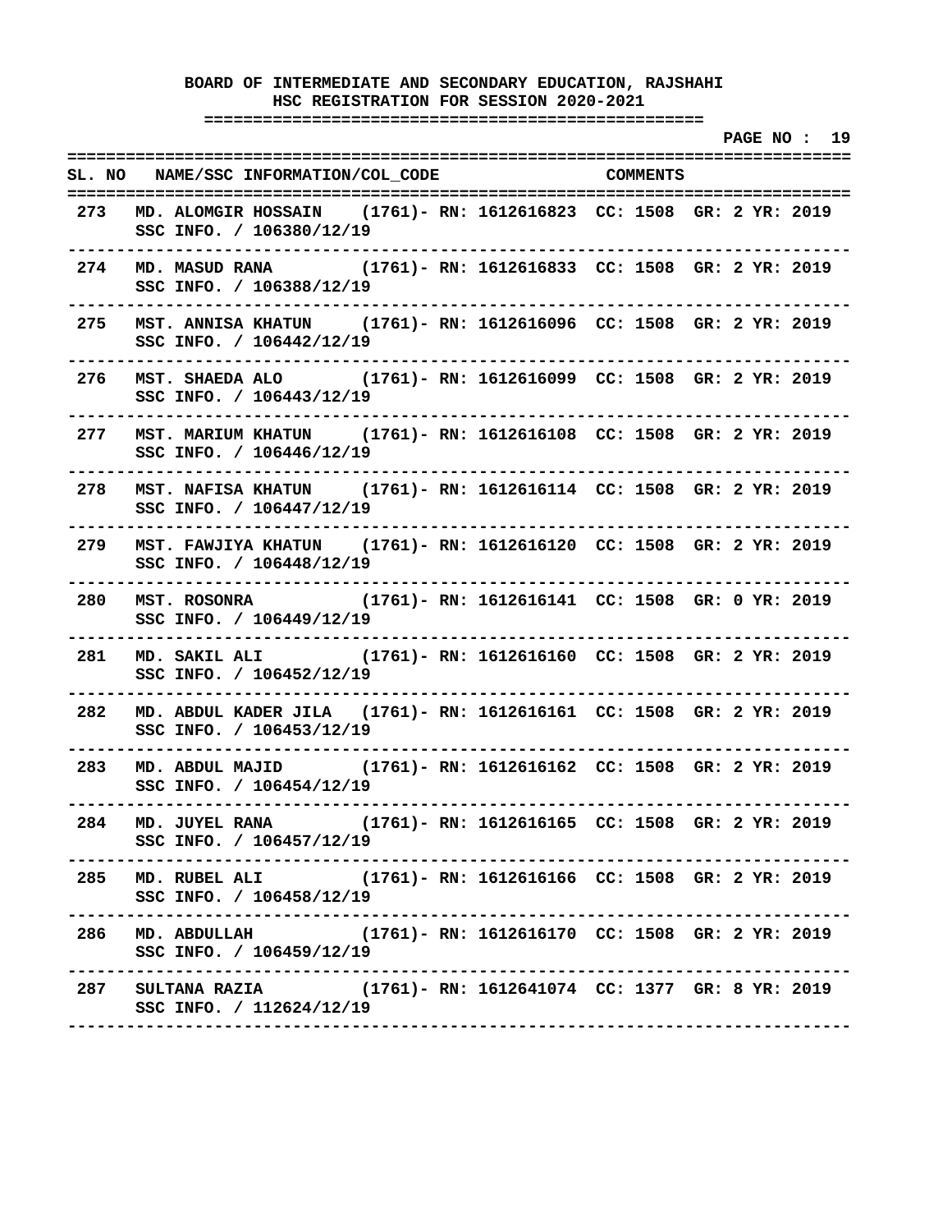**BOARD OF INTERMEDIATE AND SECONDARY EDUCATION, RAJSHAHI**
**HSC REGISTRATION FOR SESSION 2020-2021**

| SL. NO | NAME/SSC INFORMATION/COL_CODE | COMMENTS |
|---|---|---|
| 273 | MD. ALOMGIR HOSSAIN (1761)- RN: 1612616823 CC: 1508 GR: 2 YR: 2019<br>SSC INFO. / 106380/12/19 | |
| 274 | MD. MASUD RANA (1761)- RN: 1612616833 CC: 1508 GR: 2 YR: 2019<br>SSC INFO. / 106388/12/19 | |
| 275 | MST. ANNISA KHATUN (1761)- RN: 1612616096 CC: 1508 GR: 2 YR: 2019<br>SSC INFO. / 106442/12/19 | |
| 276 | MST. SHAEDA ALO (1761)- RN: 1612616099 CC: 1508 GR: 2 YR: 2019<br>SSC INFO. / 106443/12/19 | |
| 277 | MST. MARIUM KHATUN (1761)- RN: 1612616108 CC: 1508 GR: 2 YR: 2019<br>SSC INFO. / 106446/12/19 | |
| 278 | MST. NAFISA KHATUN (1761)- RN: 1612616114 CC: 1508 GR: 2 YR: 2019<br>SSC INFO. / 106447/12/19 | |
| 279 | MST. FAWJIYA KHATUN (1761)- RN: 1612616120 CC: 1508 GR: 2 YR: 2019<br>SSC INFO. / 106448/12/19 | |
| 280 | MST. ROSONRA (1761)- RN: 1612616141 CC: 1508 GR: 0 YR: 2019<br>SSC INFO. / 106449/12/19 | |
| 281 | MD. SAKIL ALI (1761)- RN: 1612616160 CC: 1508 GR: 2 YR: 2019<br>SSC INFO. / 106452/12/19 | |
| 282 | MD. ABDUL KADER JILA (1761)- RN: 1612616161 CC: 1508 GR: 2 YR: 2019<br>SSC INFO. / 106453/12/19 | |
| 283 | MD. ABDUL MAJID (1761)- RN: 1612616162 CC: 1508 GR: 2 YR: 2019<br>SSC INFO. / 106454/12/19 | |
| 284 | MD. JUYEL RANA (1761)- RN: 1612616165 CC: 1508 GR: 2 YR: 2019<br>SSC INFO. / 106457/12/19 | |
| 285 | MD. RUBEL ALI (1761)- RN: 1612616166 CC: 1508 GR: 2 YR: 2019<br>SSC INFO. / 106458/12/19 | |
| 286 | MD. ABDULLAH (1761)- RN: 1612616170 CC: 1508 GR: 2 YR: 2019<br>SSC INFO. / 106459/12/19 | |
| 287 | SULTANA RAZIA (1761)- RN: 1612641074 CC: 1377 GR: 8 YR: 2019<br>SSC INFO. / 112624/12/19 | |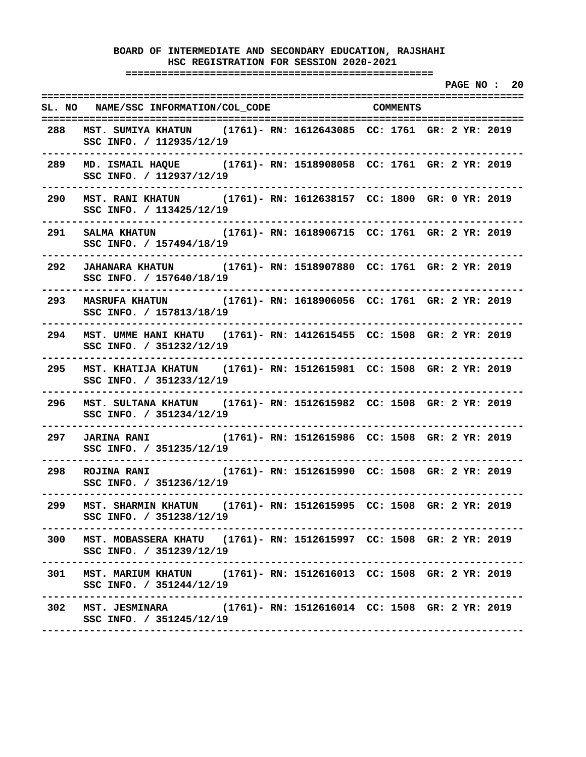**BOARD OF INTERMEDIATE AND SECONDARY EDUCATION, RAJSHAHI**
**HSC REGISTRATION FOR SESSION 2020-2021**

| SL. NO | NAME/SSC INFORMATION/COL_CODE | COMMENTS |
|---|---|---|
| 288 | MST. SUMIYA KHATUN (1761)- SSC INFO. / 112935/12/19 | RN: 1612643085 CC: 1761 GR: 2 YR: 2019 |
| 289 | MD. ISMAIL HAQUE (1761)- SSC INFO. / 112937/12/19 | RN: 1518908058 CC: 1761 GR: 2 YR: 2019 |
| 290 | MST. RANI KHATUN (1761)- SSC INFO. / 113425/12/19 | RN: 1612638157 CC: 1800 GR: 0 YR: 2019 |
| 291 | SALMA KHATUN (1761)- SSC INFO. / 157494/18/19 | RN: 1618906715 CC: 1761 GR: 2 YR: 2019 |
| 292 | JAHANARA KHATUN (1761)- SSC INFO. / 157640/18/19 | RN: 1518907880 CC: 1761 GR: 2 YR: 2019 |
| 293 | MASRUFA KHATUN (1761)- SSC INFO. / 157813/18/19 | RN: 1618906056 CC: 1761 GR: 2 YR: 2019 |
| 294 | MST. UMME HANI KHATU (1761)- SSC INFO. / 351232/12/19 | RN: 1412615455 CC: 1508 GR: 2 YR: 2019 |
| 295 | MST. KHATIJA KHATUN (1761)- SSC INFO. / 351233/12/19 | RN: 1512615981 CC: 1508 GR: 2 YR: 2019 |
| 296 | MST. SULTANA KHATUN (1761)- SSC INFO. / 351234/12/19 | RN: 1512615982 CC: 1508 GR: 2 YR: 2019 |
| 297 | JARINA RANI (1761)- SSC INFO. / 351235/12/19 | RN: 1512615986 CC: 1508 GR: 2 YR: 2019 |
| 298 | ROJINA RANI (1761)- SSC INFO. / 351236/12/19 | RN: 1512615990 CC: 1508 GR: 2 YR: 2019 |
| 299 | MST. SHARMIN KHATUN (1761)- SSC INFO. / 351238/12/19 | RN: 1512615995 CC: 1508 GR: 2 YR: 2019 |
| 300 | MST. MOBASSERA KHATU (1761)- SSC INFO. / 351239/12/19 | RN: 1512615997 CC: 1508 GR: 2 YR: 2019 |
| 301 | MST. MARIUM KHATUN (1761)- SSC INFO. / 351244/12/19 | RN: 1512616013 CC: 1508 GR: 2 YR: 2019 |
| 302 | MST. JESMINARA (1761)- SSC INFO. / 351245/12/19 | RN: 1512616014 CC: 1508 GR: 2 YR: 2019 |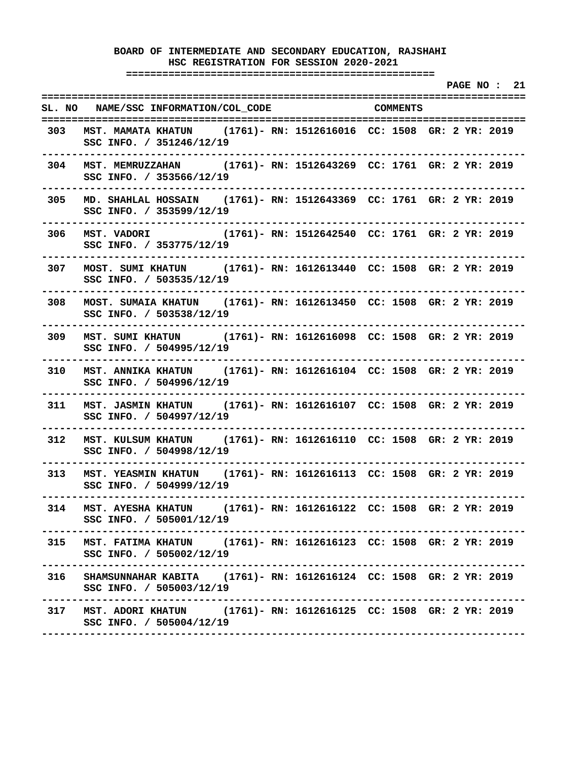# BOARD OF INTERMEDIATE AND SECONDARY EDUCATION, RAJSHAHI

## HSC REGISTRATION FOR SESSION 2020-2021

| SL. NO | NAME/SSC INFORMATION/COL_CODE | COMMENTS |
|---|---|---|
| 303 | MST. MAMATA KHATUN (1761)- RN: 1512616016 CC: 1508 GR: 2 YR: 2019<br>SSC INFO. / 351246/12/19 | |
| 304 | MST. MEMRUZZAHAN (1761)- RN: 1512643269 CC: 1761 GR: 2 YR: 2019<br>SSC INFO. / 353566/12/19 | |
| 305 | MD. SHAHLAL HOSSAIN (1761)- RN: 1512643369 CC: 1761 GR: 2 YR: 2019<br>SSC INFO. / 353599/12/19 | |
| 306 | MST. VADORI (1761)- RN: 1512642540 CC: 1761 GR: 2 YR: 2019<br>SSC INFO. / 353775/12/19 | |
| 307 | MOST. SUMI KHATUN (1761)- RN: 1612613440 CC: 1508 GR: 2 YR: 2019<br>SSC INFO. / 503535/12/19 | |
| 308 | MOST. SUMAIA KHATUN (1761)- RN: 1612613450 CC: 1508 GR: 2 YR: 2019<br>SSC INFO. / 503538/12/19 | |
| 309 | MST. SUMI KHATUN (1761)- RN: 1612616098 CC: 1508 GR: 2 YR: 2019<br>SSC INFO. / 504995/12/19 | |
| 310 | MST. ANNIKA KHATUN (1761)- RN: 1612616104 CC: 1508 GR: 2 YR: 2019<br>SSC INFO. / 504996/12/19 | |
| 311 | MST. JASMIN KHATUN (1761)- RN: 1612616107 CC: 1508 GR: 2 YR: 2019<br>SSC INFO. / 504997/12/19 | |
| 312 | MST. KULSUM KHATUN (1761)- RN: 1612616110 CC: 1508 GR: 2 YR: 2019<br>SSC INFO. / 504998/12/19 | |
| 313 | MST. YEASMIN KHATUN (1761)- RN: 1612616113 CC: 1508 GR: 2 YR: 2019<br>SSC INFO. / 504999/12/19 | |
| 314 | MST. AYESHA KHATUN (1761)- RN: 1612616122 CC: 1508 GR: 2 YR: 2019<br>SSC INFO. / 505001/12/19 | |
| 315 | MST. FATIMA KHATUN (1761)- RN: 1612616123 CC: 1508 GR: 2 YR: 2019<br>SSC INFO. / 505002/12/19 | |
| 316 | SHAMSUNNAHAR KABITA (1761)- RN: 1612616124 CC: 1508 GR: 2 YR: 2019<br>SSC INFO. / 505003/12/19 | |
| 317 | MST. ADORI KHATUN (1761)- RN: 1612616125 CC: 1508 GR: 2 YR: 2019<br>SSC INFO. / 505004/12/19 | |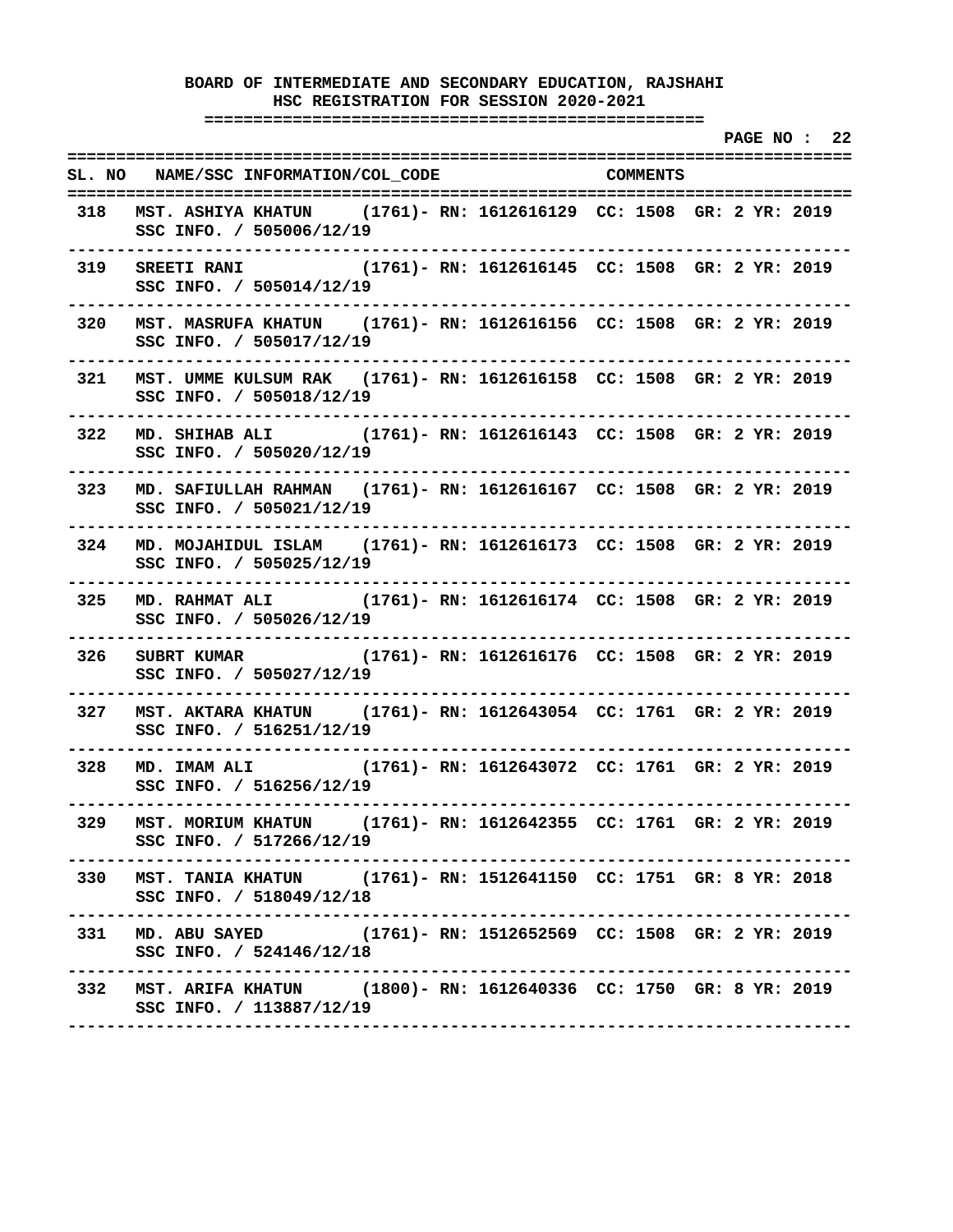**BOARD OF INTERMEDIATE AND SECONDARY EDUCATION, RAJSHAHI**
**HSC REGISTRATION FOR SESSION 2020-2021**

| SL. NO | NAME/SSC INFORMATION/COL_CODE | COMMENTS |
|---|---|---|
| 318 | MST. ASHIYA KHATUN (1761)- RN: 1612616129 CC: 1508 GR: 2 YR: 2019<br>SSC INFO. / 505006/12/19 | |
| 319 | SREETI RANI (1761)- RN: 1612616145 CC: 1508 GR: 2 YR: 2019<br>SSC INFO. / 505014/12/19 | |
| 320 | MST. MASRUFA KHATUN (1761)- RN: 1612616156 CC: 1508 GR: 2 YR: 2019<br>SSC INFO. / 505017/12/19 | |
| 321 | MST. UMME KULSUM RAK (1761)- RN: 1612616158 CC: 1508 GR: 2 YR: 2019<br>SSC INFO. / 505018/12/19 | |
| 322 | MD. SHIHAB ALI (1761)- RN: 1612616143 CC: 1508 GR: 2 YR: 2019<br>SSC INFO. / 505020/12/19 | |
| 323 | MD. SAFIULLAH RAHMAN (1761)- RN: 1612616167 CC: 1508 GR: 2 YR: 2019<br>SSC INFO. / 505021/12/19 | |
| 324 | MD. MOJAHIDUL ISLAM (1761)- RN: 1612616173 CC: 1508 GR: 2 YR: 2019<br>SSC INFO. / 505025/12/19 | |
| 325 | MD. RAHMAT ALI (1761)- RN: 1612616174 CC: 1508 GR: 2 YR: 2019<br>SSC INFO. / 505026/12/19 | |
| 326 | SUBRT KUMAR (1761)- RN: 1612616176 CC: 1508 GR: 2 YR: 2019<br>SSC INFO. / 505027/12/19 | |
| 327 | MST. AKTARA KHATUN (1761)- RN: 1612643054 CC: 1761 GR: 2 YR: 2019<br>SSC INFO. / 516251/12/19 | |
| 328 | MD. IMAM ALI (1761)- RN: 1612643072 CC: 1761 GR: 2 YR: 2019<br>SSC INFO. / 516256/12/19 | |
| 329 | MST. MORIUM KHATUN (1761)- RN: 1612642355 CC: 1761 GR: 2 YR: 2019<br>SSC INFO. / 517266/12/19 | |
| 330 | MST. TANIA KHATUN (1761)- RN: 1512641150 CC: 1751 GR: 8 YR: 2018<br>SSC INFO. / 518049/12/18 | |
| 331 | MD. ABU SAYED (1761)- RN: 1512652569 CC: 1508 GR: 2 YR: 2019<br>SSC INFO. / 524146/12/18 | |
| 332 | MST. ARIFA KHATUN (1800)- RN: 1612640336 CC: 1750 GR: 8 YR: 2019<br>SSC INFO. / 113887/12/19 | |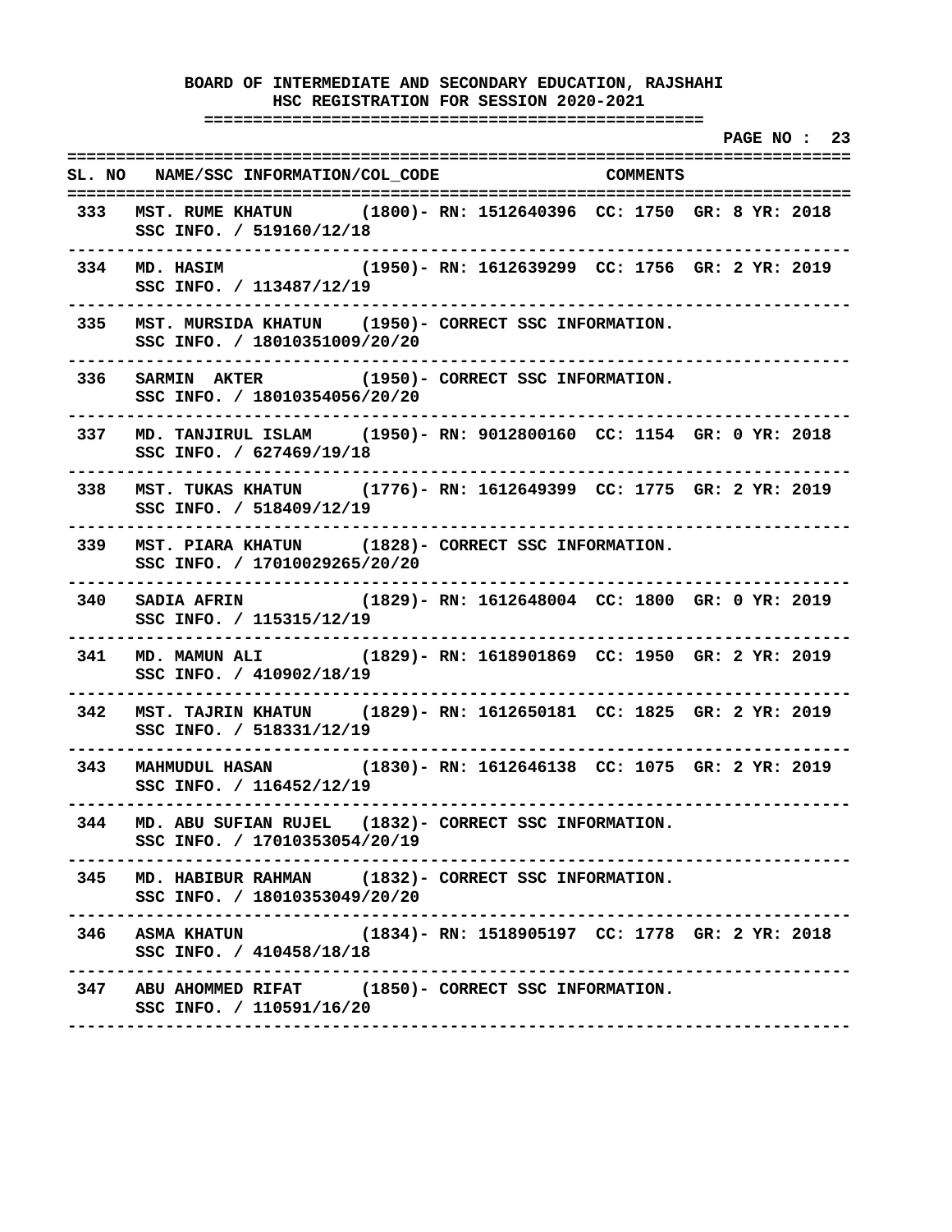**BOARD OF INTERMEDIATE AND SECONDARY EDUCATION, RAJSHAHI**
**HSC REGISTRATION FOR SESSION 2020-2021**

| SL. NO | NAME/SSC INFORMATION/COL_CODE | COMMENTS |
|---|---|---|
| 333 | MST. RUME KHATUN (1800)- SSC INFO. / 519160/12/18 | RN: 1512640396 CC: 1750 GR: 8 YR: 2018 |
| 334 | MD. HASIM (1950)- SSC INFO. / 113487/12/19 | RN: 1612639299 CC: 1756 GR: 2 YR: 2019 |
| 335 | MST. MURSIDA KHATUN (1950)- SSC INFO. / 18010351009/20/20 | CORRECT SSC INFORMATION. |
| 336 | SARMIN AKTER (1950)- SSC INFO. / 18010354056/20/20 | CORRECT SSC INFORMATION. |
| 337 | MD. TANJIRUL ISLAM (1950)- SSC INFO. / 627469/19/18 | RN: 9012800160 CC: 1154 GR: 0 YR: 2018 |
| 338 | MST. TUKAS KHATUN (1776)- SSC INFO. / 518409/12/19 | RN: 1612649399 CC: 1775 GR: 2 YR: 2019 |
| 339 | MST. PIARA KHATUN (1828)- SSC INFO. / 17010029265/20/20 | CORRECT SSC INFORMATION. |
| 340 | SADIA AFRIN (1829)- SSC INFO. / 115315/12/19 | RN: 1612648004 CC: 1800 GR: 0 YR: 2019 |
| 341 | MD. MAMUN ALI (1829)- SSC INFO. / 410902/18/19 | RN: 1618901869 CC: 1950 GR: 2 YR: 2019 |
| 342 | MST. TAJRIN KHATUN (1829)- SSC INFO. / 518331/12/19 | RN: 1612650181 CC: 1825 GR: 2 YR: 2019 |
| 343 | MAHMUDUL HASAN (1830)- SSC INFO. / 116452/12/19 | RN: 1612646138 CC: 1075 GR: 2 YR: 2019 |
| 344 | MD. ABU SUFIAN RUJEL (1832)- SSC INFO. / 17010353054/20/19 | CORRECT SSC INFORMATION. |
| 345 | MD. HABIBUR RAHMAN (1832)- SSC INFO. / 18010353049/20/20 | CORRECT SSC INFORMATION. |
| 346 | ASMA KHATUN (1834)- SSC INFO. / 410458/18/18 | RN: 1518905197 CC: 1778 GR: 2 YR: 2018 |
| 347 | ABU AHOMMED RIFAT (1850)- SSC INFO. / 110591/16/20 | CORRECT SSC INFORMATION. |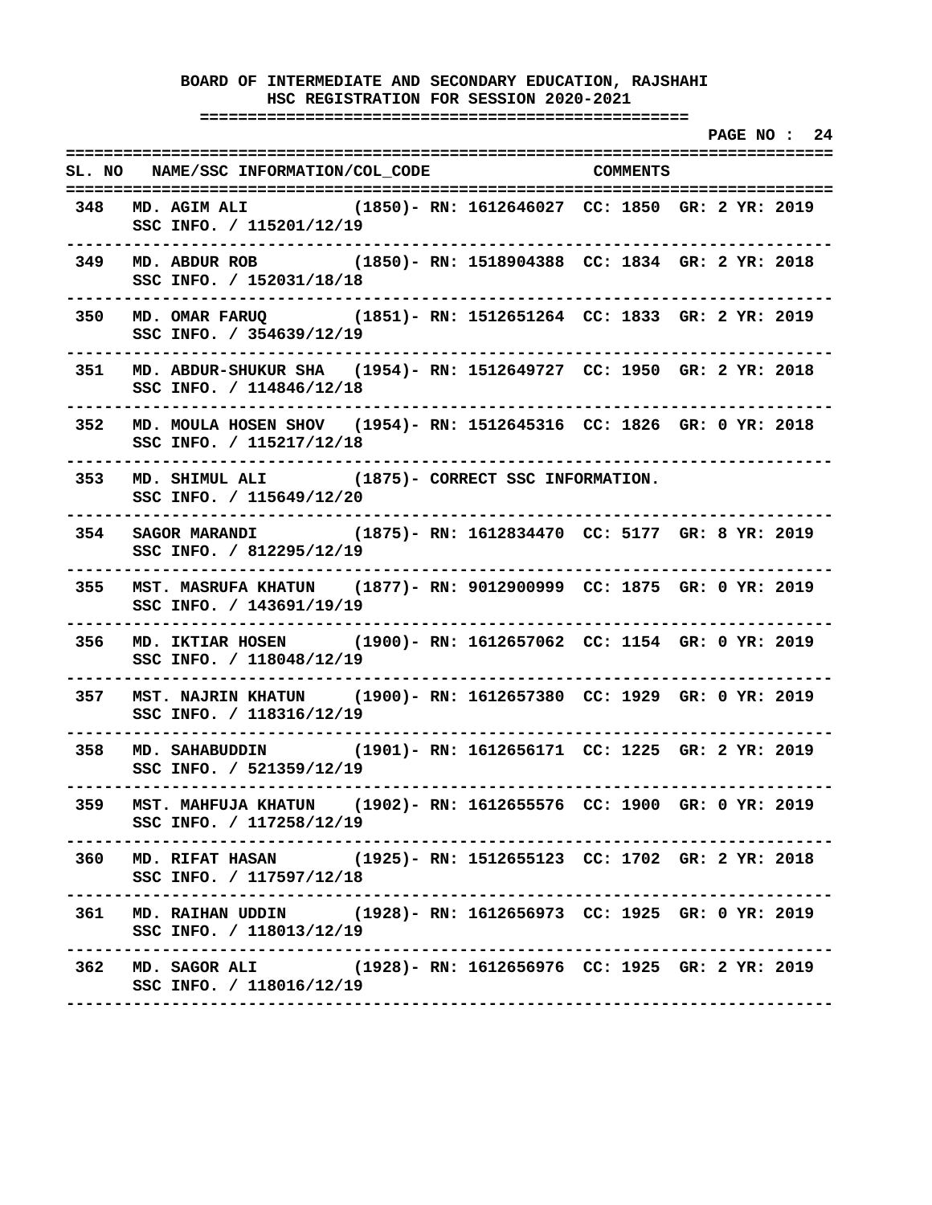**BOARD OF INTERMEDIATE AND SECONDARY EDUCATION, RAJSHAHI**
**HSC REGISTRATION FOR SESSION 2020-2021**

| SL. NO | NAME/SSC INFORMATION/COL_CODE | COMMENTS |
|---|---|---|
| 348 | MD. AGIM ALI (1850)- SSC INFO. / 115201/12/19 | RN: 1612646027 CC: 1850 GR: 2 YR: 2019 |
| 349 | MD. ABDUR ROB (1850)- SSC INFO. / 152031/18/18 | RN: 1518904388 CC: 1834 GR: 2 YR: 2018 |
| 350 | MD. OMAR FARUQ (1851)- SSC INFO. / 354639/12/19 | RN: 1512651264 CC: 1833 GR: 2 YR: 2019 |
| 351 | MD. ABDUR-SHUKUR SHA (1954)- SSC INFO. / 114846/12/18 | RN: 1512649727 CC: 1950 GR: 2 YR: 2018 |
| 352 | MD. MOULA HOSEN SHOV (1954)- SSC INFO. / 115217/12/18 | RN: 1512645316 CC: 1826 GR: 0 YR: 2018 |
| 353 | MD. SHIMUL ALI (1875)- SSC INFO. / 115649/12/20 | CORRECT SSC INFORMATION. |
| 354 | SAGOR MARANDI (1875)- SSC INFO. / 812295/12/19 | RN: 1612834470 CC: 5177 GR: 8 YR: 2019 |
| 355 | MST. MASRUFA KHATUN (1877)- SSC INFO. / 143691/19/19 | RN: 9012900999 CC: 1875 GR: 0 YR: 2019 |
| 356 | MD. IKTIAR HOSEN (1900)- SSC INFO. / 118048/12/19 | RN: 1612657062 CC: 1154 GR: 0 YR: 2019 |
| 357 | MST. NAJRIN KHATUN (1900)- SSC INFO. / 118316/12/19 | RN: 1612657380 CC: 1929 GR: 0 YR: 2019 |
| 358 | MD. SAHABUDDIN (1901)- SSC INFO. / 521359/12/19 | RN: 1612656171 CC: 1225 GR: 2 YR: 2019 |
| 359 | MST. MAHFUJA KHATUN (1902)- SSC INFO. / 117258/12/19 | RN: 1612655576 CC: 1900 GR: 0 YR: 2019 |
| 360 | MD. RIFAT HASAN (1925)- SSC INFO. / 117597/12/18 | RN: 1512655123 CC: 1702 GR: 2 YR: 2018 |
| 361 | MD. RAIHAN UDDIN (1928)- SSC INFO. / 118013/12/19 | RN: 1612656973 CC: 1925 GR: 0 YR: 2019 |
| 362 | MD. SAGOR ALI (1928)- SSC INFO. / 118016/12/19 | RN: 1612656976 CC: 1925 GR: 2 YR: 2019 |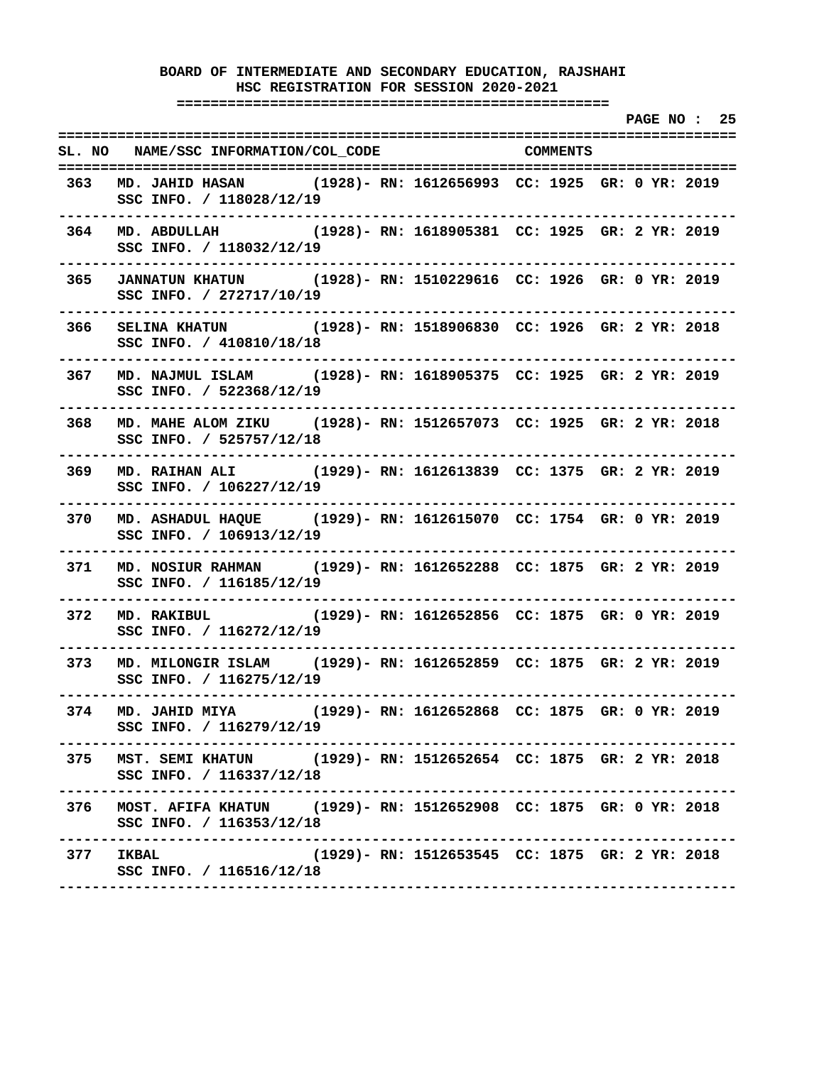**BOARD OF INTERMEDIATE AND SECONDARY EDUCATION, RAJSHAHI**
**HSC REGISTRATION FOR SESSION 2020-2021**

| SL. NO | NAME/SSC INFORMATION/COL_CODE | COMMENTS |
|---|---|---|
| 363 | MD. JAHID HASAN (1928)- RN: 1612656993 CC: 1925 GR: 0 YR: 2019<br>SSC INFO. / 118028/12/19 | |
| 364 | MD. ABDULLAH (1928)- RN: 1618905381 CC: 1925 GR: 2 YR: 2019<br>SSC INFO. / 118032/12/19 | |
| 365 | JANNATUN KHATUN (1928)- RN: 1510229616 CC: 1926 GR: 0 YR: 2019<br>SSC INFO. / 272717/10/19 | |
| 366 | SELINA KHATUN (1928)- RN: 1518906830 CC: 1926 GR: 2 YR: 2018<br>SSC INFO. / 410810/18/18 | |
| 367 | MD. NAJMUL ISLAM (1928)- RN: 1618905375 CC: 1925 GR: 2 YR: 2019<br>SSC INFO. / 522368/12/19 | |
| 368 | MD. MAHE ALOM ZIKU (1928)- RN: 1512657073 CC: 1925 GR: 2 YR: 2018<br>SSC INFO. / 525757/12/18 | |
| 369 | MD. RAIHAN ALI (1929)- RN: 1612613839 CC: 1375 GR: 2 YR: 2019<br>SSC INFO. / 106227/12/19 | |
| 370 | MD. ASHADUL HAQUE (1929)- RN: 1612615070 CC: 1754 GR: 0 YR: 2019<br>SSC INFO. / 106913/12/19 | |
| 371 | MD. NOSIUR RAHMAN (1929)- RN: 1612652288 CC: 1875 GR: 2 YR: 2019<br>SSC INFO. / 116185/12/19 | |
| 372 | MD. RAKIBUL (1929)- RN: 1612652856 CC: 1875 GR: 0 YR: 2019<br>SSC INFO. / 116272/12/19 | |
| 373 | MD. MILONGIR ISLAM (1929)- RN: 1612652859 CC: 1875 GR: 2 YR: 2019<br>SSC INFO. / 116275/12/19 | |
| 374 | MD. JAHID MIYA (1929)- RN: 1612652868 CC: 1875 GR: 0 YR: 2019<br>SSC INFO. / 116279/12/19 | |
| 375 | MST. SEMI KHATUN (1929)- RN: 1512652654 CC: 1875 GR: 2 YR: 2018<br>SSC INFO. / 116337/12/18 | |
| 376 | MOST. AFIFA KHATUN (1929)- RN: 1512652908 CC: 1875 GR: 0 YR: 2018<br>SSC INFO. / 116353/12/18 | |
| 377 | IKBAL (1929)- RN: 1512653545 CC: 1875 GR: 2 YR: 2018<br>SSC INFO. / 116516/12/18 | |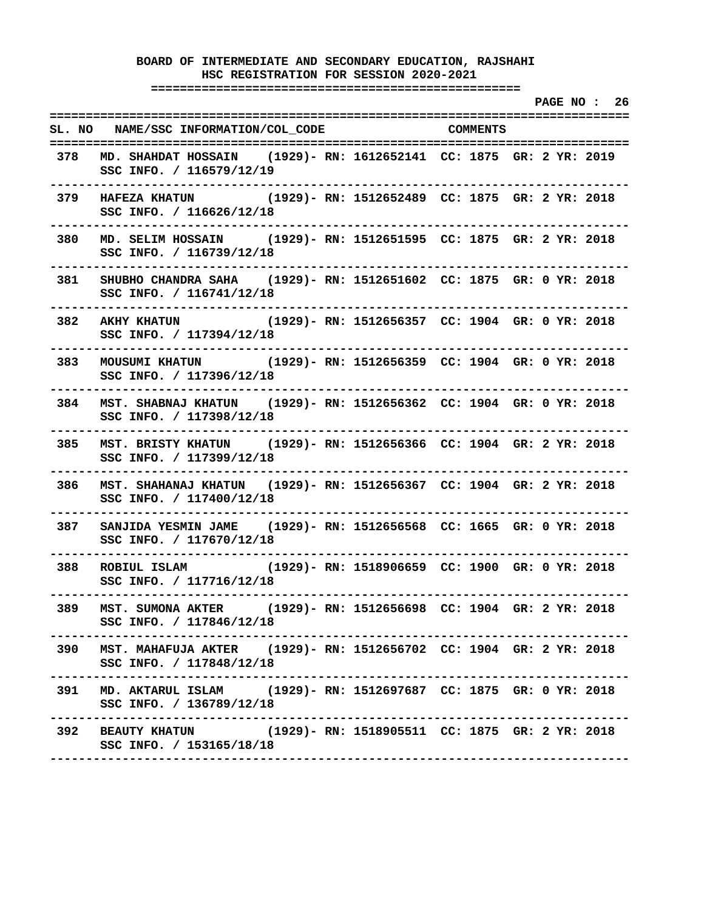**BOARD OF INTERMEDIATE AND SECONDARY EDUCATION, RAJSHAHI**
**HSC REGISTRATION FOR SESSION 2020-2021**

| SL. NO | NAME/SSC INFORMATION/COL_CODE | COMMENTS |
|---|---|---|
| 378 | MD. SHAHDAT HOSSAIN (1929)- RN: 1612652141 CC: 1875 GR: 2 YR: 2019<br>SSC INFO. / 116579/12/19 | |
| 379 | HAFEZA KHATUN (1929)- RN: 1512652489 CC: 1875 GR: 2 YR: 2018<br>SSC INFO. / 116626/12/18 | |
| 380 | MD. SELIM HOSSAIN (1929)- RN: 1512651595 CC: 1875 GR: 2 YR: 2018<br>SSC INFO. / 116739/12/18 | |
| 381 | SHUBHO CHANDRA SAHA (1929)- RN: 1512651602 CC: 1875 GR: 0 YR: 2018<br>SSC INFO. / 116741/12/18 | |
| 382 | AKHY KHATUN (1929)- RN: 1512656357 CC: 1904 GR: 0 YR: 2018<br>SSC INFO. / 117394/12/18 | |
| 383 | MOUSUMI KHATUN (1929)- RN: 1512656359 CC: 1904 GR: 0 YR: 2018<br>SSC INFO. / 117396/12/18 | |
| 384 | MST. SHABNAJ KHATUN (1929)- RN: 1512656362 CC: 1904 GR: 0 YR: 2018<br>SSC INFO. / 117398/12/18 | |
| 385 | MST. BRISTY KHATUN (1929)- RN: 1512656366 CC: 1904 GR: 2 YR: 2018<br>SSC INFO. / 117399/12/18 | |
| 386 | MST. SHAHANAJ KHATUN (1929)- RN: 1512656367 CC: 1904 GR: 2 YR: 2018<br>SSC INFO. / 117400/12/18 | |
| 387 | SANJIDA YESMIN JAME (1929)- RN: 1512656568 CC: 1665 GR: 0 YR: 2018<br>SSC INFO. / 117670/12/18 | |
| 388 | ROBIUL ISLAM (1929)- RN: 1518906659 CC: 1900 GR: 0 YR: 2018<br>SSC INFO. / 117716/12/18 | |
| 389 | MST. SUMONA AKTER (1929)- RN: 1512656698 CC: 1904 GR: 2 YR: 2018<br>SSC INFO. / 117846/12/18 | |
| 390 | MST. MAHAFUJA AKTER (1929)- RN: 1512656702 CC: 1904 GR: 2 YR: 2018<br>SSC INFO. / 117848/12/18 | |
| 391 | MD. AKTARUL ISLAM (1929)- RN: 1512697687 CC: 1875 GR: 0 YR: 2018<br>SSC INFO. / 136789/12/18 | |
| 392 | BEAUTY KHATUN (1929)- RN: 1518905511 CC: 1875 GR: 2 YR: 2018<br>SSC INFO. / 153165/18/18 | |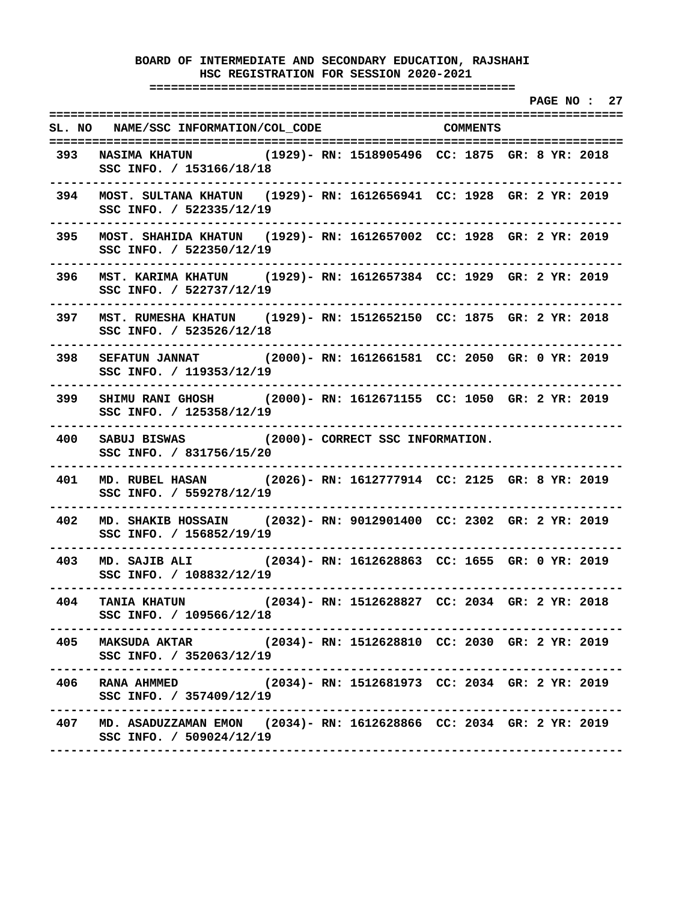**BOARD OF INTERMEDIATE AND SECONDARY EDUCATION, RAJSHAHI**
**HSC REGISTRATION FOR SESSION 2020-2021**

| SL. NO | NAME/SSC INFORMATION/COL_CODE | COMMENTS |
|---|---|---|
| 393 | NASIMA KHATUN (1929)- SSC INFO. / 153166/18/18 | RN: 1518905496 CC: 1875 GR: 8 YR: 2018 |
| 394 | MOST. SULTANA KHATUN (1929)- SSC INFO. / 522335/12/19 | RN: 1612656941 CC: 1928 GR: 2 YR: 2019 |
| 395 | MOST. SHAHIDA KHATUN (1929)- SSC INFO. / 522350/12/19 | RN: 1612657002 CC: 1928 GR: 2 YR: 2019 |
| 396 | MST. KARIMA KHATUN (1929)- SSC INFO. / 522737/12/19 | RN: 1612657384 CC: 1929 GR: 2 YR: 2019 |
| 397 | MST. RUMESHA KHATUN (1929)- SSC INFO. / 523526/12/18 | RN: 1512652150 CC: 1875 GR: 2 YR: 2018 |
| 398 | SEFATUN JANNAT (2000)- SSC INFO. / 119353/12/19 | RN: 1612661581 CC: 2050 GR: 0 YR: 2019 |
| 399 | SHIMU RANI GHOSH (2000)- SSC INFO. / 125358/12/19 | RN: 1612671155 CC: 1050 GR: 2 YR: 2019 |
| 400 | SABUJ BISWAS (2000)- SSC INFO. / 831756/15/20 | CORRECT SSC INFORMATION. |
| 401 | MD. RUBEL HASAN (2026)- SSC INFO. / 559278/12/19 | RN: 1612777914 CC: 2125 GR: 8 YR: 2019 |
| 402 | MD. SHAKIB HOSSAIN (2032)- SSC INFO. / 156852/19/19 | RN: 9012901400 CC: 2302 GR: 2 YR: 2019 |
| 403 | MD. SAJIB ALI (2034)- SSC INFO. / 108832/12/19 | RN: 1612628863 CC: 1655 GR: 0 YR: 2019 |
| 404 | TANIA KHATUN (2034)- SSC INFO. / 109566/12/18 | RN: 1512628827 CC: 2034 GR: 2 YR: 2018 |
| 405 | MAKSUDA AKTAR (2034)- SSC INFO. / 352063/12/19 | RN: 1512628810 CC: 2030 GR: 2 YR: 2019 |
| 406 | RANA AHMMED (2034)- SSC INFO. / 357409/12/19 | RN: 1512681973 CC: 2034 GR: 2 YR: 2019 |
| 407 | MD. ASADUZZAMAN EMON (2034)- SSC INFO. / 509024/12/19 | RN: 1612628866 CC: 2034 GR: 2 YR: 2019 |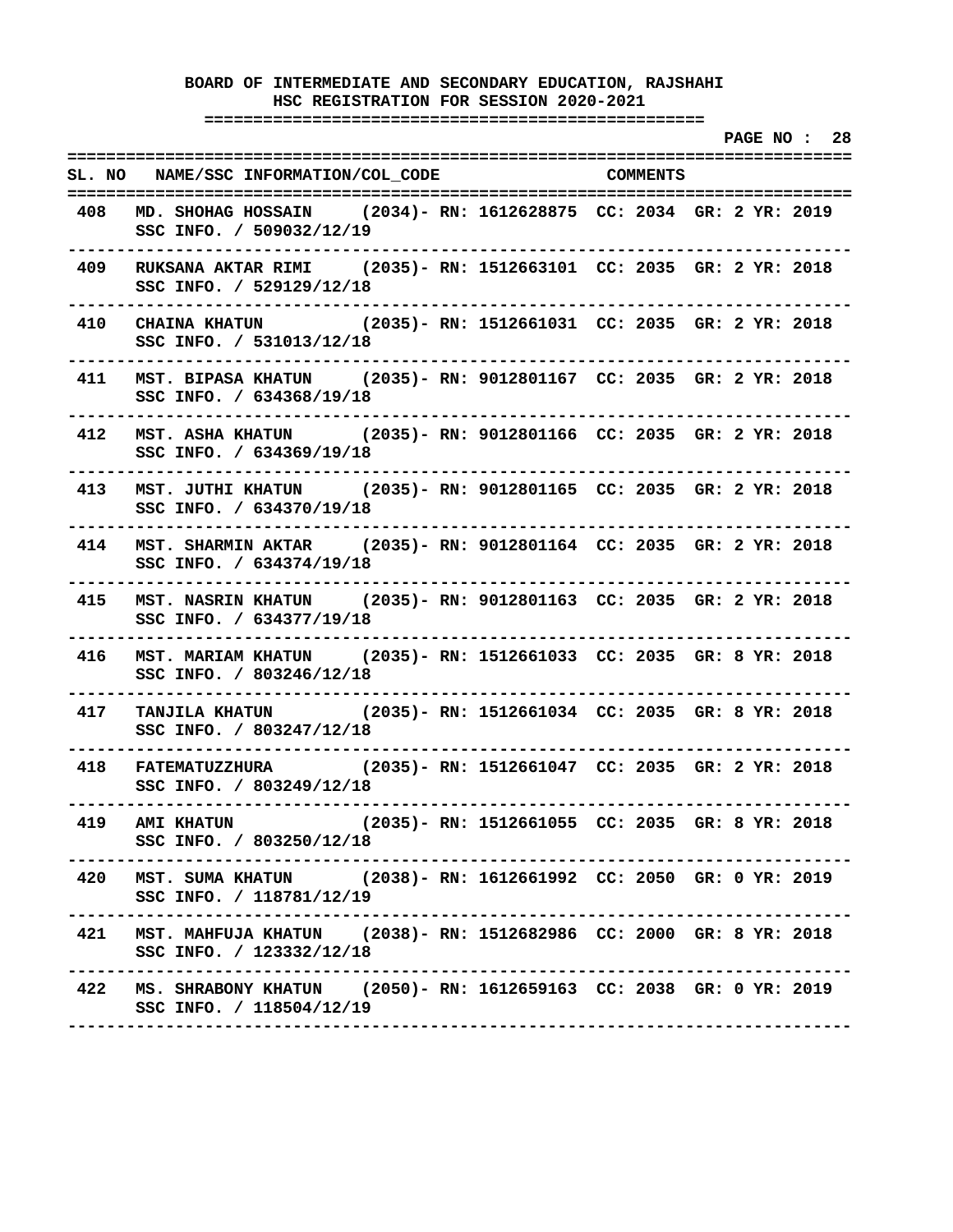**BOARD OF INTERMEDIATE AND SECONDARY EDUCATION, RAJSHAHI**
**HSC REGISTRATION FOR SESSION 2020-2021**

| SL. NO | NAME/SSC INFORMATION/COL_CODE | COMMENTS |
|---|---|---|
| 408 | MD. SHOHAG HOSSAIN (2034)- RN: 1612628875 CC: 2034 GR: 2 YR: 2019<br>SSC INFO. / 509032/12/19 | |
| 409 | RUKSANA AKTAR RIMI (2035)- RN: 1512663101 CC: 2035 GR: 2 YR: 2018<br>SSC INFO. / 529129/12/18 | |
| 410 | CHAINA KHATUN (2035)- RN: 1512661031 CC: 2035 GR: 2 YR: 2018<br>SSC INFO. / 531013/12/18 | |
| 411 | MST. BIPASA KHATUN (2035)- RN: 9012801167 CC: 2035 GR: 2 YR: 2018<br>SSC INFO. / 634368/19/18 | |
| 412 | MST. ASHA KHATUN (2035)- RN: 9012801166 CC: 2035 GR: 2 YR: 2018<br>SSC INFO. / 634369/19/18 | |
| 413 | MST. JUTHI KHATUN (2035)- RN: 9012801165 CC: 2035 GR: 2 YR: 2018<br>SSC INFO. / 634370/19/18 | |
| 414 | MST. SHARMIN AKTAR (2035)- RN: 9012801164 CC: 2035 GR: 2 YR: 2018<br>SSC INFO. / 634374/19/18 | |
| 415 | MST. NASRIN KHATUN (2035)- RN: 9012801163 CC: 2035 GR: 2 YR: 2018<br>SSC INFO. / 634377/19/18 | |
| 416 | MST. MARIAM KHATUN (2035)- RN: 1512661033 CC: 2035 GR: 8 YR: 2018<br>SSC INFO. / 803246/12/18 | |
| 417 | TANJILA KHATUN (2035)- RN: 1512661034 CC: 2035 GR: 8 YR: 2018<br>SSC INFO. / 803247/12/18 | |
| 418 | FATEMATUZZHURA (2035)- RN: 1512661047 CC: 2035 GR: 2 YR: 2018<br>SSC INFO. / 803249/12/18 | |
| 419 | AMI KHATUN (2035)- RN: 1512661055 CC: 2035 GR: 8 YR: 2018<br>SSC INFO. / 803250/12/18 | |
| 420 | MST. SUMA KHATUN (2038)- RN: 1612661992 CC: 2050 GR: 0 YR: 2019<br>SSC INFO. / 118781/12/19 | |
| 421 | MST. MAHFUJA KHATUN (2038)- RN: 1512682986 CC: 2000 GR: 8 YR: 2018<br>SSC INFO. / 123332/12/18 | |
| 422 | MS. SHRABONY KHATUN (2050)- RN: 1612659163 CC: 2038 GR: 0 YR: 2019<br>SSC INFO. / 118504/12/19 | |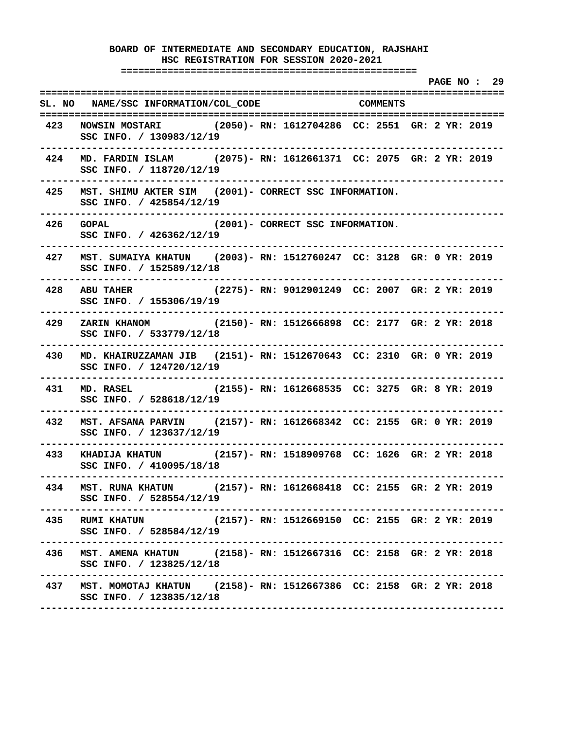# BOARD OF INTERMEDIATE AND SECONDARY EDUCATION, RAJSHAHI
## HSC REGISTRATION FOR SESSION 2020-2021

| SL. NO | NAME/SSC INFORMATION/COL_CODE | COMMENTS |
|---|---|---|
| 423 | NOWSIN MOSTARI (2050)- SSC INFO. / 130983/12/19 | RN: 1612704286 CC: 2551 GR: 2 YR: 2019 |
| 424 | MD. FARDIN ISLAM (2075)- SSC INFO. / 118720/12/19 | RN: 1612661371 CC: 2075 GR: 2 YR: 2019 |
| 425 | MST. SHIMU AKTER SIM (2001)- SSC INFO. / 425854/12/19 | CORRECT SSC INFORMATION. |
| 426 | GOPAL (2001)- SSC INFO. / 426362/12/19 | CORRECT SSC INFORMATION. |
| 427 | MST. SUMAIYA KHATUN (2003)- SSC INFO. / 152589/12/18 | RN: 1512760247 CC: 3128 GR: 0 YR: 2019 |
| 428 | ABU TAHER (2275)- SSC INFO. / 155306/19/19 | RN: 9012901249 CC: 2007 GR: 2 YR: 2019 |
| 429 | ZARIN KHANOM (2150)- SSC INFO. / 533779/12/18 | RN: 1512666898 CC: 2177 GR: 2 YR: 2018 |
| 430 | MD. KHAIRUZZAMAN JIB (2151)- SSC INFO. / 124720/12/19 | RN: 1512670643 CC: 2310 GR: 0 YR: 2019 |
| 431 | MD. RASEL (2155)- SSC INFO. / 528618/12/19 | RN: 1612668535 CC: 3275 GR: 8 YR: 2019 |
| 432 | MST. AFSANA PARVIN (2157)- SSC INFO. / 123637/12/19 | RN: 1612668342 CC: 2155 GR: 0 YR: 2019 |
| 433 | KHADIJA KHATUN (2157)- SSC INFO. / 410095/18/18 | RN: 1518909768 CC: 1626 GR: 2 YR: 2018 |
| 434 | MST. RUNA KHATUN (2157)- SSC INFO. / 528554/12/19 | RN: 1612668418 CC: 2155 GR: 2 YR: 2019 |
| 435 | RUMI KHATUN (2157)- SSC INFO. / 528584/12/19 | RN: 1512669150 CC: 2155 GR: 2 YR: 2019 |
| 436 | MST. AMENA KHATUN (2158)- SSC INFO. / 123825/12/18 | RN: 1512667316 CC: 2158 GR: 2 YR: 2018 |
| 437 | MST. MOMOTAJ KHATUN (2158)- SSC INFO. / 123835/12/18 | RN: 1512667386 CC: 2158 GR: 2 YR: 2018 |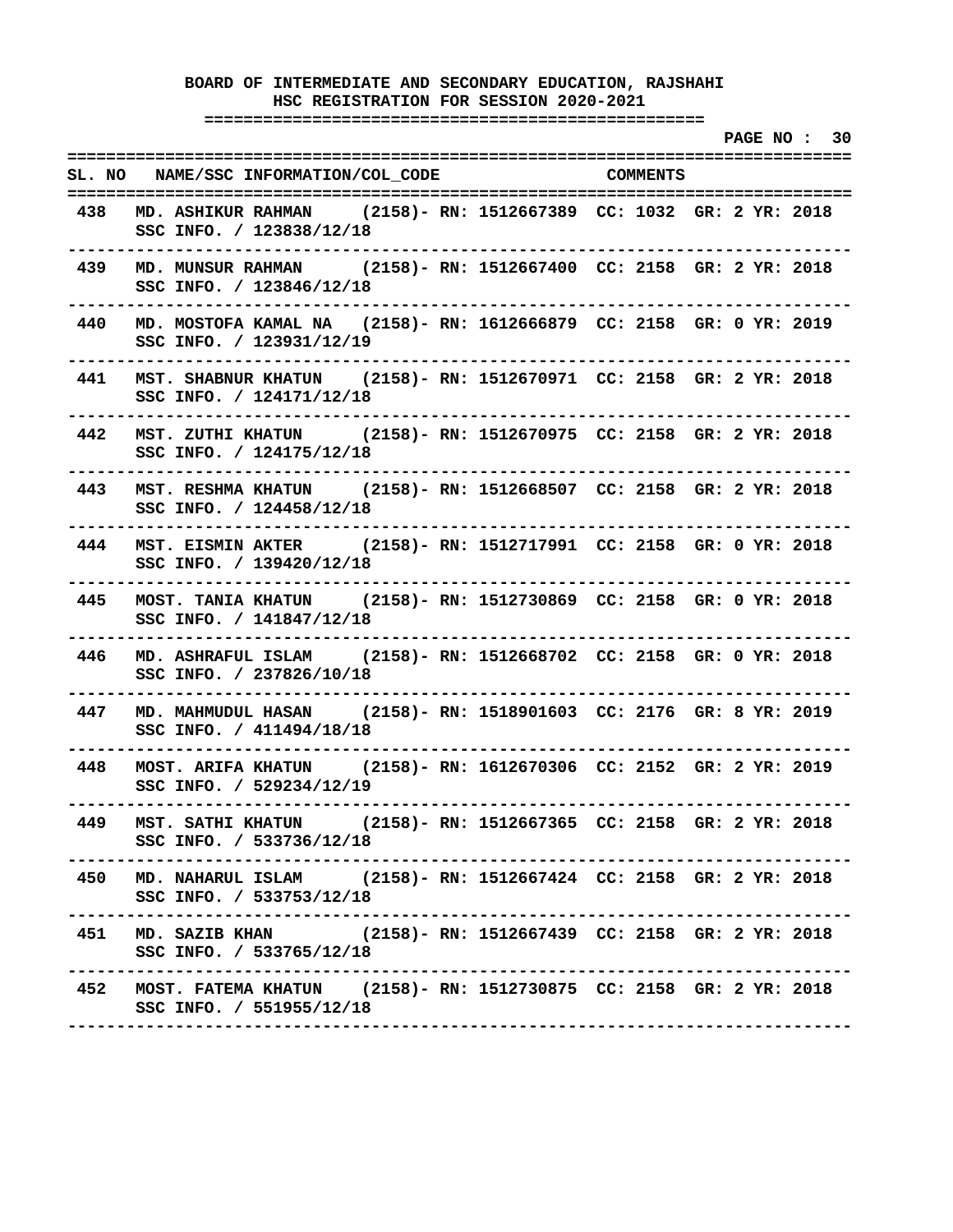# BOARD OF INTERMEDIATE AND SECONDARY EDUCATION, RAJSHAHI

## HSC REGISTRATION FOR SESSION 2020-2021

| SL. NO | NAME/SSC INFORMATION/COL_CODE | COMMENTS |
|---|---|---|
| 438 | MD. ASHIKUR RAHMAN (2158)- RN: 1512667389 CC: 1032 GR: 2 YR: 2018<br>SSC INFO. / 123838/12/18 | |
| 439 | MD. MUNSUR RAHMAN (2158)- RN: 1512667400 CC: 2158 GR: 2 YR: 2018<br>SSC INFO. / 123846/12/18 | |
| 440 | MD. MOSTOFA KAMAL NA (2158)- RN: 1612666879 CC: 2158 GR: 0 YR: 2019<br>SSC INFO. / 123931/12/19 | |
| 441 | MST. SHABNUR KHATUN (2158)- RN: 1512670971 CC: 2158 GR: 2 YR: 2018<br>SSC INFO. / 124171/12/18 | |
| 442 | MST. ZUTHI KHATUN (2158)- RN: 1512670975 CC: 2158 GR: 2 YR: 2018<br>SSC INFO. / 124175/12/18 | |
| 443 | MST. RESHMA KHATUN (2158)- RN: 1512668507 CC: 2158 GR: 2 YR: 2018<br>SSC INFO. / 124458/12/18 | |
| 444 | MST. EISMIN AKTER (2158)- RN: 1512717991 CC: 2158 GR: 0 YR: 2018<br>SSC INFO. / 139420/12/18 | |
| 445 | MOST. TANIA KHATUN (2158)- RN: 1512730869 CC: 2158 GR: 0 YR: 2018<br>SSC INFO. / 141847/12/18 | |
| 446 | MD. ASHRAFUL ISLAM (2158)- RN: 1512668702 CC: 2158 GR: 0 YR: 2018<br>SSC INFO. / 237826/10/18 | |
| 447 | MD. MAHMUDUL HASAN (2158)- RN: 1518901603 CC: 2176 GR: 8 YR: 2019<br>SSC INFO. / 411494/18/18 | |
| 448 | MOST. ARIFA KHATUN (2158)- RN: 1612670306 CC: 2152 GR: 2 YR: 2019<br>SSC INFO. / 529234/12/19 | |
| 449 | MST. SATHI KHATUN (2158)- RN: 1512667365 CC: 2158 GR: 2 YR: 2018<br>SSC INFO. / 533736/12/18 | |
| 450 | MD. NAHARUL ISLAM (2158)- RN: 1512667424 CC: 2158 GR: 2 YR: 2018<br>SSC INFO. / 533753/12/18 | |
| 451 | MD. SAZIB KHAN (2158)- RN: 1512667439 CC: 2158 GR: 2 YR: 2018<br>SSC INFO. / 533765/12/18 | |
| 452 | MOST. FATEMA KHATUN (2158)- RN: 1512730875 CC: 2158 GR: 2 YR: 2018<br>SSC INFO. / 551955/12/18 | |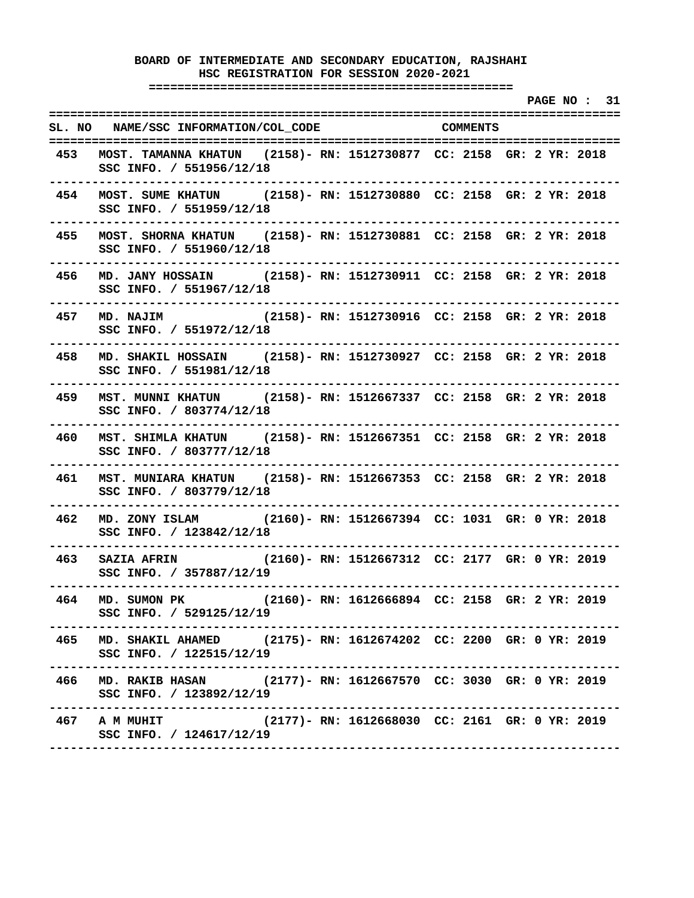**BOARD OF INTERMEDIATE AND SECONDARY EDUCATION, RAJSHAHI**
**HSC REGISTRATION FOR SESSION 2020-2021**

| SL. NO | NAME/SSC INFORMATION/COL_CODE | COMMENTS |
|---|---|---|
| 453 | MOST. TAMANNA KHATUN (2158)- RN: 1512730877 CC: 2158 GR: 2 YR: 2018<br>SSC INFO. / 551956/12/18 | |
| 454 | MOST. SUME KHATUN (2158)- RN: 1512730880 CC: 2158 GR: 2 YR: 2018<br>SSC INFO. / 551959/12/18 | |
| 455 | MOST. SHORNA KHATUN (2158)- RN: 1512730881 CC: 2158 GR: 2 YR: 2018<br>SSC INFO. / 551960/12/18 | |
| 456 | MD. JANY HOSSAIN (2158)- RN: 1512730911 CC: 2158 GR: 2 YR: 2018<br>SSC INFO. / 551967/12/18 | |
| 457 | MD. NAJIM (2158)- RN: 1512730916 CC: 2158 GR: 2 YR: 2018<br>SSC INFO. / 551972/12/18 | |
| 458 | MD. SHAKIL HOSSAIN (2158)- RN: 1512730927 CC: 2158 GR: 2 YR: 2018<br>SSC INFO. / 551981/12/18 | |
| 459 | MST. MUNNI KHATUN (2158)- RN: 1512667337 CC: 2158 GR: 2 YR: 2018<br>SSC INFO. / 803774/12/18 | |
| 460 | MST. SHIMLA KHATUN (2158)- RN: 1512667351 CC: 2158 GR: 2 YR: 2018<br>SSC INFO. / 803777/12/18 | |
| 461 | MST. MUNIARA KHATUN (2158)- RN: 1512667353 CC: 2158 GR: 2 YR: 2018<br>SSC INFO. / 803779/12/18 | |
| 462 | MD. ZONY ISLAM (2160)- RN: 1512667394 CC: 1031 GR: 0 YR: 2018<br>SSC INFO. / 123842/12/18 | |
| 463 | SAZIA AFRIN (2160)- RN: 1512667312 CC: 2177 GR: 0 YR: 2019<br>SSC INFO. / 357887/12/19 | |
| 464 | MD. SUMON PK (2160)- RN: 1612666894 CC: 2158 GR: 2 YR: 2019<br>SSC INFO. / 529125/12/19 | |
| 465 | MD. SHAKIL AHAMED (2175)- RN: 1612674202 CC: 2200 GR: 0 YR: 2019<br>SSC INFO. / 122515/12/19 | |
| 466 | MD. RAKIB HASAN (2177)- RN: 1612667570 CC: 3030 GR: 0 YR: 2019<br>SSC INFO. / 123892/12/19 | |
| 467 | A M MUHIT (2177)- RN: 1612668030 CC: 2161 GR: 0 YR: 2019<br>SSC INFO. / 124617/12/19 | |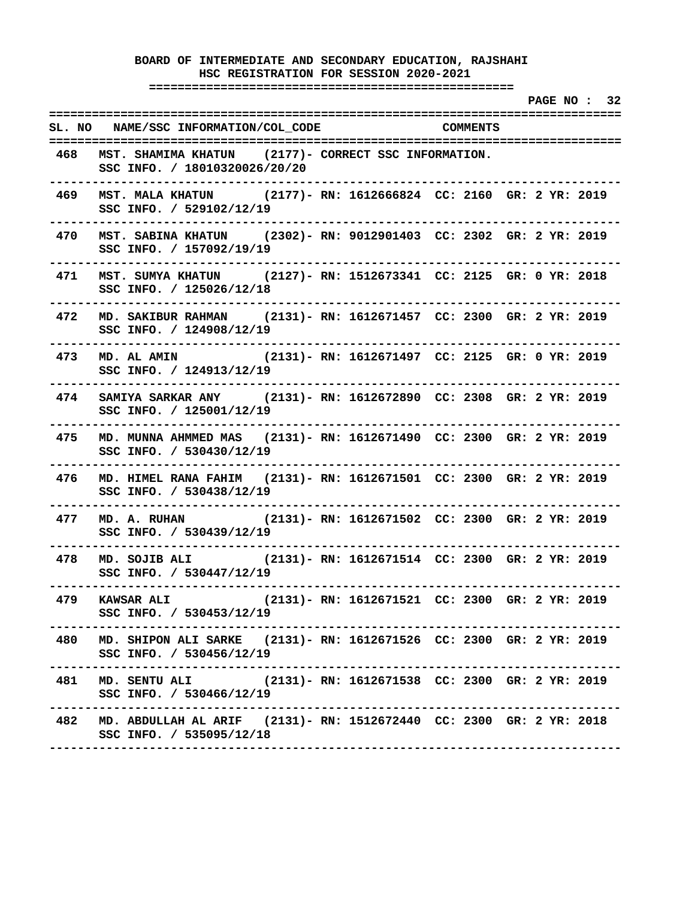**BOARD OF INTERMEDIATE AND SECONDARY EDUCATION, RAJSHAHI**
**HSC REGISTRATION FOR SESSION 2020-2021**

| SL. NO | NAME/SSC INFORMATION/COL_CODE | COMMENTS |
|---|---|---|
| 468 | MST. SHAMIMA KHATUN (2177)- SSC INFO. / 18010320026/20/20 | CORRECT SSC INFORMATION. |
| 469 | MST. MALA KHATUN (2177)- SSC INFO. / 529102/12/19 | RN: 1612666824 CC: 2160 GR: 2 YR: 2019 |
| 470 | MST. SABINA KHATUN (2302)- SSC INFO. / 157092/19/19 | RN: 9012901403 CC: 2302 GR: 2 YR: 2019 |
| 471 | MST. SUMYA KHATUN (2127)- SSC INFO. / 125026/12/18 | RN: 1512673341 CC: 2125 GR: 0 YR: 2018 |
| 472 | MD. SAKIBUR RAHMAN (2131)- SSC INFO. / 124908/12/19 | RN: 1612671457 CC: 2300 GR: 2 YR: 2019 |
| 473 | MD. AL AMIN (2131)- SSC INFO. / 124913/12/19 | RN: 1612671497 CC: 2125 GR: 0 YR: 2019 |
| 474 | SAMIYA SARKAR ANY (2131)- SSC INFO. / 125001/12/19 | RN: 1612672890 CC: 2308 GR: 2 YR: 2019 |
| 475 | MD. MUNNA AHMMED MAS (2131)- SSC INFO. / 530430/12/19 | RN: 1612671490 CC: 2300 GR: 2 YR: 2019 |
| 476 | MD. HIMEL RANA FAHIM (2131)- SSC INFO. / 530438/12/19 | RN: 1612671501 CC: 2300 GR: 2 YR: 2019 |
| 477 | MD. A. RUHAN (2131)- SSC INFO. / 530439/12/19 | RN: 1612671502 CC: 2300 GR: 2 YR: 2019 |
| 478 | MD. SOJIB ALI (2131)- SSC INFO. / 530447/12/19 | RN: 1612671514 CC: 2300 GR: 2 YR: 2019 |
| 479 | KAWSAR ALI (2131)- SSC INFO. / 530453/12/19 | RN: 1612671521 CC: 2300 GR: 2 YR: 2019 |
| 480 | MD. SHIPON ALI SARKE (2131)- SSC INFO. / 530456/12/19 | RN: 1612671526 CC: 2300 GR: 2 YR: 2019 |
| 481 | MD. SENTU ALI (2131)- SSC INFO. / 530466/12/19 | RN: 1612671538 CC: 2300 GR: 2 YR: 2019 |
| 482 | MD. ABDULLAH AL ARIF (2131)- SSC INFO. / 535095/12/18 | RN: 1512672440 CC: 2300 GR: 2 YR: 2018 |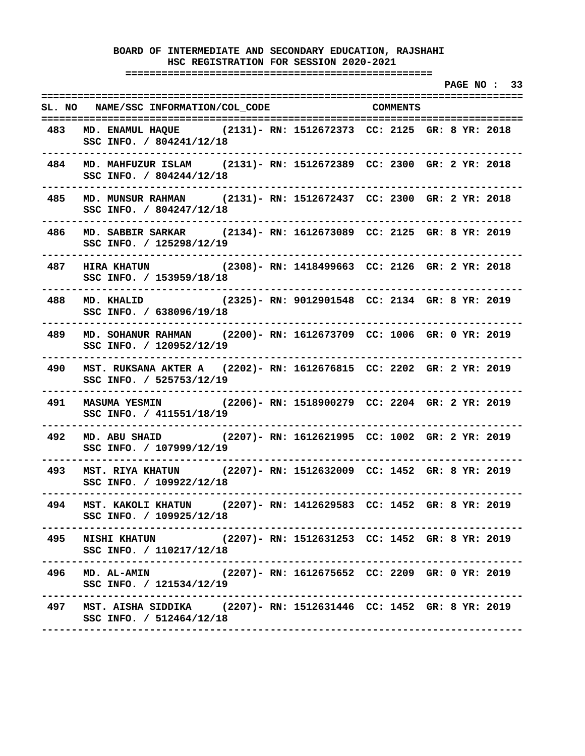**BOARD OF INTERMEDIATE AND SECONDARY EDUCATION, RAJSHAHI**
**HSC REGISTRATION FOR SESSION 2020-2021**

| SL. NO | NAME/SSC INFORMATION/COL_CODE | COMMENTS |
|---|---|---|
| 483 | MD. ENAMUL HAQUE (2131)- RN: 1512672373 CC: 2125 GR: 8 YR: 2018<br>SSC INFO. / 804241/12/18 | |
| 484 | MD. MAHFUZUR ISLAM (2131)- RN: 1512672389 CC: 2300 GR: 2 YR: 2018<br>SSC INFO. / 804244/12/18 | |
| 485 | MD. MUNSUR RAHMAN (2131)- RN: 1512672437 CC: 2300 GR: 2 YR: 2018<br>SSC INFO. / 804247/12/18 | |
| 486 | MD. SABBIR SARKAR (2134)- RN: 1612673089 CC: 2125 GR: 8 YR: 2019<br>SSC INFO. / 125298/12/19 | |
| 487 | HIRA KHATUN (2308)- RN: 1418499663 CC: 2126 GR: 2 YR: 2018<br>SSC INFO. / 153959/18/18 | |
| 488 | MD. KHALID (2325)- RN: 9012901548 CC: 2134 GR: 8 YR: 2019<br>SSC INFO. / 638096/19/18 | |
| 489 | MD. SOHANUR RAHMAN (2200)- RN: 1612673709 CC: 1006 GR: 0 YR: 2019<br>SSC INFO. / 120952/12/19 | |
| 490 | MST. RUKSANA AKTER A (2202)- RN: 1612676815 CC: 2202 GR: 2 YR: 2019<br>SSC INFO. / 525753/12/19 | |
| 491 | MASUMA YESMIN (2206)- RN: 1518900279 CC: 2204 GR: 2 YR: 2019<br>SSC INFO. / 411551/18/19 | |
| 492 | MD. ABU SHAID (2207)- RN: 1612621995 CC: 1002 GR: 2 YR: 2019<br>SSC INFO. / 107999/12/19 | |
| 493 | MST. RIYA KHATUN (2207)- RN: 1512632009 CC: 1452 GR: 8 YR: 2019<br>SSC INFO. / 109922/12/18 | |
| 494 | MST. KAKOLI KHATUN (2207)- RN: 1412629583 CC: 1452 GR: 8 YR: 2019<br>SSC INFO. / 109925/12/18 | |
| 495 | NISHI KHATUN (2207)- RN: 1512631253 CC: 1452 GR: 8 YR: 2019<br>SSC INFO. / 110217/12/18 | |
| 496 | MD. AL-AMIN (2207)- RN: 1612675652 CC: 2209 GR: 0 YR: 2019<br>SSC INFO. / 121534/12/19 | |
| 497 | MST. AISHA SIDDIKA (2207)- RN: 1512631446 CC: 1452 GR: 8 YR: 2019<br>SSC INFO. / 512464/12/18 | |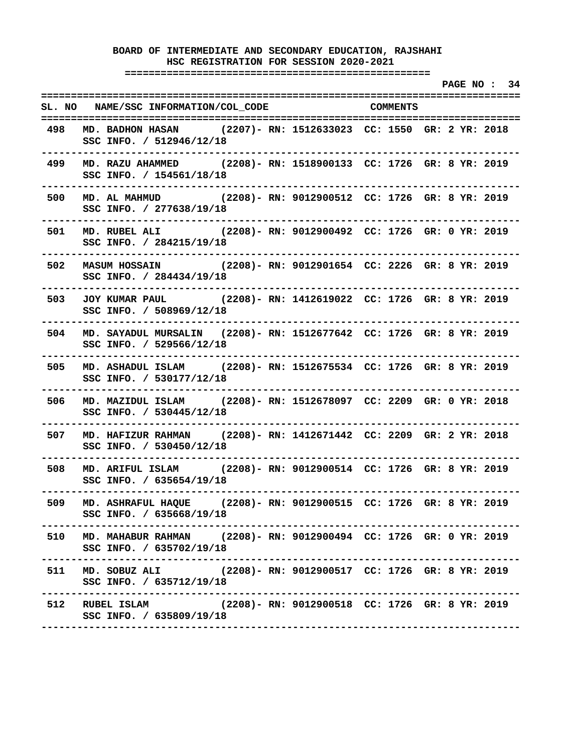**BOARD OF INTERMEDIATE AND SECONDARY EDUCATION, RAJSHAHI**
**HSC REGISTRATION FOR SESSION 2020-2021**

| SL. NO | NAME/SSC INFORMATION/COL_CODE | COMMENTS |
|---|---|---|
| 498 | MD. BADHON HASAN (2207)- RN: 1512633023 CC: 1550 GR: 2 YR: 2018<br>SSC INFO. / 512946/12/18 | |
| 499 | MD. RAZU AHAMMED (2208)- RN: 1518900133 CC: 1726 GR: 8 YR: 2019<br>SSC INFO. / 154561/18/18 | |
| 500 | MD. AL MAHMUD (2208)- RN: 9012900512 CC: 1726 GR: 8 YR: 2019<br>SSC INFO. / 277638/19/18 | |
| 501 | MD. RUBEL ALI (2208)- RN: 9012900492 CC: 1726 GR: 0 YR: 2019<br>SSC INFO. / 284215/19/18 | |
| 502 | MASUM HOSSAIN (2208)- RN: 9012901654 CC: 2226 GR: 8 YR: 2019<br>SSC INFO. / 284434/19/18 | |
| 503 | JOY KUMAR PAUL (2208)- RN: 1412619022 CC: 1726 GR: 8 YR: 2019<br>SSC INFO. / 508969/12/18 | |
| 504 | MD. SAYADUL MURSALIN (2208)- RN: 1512677642 CC: 1726 GR: 8 YR: 2019<br>SSC INFO. / 529566/12/18 | |
| 505 | MD. ASHADUL ISLAM (2208)- RN: 1512675534 CC: 1726 GR: 8 YR: 2019<br>SSC INFO. / 530177/12/18 | |
| 506 | MD. MAZIDUL ISLAM (2208)- RN: 1512678097 CC: 2209 GR: 0 YR: 2018<br>SSC INFO. / 530445/12/18 | |
| 507 | MD. HAFIZUR RAHMAN (2208)- RN: 1412671442 CC: 2209 GR: 2 YR: 2018<br>SSC INFO. / 530450/12/18 | |
| 508 | MD. ARIFUL ISLAM (2208)- RN: 9012900514 CC: 1726 GR: 8 YR: 2019<br>SSC INFO. / 635654/19/18 | |
| 509 | MD. ASHRAFUL HAQUE (2208)- RN: 9012900515 CC: 1726 GR: 8 YR: 2019<br>SSC INFO. / 635668/19/18 | |
| 510 | MD. MAHABUR RAHMAN (2208)- RN: 9012900494 CC: 1726 GR: 0 YR: 2019<br>SSC INFO. / 635702/19/18 | |
| 511 | MD. SOBUZ ALI (2208)- RN: 9012900517 CC: 1726 GR: 8 YR: 2019<br>SSC INFO. / 635712/19/18 | |
| 512 | RUBEL ISLAM (2208)- RN: 9012900518 CC: 1726 GR: 8 YR: 2019<br>SSC INFO. / 635809/19/18 | |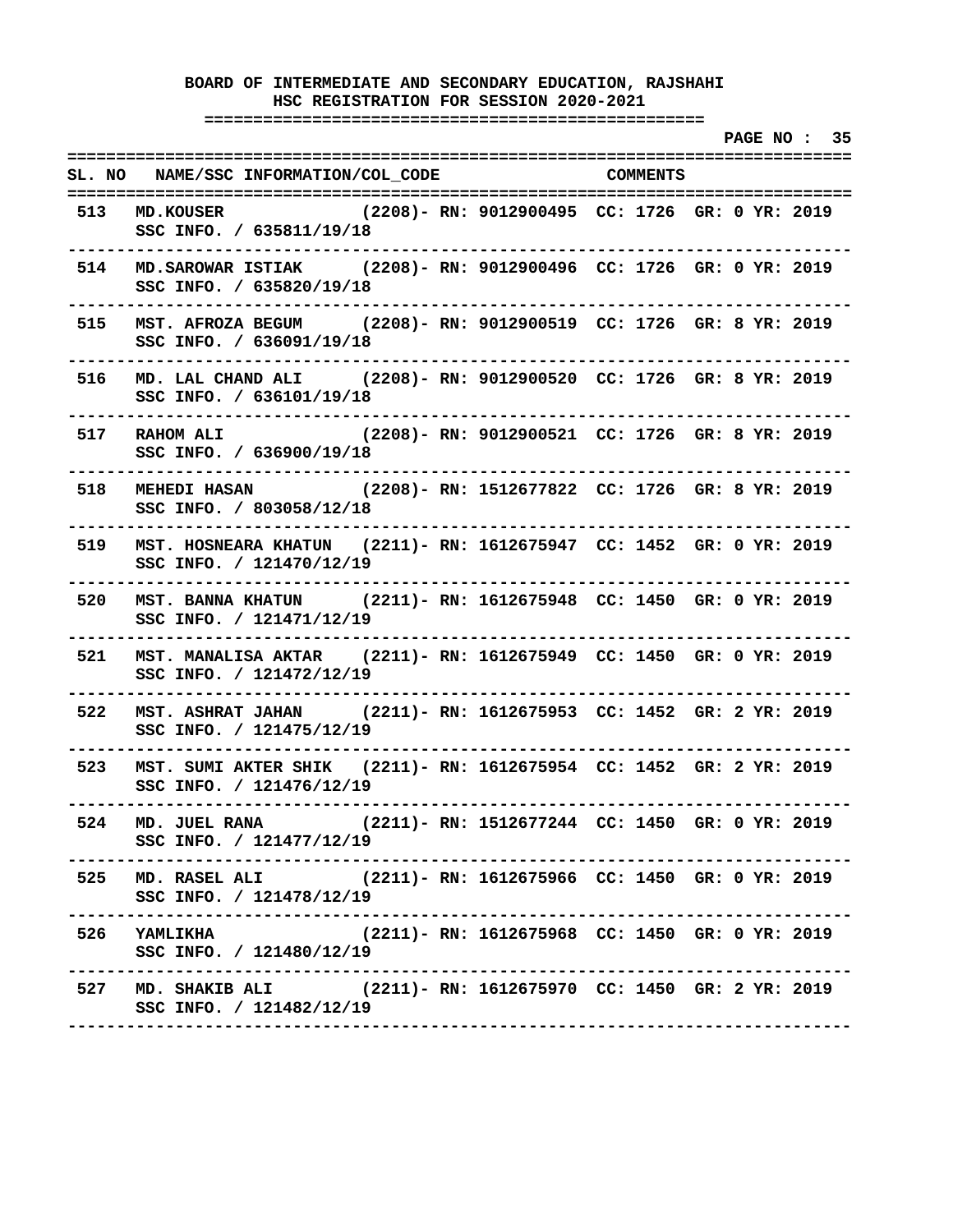**BOARD OF INTERMEDIATE AND SECONDARY EDUCATION, RAJSHAHI**
**HSC REGISTRATION FOR SESSION 2020-2021**

| SL. NO | NAME/SSC INFORMATION/COL_CODE | COMMENTS |
|---|---|---|
| 513 | MD.KOUSER (2208)- RN: 9012900495 CC: 1726 GR: 0 YR: 2019<br>SSC INFO. / 635811/19/18 | |
| 514 | MD.SAROWAR ISTIAK (2208)- RN: 9012900496 CC: 1726 GR: 0 YR: 2019<br>SSC INFO. / 635820/19/18 | |
| 515 | MST. AFROZA BEGUM (2208)- RN: 9012900519 CC: 1726 GR: 8 YR: 2019<br>SSC INFO. / 636091/19/18 | |
| 516 | MD. LAL CHAND ALI (2208)- RN: 9012900520 CC: 1726 GR: 8 YR: 2019<br>SSC INFO. / 636101/19/18 | |
| 517 | RAHOM ALI (2208)- RN: 9012900521 CC: 1726 GR: 8 YR: 2019<br>SSC INFO. / 636900/19/18 | |
| 518 | MEHEDI HASAN (2208)- RN: 1512677822 CC: 1726 GR: 8 YR: 2019<br>SSC INFO. / 803058/12/18 | |
| 519 | MST. HOSNEARA KHATUN (2211)- RN: 1612675947 CC: 1452 GR: 0 YR: 2019<br>SSC INFO. / 121470/12/19 | |
| 520 | MST. BANNA KHATUN (2211)- RN: 1612675948 CC: 1450 GR: 0 YR: 2019<br>SSC INFO. / 121471/12/19 | |
| 521 | MST. MANALISA AKTAR (2211)- RN: 1612675949 CC: 1450 GR: 0 YR: 2019<br>SSC INFO. / 121472/12/19 | |
| 522 | MST. ASHRAT JAHAN (2211)- RN: 1612675953 CC: 1452 GR: 2 YR: 2019<br>SSC INFO. / 121475/12/19 | |
| 523 | MST. SUMI AKTER SHIK (2211)- RN: 1612675954 CC: 1452 GR: 2 YR: 2019<br>SSC INFO. / 121476/12/19 | |
| 524 | MD. JUEL RANA (2211)- RN: 1512677244 CC: 1450 GR: 0 YR: 2019<br>SSC INFO. / 121477/12/19 | |
| 525 | MD. RASEL ALI (2211)- RN: 1612675966 CC: 1450 GR: 0 YR: 2019<br>SSC INFO. / 121478/12/19 | |
| 526 | YAMLIKHA (2211)- RN: 1612675968 CC: 1450 GR: 0 YR: 2019<br>SSC INFO. / 121480/12/19 | |
| 527 | MD. SHAKIB ALI (2211)- RN: 1612675970 CC: 1450 GR: 2 YR: 2019<br>SSC INFO. / 121482/12/19 | |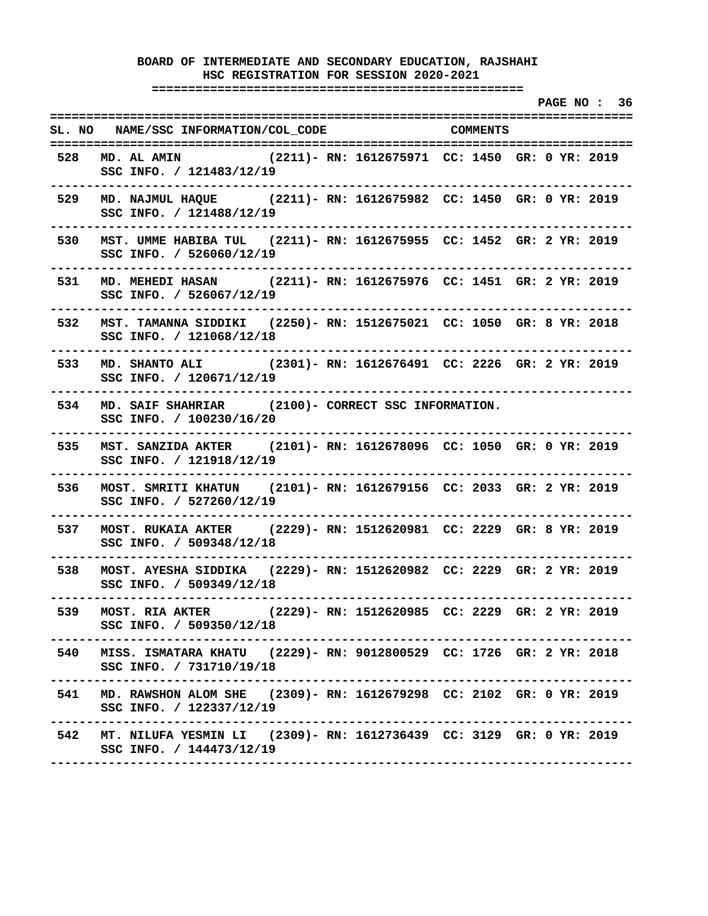**BOARD OF INTERMEDIATE AND SECONDARY EDUCATION, RAJSHAHI**
**HSC REGISTRATION FOR SESSION 2020-2021**

| SL. NO | NAME/SSC INFORMATION/COL_CODE | COMMENTS |
|---|---|---|
| 528 | MD. AL AMIN (2211)- SSC INFO. / 121483/12/19 | RN: 1612675971 CC: 1450 GR: 0 YR: 2019 |
| 529 | MD. NAJMUL HAQUE (2211)- SSC INFO. / 121488/12/19 | RN: 1612675982 CC: 1450 GR: 0 YR: 2019 |
| 530 | MST. UMME HABIBA TUL (2211)- SSC INFO. / 526060/12/19 | RN: 1612675955 CC: 1452 GR: 2 YR: 2019 |
| 531 | MD. MEHEDI HASAN (2211)- SSC INFO. / 526067/12/19 | RN: 1612675976 CC: 1451 GR: 2 YR: 2019 |
| 532 | MST. TAMANNA SIDDIKI (2250)- SSC INFO. / 121068/12/18 | RN: 1512675021 CC: 1050 GR: 8 YR: 2018 |
| 533 | MD. SHANTO ALI (2301)- SSC INFO. / 120671/12/19 | RN: 1612676491 CC: 2226 GR: 2 YR: 2019 |
| 534 | MD. SAIF SHAHRIAR (2100)- SSC INFO. / 100230/16/20 | CORRECT SSC INFORMATION. |
| 535 | MST. SANZIDA AKTER (2101)- SSC INFO. / 121918/12/19 | RN: 1612678096 CC: 1050 GR: 0 YR: 2019 |
| 536 | MOST. SMRITI KHATUN (2101)- SSC INFO. / 527260/12/19 | RN: 1612679156 CC: 2033 GR: 2 YR: 2019 |
| 537 | MOST. RUKAIA AKTER (2229)- SSC INFO. / 509348/12/18 | RN: 1512620981 CC: 2229 GR: 8 YR: 2019 |
| 538 | MOST. AYESHA SIDDIKA (2229)- SSC INFO. / 509349/12/18 | RN: 1512620982 CC: 2229 GR: 2 YR: 2019 |
| 539 | MOST. RIA AKTER (2229)- SSC INFO. / 509350/12/18 | RN: 1512620985 CC: 2229 GR: 2 YR: 2019 |
| 540 | MISS. ISMATARA KHATU (2229)- SSC INFO. / 731710/19/18 | RN: 9012800529 CC: 1726 GR: 2 YR: 2018 |
| 541 | MD. RAWSHON ALOM SHE (2309)- SSC INFO. / 122337/12/19 | RN: 1612679298 CC: 2102 GR: 0 YR: 2019 |
| 542 | MT. NILUFA YESMIN LI (2309)- SSC INFO. / 144473/12/19 | RN: 1612736439 CC: 3129 GR: 0 YR: 2019 |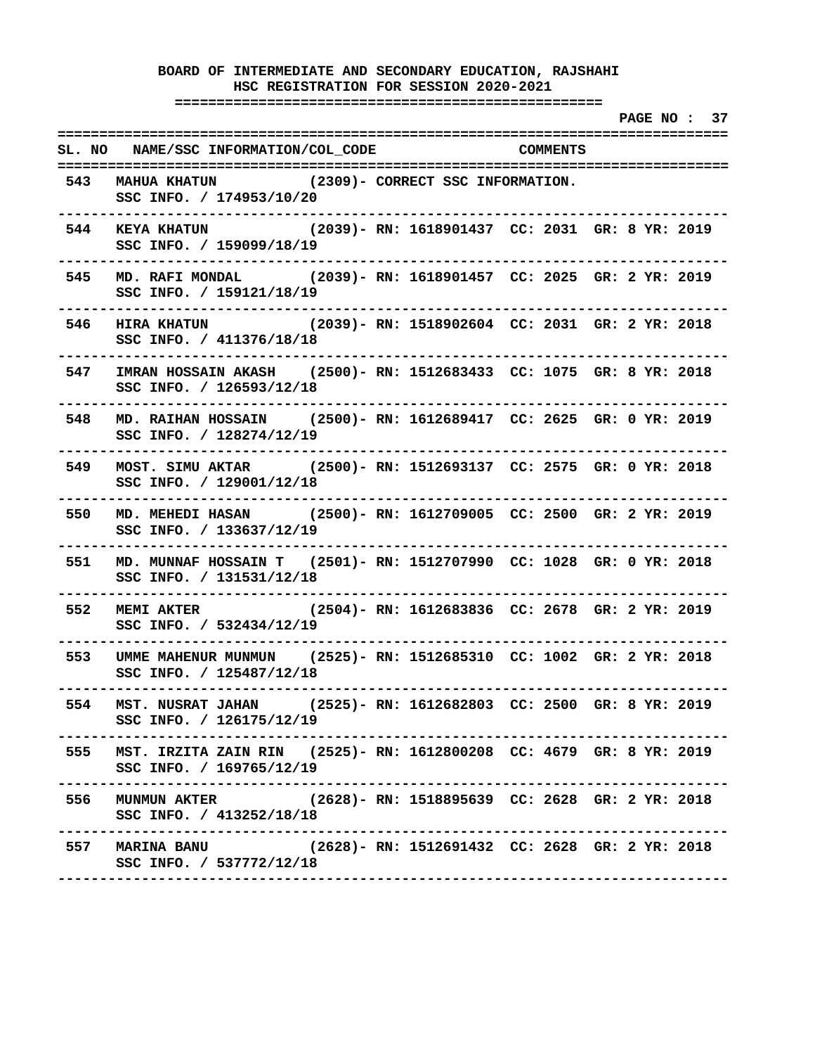**BOARD OF INTERMEDIATE AND SECONDARY EDUCATION, RAJSHAHI**
**HSC REGISTRATION FOR SESSION 2020-2021**

| SL. NO | NAME/SSC INFORMATION/COL_CODE | COMMENTS |
|---|---|---|
| 543 | MAHUA KHATUN (2309)- SSC INFO. / 174953/10/20 | CORRECT SSC INFORMATION. |
| 544 | KEYA KHATUN (2039)- SSC INFO. / 159099/18/19 | RN: 1618901437 CC: 2031 GR: 8 YR: 2019 |
| 545 | MD. RAFI MONDAL (2039)- SSC INFO. / 159121/18/19 | RN: 1618901457 CC: 2025 GR: 2 YR: 2019 |
| 546 | HIRA KHATUN (2039)- SSC INFO. / 411376/18/18 | RN: 1518902604 CC: 2031 GR: 2 YR: 2018 |
| 547 | IMRAN HOSSAIN AKASH (2500)- SSC INFO. / 126593/12/18 | RN: 1512683433 CC: 1075 GR: 8 YR: 2018 |
| 548 | MD. RAIHAN HOSSAIN (2500)- SSC INFO. / 128274/12/19 | RN: 1612689417 CC: 2625 GR: 0 YR: 2019 |
| 549 | MOST. SIMU AKTAR (2500)- SSC INFO. / 129001/12/18 | RN: 1512693137 CC: 2575 GR: 0 YR: 2018 |
| 550 | MD. MEHEDI HASAN (2500)- SSC INFO. / 133637/12/19 | RN: 1612709005 CC: 2500 GR: 2 YR: 2019 |
| 551 | MD. MUNNAF HOSSAIN T (2501)- SSC INFO. / 131531/12/18 | RN: 1512707990 CC: 1028 GR: 0 YR: 2018 |
| 552 | MEMI AKTER (2504)- SSC INFO. / 532434/12/19 | RN: 1612683836 CC: 2678 GR: 2 YR: 2019 |
| 553 | UMME MAHENUR MUNMUN (2525)- SSC INFO. / 125487/12/18 | RN: 1512685310 CC: 1002 GR: 2 YR: 2018 |
| 554 | MST. NUSRAT JAHAN (2525)- SSC INFO. / 126175/12/19 | RN: 1612682803 CC: 2500 GR: 8 YR: 2019 |
| 555 | MST. IRZITA ZAIN RIN (2525)- SSC INFO. / 169765/12/19 | RN: 1612800208 CC: 4679 GR: 8 YR: 2019 |
| 556 | MUNMUN AKTER (2628)- SSC INFO. / 413252/18/18 | RN: 1518895639 CC: 2628 GR: 2 YR: 2018 |
| 557 | MARINA BANU (2628)- SSC INFO. / 537772/12/18 | RN: 1512691432 CC: 2628 GR: 2 YR: 2018 |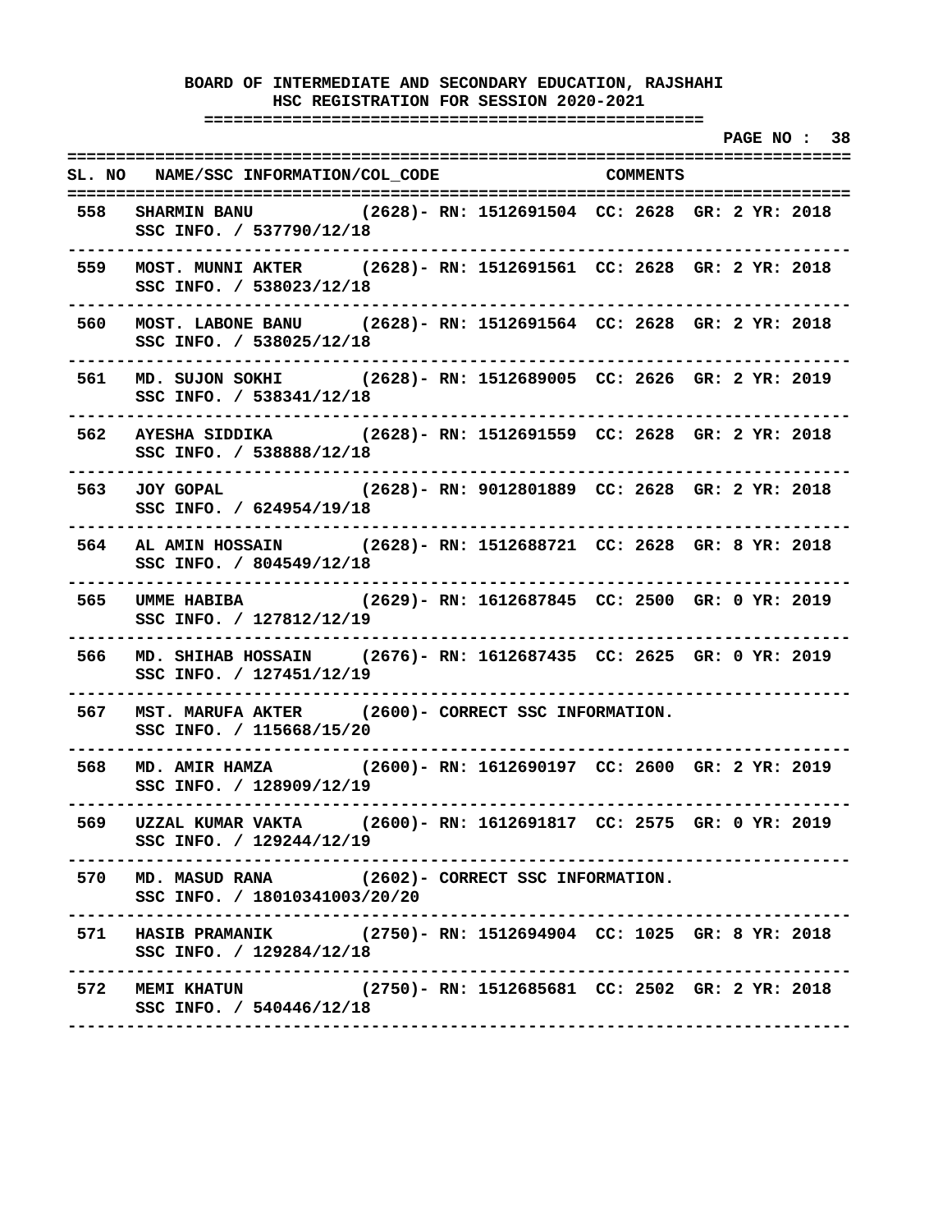# BOARD OF INTERMEDIATE AND SECONDARY EDUCATION, RAJSHAHI

## HSC REGISTRATION FOR SESSION 2020-2021

| SL. NO | NAME/SSC INFORMATION/COL_CODE | COMMENTS |
|---|---|---|
| 558 | SHARMIN BANU (2628)- SSC INFO. / 537790/12/18 | RN: 1512691504 CC: 2628 GR: 2 YR: 2018 |
| 559 | MOST. MUNNI AKTER (2628)- SSC INFO. / 538023/12/18 | RN: 1512691561 CC: 2628 GR: 2 YR: 2018 |
| 560 | MOST. LABONE BANU (2628)- SSC INFO. / 538025/12/18 | RN: 1512691564 CC: 2628 GR: 2 YR: 2018 |
| 561 | MD. SUJON SOKHI (2628)- SSC INFO. / 538341/12/18 | RN: 1512689005 CC: 2626 GR: 2 YR: 2019 |
| 562 | AYESHA SIDDIKA (2628)- SSC INFO. / 538888/12/18 | RN: 1512691559 CC: 2628 GR: 2 YR: 2018 |
| 563 | JOY GOPAL (2628)- SSC INFO. / 624954/19/18 | RN: 9012801889 CC: 2628 GR: 2 YR: 2018 |
| 564 | AL AMIN HOSSAIN (2628)- SSC INFO. / 804549/12/18 | RN: 1512688721 CC: 2628 GR: 8 YR: 2018 |
| 565 | UMME HABIBA (2629)- SSC INFO. / 127812/12/19 | RN: 1612687845 CC: 2500 GR: 0 YR: 2019 |
| 566 | MD. SHIHAB HOSSAIN (2676)- SSC INFO. / 127451/12/19 | RN: 1612687435 CC: 2625 GR: 0 YR: 2019 |
| 567 | MST. MARUFA AKTER (2600)- SSC INFO. / 115668/15/20 | CORRECT SSC INFORMATION. |
| 568 | MD. AMIR HAMZA (2600)- SSC INFO. / 128909/12/19 | RN: 1612690197 CC: 2600 GR: 2 YR: 2019 |
| 569 | UZZAL KUMAR VAKTA (2600)- SSC INFO. / 129244/12/19 | RN: 1612691817 CC: 2575 GR: 0 YR: 2019 |
| 570 | MD. MASUD RANA (2602)- SSC INFO. / 18010341003/20/20 | CORRECT SSC INFORMATION. |
| 571 | HASIB PRAMANIK (2750)- SSC INFO. / 129284/12/18 | RN: 1512694904 CC: 1025 GR: 8 YR: 2018 |
| 572 | MEMI KHATUN (2750)- SSC INFO. / 540446/12/18 | RN: 1512685681 CC: 2502 GR: 2 YR: 2018 |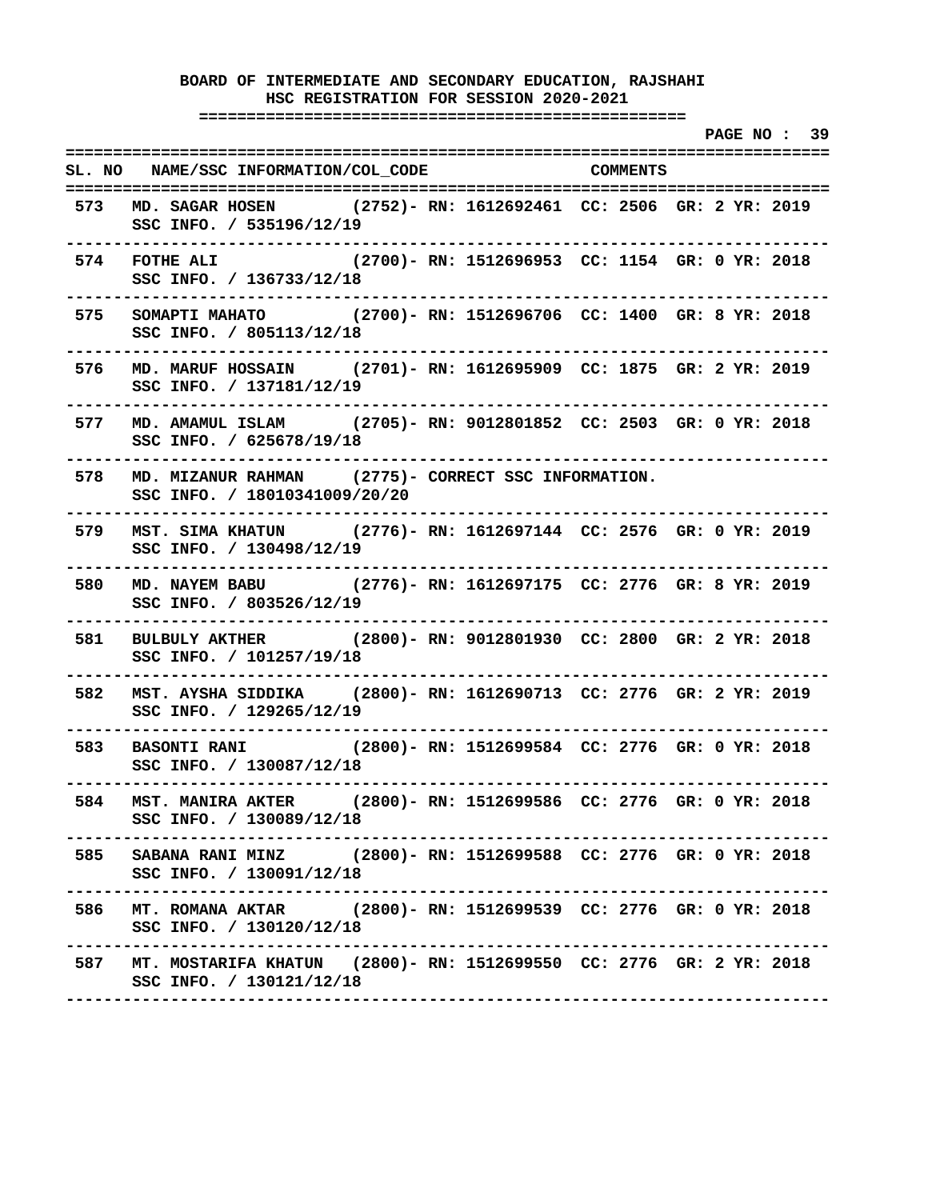**BOARD OF INTERMEDIATE AND SECONDARY EDUCATION, RAJSHAHI**
**HSC REGISTRATION FOR SESSION 2020-2021**

| SL. NO | NAME/SSC INFORMATION/COL_CODE | COMMENTS |
|---|---|---|
| 573 | MD. SAGAR HOSEN (2752)- SSC INFO. / 535196/12/19 | RN: 1612692461 CC: 2506 GR: 2 YR: 2019 |
| 574 | FOTHE ALI (2700)- SSC INFO. / 136733/12/18 | RN: 1512696953 CC: 1154 GR: 0 YR: 2018 |
| 575 | SOMAPTI MAHATO (2700)- SSC INFO. / 805113/12/18 | RN: 1512696706 CC: 1400 GR: 8 YR: 2018 |
| 576 | MD. MARUF HOSSAIN (2701)- SSC INFO. / 137181/12/19 | RN: 1612695909 CC: 1875 GR: 2 YR: 2019 |
| 577 | MD. AMAMUL ISLAM (2705)- SSC INFO. / 625678/19/18 | RN: 9012801852 CC: 2503 GR: 0 YR: 2018 |
| 578 | MD. MIZANUR RAHMAN (2775)- SSC INFO. / 18010341009/20/20 | CORRECT SSC INFORMATION. |
| 579 | MST. SIMA KHATUN (2776)- SSC INFO. / 130498/12/19 | RN: 1612697144 CC: 2576 GR: 0 YR: 2019 |
| 580 | MD. NAYEM BABU (2776)- SSC INFO. / 803526/12/19 | RN: 1612697175 CC: 2776 GR: 8 YR: 2019 |
| 581 | BULBULY AKTHER (2800)- SSC INFO. / 101257/19/18 | RN: 9012801930 CC: 2800 GR: 2 YR: 2018 |
| 582 | MST. AYSHA SIDDIKA (2800)- SSC INFO. / 129265/12/19 | RN: 1612690713 CC: 2776 GR: 2 YR: 2019 |
| 583 | BASONTI RANI (2800)- SSC INFO. / 130087/12/18 | RN: 1512699584 CC: 2776 GR: 0 YR: 2018 |
| 584 | MST. MANIRA AKTER (2800)- SSC INFO. / 130089/12/18 | RN: 1512699586 CC: 2776 GR: 0 YR: 2018 |
| 585 | SABANA RANI MINZ (2800)- SSC INFO. / 130091/12/18 | RN: 1512699588 CC: 2776 GR: 0 YR: 2018 |
| 586 | MT. ROMANA AKTAR (2800)- SSC INFO. / 130120/12/18 | RN: 1512699539 CC: 2776 GR: 0 YR: 2018 |
| 587 | MT. MOSTARIFA KHATUN (2800)- SSC INFO. / 130121/12/18 | RN: 1512699550 CC: 2776 GR: 2 YR: 2018 |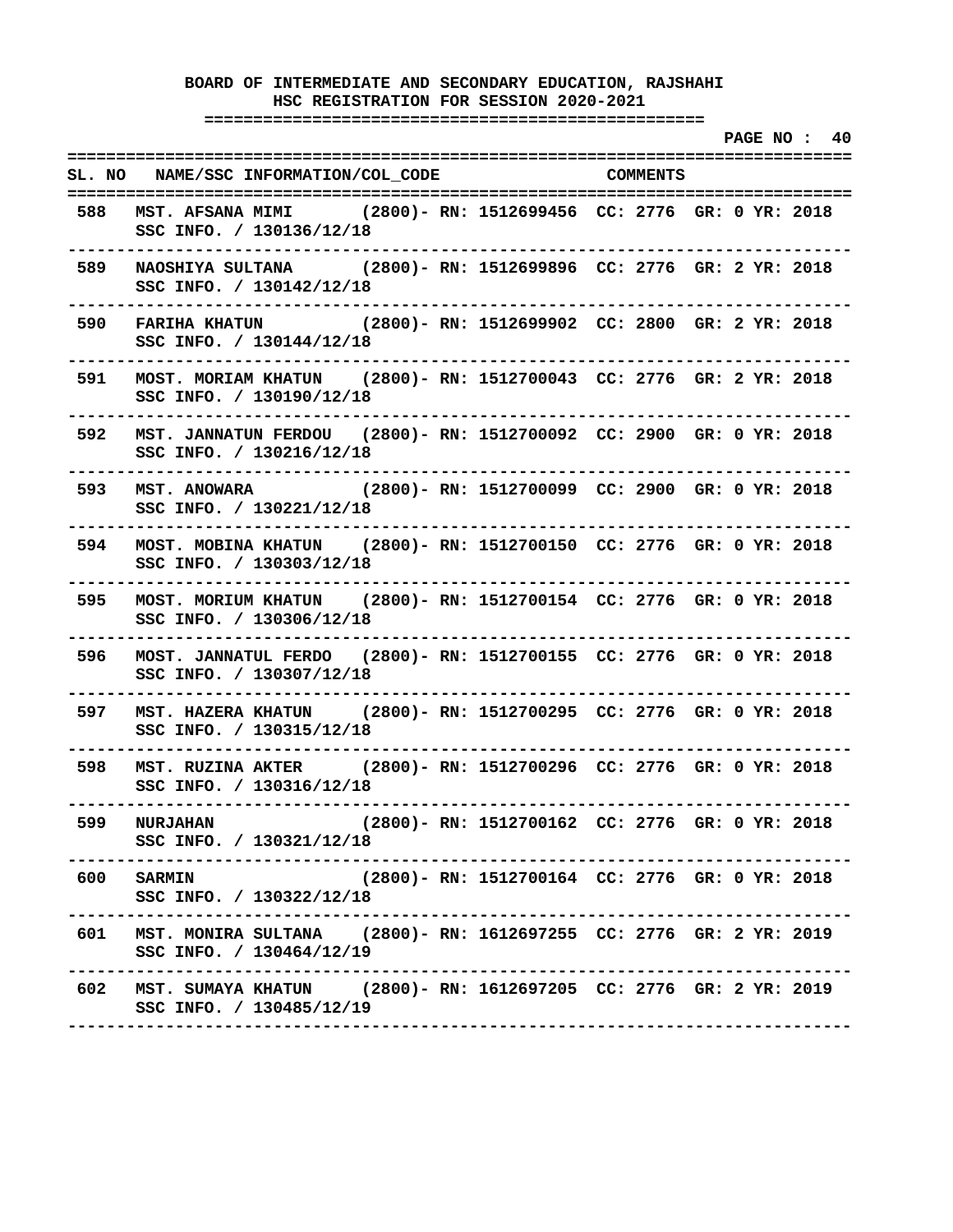**BOARD OF INTERMEDIATE AND SECONDARY EDUCATION, RAJSHAHI**
**HSC REGISTRATION FOR SESSION 2020-2021**

**PAGE NO : 40**

| SL. NO | NAME/SSC INFORMATION/COL_CODE | COMMENTS |
|---|---|---|
| 588 | MST. AFSANA MIMI (2800)- RN: 1512699456 CC: 2776 GR: 0 YR: 2018<br>SSC INFO. / 130136/12/18 | |
| 589 | NAOSHIYA SULTANA (2800)- RN: 1512699896 CC: 2776 GR: 2 YR: 2018<br>SSC INFO. / 130142/12/18 | |
| 590 | FARIHA KHATUN (2800)- RN: 1512699902 CC: 2800 GR: 2 YR: 2018<br>SSC INFO. / 130144/12/18 | |
| 591 | MOST. MORIAM KHATUN (2800)- RN: 1512700043 CC: 2776 GR: 2 YR: 2018<br>SSC INFO. / 130190/12/18 | |
| 592 | MST. JANNATUN FERDOU (2800)- RN: 1512700092 CC: 2900 GR: 0 YR: 2018<br>SSC INFO. / 130216/12/18 | |
| 593 | MST. ANOWARA (2800)- RN: 1512700099 CC: 2900 GR: 0 YR: 2018<br>SSC INFO. / 130221/12/18 | |
| 594 | MOST. MOBINA KHATUN (2800)- RN: 1512700150 CC: 2776 GR: 0 YR: 2018<br>SSC INFO. / 130303/12/18 | |
| 595 | MOST. MORIUM KHATUN (2800)- RN: 1512700154 CC: 2776 GR: 0 YR: 2018<br>SSC INFO. / 130306/12/18 | |
| 596 | MOST. JANNATUL FERDO (2800)- RN: 1512700155 CC: 2776 GR: 0 YR: 2018<br>SSC INFO. / 130307/12/18 | |
| 597 | MST. HAZERA KHATUN (2800)- RN: 1512700295 CC: 2776 GR: 0 YR: 2018<br>SSC INFO. / 130315/12/18 | |
| 598 | MST. RUZINA AKTER (2800)- RN: 1512700296 CC: 2776 GR: 0 YR: 2018<br>SSC INFO. / 130316/12/18 | |
| 599 | NURJAHAN (2800)- RN: 1512700162 CC: 2776 GR: 0 YR: 2018<br>SSC INFO. / 130321/12/18 | |
| 600 | SARMIN (2800)- RN: 1512700164 CC: 2776 GR: 0 YR: 2018<br>SSC INFO. / 130322/12/18 | |
| 601 | MST. MONIRA SULTANA (2800)- RN: 1612697255 CC: 2776 GR: 2 YR: 2019<br>SSC INFO. / 130464/12/19 | |
| 602 | MST. SUMAYA KHATUN (2800)- RN: 1612697205 CC: 2776 GR: 2 YR: 2019<br>SSC INFO. / 130485/12/19 | |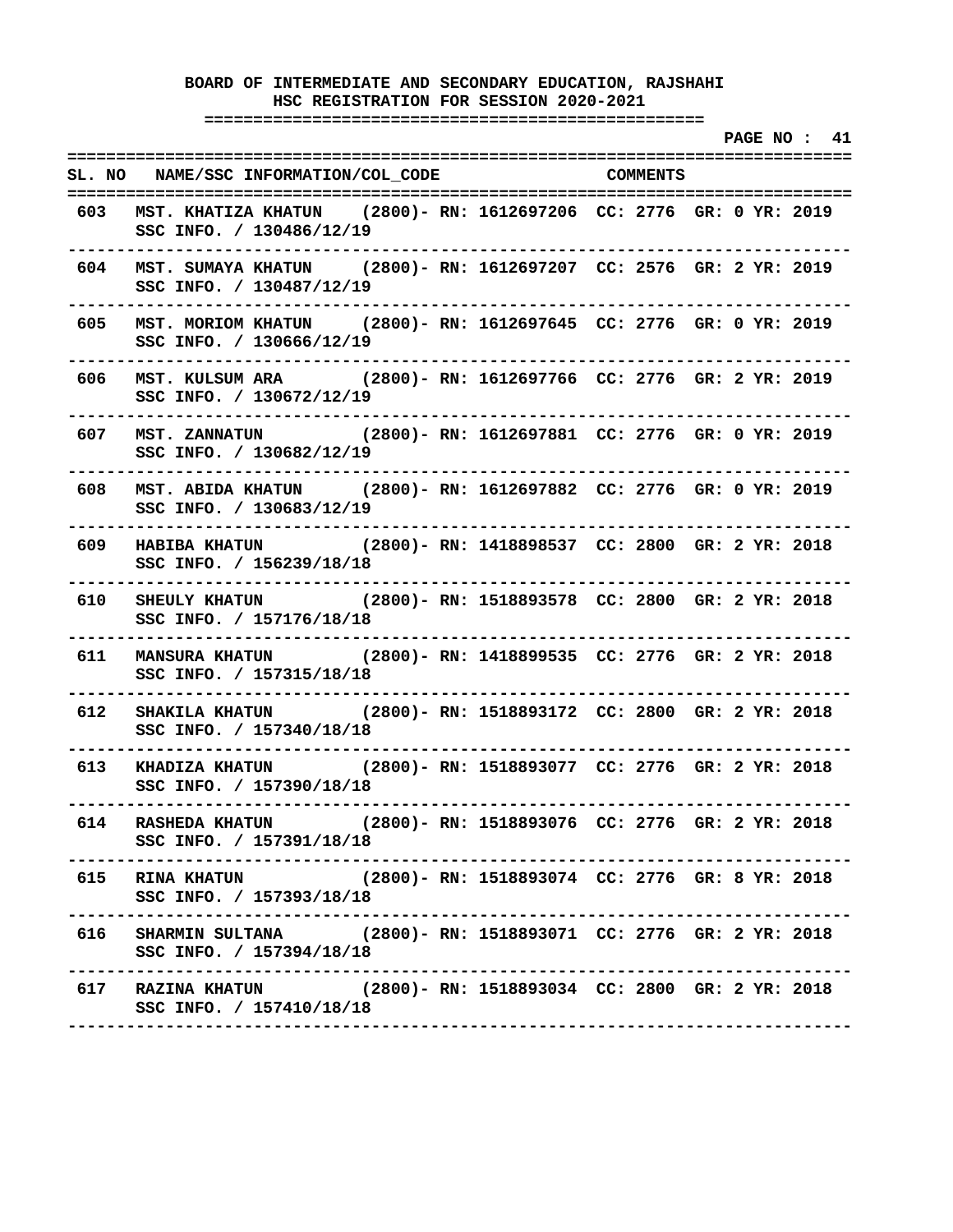**BOARD OF INTERMEDIATE AND SECONDARY EDUCATION, RAJSHAHI**
**HSC REGISTRATION FOR SESSION 2020-2021**

| SL. NO | NAME/SSC INFORMATION/COL_CODE | COMMENTS |
|---|---|---|
| 603 | MST. KHATIZA KHATUN (2800)- RN: 1612697206 CC: 2776 GR: 0 YR: 2019<br>SSC INFO. / 130486/12/19 | |
| 604 | MST. SUMAYA KHATUN (2800)- RN: 1612697207 CC: 2576 GR: 2 YR: 2019<br>SSC INFO. / 130487/12/19 | |
| 605 | MST. MORIOM KHATUN (2800)- RN: 1612697645 CC: 2776 GR: 0 YR: 2019<br>SSC INFO. / 130666/12/19 | |
| 606 | MST. KULSUM ARA (2800)- RN: 1612697766 CC: 2776 GR: 2 YR: 2019<br>SSC INFO. / 130672/12/19 | |
| 607 | MST. ZANNATUN (2800)- RN: 1612697881 CC: 2776 GR: 0 YR: 2019<br>SSC INFO. / 130682/12/19 | |
| 608 | MST. ABIDA KHATUN (2800)- RN: 1612697882 CC: 2776 GR: 0 YR: 2019<br>SSC INFO. / 130683/12/19 | |
| 609 | HABIBA KHATUN (2800)- RN: 1418898537 CC: 2800 GR: 2 YR: 2018<br>SSC INFO. / 156239/18/18 | |
| 610 | SHEULY KHATUN (2800)- RN: 1518893578 CC: 2800 GR: 2 YR: 2018<br>SSC INFO. / 157176/18/18 | |
| 611 | MANSURA KHATUN (2800)- RN: 1418899535 CC: 2776 GR: 2 YR: 2018<br>SSC INFO. / 157315/18/18 | |
| 612 | SHAKILA KHATUN (2800)- RN: 1518893172 CC: 2800 GR: 2 YR: 2018<br>SSC INFO. / 157340/18/18 | |
| 613 | KHADIZA KHATUN (2800)- RN: 1518893077 CC: 2776 GR: 2 YR: 2018<br>SSC INFO. / 157390/18/18 | |
| 614 | RASHEDA KHATUN (2800)- RN: 1518893076 CC: 2776 GR: 2 YR: 2018<br>SSC INFO. / 157391/18/18 | |
| 615 | RINA KHATUN (2800)- RN: 1518893074 CC: 2776 GR: 8 YR: 2018<br>SSC INFO. / 157393/18/18 | |
| 616 | SHARMIN SULTANA (2800)- RN: 1518893071 CC: 2776 GR: 2 YR: 2018<br>SSC INFO. / 157394/18/18 | |
| 617 | RAZINA KHATUN (2800)- RN: 1518893034 CC: 2800 GR: 2 YR: 2018<br>SSC INFO. / 157410/18/18 | |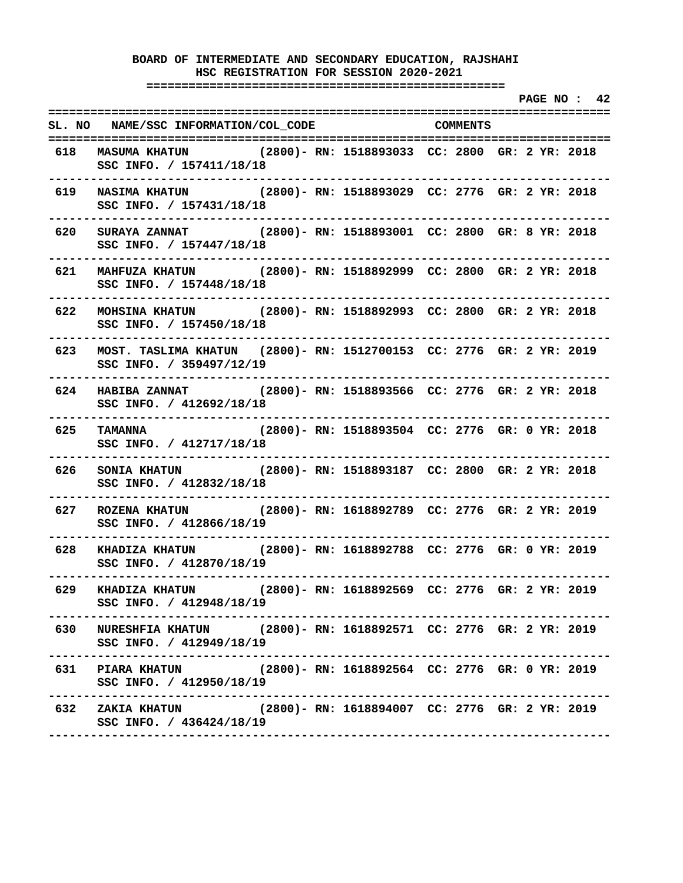**BOARD OF INTERMEDIATE AND SECONDARY EDUCATION, RAJSHAHI**
**HSC REGISTRATION FOR SESSION 2020-2021**

| SL. NO | NAME/SSC INFORMATION/COL_CODE | COMMENTS |
|---|---|---|
| 618 | MASUMA KHATUN (2800)- RN: 1518893033 CC: 2800 GR: 2 YR: 2018<br>SSC INFO. / 157411/18/18 | |
| 619 | NASIMA KHATUN (2800)- RN: 1518893029 CC: 2776 GR: 2 YR: 2018<br>SSC INFO. / 157431/18/18 | |
| 620 | SURAYA ZANNAT (2800)- RN: 1518893001 CC: 2800 GR: 8 YR: 2018<br>SSC INFO. / 157447/18/18 | |
| 621 | MAHFUZA KHATUN (2800)- RN: 1518892999 CC: 2800 GR: 2 YR: 2018<br>SSC INFO. / 157448/18/18 | |
| 622 | MOHSINA KHATUN (2800)- RN: 1518892993 CC: 2800 GR: 2 YR: 2018<br>SSC INFO. / 157450/18/18 | |
| 623 | MOST. TASLIMA KHATUN (2800)- RN: 1512700153 CC: 2776 GR: 2 YR: 2019<br>SSC INFO. / 359497/12/19 | |
| 624 | HABIBA ZANNAT (2800)- RN: 1518893566 CC: 2776 GR: 2 YR: 2018<br>SSC INFO. / 412692/18/18 | |
| 625 | TAMANNA (2800)- RN: 1518893504 CC: 2776 GR: 0 YR: 2018<br>SSC INFO. / 412717/18/18 | |
| 626 | SONIA KHATUN (2800)- RN: 1518893187 CC: 2800 GR: 2 YR: 2018<br>SSC INFO. / 412832/18/18 | |
| 627 | ROZENA KHATUN (2800)- RN: 1618892789 CC: 2776 GR: 2 YR: 2019<br>SSC INFO. / 412866/18/19 | |
| 628 | KHADIZA KHATUN (2800)- RN: 1618892788 CC: 2776 GR: 0 YR: 2019<br>SSC INFO. / 412870/18/19 | |
| 629 | KHADIZA KHATUN (2800)- RN: 1618892569 CC: 2776 GR: 2 YR: 2019<br>SSC INFO. / 412948/18/19 | |
| 630 | NURESHFIA KHATUN (2800)- RN: 1618892571 CC: 2776 GR: 2 YR: 2019<br>SSC INFO. / 412949/18/19 | |
| 631 | PIARA KHATUN (2800)- RN: 1618892564 CC: 2776 GR: 0 YR: 2019<br>SSC INFO. / 412950/18/19 | |
| 632 | ZAKIA KHATUN (2800)- RN: 1618894007 CC: 2776 GR: 2 YR: 2019<br>SSC INFO. / 436424/18/19 | |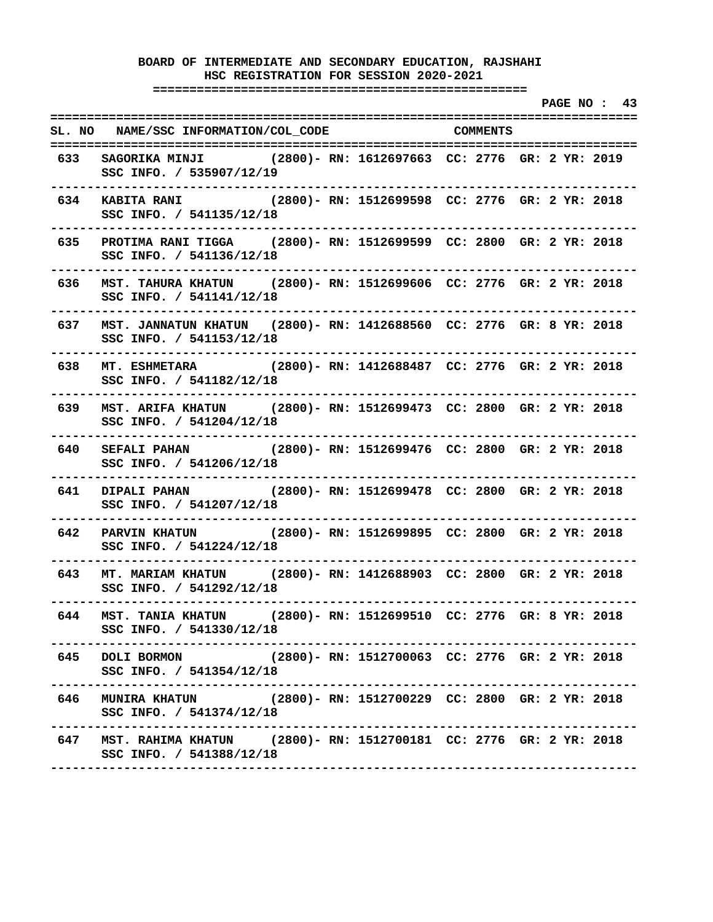# BOARD OF INTERMEDIATE AND SECONDARY EDUCATION, RAJSHAHI

## HSC REGISTRATION FOR SESSION 2020-2021

| SL. NO | NAME/SSC INFORMATION/COL_CODE | COMMENTS |
|---|---|---|
| 633 | SAGORIKA MINJI (2800)- RN: 1612697663 CC: 2776 GR: 2 YR: 2019<br>SSC INFO. / 535907/12/19 | |
| 634 | KABITA RANI (2800)- RN: 1512699598 CC: 2776 GR: 2 YR: 2018<br>SSC INFO. / 541135/12/18 | |
| 635 | PROTIMA RANI TIGGA (2800)- RN: 1512699599 CC: 2800 GR: 2 YR: 2018<br>SSC INFO. / 541136/12/18 | |
| 636 | MST. TAHURA KHATUN (2800)- RN: 1512699606 CC: 2776 GR: 2 YR: 2018<br>SSC INFO. / 541141/12/18 | |
| 637 | MST. JANNATUN KHATUN (2800)- RN: 1412688560 CC: 2776 GR: 8 YR: 2018<br>SSC INFO. / 541153/12/18 | |
| 638 | MT. ESHMETARA (2800)- RN: 1412688487 CC: 2776 GR: 2 YR: 2018<br>SSC INFO. / 541182/12/18 | |
| 639 | MST. ARIFA KHATUN (2800)- RN: 1512699473 CC: 2800 GR: 2 YR: 2018<br>SSC INFO. / 541204/12/18 | |
| 640 | SEFALI PAHAN (2800)- RN: 1512699476 CC: 2800 GR: 2 YR: 2018<br>SSC INFO. / 541206/12/18 | |
| 641 | DIPALI PAHAN (2800)- RN: 1512699478 CC: 2800 GR: 2 YR: 2018<br>SSC INFO. / 541207/12/18 | |
| 642 | PARVIN KHATUN (2800)- RN: 1512699895 CC: 2800 GR: 2 YR: 2018<br>SSC INFO. / 541224/12/18 | |
| 643 | MT. MARIAM KHATUN (2800)- RN: 1412688903 CC: 2800 GR: 2 YR: 2018<br>SSC INFO. / 541292/12/18 | |
| 644 | MST. TANIA KHATUN (2800)- RN: 1512699510 CC: 2776 GR: 8 YR: 2018<br>SSC INFO. / 541330/12/18 | |
| 645 | DOLI BORMON (2800)- RN: 1512700063 CC: 2776 GR: 2 YR: 2018<br>SSC INFO. / 541354/12/18 | |
| 646 | MUNIRA KHATUN (2800)- RN: 1512700229 CC: 2800 GR: 2 YR: 2018<br>SSC INFO. / 541374/12/18 | |
| 647 | MST. RAHIMA KHATUN (2800)- RN: 1512700181 CC: 2776 GR: 2 YR: 2018<br>SSC INFO. / 541388/12/18 | |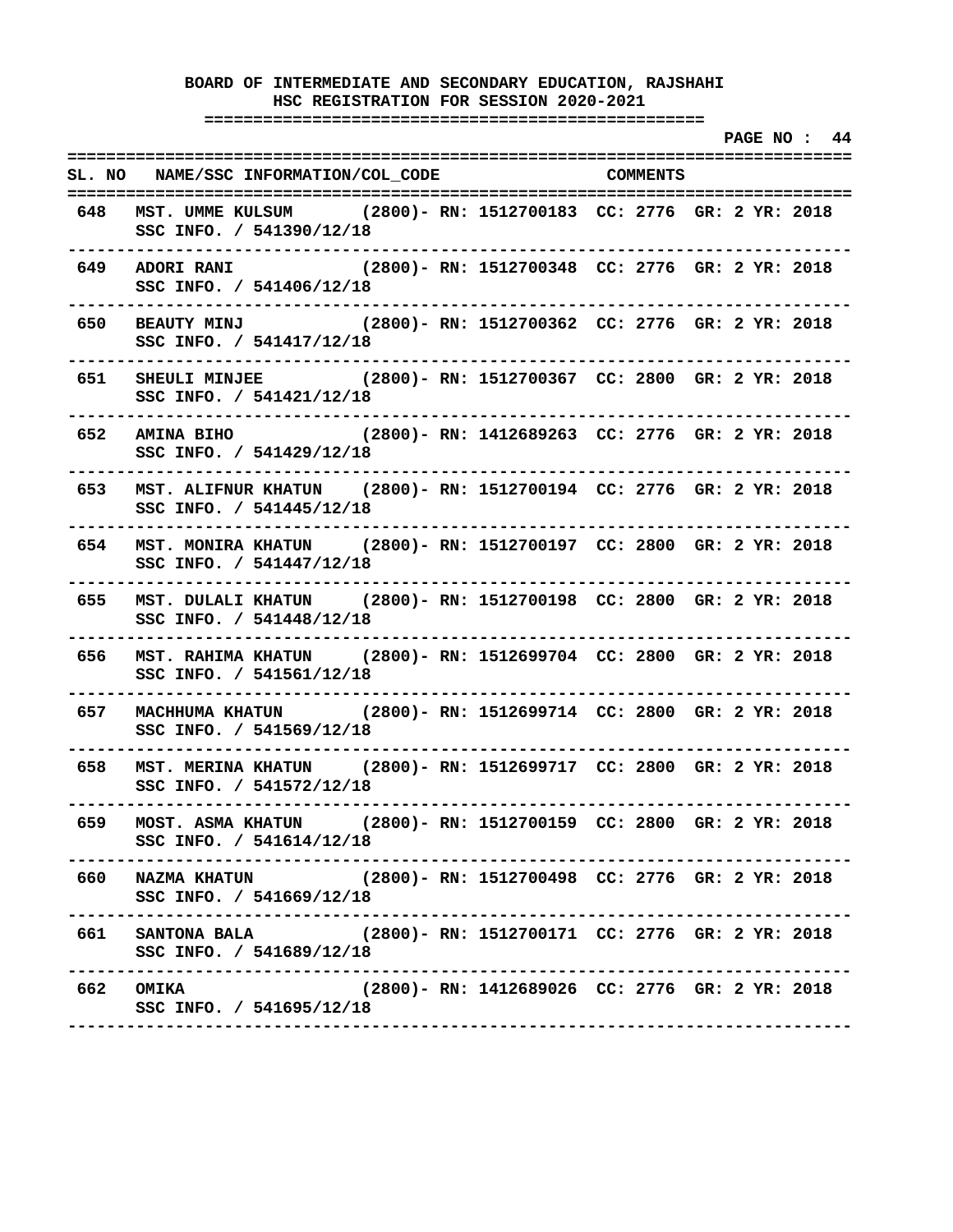# BOARD OF INTERMEDIATE AND SECONDARY EDUCATION, RAJSHAHI

## HSC REGISTRATION FOR SESSION 2020-2021

PAGE NO : 44

| SL. NO | NAME/SSC INFORMATION/COL_CODE | COMMENTS |
|---|---|---|
| 648 | MST. UMME KULSUM (2800)- RN: 1512700183 CC: 2776 GR: 2 YR: 2018<br>SSC INFO. / 541390/12/18 | |
| 649 | ADORI RANI (2800)- RN: 1512700348 CC: 2776 GR: 2 YR: 2018<br>SSC INFO. / 541406/12/18 | |
| 650 | BEAUTY MINJ (2800)- RN: 1512700362 CC: 2776 GR: 2 YR: 2018<br>SSC INFO. / 541417/12/18 | |
| 651 | SHEULI MINJEE (2800)- RN: 1512700367 CC: 2800 GR: 2 YR: 2018<br>SSC INFO. / 541421/12/18 | |
| 652 | AMINA BIHO (2800)- RN: 1412689263 CC: 2776 GR: 2 YR: 2018<br>SSC INFO. / 541429/12/18 | |
| 653 | MST. ALIFNUR KHATUN (2800)- RN: 1512700194 CC: 2776 GR: 2 YR: 2018<br>SSC INFO. / 541445/12/18 | |
| 654 | MST. MONIRA KHATUN (2800)- RN: 1512700197 CC: 2800 GR: 2 YR: 2018<br>SSC INFO. / 541447/12/18 | |
| 655 | MST. DULALI KHATUN (2800)- RN: 1512700198 CC: 2800 GR: 2 YR: 2018<br>SSC INFO. / 541448/12/18 | |
| 656 | MST. RAHIMA KHATUN (2800)- RN: 1512699704 CC: 2800 GR: 2 YR: 2018<br>SSC INFO. / 541561/12/18 | |
| 657 | MACHHUMA KHATUN (2800)- RN: 1512699714 CC: 2800 GR: 2 YR: 2018<br>SSC INFO. / 541569/12/18 | |
| 658 | MST. MERINA KHATUN (2800)- RN: 1512699717 CC: 2800 GR: 2 YR: 2018<br>SSC INFO. / 541572/12/18 | |
| 659 | MOST. ASMA KHATUN (2800)- RN: 1512700159 CC: 2800 GR: 2 YR: 2018<br>SSC INFO. / 541614/12/18 | |
| 660 | NAZMA KHATUN (2800)- RN: 1512700498 CC: 2776 GR: 2 YR: 2018<br>SSC INFO. / 541669/12/18 | |
| 661 | SANTONA BALA (2800)- RN: 1512700171 CC: 2776 GR: 2 YR: 2018<br>SSC INFO. / 541689/12/18 | |
| 662 | OMIKA (2800)- RN: 1412689026 CC: 2776 GR: 2 YR: 2018<br>SSC INFO. / 541695/12/18 | |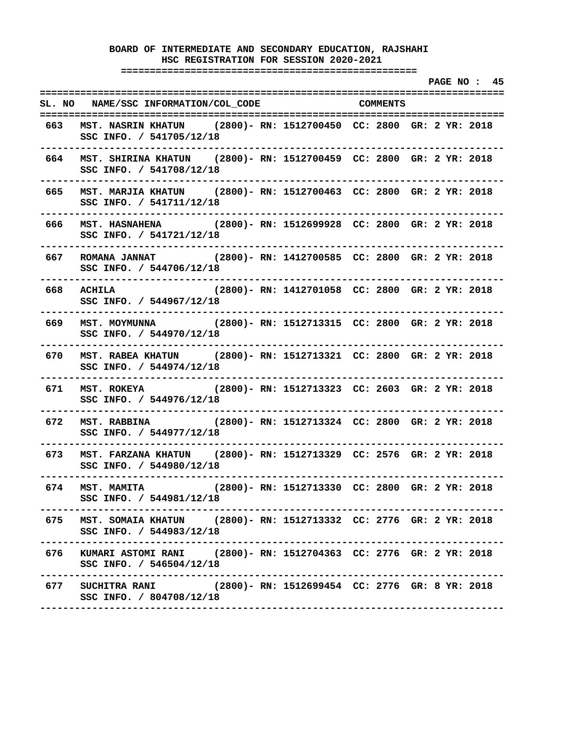**BOARD OF INTERMEDIATE AND SECONDARY EDUCATION, RAJSHAHI**
**HSC REGISTRATION FOR SESSION 2020-2021**

| SL. NO | NAME/SSC INFORMATION/COL_CODE | COMMENTS |
|---|---|---|
| 663 | MST. NASRIN KHATUN (2800)- RN: 1512700450 CC: 2800 GR: 2 YR: 2018<br>SSC INFO. / 541705/12/18 | |
| 664 | MST. SHIRINA KHATUN (2800)- RN: 1512700459 CC: 2800 GR: 2 YR: 2018<br>SSC INFO. / 541708/12/18 | |
| 665 | MST. MARJIA KHATUN (2800)- RN: 1512700463 CC: 2800 GR: 2 YR: 2018<br>SSC INFO. / 541711/12/18 | |
| 666 | MST. HASNAHENA (2800)- RN: 1512699928 CC: 2800 GR: 2 YR: 2018<br>SSC INFO. / 541721/12/18 | |
| 667 | ROMANA JANNAT (2800)- RN: 1412700585 CC: 2800 GR: 2 YR: 2018<br>SSC INFO. / 544706/12/18 | |
| 668 | ACHILA (2800)- RN: 1412701058 CC: 2800 GR: 2 YR: 2018<br>SSC INFO. / 544967/12/18 | |
| 669 | MST. MOYMUNNA (2800)- RN: 1512713315 CC: 2800 GR: 2 YR: 2018<br>SSC INFO. / 544970/12/18 | |
| 670 | MST. RABEA KHATUN (2800)- RN: 1512713321 CC: 2800 GR: 2 YR: 2018<br>SSC INFO. / 544974/12/18 | |
| 671 | MST. ROKEYA (2800)- RN: 1512713323 CC: 2603 GR: 2 YR: 2018<br>SSC INFO. / 544976/12/18 | |
| 672 | MST. RABBINA (2800)- RN: 1512713324 CC: 2800 GR: 2 YR: 2018<br>SSC INFO. / 544977/12/18 | |
| 673 | MST. FARZANA KHATUN (2800)- RN: 1512713329 CC: 2576 GR: 2 YR: 2018<br>SSC INFO. / 544980/12/18 | |
| 674 | MST. MAMITA (2800)- RN: 1512713330 CC: 2800 GR: 2 YR: 2018<br>SSC INFO. / 544981/12/18 | |
| 675 | MST. SOMAIA KHATUN (2800)- RN: 1512713332 CC: 2776 GR: 2 YR: 2018<br>SSC INFO. / 544983/12/18 | |
| 676 | KUMARI ASTOMI RANI (2800)- RN: 1512704363 CC: 2776 GR: 2 YR: 2018<br>SSC INFO. / 546504/12/18 | |
| 677 | SUCHITRA RANI (2800)- RN: 1512699454 CC: 2776 GR: 8 YR: 2018<br>SSC INFO. / 804708/12/18 | |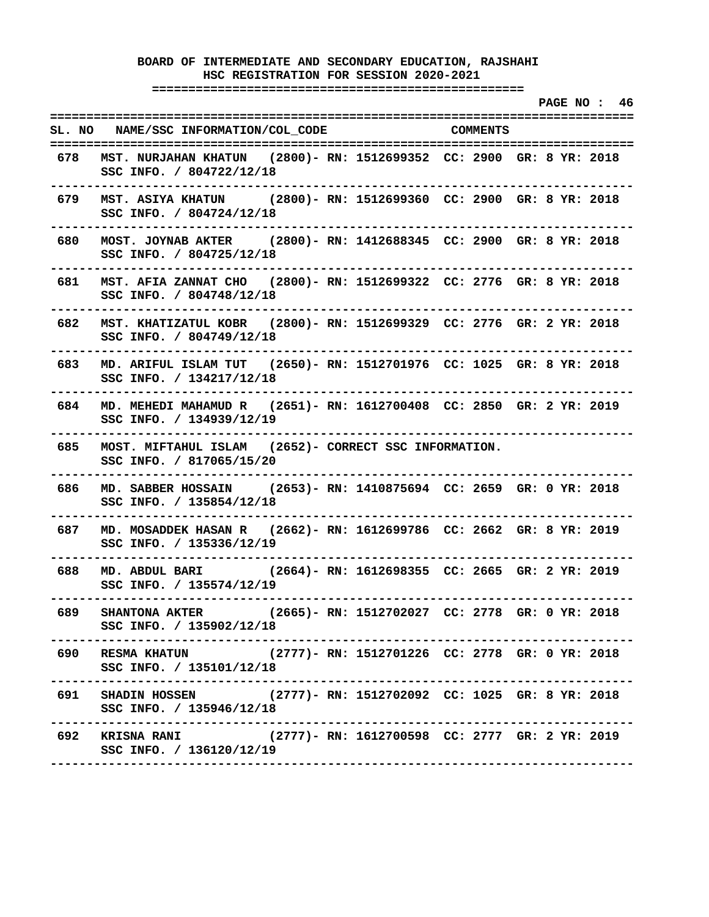**BOARD OF INTERMEDIATE AND SECONDARY EDUCATION, RAJSHAHI**
**HSC REGISTRATION FOR SESSION 2020-2021**

**PAGE NO : 46**

| SL. NO | NAME/SSC INFORMATION/COL_CODE | COMMENTS |
|---|---|---|
| 678 | MST. NURJAHAN KHATUN (2800)- SSC INFO. / 804722/12/18 | RN: 1512699352 CC: 2900 GR: 8 YR: 2018 |
| 679 | MST. ASIYA KHATUN (2800)- SSC INFO. / 804724/12/18 | RN: 1512699360 CC: 2900 GR: 8 YR: 2018 |
| 680 | MOST. JOYNAB AKTER (2800)- SSC INFO. / 804725/12/18 | RN: 1412688345 CC: 2900 GR: 8 YR: 2018 |
| 681 | MST. AFIA ZANNAT CHO (2800)- SSC INFO. / 804748/12/18 | RN: 1512699322 CC: 2776 GR: 8 YR: 2018 |
| 682 | MST. KHATIZATUL KOBR (2800)- SSC INFO. / 804749/12/18 | RN: 1512699329 CC: 2776 GR: 2 YR: 2018 |
| 683 | MD. ARIFUL ISLAM TUT (2650)- SSC INFO. / 134217/12/18 | RN: 1512701976 CC: 1025 GR: 8 YR: 2018 |
| 684 | MD. MEHEDI MAHAMUD R (2651)- SSC INFO. / 134939/12/19 | RN: 1612700408 CC: 2850 GR: 2 YR: 2019 |
| 685 | MOST. MIFTAHUL ISLAM (2652)- SSC INFO. / 817065/15/20 | CORRECT SSC INFORMATION. |
| 686 | MD. SABBER HOSSAIN (2653)- SSC INFO. / 135854/12/18 | RN: 1410875694 CC: 2659 GR: 0 YR: 2018 |
| 687 | MD. MOSADDEK HASAN R (2662)- SSC INFO. / 135336/12/19 | RN: 1612699786 CC: 2662 GR: 8 YR: 2019 |
| 688 | MD. ABDUL BARI (2664)- SSC INFO. / 135574/12/19 | RN: 1612698355 CC: 2665 GR: 2 YR: 2019 |
| 689 | SHANTONA AKTER (2665)- SSC INFO. / 135902/12/18 | RN: 1512702027 CC: 2778 GR: 0 YR: 2018 |
| 690 | RESMA KHATUN (2777)- SSC INFO. / 135101/12/18 | RN: 1512701226 CC: 2778 GR: 0 YR: 2018 |
| 691 | SHADIN HOSSEN (2777)- SSC INFO. / 135946/12/18 | RN: 1512702092 CC: 1025 GR: 8 YR: 2018 |
| 692 | KRISNA RANI (2777)- SSC INFO. / 136120/12/19 | RN: 1612700598 CC: 2777 GR: 2 YR: 2019 |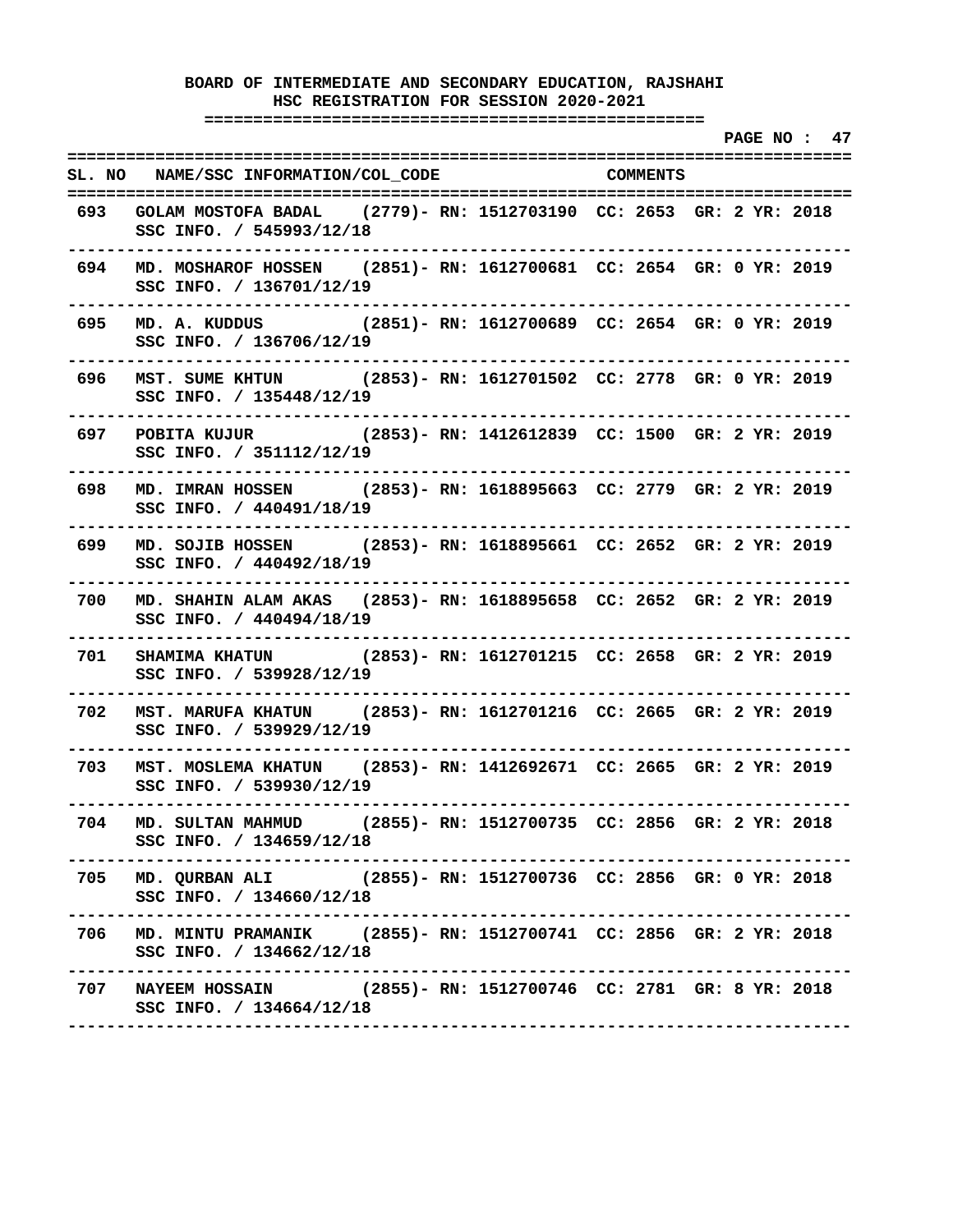# BOARD OF INTERMEDIATE AND SECONDARY EDUCATION, RAJSHAHI

## HSC REGISTRATION FOR SESSION 2020-2021

| SL. NO | NAME/SSC INFORMATION/COL_CODE | COMMENTS |
|---|---|---|
| 693 | GOLAM MOSTOFA BADAL (2779)- RN: 1512703190 CC: 2653 GR: 2 YR: 2018<br>SSC INFO. / 545993/12/18 | |
| 694 | MD. MOSHAROF HOSSEN (2851)- RN: 1612700681 CC: 2654 GR: 0 YR: 2019<br>SSC INFO. / 136701/12/19 | |
| 695 | MD. A. KUDDUS (2851)- RN: 1612700689 CC: 2654 GR: 0 YR: 2019<br>SSC INFO. / 136706/12/19 | |
| 696 | MST. SUME KHTUN (2853)- RN: 1612701502 CC: 2778 GR: 0 YR: 2019<br>SSC INFO. / 135448/12/19 | |
| 697 | POBITA KUJUR (2853)- RN: 1412612839 CC: 1500 GR: 2 YR: 2019<br>SSC INFO. / 351112/12/19 | |
| 698 | MD. IMRAN HOSSEN (2853)- RN: 1618895663 CC: 2779 GR: 2 YR: 2019<br>SSC INFO. / 440491/18/19 | |
| 699 | MD. SOJIB HOSSEN (2853)- RN: 1618895661 CC: 2652 GR: 2 YR: 2019<br>SSC INFO. / 440492/18/19 | |
| 700 | MD. SHAHIN ALAM AKAS (2853)- RN: 1618895658 CC: 2652 GR: 2 YR: 2019<br>SSC INFO. / 440494/18/19 | |
| 701 | SHAMIMA KHATUN (2853)- RN: 1612701215 CC: 2658 GR: 2 YR: 2019<br>SSC INFO. / 539928/12/19 | |
| 702 | MST. MARUFA KHATUN (2853)- RN: 1612701216 CC: 2665 GR: 2 YR: 2019<br>SSC INFO. / 539929/12/19 | |
| 703 | MST. MOSLEMA KHATUN (2853)- RN: 1412692671 CC: 2665 GR: 2 YR: 2019<br>SSC INFO. / 539930/12/19 | |
| 704 | MD. SULTAN MAHMUD (2855)- RN: 1512700735 CC: 2856 GR: 2 YR: 2018<br>SSC INFO. / 134659/12/18 | |
| 705 | MD. QURBAN ALI (2855)- RN: 1512700736 CC: 2856 GR: 0 YR: 2018<br>SSC INFO. / 134660/12/18 | |
| 706 | MD. MINTU PRAMANIK (2855)- RN: 1512700741 CC: 2856 GR: 2 YR: 2018<br>SSC INFO. / 134662/12/18 | |
| 707 | NAYEEM HOSSAIN (2855)- RN: 1512700746 CC: 2781 GR: 8 YR: 2018<br>SSC INFO. / 134664/12/18 | |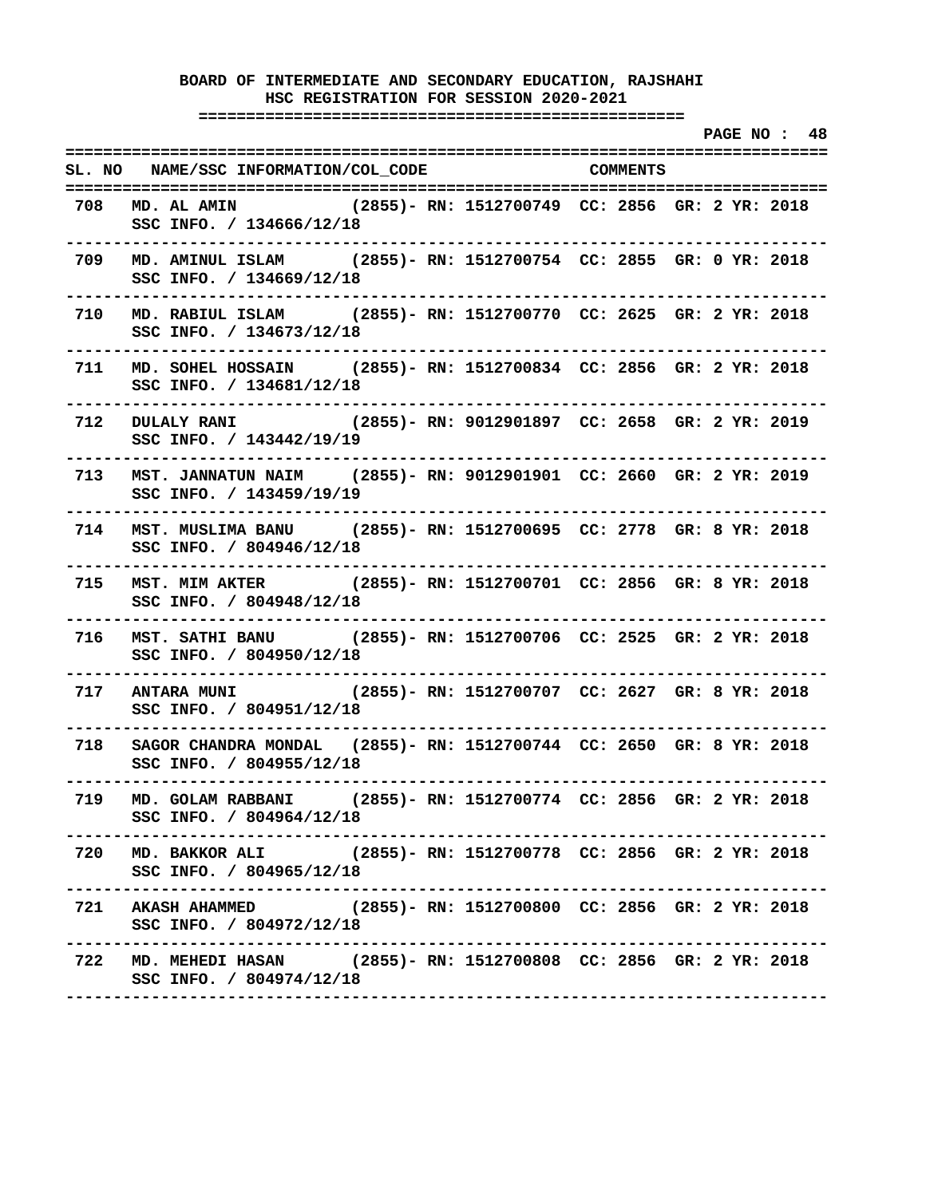# BOARD OF INTERMEDIATE AND SECONDARY EDUCATION, RAJSHAHI

## HSC REGISTRATION FOR SESSION 2020-2021

PAGE NO : 48

| SL. NO | NAME/SSC INFORMATION/COL_CODE | COMMENTS |
|---|---|---|
| 708 | MD. AL AMIN (2855)- RN: 1512700749 CC: 2856 GR: 2 YR: 2018<br>SSC INFO. / 134666/12/18 | |
| 709 | MD. AMINUL ISLAM (2855)- RN: 1512700754 CC: 2855 GR: 0 YR: 2018<br>SSC INFO. / 134669/12/18 | |
| 710 | MD. RABIUL ISLAM (2855)- RN: 1512700770 CC: 2625 GR: 2 YR: 2018<br>SSC INFO. / 134673/12/18 | |
| 711 | MD. SOHEL HOSSAIN (2855)- RN: 1512700834 CC: 2856 GR: 2 YR: 2018<br>SSC INFO. / 134681/12/18 | |
| 712 | DULALY RANI (2855)- RN: 9012901897 CC: 2658 GR: 2 YR: 2019<br>SSC INFO. / 143442/19/19 | |
| 713 | MST. JANNATUN NAIM (2855)- RN: 9012901901 CC: 2660 GR: 2 YR: 2019<br>SSC INFO. / 143459/19/19 | |
| 714 | MST. MUSLIMA BANU (2855)- RN: 1512700695 CC: 2778 GR: 8 YR: 2018<br>SSC INFO. / 804946/12/18 | |
| 715 | MST. MIM AKTER (2855)- RN: 1512700701 CC: 2856 GR: 8 YR: 2018<br>SSC INFO. / 804948/12/18 | |
| 716 | MST. SATHI BANU (2855)- RN: 1512700706 CC: 2525 GR: 2 YR: 2018<br>SSC INFO. / 804950/12/18 | |
| 717 | ANTARA MUNI (2855)- RN: 1512700707 CC: 2627 GR: 8 YR: 2018<br>SSC INFO. / 804951/12/18 | |
| 718 | SAGOR CHANDRA MONDAL (2855)- RN: 1512700744 CC: 2650 GR: 8 YR: 2018<br>SSC INFO. / 804955/12/18 | |
| 719 | MD. GOLAM RABBANI (2855)- RN: 1512700774 CC: 2856 GR: 2 YR: 2018<br>SSC INFO. / 804964/12/18 | |
| 720 | MD. BAKKOR ALI (2855)- RN: 1512700778 CC: 2856 GR: 2 YR: 2018<br>SSC INFO. / 804965/12/18 | |
| 721 | AKASH AHAMMED (2855)- RN: 1512700800 CC: 2856 GR: 2 YR: 2018<br>SSC INFO. / 804972/12/18 | |
| 722 | MD. MEHEDI HASAN (2855)- RN: 1512700808 CC: 2856 GR: 2 YR: 2018<br>SSC INFO. / 804974/12/18 | |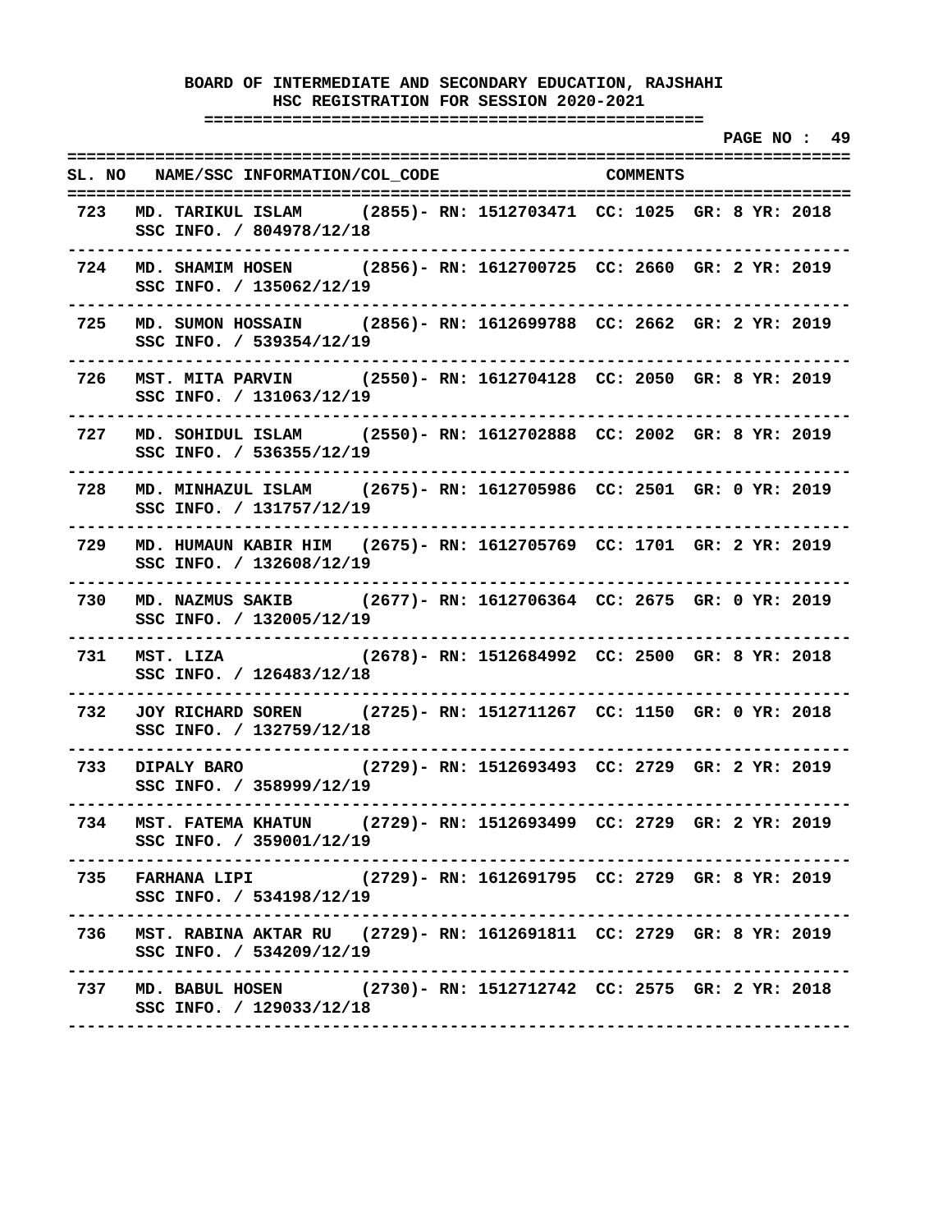**BOARD OF INTERMEDIATE AND SECONDARY EDUCATION, RAJSHAHI**
**HSC REGISTRATION FOR SESSION 2020-2021**

| SL. NO | NAME/SSC INFORMATION/COL_CODE | COMMENTS |
|---|---|---|
| 723 | MD. TARIKUL ISLAM (2855)- SSC INFO. / 804978/12/18 | RN: 1512703471 CC: 1025 GR: 8 YR: 2018 |
| 724 | MD. SHAMIM HOSEN (2856)- SSC INFO. / 135062/12/19 | RN: 1612700725 CC: 2660 GR: 2 YR: 2019 |
| 725 | MD. SUMON HOSSAIN (2856)- SSC INFO. / 539354/12/19 | RN: 1612699788 CC: 2662 GR: 2 YR: 2019 |
| 726 | MST. MITA PARVIN (2550)- SSC INFO. / 131063/12/19 | RN: 1612704128 CC: 2050 GR: 8 YR: 2019 |
| 727 | MD. SOHIDUL ISLAM (2550)- SSC INFO. / 536355/12/19 | RN: 1612702888 CC: 2002 GR: 8 YR: 2019 |
| 728 | MD. MINHAZUL ISLAM (2675)- SSC INFO. / 131757/12/19 | RN: 1612705986 CC: 2501 GR: 0 YR: 2019 |
| 729 | MD. HUMAUN KABIR HIM (2675)- SSC INFO. / 132608/12/19 | RN: 1612705769 CC: 1701 GR: 2 YR: 2019 |
| 730 | MD. NAZMUS SAKIB (2677)- SSC INFO. / 132005/12/19 | RN: 1612706364 CC: 2675 GR: 0 YR: 2019 |
| 731 | MST. LIZA (2678)- SSC INFO. / 126483/12/18 | RN: 1512684992 CC: 2500 GR: 8 YR: 2018 |
| 732 | JOY RICHARD SOREN (2725)- SSC INFO. / 132759/12/18 | RN: 1512711267 CC: 1150 GR: 0 YR: 2018 |
| 733 | DIPALY BARO (2729)- SSC INFO. / 358999/12/19 | RN: 1512693493 CC: 2729 GR: 2 YR: 2019 |
| 734 | MST. FATEMA KHATUN (2729)- SSC INFO. / 359001/12/19 | RN: 1512693499 CC: 2729 GR: 2 YR: 2019 |
| 735 | FARHANA LIPI (2729)- SSC INFO. / 534198/12/19 | RN: 1612691795 CC: 2729 GR: 8 YR: 2019 |
| 736 | MST. RABINA AKTAR RU (2729)- SSC INFO. / 534209/12/19 | RN: 1612691811 CC: 2729 GR: 8 YR: 2019 |
| 737 | MD. BABUL HOSEN (2730)- SSC INFO. / 129033/12/18 | RN: 1512712742 CC: 2575 GR: 2 YR: 2018 |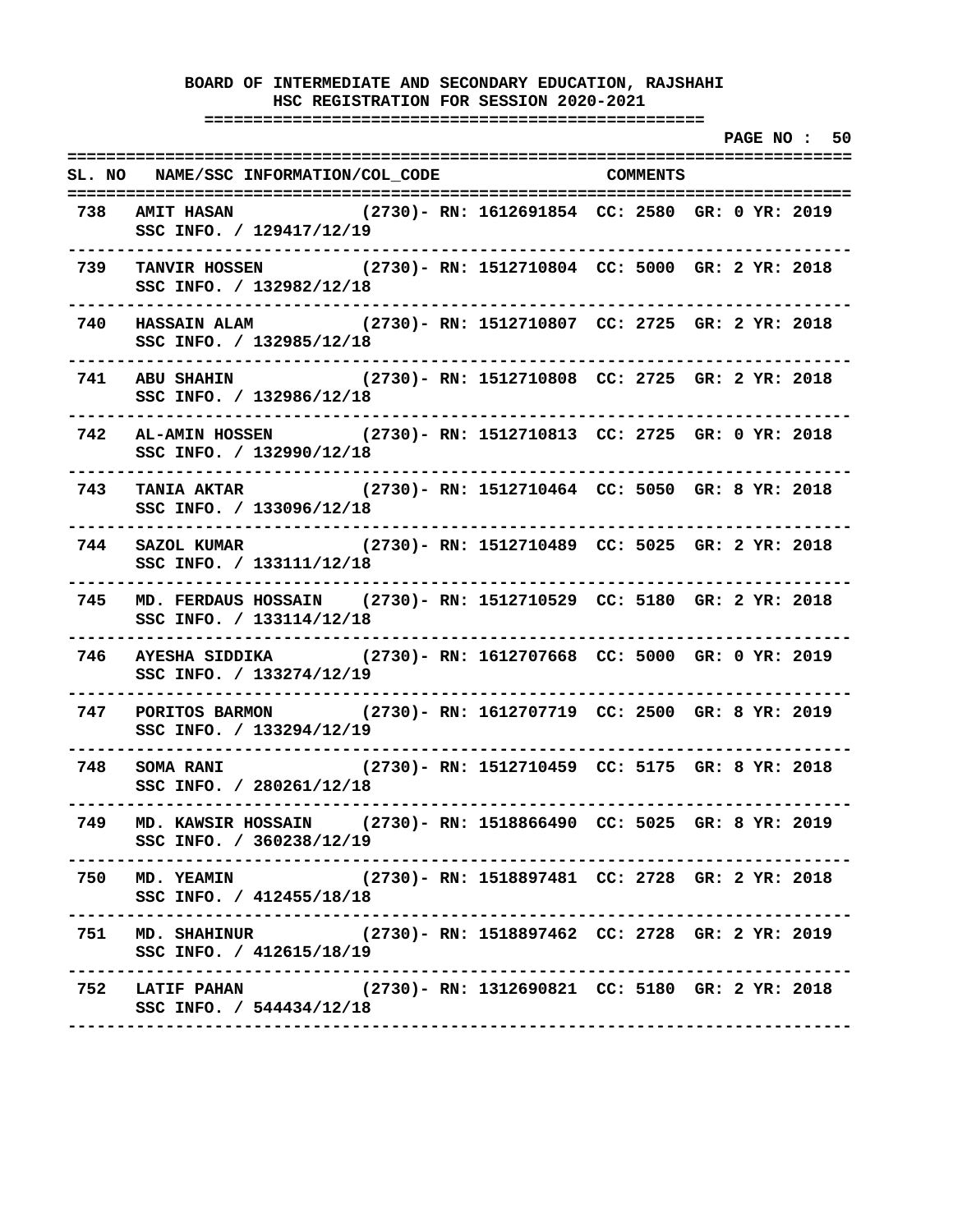# BOARD OF INTERMEDIATE AND SECONDARY EDUCATION, RAJSHAHI

## HSC REGISTRATION FOR SESSION 2020-2021

| SL. NO | NAME/SSC INFORMATION/COL_CODE | COMMENTS |
|---|---|---|
| 738 | AMIT HASAN (2730)- RN: 1612691854 CC: 2580 GR: 0 YR: 2019<br>SSC INFO. / 129417/12/19 | |
| 739 | TANVIR HOSSEN (2730)- RN: 1512710804 CC: 5000 GR: 2 YR: 2018<br>SSC INFO. / 132982/12/18 | |
| 740 | HASSAIN ALAM (2730)- RN: 1512710807 CC: 2725 GR: 2 YR: 2018<br>SSC INFO. / 132985/12/18 | |
| 741 | ABU SHAHIN (2730)- RN: 1512710808 CC: 2725 GR: 2 YR: 2018<br>SSC INFO. / 132986/12/18 | |
| 742 | AL-AMIN HOSSEN (2730)- RN: 1512710813 CC: 2725 GR: 0 YR: 2018<br>SSC INFO. / 132990/12/18 | |
| 743 | TANIA AKTAR (2730)- RN: 1512710464 CC: 5050 GR: 8 YR: 2018<br>SSC INFO. / 133096/12/18 | |
| 744 | SAZOL KUMAR (2730)- RN: 1512710489 CC: 5025 GR: 2 YR: 2018<br>SSC INFO. / 133111/12/18 | |
| 745 | MD. FERDAUS HOSSAIN (2730)- RN: 1512710529 CC: 5180 GR: 2 YR: 2018<br>SSC INFO. / 133114/12/18 | |
| 746 | AYESHA SIDDIKA (2730)- RN: 1612707668 CC: 5000 GR: 0 YR: 2019<br>SSC INFO. / 133274/12/19 | |
| 747 | PORITOS BARMON (2730)- RN: 1612707719 CC: 2500 GR: 8 YR: 2019<br>SSC INFO. / 133294/12/19 | |
| 748 | SOMA RANI (2730)- RN: 1512710459 CC: 5175 GR: 8 YR: 2018<br>SSC INFO. / 280261/12/18 | |
| 749 | MD. KAWSIR HOSSAIN (2730)- RN: 1518866490 CC: 5025 GR: 8 YR: 2019<br>SSC INFO. / 360238/12/19 | |
| 750 | MD. YEAMIN (2730)- RN: 1518897481 CC: 2728 GR: 2 YR: 2018<br>SSC INFO. / 412455/18/18 | |
| 751 | MD. SHAHINUR (2730)- RN: 1518897462 CC: 2728 GR: 2 YR: 2019<br>SSC INFO. / 412615/18/19 | |
| 752 | LATIF PAHAN (2730)- RN: 1312690821 CC: 5180 GR: 2 YR: 2018<br>SSC INFO. / 544434/12/18 | |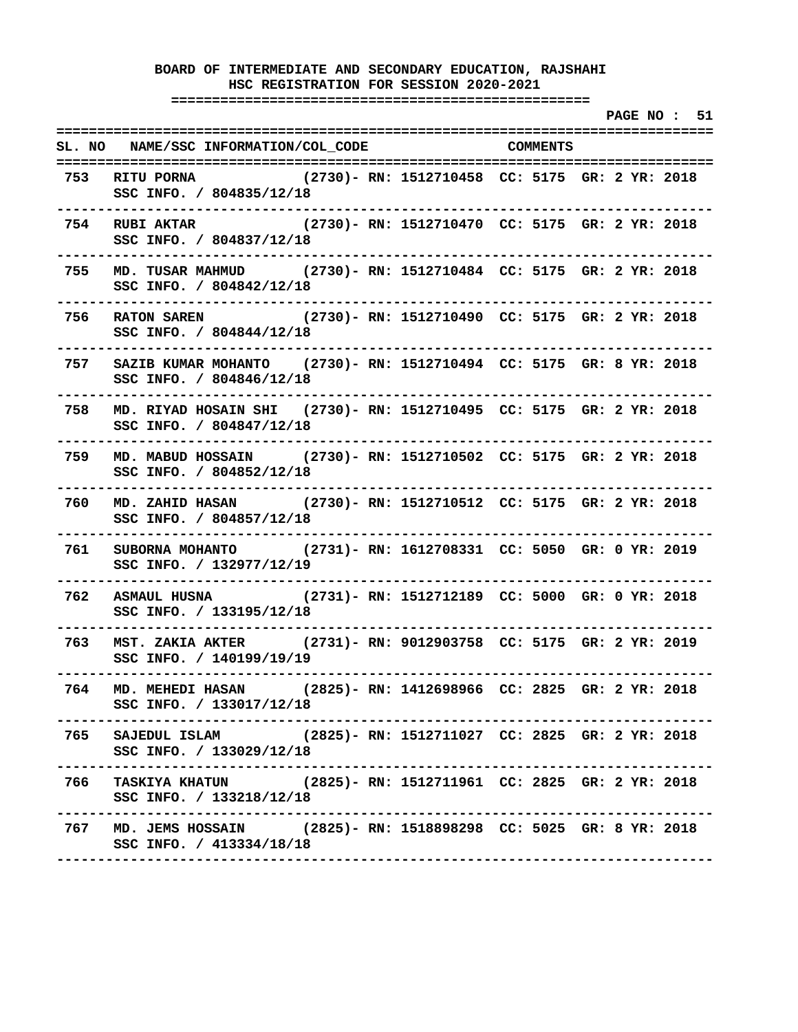**BOARD OF INTERMEDIATE AND SECONDARY EDUCATION, RAJSHAHI**
**HSC REGISTRATION FOR SESSION 2020-2021**

| SL. NO | NAME/SSC INFORMATION/COL_CODE | COMMENTS |
|---|---|---|
| 753 | RITU PORNA (2730)- RN: 1512710458 CC: 5175 GR: 2 YR: 2018<br>SSC INFO. / 804835/12/18 | |
| 754 | RUBI AKTAR (2730)- RN: 1512710470 CC: 5175 GR: 2 YR: 2018<br>SSC INFO. / 804837/12/18 | |
| 755 | MD. TUSAR MAHMUD (2730)- RN: 1512710484 CC: 5175 GR: 2 YR: 2018<br>SSC INFO. / 804842/12/18 | |
| 756 | RATON SAREN (2730)- RN: 1512710490 CC: 5175 GR: 2 YR: 2018<br>SSC INFO. / 804844/12/18 | |
| 757 | SAZIB KUMAR MOHANTO (2730)- RN: 1512710494 CC: 5175 GR: 8 YR: 2018<br>SSC INFO. / 804846/12/18 | |
| 758 | MD. RIYAD HOSAIN SHI (2730)- RN: 1512710495 CC: 5175 GR: 2 YR: 2018<br>SSC INFO. / 804847/12/18 | |
| 759 | MD. MABUD HOSSAIN (2730)- RN: 1512710502 CC: 5175 GR: 2 YR: 2018<br>SSC INFO. / 804852/12/18 | |
| 760 | MD. ZAHID HASAN (2730)- RN: 1512710512 CC: 5175 GR: 2 YR: 2018<br>SSC INFO. / 804857/12/18 | |
| 761 | SUBORNA MOHANTO (2731)- RN: 1612708331 CC: 5050 GR: 0 YR: 2019<br>SSC INFO. / 132977/12/19 | |
| 762 | ASMAUL HUSNA (2731)- RN: 1512712189 CC: 5000 GR: 0 YR: 2018<br>SSC INFO. / 133195/12/18 | |
| 763 | MST. ZAKIA AKTER (2731)- RN: 9012903758 CC: 5175 GR: 2 YR: 2019<br>SSC INFO. / 140199/19/19 | |
| 764 | MD. MEHEDI HASAN (2825)- RN: 1412698966 CC: 2825 GR: 2 YR: 2018<br>SSC INFO. / 133017/12/18 | |
| 765 | SAJEDUL ISLAM (2825)- RN: 1512711027 CC: 2825 GR: 2 YR: 2018<br>SSC INFO. / 133029/12/18 | |
| 766 | TASKIYA KHATUN (2825)- RN: 1512711961 CC: 2825 GR: 2 YR: 2018<br>SSC INFO. / 133218/12/18 | |
| 767 | MD. JEMS HOSSAIN (2825)- RN: 1518898298 CC: 5025 GR: 8 YR: 2018<br>SSC INFO. / 413334/18/18 | |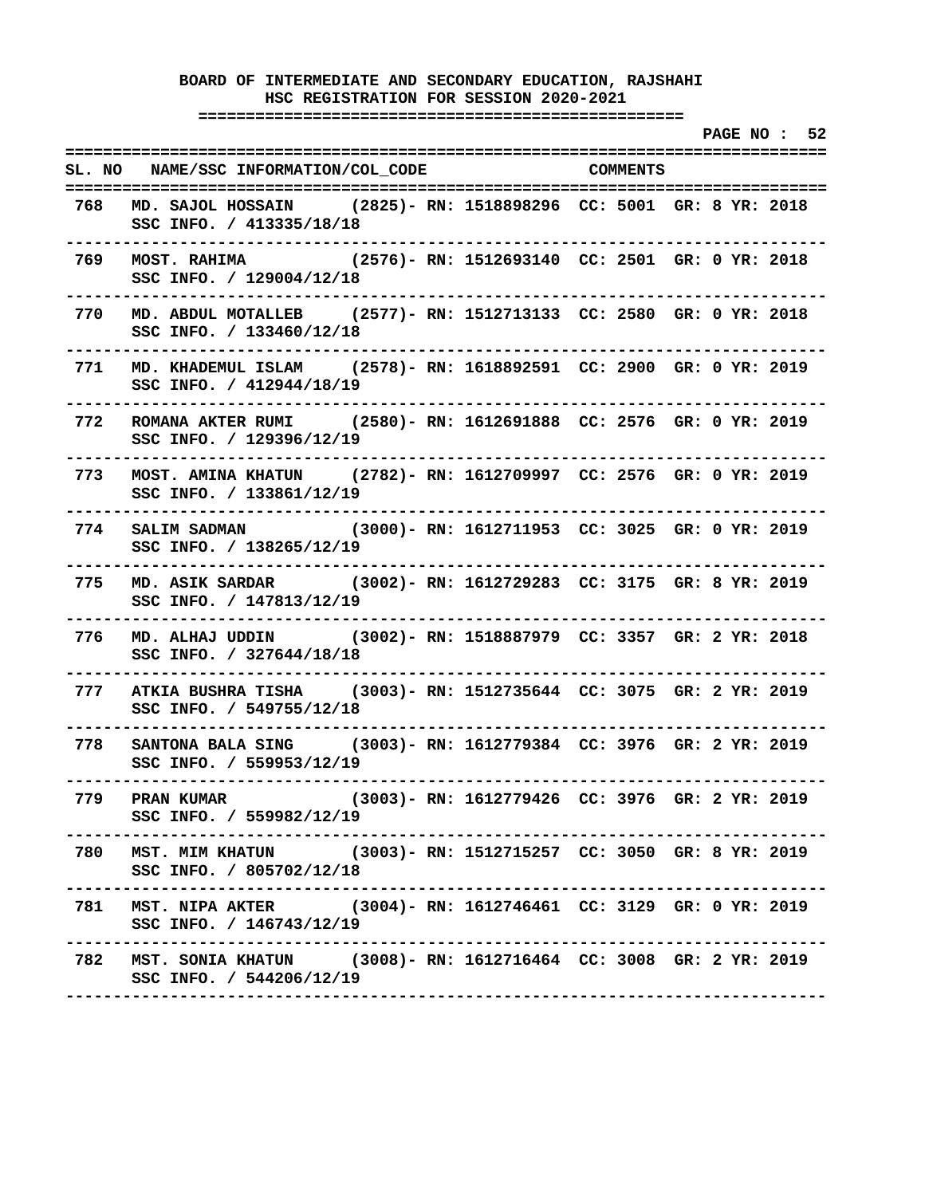**BOARD OF INTERMEDIATE AND SECONDARY EDUCATION, RAJSHAHI**
**HSC REGISTRATION FOR SESSION 2020-2021**

**PAGE NO : 52**

| SL. NO | NAME/SSC INFORMATION/COL_CODE | | COMMENTS |
|---|---|---|---|
| 768 | MD. SAJOL HOSSAIN (2825)- RN: 1518898296 CC: 5001 GR: 8 YR: 2018 | SSC INFO. / 413335/18/18 | |
| 769 | MOST. RAHIMA (2576)- RN: 1512693140 CC: 2501 GR: 0 YR: 2018 | SSC INFO. / 129004/12/18 | |
| 770 | MD. ABDUL MOTALLEB (2577)- RN: 1512713133 CC: 2580 GR: 0 YR: 2018 | SSC INFO. / 133460/12/18 | |
| 771 | MD. KHADEMUL ISLAM (2578)- RN: 1618892591 CC: 2900 GR: 0 YR: 2019 | SSC INFO. / 412944/18/19 | |
| 772 | ROMANA AKTER RUMI (2580)- RN: 1612691888 CC: 2576 GR: 0 YR: 2019 | SSC INFO. / 129396/12/19 | |
| 773 | MOST. AMINA KHATUN (2782)- RN: 1612709997 CC: 2576 GR: 0 YR: 2019 | SSC INFO. / 133861/12/19 | |
| 774 | SALIM SADMAN (3000)- RN: 1612711953 CC: 3025 GR: 0 YR: 2019 | SSC INFO. / 138265/12/19 | |
| 775 | MD. ASIK SARDAR (3002)- RN: 1612729283 CC: 3175 GR: 8 YR: 2019 | SSC INFO. / 147813/12/19 | |
| 776 | MD. ALHAJ UDDIN (3002)- RN: 1518887979 CC: 3357 GR: 2 YR: 2018 | SSC INFO. / 327644/18/18 | |
| 777 | ATKIA BUSHRA TISHA (3003)- RN: 1512735644 CC: 3075 GR: 2 YR: 2019 | SSC INFO. / 549755/12/18 | |
| 778 | SANTONA BALA SING (3003)- RN: 1612779384 CC: 3976 GR: 2 YR: 2019 | SSC INFO. / 559953/12/19 | |
| 779 | PRAN KUMAR (3003)- RN: 1612779426 CC: 3976 GR: 2 YR: 2019 | SSC INFO. / 559982/12/19 | |
| 780 | MST. MIM KHATUN (3003)- RN: 1512715257 CC: 3050 GR: 8 YR: 2019 | SSC INFO. / 805702/12/18 | |
| 781 | MST. NIPA AKTER (3004)- RN: 1612746461 CC: 3129 GR: 0 YR: 2019 | SSC INFO. / 146743/12/19 | |
| 782 | MST. SONIA KHATUN (3008)- RN: 1612716464 CC: 3008 GR: 2 YR: 2019 | SSC INFO. / 544206/12/19 | |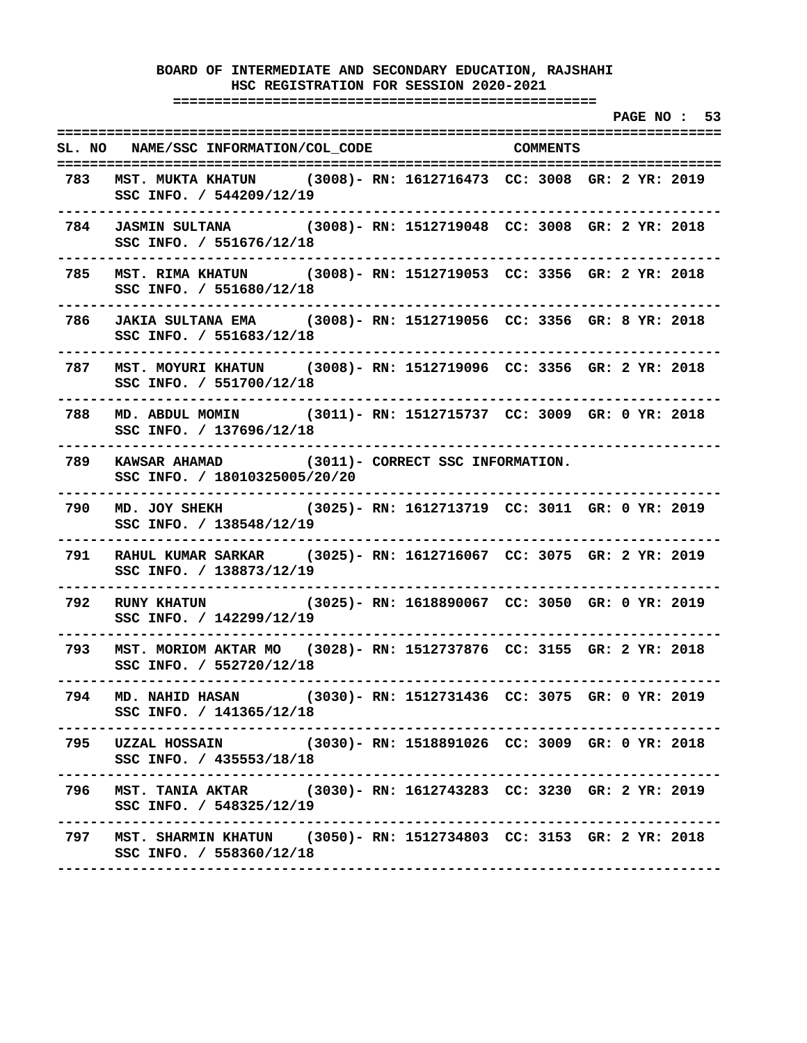**BOARD OF INTERMEDIATE AND SECONDARY EDUCATION, RAJSHAHI**
**HSC REGISTRATION FOR SESSION 2020-2021**

| SL. NO | NAME/SSC INFORMATION/COL_CODE | COMMENTS |
|---|---|---|
| 783 | MST. MUKTA KHATUN (3008)- SSC INFO. / 544209/12/19 | RN: 1612716473 CC: 3008 GR: 2 YR: 2019 |
| 784 | JASMIN SULTANA (3008)- SSC INFO. / 551676/12/18 | RN: 1512719048 CC: 3008 GR: 2 YR: 2018 |
| 785 | MST. RIMA KHATUN (3008)- SSC INFO. / 551680/12/18 | RN: 1512719053 CC: 3356 GR: 2 YR: 2018 |
| 786 | JAKIA SULTANA EMA (3008)- SSC INFO. / 551683/12/18 | RN: 1512719056 CC: 3356 GR: 8 YR: 2018 |
| 787 | MST. MOYURI KHATUN (3008)- SSC INFO. / 551700/12/18 | RN: 1512719096 CC: 3356 GR: 2 YR: 2018 |
| 788 | MD. ABDUL MOMIN (3011)- SSC INFO. / 137696/12/18 | RN: 1512715737 CC: 3009 GR: 0 YR: 2018 |
| 789 | KAWSAR AHAMAD (3011)- SSC INFO. / 18010325005/20/20 | CORRECT SSC INFORMATION. |
| 790 | MD. JOY SHEKH (3025)- SSC INFO. / 138548/12/19 | RN: 1612713719 CC: 3011 GR: 0 YR: 2019 |
| 791 | RAHUL KUMAR SARKAR (3025)- SSC INFO. / 138873/12/19 | RN: 1612716067 CC: 3075 GR: 2 YR: 2019 |
| 792 | RUNY KHATUN (3025)- SSC INFO. / 142299/12/19 | RN: 1618890067 CC: 3050 GR: 0 YR: 2019 |
| 793 | MST. MORIOM AKTAR MO (3028)- SSC INFO. / 552720/12/18 | RN: 1512737876 CC: 3155 GR: 2 YR: 2018 |
| 794 | MD. NAHID HASAN (3030)- SSC INFO. / 141365/12/18 | RN: 1512731436 CC: 3075 GR: 0 YR: 2019 |
| 795 | UZZAL HOSSAIN (3030)- SSC INFO. / 435553/18/18 | RN: 1518891026 CC: 3009 GR: 0 YR: 2018 |
| 796 | MST. TANIA AKTAR (3030)- SSC INFO. / 548325/12/19 | RN: 1612743283 CC: 3230 GR: 2 YR: 2019 |
| 797 | MST. SHARMIN KHATUN (3050)- SSC INFO. / 558360/12/18 | RN: 1512734803 CC: 3153 GR: 2 YR: 2018 |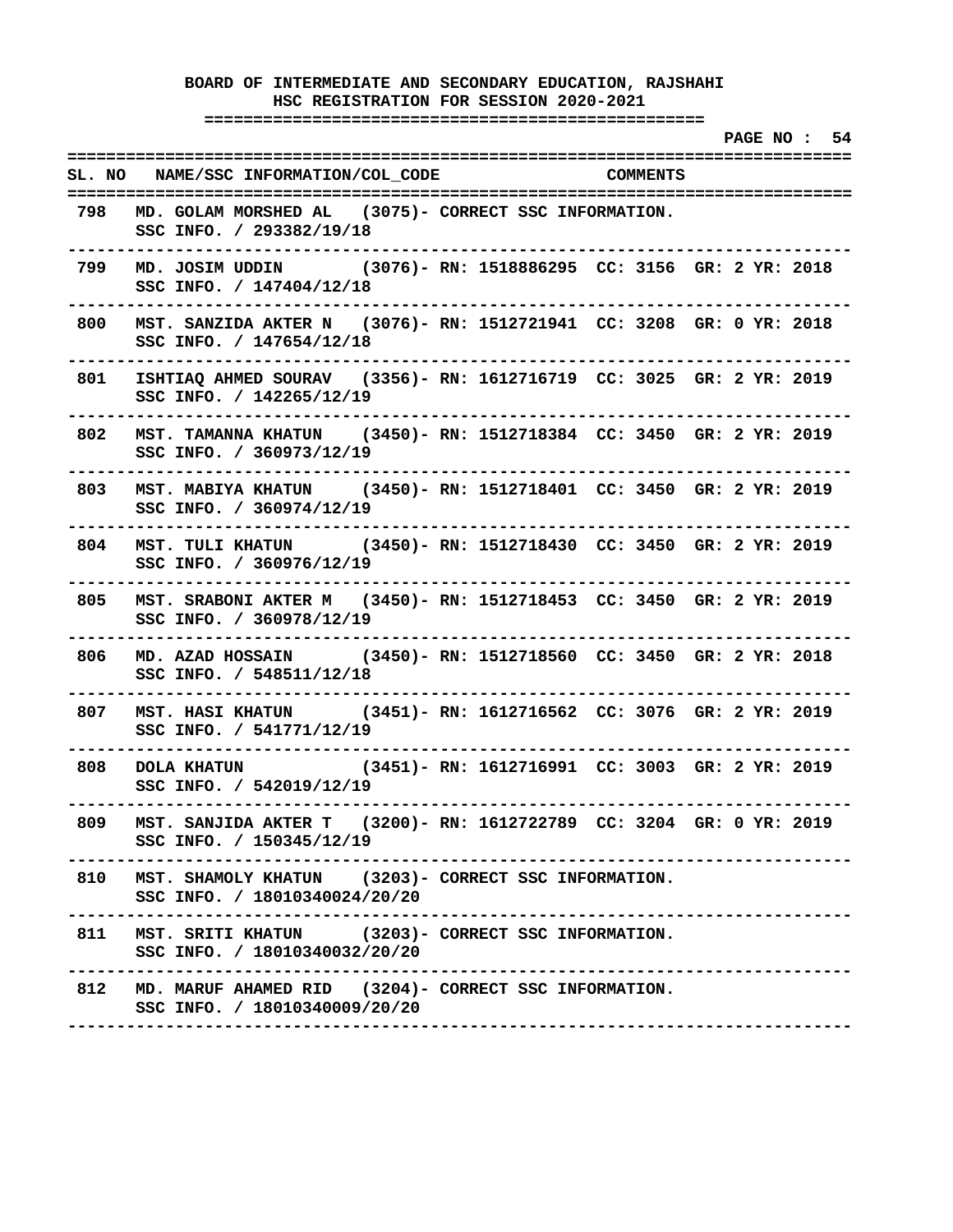**BOARD OF INTERMEDIATE AND SECONDARY EDUCATION, RAJSHAHI**
**HSC REGISTRATION FOR SESSION 2020-2021**

| SL. NO | NAME/SSC INFORMATION/COL_CODE | COMMENTS |
|---|---|---|
| 798 | MD. GOLAM MORSHED AL (3075)- SSC INFO. / 293382/19/18 | CORRECT SSC INFORMATION. |
| 799 | MD. JOSIM UDDIN (3076)- SSC INFO. / 147404/12/18 | RN: 1518886295 CC: 3156 GR: 2 YR: 2018 |
| 800 | MST. SANZIDA AKTER N (3076)- SSC INFO. / 147654/12/18 | RN: 1512721941 CC: 3208 GR: 0 YR: 2018 |
| 801 | ISHTIAQ AHMED SOURAV (3356)- SSC INFO. / 142265/12/19 | RN: 1612716719 CC: 3025 GR: 2 YR: 2019 |
| 802 | MST. TAMANNA KHATUN (3450)- SSC INFO. / 360973/12/19 | RN: 1512718384 CC: 3450 GR: 2 YR: 2019 |
| 803 | MST. MABIYA KHATUN (3450)- SSC INFO. / 360974/12/19 | RN: 1512718401 CC: 3450 GR: 2 YR: 2019 |
| 804 | MST. TULI KHATUN (3450)- SSC INFO. / 360976/12/19 | RN: 1512718430 CC: 3450 GR: 2 YR: 2019 |
| 805 | MST. SRABONI AKTER M (3450)- SSC INFO. / 360978/12/19 | RN: 1512718453 CC: 3450 GR: 2 YR: 2019 |
| 806 | MD. AZAD HOSSAIN (3450)- SSC INFO. / 548511/12/18 | RN: 1512718560 CC: 3450 GR: 2 YR: 2018 |
| 807 | MST. HASI KHATUN (3451)- SSC INFO. / 541771/12/19 | RN: 1612716562 CC: 3076 GR: 2 YR: 2019 |
| 808 | DOLA KHATUN (3451)- SSC INFO. / 542019/12/19 | RN: 1612716991 CC: 3003 GR: 2 YR: 2019 |
| 809 | MST. SANJIDA AKTER T (3200)- SSC INFO. / 150345/12/19 | RN: 1612722789 CC: 3204 GR: 0 YR: 2019 |
| 810 | MST. SHAMOLY KHATUN (3203)- SSC INFO. / 18010340024/20/20 | CORRECT SSC INFORMATION. |
| 811 | MST. SRITI KHATUN (3203)- SSC INFO. / 18010340032/20/20 | CORRECT SSC INFORMATION. |
| 812 | MD. MARUF AHAMED RID (3204)- SSC INFO. / 18010340009/20/20 | CORRECT SSC INFORMATION. |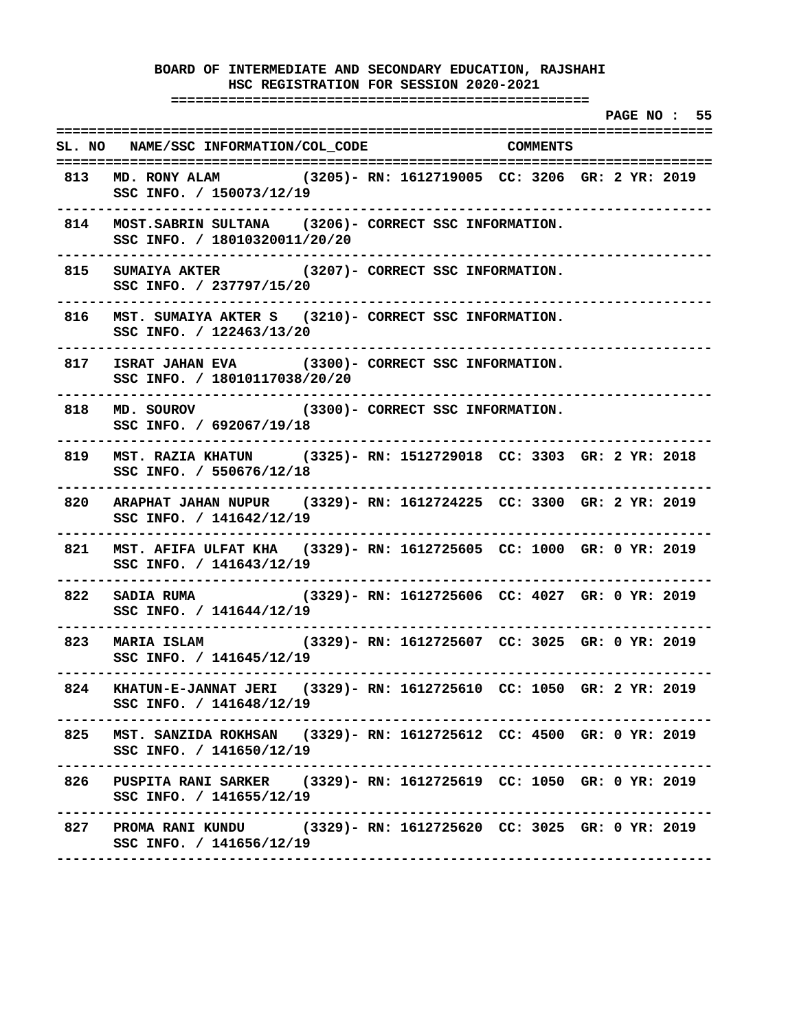# BOARD OF INTERMEDIATE AND SECONDARY EDUCATION, RAJSHAHI

## HSC REGISTRATION FOR SESSION 2020-2021

| SL. NO | NAME/SSC INFORMATION/COL_CODE | COMMENTS |
|---|---|---|
| 813 | MD. RONY ALAM (3205)- SSC INFO. / 150073/12/19 | RN: 1612719005 CC: 3206 GR: 2 YR: 2019 |
| 814 | MOST.SABRIN SULTANA (3206)- SSC INFO. / 18010320011/20/20 | CORRECT SSC INFORMATION. |
| 815 | SUMAIYA AKTER (3207)- SSC INFO. / 237797/15/20 | CORRECT SSC INFORMATION. |
| 816 | MST. SUMAIYA AKTER S (3210)- SSC INFO. / 122463/13/20 | CORRECT SSC INFORMATION. |
| 817 | ISRAT JAHAN EVA (3300)- SSC INFO. / 18010117038/20/20 | CORRECT SSC INFORMATION. |
| 818 | MD. SOUROV (3300)- SSC INFO. / 692067/19/18 | CORRECT SSC INFORMATION. |
| 819 | MST. RAZIA KHATUN (3325)- SSC INFO. / 550676/12/18 | RN: 1512729018 CC: 3303 GR: 2 YR: 2018 |
| 820 | ARAPHAT JAHAN NUPUR (3329)- SSC INFO. / 141642/12/19 | RN: 1612724225 CC: 3300 GR: 2 YR: 2019 |
| 821 | MST. AFIFA ULFAT KHA (3329)- SSC INFO. / 141643/12/19 | RN: 1612725605 CC: 1000 GR: 0 YR: 2019 |
| 822 | SADIA RUMA (3329)- SSC INFO. / 141644/12/19 | RN: 1612725606 CC: 4027 GR: 0 YR: 2019 |
| 823 | MARIA ISLAM (3329)- SSC INFO. / 141645/12/19 | RN: 1612725607 CC: 3025 GR: 0 YR: 2019 |
| 824 | KHATUN-E-JANNAT JERI (3329)- SSC INFO. / 141648/12/19 | RN: 1612725610 CC: 1050 GR: 2 YR: 2019 |
| 825 | MST. SANZIDA ROKHSAN (3329)- SSC INFO. / 141650/12/19 | RN: 1612725612 CC: 4500 GR: 0 YR: 2019 |
| 826 | PUSPITA RANI SARKER (3329)- SSC INFO. / 141655/12/19 | RN: 1612725619 CC: 1050 GR: 0 YR: 2019 |
| 827 | PROMA RANI KUNDU (3329)- SSC INFO. / 141656/12/19 | RN: 1612725620 CC: 3025 GR: 0 YR: 2019 |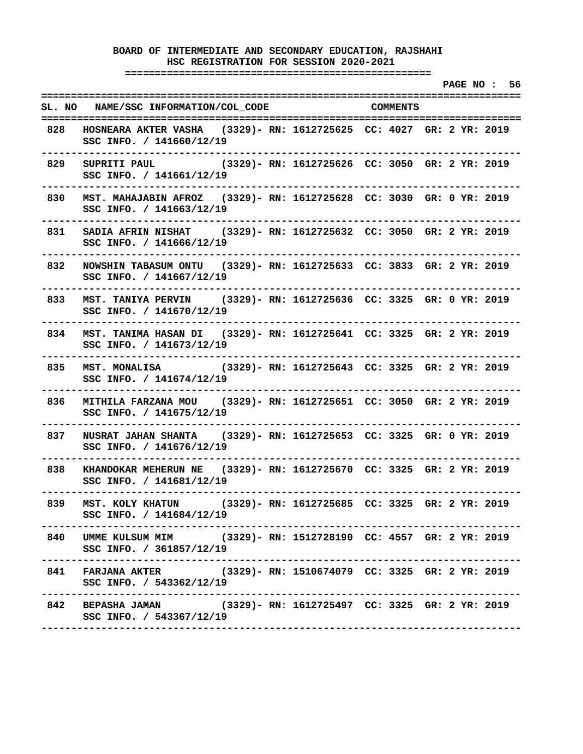# BOARD OF INTERMEDIATE AND SECONDARY EDUCATION, RAJSHAHI

## HSC REGISTRATION FOR SESSION 2020-2021

PAGE NO : 56

| SL. NO | NAME/SSC INFORMATION/COL_CODE | COMMENTS |
|---|---|---|
| 828 | HOSNEARA AKTER VASHA (3329)- RN: 1612725625 CC: 4027 GR: 2 YR: 2019<br>SSC INFO. / 141660/12/19 | |
| 829 | SUPRITI PAUL (3329)- RN: 1612725626 CC: 3050 GR: 2 YR: 2019<br>SSC INFO. / 141661/12/19 | |
| 830 | MST. MAHAJABIN AFROZ (3329)- RN: 1612725628 CC: 3030 GR: 0 YR: 2019<br>SSC INFO. / 141663/12/19 | |
| 831 | SADIA AFRIN NISHAT (3329)- RN: 1612725632 CC: 3050 GR: 2 YR: 2019<br>SSC INFO. / 141666/12/19 | |
| 832 | NOWSHIN TABASUM ONTU (3329)- RN: 1612725633 CC: 3833 GR: 2 YR: 2019<br>SSC INFO. / 141667/12/19 | |
| 833 | MST. TANIYA PERVIN (3329)- RN: 1612725636 CC: 3325 GR: 0 YR: 2019<br>SSC INFO. / 141670/12/19 | |
| 834 | MST. TANIMA HASAN DI (3329)- RN: 1612725641 CC: 3325 GR: 2 YR: 2019<br>SSC INFO. / 141673/12/19 | |
| 835 | MST. MONALISA (3329)- RN: 1612725643 CC: 3325 GR: 2 YR: 2019<br>SSC INFO. / 141674/12/19 | |
| 836 | MITHILA FARZANA MOU (3329)- RN: 1612725651 CC: 3050 GR: 2 YR: 2019<br>SSC INFO. / 141675/12/19 | |
| 837 | NUSRAT JAHAN SHANTA (3329)- RN: 1612725653 CC: 3325 GR: 0 YR: 2019<br>SSC INFO. / 141676/12/19 | |
| 838 | KHANDOKAR MEHERUN NE (3329)- RN: 1612725670 CC: 3325 GR: 2 YR: 2019<br>SSC INFO. / 141681/12/19 | |
| 839 | MST. KOLY KHATUN (3329)- RN: 1612725685 CC: 3325 GR: 2 YR: 2019<br>SSC INFO. / 141684/12/19 | |
| 840 | UMME KULSUM MIM (3329)- RN: 1512728190 CC: 4557 GR: 2 YR: 2019<br>SSC INFO. / 361857/12/19 | |
| 841 | FARJANA AKTER (3329)- RN: 1510674079 CC: 3325 GR: 2 YR: 2019<br>SSC INFO. / 543362/12/19 | |
| 842 | BEPASHA JAMAN (3329)- RN: 1612725497 CC: 3325 GR: 2 YR: 2019<br>SSC INFO. / 543367/12/19 | |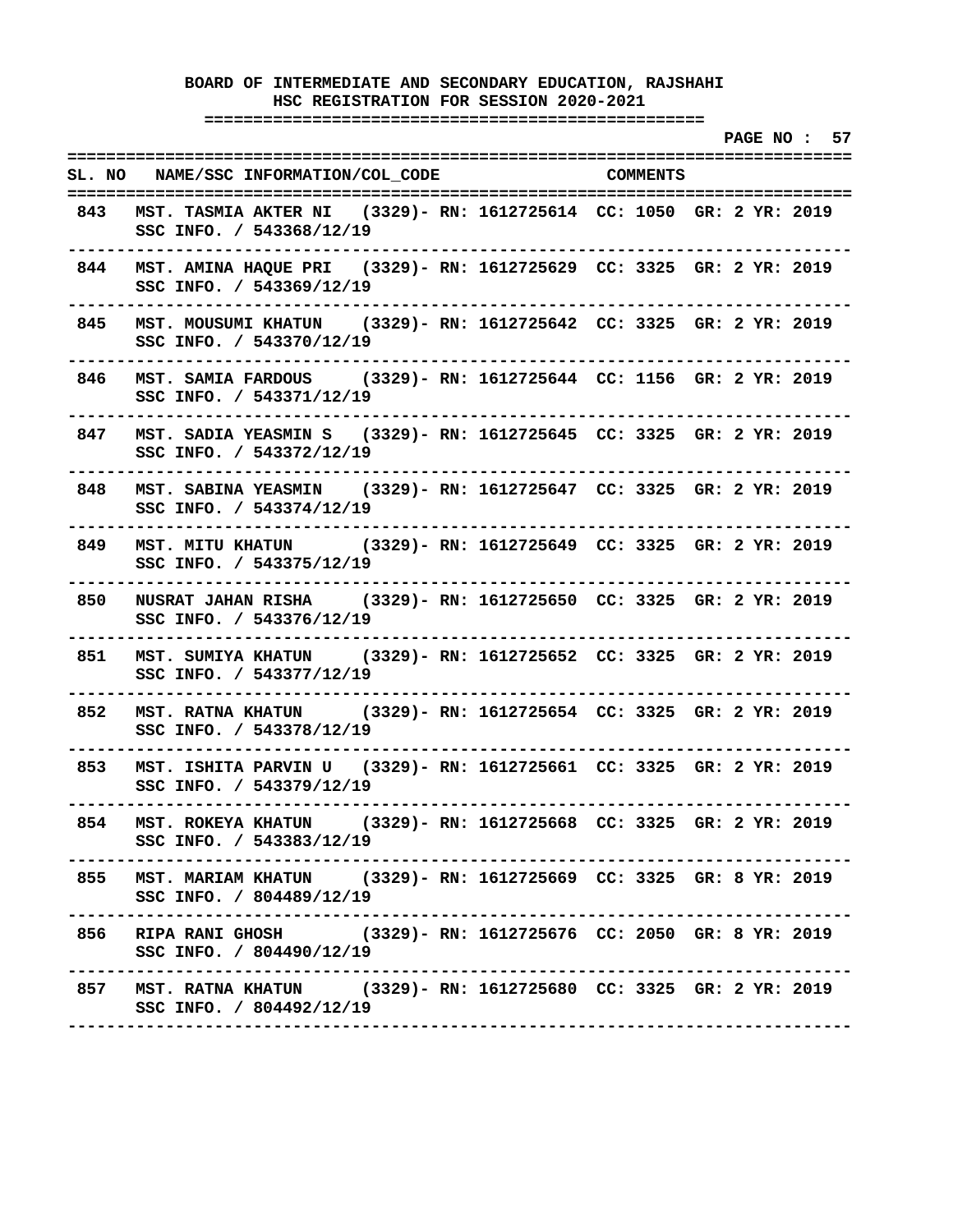**BOARD OF INTERMEDIATE AND SECONDARY EDUCATION, RAJSHAHI**
**HSC REGISTRATION FOR SESSION 2020-2021**

| SL. NO | NAME/SSC INFORMATION/COL_CODE | COMMENTS |
|---|---|---|
| 843 | MST. TASMIA AKTER NI (3329)- RN: 1612725614 CC: 1050 GR: 2 YR: 2019<br>SSC INFO. / 543368/12/19 | |
| 844 | MST. AMINA HAQUE PRI (3329)- RN: 1612725629 CC: 3325 GR: 2 YR: 2019<br>SSC INFO. / 543369/12/19 | |
| 845 | MST. MOUSUMI KHATUN (3329)- RN: 1612725642 CC: 3325 GR: 2 YR: 2019<br>SSC INFO. / 543370/12/19 | |
| 846 | MST. SAMIA FARDOUS (3329)- RN: 1612725644 CC: 1156 GR: 2 YR: 2019<br>SSC INFO. / 543371/12/19 | |
| 847 | MST. SADIA YEASMIN S (3329)- RN: 1612725645 CC: 3325 GR: 2 YR: 2019<br>SSC INFO. / 543372/12/19 | |
| 848 | MST. SABINA YEASMIN (3329)- RN: 1612725647 CC: 3325 GR: 2 YR: 2019<br>SSC INFO. / 543374/12/19 | |
| 849 | MST. MITU KHATUN (3329)- RN: 1612725649 CC: 3325 GR: 2 YR: 2019<br>SSC INFO. / 543375/12/19 | |
| 850 | NUSRAT JAHAN RISHA (3329)- RN: 1612725650 CC: 3325 GR: 2 YR: 2019<br>SSC INFO. / 543376/12/19 | |
| 851 | MST. SUMIYA KHATUN (3329)- RN: 1612725652 CC: 3325 GR: 2 YR: 2019<br>SSC INFO. / 543377/12/19 | |
| 852 | MST. RATNA KHATUN (3329)- RN: 1612725654 CC: 3325 GR: 2 YR: 2019<br>SSC INFO. / 543378/12/19 | |
| 853 | MST. ISHITA PARVIN U (3329)- RN: 1612725661 CC: 3325 GR: 2 YR: 2019<br>SSC INFO. / 543379/12/19 | |
| 854 | MST. ROKEYA KHATUN (3329)- RN: 1612725668 CC: 3325 GR: 2 YR: 2019<br>SSC INFO. / 543383/12/19 | |
| 855 | MST. MARIAM KHATUN (3329)- RN: 1612725669 CC: 3325 GR: 8 YR: 2019<br>SSC INFO. / 804489/12/19 | |
| 856 | RIPA RANI GHOSH (3329)- RN: 1612725676 CC: 2050 GR: 8 YR: 2019<br>SSC INFO. / 804490/12/19 | |
| 857 | MST. RATNA KHATUN (3329)- RN: 1612725680 CC: 3325 GR: 2 YR: 2019<br>SSC INFO. / 804492/12/19 | |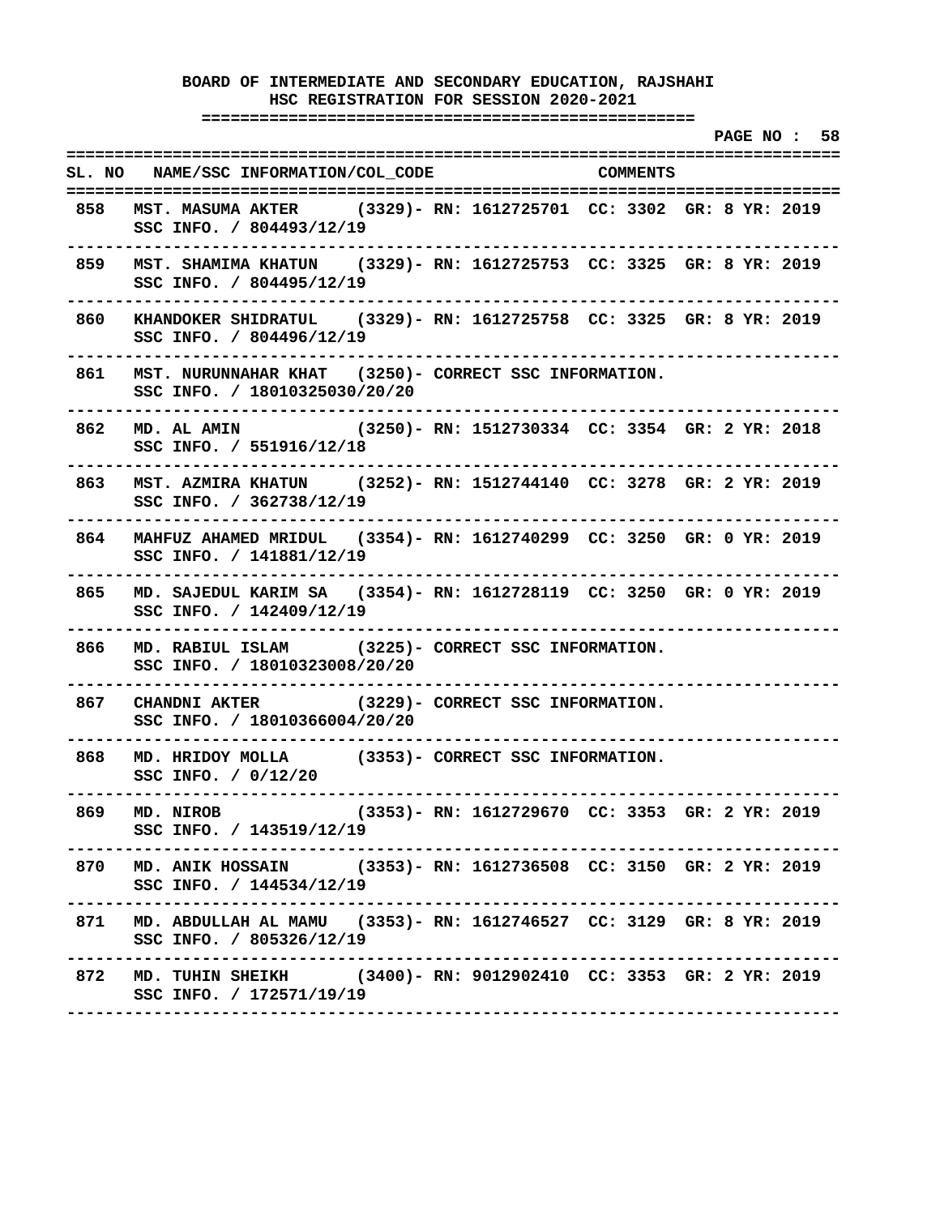**BOARD OF INTERMEDIATE AND SECONDARY EDUCATION, RAJSHAHI**
**HSC REGISTRATION FOR SESSION 2020-2021**

| SL. NO | NAME/SSC INFORMATION/COL_CODE | COMMENTS |
|---|---|---|
| 858 | MST. MASUMA AKTER (3329)- SSC INFO. / 804493/12/19 | RN: 1612725701 CC: 3302 GR: 8 YR: 2019 |
| 859 | MST. SHAMIMA KHATUN (3329)- SSC INFO. / 804495/12/19 | RN: 1612725753 CC: 3325 GR: 8 YR: 2019 |
| 860 | KHANDOKER SHIDRATUL (3329)- SSC INFO. / 804496/12/19 | RN: 1612725758 CC: 3325 GR: 8 YR: 2019 |
| 861 | MST. NURUNNAHAR KHAT (3250)- SSC INFO. / 18010325030/20/20 | CORRECT SSC INFORMATION. |
| 862 | MD. AL AMIN (3250)- SSC INFO. / 551916/12/18 | RN: 1512730334 CC: 3354 GR: 2 YR: 2018 |
| 863 | MST. AZMIRA KHATUN (3252)- SSC INFO. / 362738/12/19 | RN: 1512744140 CC: 3278 GR: 2 YR: 2019 |
| 864 | MAHFUZ AHAMED MRIDUL (3354)- SSC INFO. / 141881/12/19 | RN: 1612740299 CC: 3250 GR: 0 YR: 2019 |
| 865 | MD. SAJEDUL KARIM SA (3354)- SSC INFO. / 142409/12/19 | RN: 1612728119 CC: 3250 GR: 0 YR: 2019 |
| 866 | MD. RABIUL ISLAM (3225)- SSC INFO. / 18010323008/20/20 | CORRECT SSC INFORMATION. |
| 867 | CHANDNI AKTER (3229)- SSC INFO. / 18010366004/20/20 | CORRECT SSC INFORMATION. |
| 868 | MD. HRIDOY MOLLA (3353)- SSC INFO. / 0/12/20 | CORRECT SSC INFORMATION. |
| 869 | MD. NIROB (3353)- SSC INFO. / 143519/12/19 | RN: 1612729670 CC: 3353 GR: 2 YR: 2019 |
| 870 | MD. ANIK HOSSAIN (3353)- SSC INFO. / 144534/12/19 | RN: 1612736508 CC: 3150 GR: 2 YR: 2019 |
| 871 | MD. ABDULLAH AL MAMU (3353)- SSC INFO. / 805326/12/19 | RN: 1612746527 CC: 3129 GR: 8 YR: 2019 |
| 872 | MD. TUHIN SHEIKH (3400)- SSC INFO. / 172571/19/19 | RN: 9012902410 CC: 3353 GR: 2 YR: 2019 |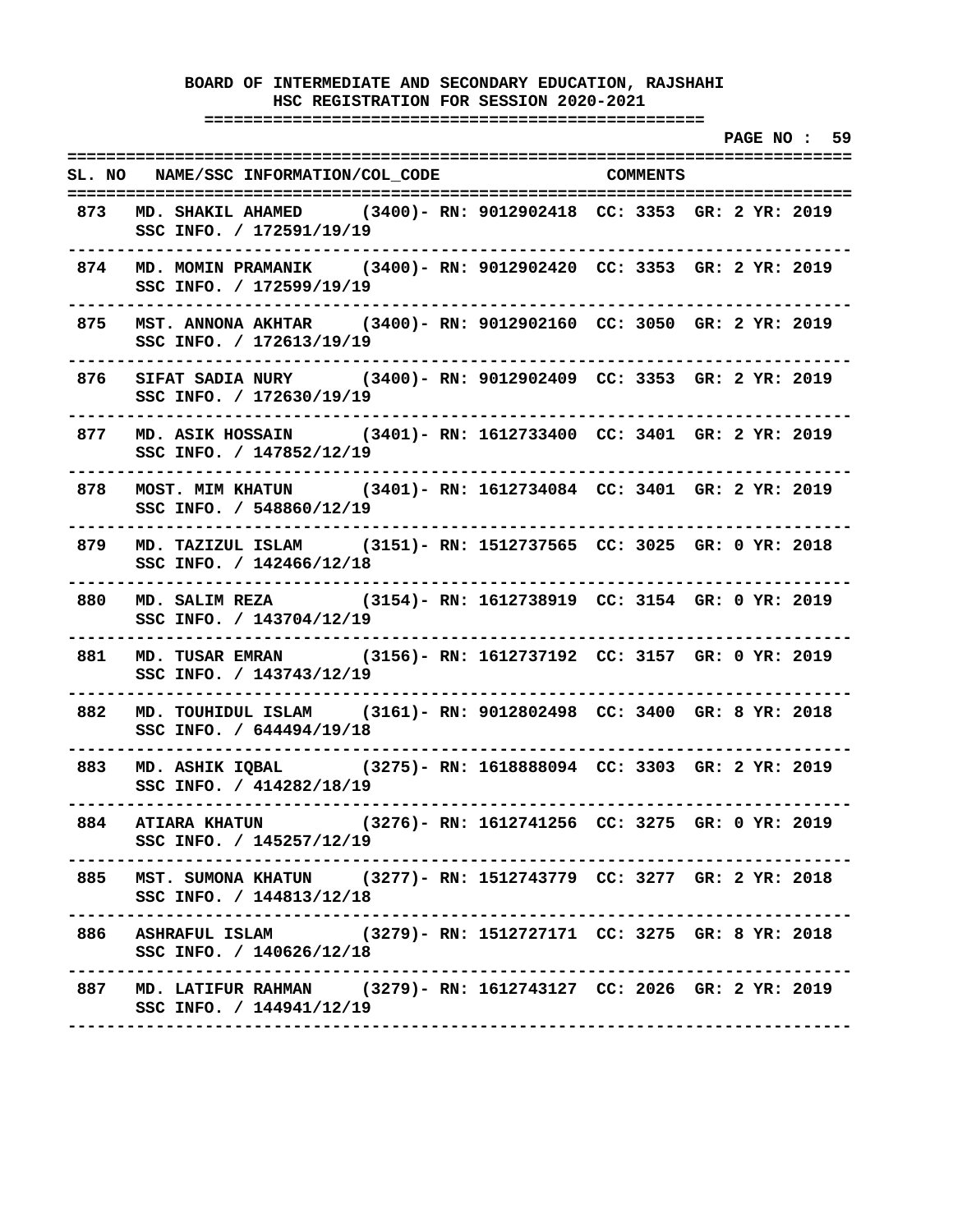**BOARD OF INTERMEDIATE AND SECONDARY EDUCATION, RAJSHAHI**
**HSC REGISTRATION FOR SESSION 2020-2021**

**PAGE NO : 59**

| SL. NO | NAME/SSC INFORMATION/COL_CODE | COMMENTS |
|---|---|---|
| 873 | MD. SHAKIL AHAMED (3400)- RN: 9012902418 CC: 3353 GR: 2 YR: 2019<br>SSC INFO. / 172591/19/19 | |
| 874 | MD. MOMIN PRAMANIK (3400)- RN: 9012902420 CC: 3353 GR: 2 YR: 2019<br>SSC INFO. / 172599/19/19 | |
| 875 | MST. ANNONA AKHTAR (3400)- RN: 9012902160 CC: 3050 GR: 2 YR: 2019<br>SSC INFO. / 172613/19/19 | |
| 876 | SIFAT SADIA NURY (3400)- RN: 9012902409 CC: 3353 GR: 2 YR: 2019<br>SSC INFO. / 172630/19/19 | |
| 877 | MD. ASIK HOSSAIN (3401)- RN: 1612733400 CC: 3401 GR: 2 YR: 2019<br>SSC INFO. / 147852/12/19 | |
| 878 | MOST. MIM KHATUN (3401)- RN: 1612734084 CC: 3401 GR: 2 YR: 2019<br>SSC INFO. / 548860/12/19 | |
| 879 | MD. TAZIZUL ISLAM (3151)- RN: 1512737565 CC: 3025 GR: 0 YR: 2018<br>SSC INFO. / 142466/12/18 | |
| 880 | MD. SALIM REZA (3154)- RN: 1612738919 CC: 3154 GR: 0 YR: 2019<br>SSC INFO. / 143704/12/19 | |
| 881 | MD. TUSAR EMRAN (3156)- RN: 1612737192 CC: 3157 GR: 0 YR: 2019<br>SSC INFO. / 143743/12/19 | |
| 882 | MD. TOUHIDUL ISLAM (3161)- RN: 9012802498 CC: 3400 GR: 8 YR: 2018<br>SSC INFO. / 644494/19/18 | |
| 883 | MD. ASHIK IQBAL (3275)- RN: 1618888094 CC: 3303 GR: 2 YR: 2019<br>SSC INFO. / 414282/18/19 | |
| 884 | ATIARA KHATUN (3276)- RN: 1612741256 CC: 3275 GR: 0 YR: 2019<br>SSC INFO. / 145257/12/19 | |
| 885 | MST. SUMONA KHATUN (3277)- RN: 1512743779 CC: 3277 GR: 2 YR: 2018<br>SSC INFO. / 144813/12/18 | |
| 886 | ASHRAFUL ISLAM (3279)- RN: 1512727171 CC: 3275 GR: 8 YR: 2018<br>SSC INFO. / 140626/12/18 | |
| 887 | MD. LATIFUR RAHMAN (3279)- RN: 1612743127 CC: 2026 GR: 2 YR: 2019<br>SSC INFO. / 144941/12/19 | |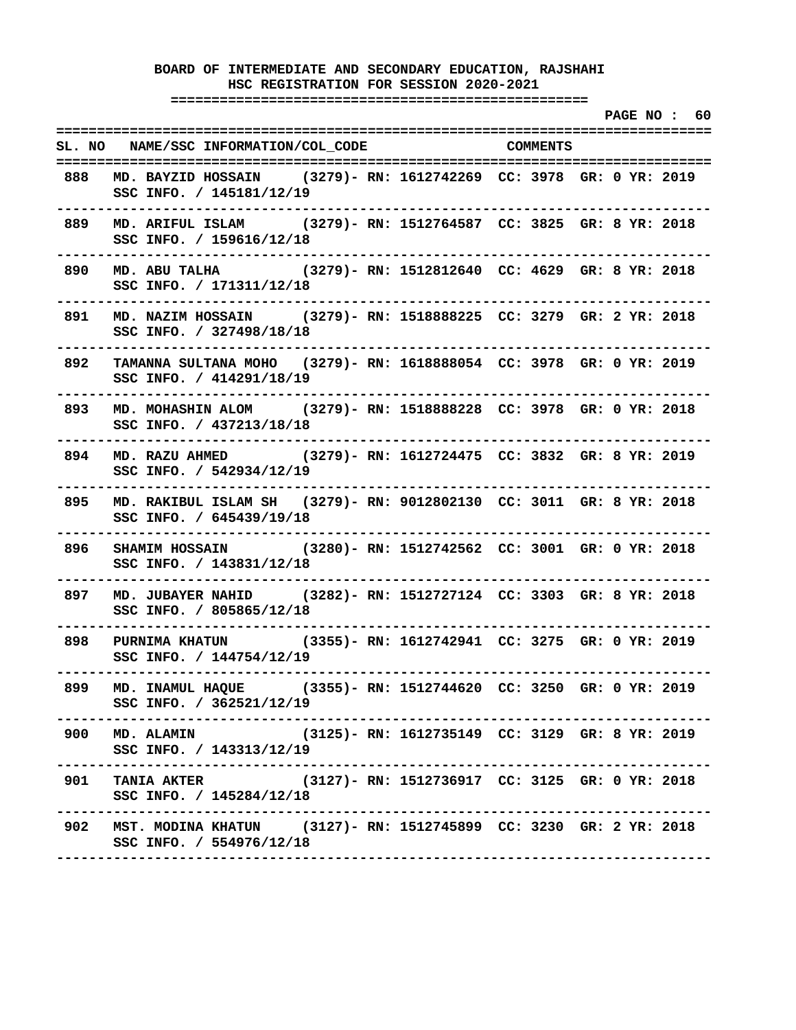# BOARD OF INTERMEDIATE AND SECONDARY EDUCATION, RAJSHAHI

## HSC REGISTRATION FOR SESSION 2020-2021

| SL. NO | NAME/SSC INFORMATION/COL_CODE | COMMENTS |
|---|---|---|
| 888 | MD. BAYZID HOSSAIN (3279)- RN: 1612742269 CC: 3978 GR: 0 YR: 2019<br>SSC INFO. / 145181/12/19 | |
| 889 | MD. ARIFUL ISLAM (3279)- RN: 1512764587 CC: 3825 GR: 8 YR: 2018<br>SSC INFO. / 159616/12/18 | |
| 890 | MD. ABU TALHA (3279)- RN: 1512812640 CC: 4629 GR: 8 YR: 2018<br>SSC INFO. / 171311/12/18 | |
| 891 | MD. NAZIM HOSSAIN (3279)- RN: 1518888225 CC: 3279 GR: 2 YR: 2018<br>SSC INFO. / 327498/18/18 | |
| 892 | TAMANNA SULTANA MOHO (3279)- RN: 1618888054 CC: 3978 GR: 0 YR: 2019<br>SSC INFO. / 414291/18/19 | |
| 893 | MD. MOHASHIN ALOM (3279)- RN: 1518888228 CC: 3978 GR: 0 YR: 2018<br>SSC INFO. / 437213/18/18 | |
| 894 | MD. RAZU AHMED (3279)- RN: 1612724475 CC: 3832 GR: 8 YR: 2019<br>SSC INFO. / 542934/12/19 | |
| 895 | MD. RAKIBUL ISLAM SH (3279)- RN: 9012802130 CC: 3011 GR: 8 YR: 2018<br>SSC INFO. / 645439/19/18 | |
| 896 | SHAMIM HOSSAIN (3280)- RN: 1512742562 CC: 3001 GR: 0 YR: 2018<br>SSC INFO. / 143831/12/18 | |
| 897 | MD. JUBAYER NAHID (3282)- RN: 1512727124 CC: 3303 GR: 8 YR: 2018<br>SSC INFO. / 805865/12/18 | |
| 898 | PURNIMA KHATUN (3355)- RN: 1612742941 CC: 3275 GR: 0 YR: 2019<br>SSC INFO. / 144754/12/19 | |
| 899 | MD. INAMUL HAQUE (3355)- RN: 1512744620 CC: 3250 GR: 0 YR: 2019<br>SSC INFO. / 362521/12/19 | |
| 900 | MD. ALAMIN (3125)- RN: 1612735149 CC: 3129 GR: 8 YR: 2019<br>SSC INFO. / 143313/12/19 | |
| 901 | TANIA AKTER (3127)- RN: 1512736917 CC: 3125 GR: 0 YR: 2018<br>SSC INFO. / 145284/12/18 | |
| 902 | MST. MODINA KHATUN (3127)- RN: 1512745899 CC: 3230 GR: 2 YR: 2018<br>SSC INFO. / 554976/12/18 | |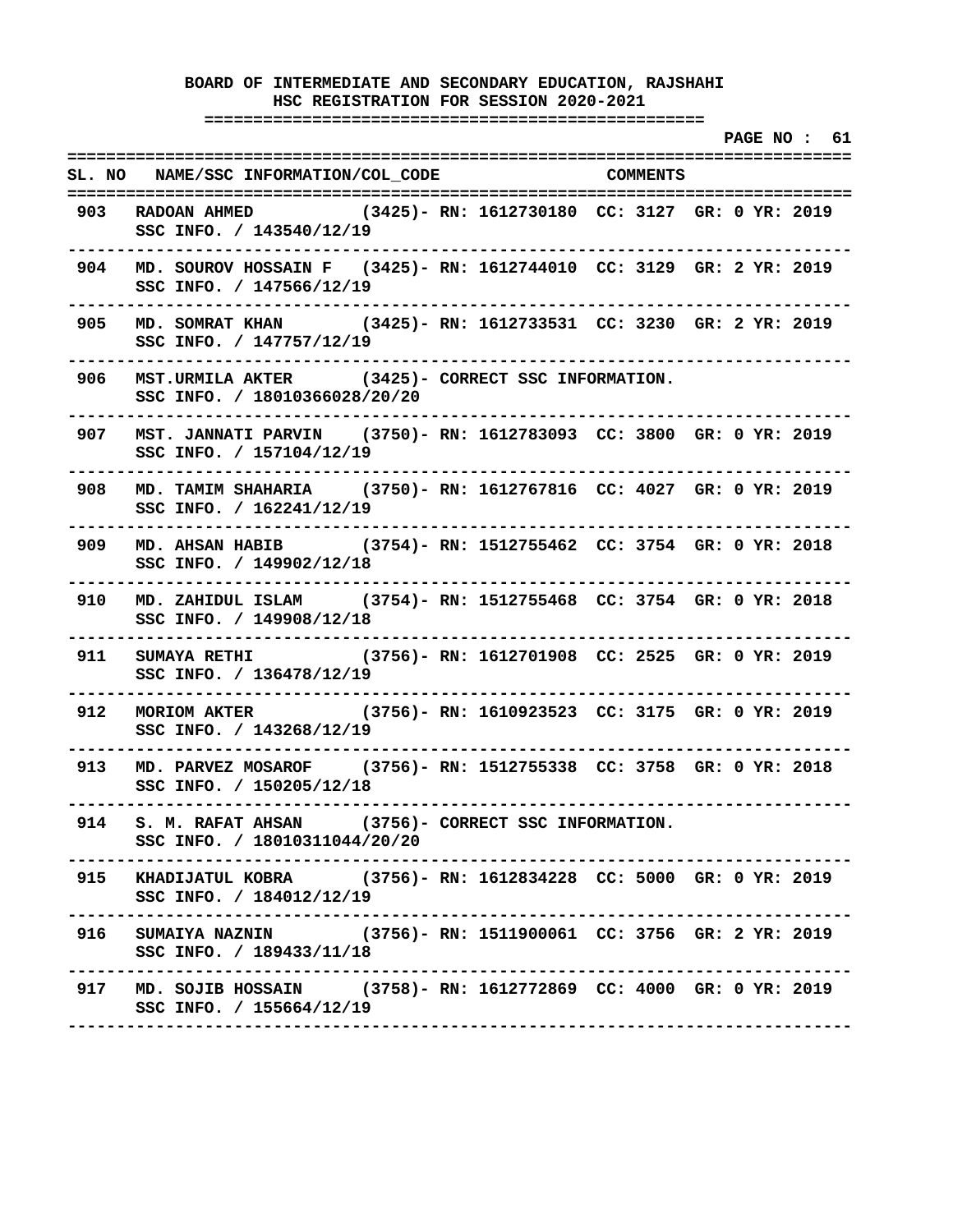**BOARD OF INTERMEDIATE AND SECONDARY EDUCATION, RAJSHAHI**
**HSC REGISTRATION FOR SESSION 2020-2021**

| SL. NO | NAME/SSC INFORMATION/COL_CODE | COMMENTS |
|---|---|---|
| 903 | RADOAN AHMED (3425)- SSC INFO. / 143540/12/19 | RN: 1612730180 CC: 3127 GR: 0 YR: 2019 |
| 904 | MD. SOUROV HOSSAIN F (3425)- SSC INFO. / 147566/12/19 | RN: 1612744010 CC: 3129 GR: 2 YR: 2019 |
| 905 | MD. SOMRAT KHAN (3425)- SSC INFO. / 147757/12/19 | RN: 1612733531 CC: 3230 GR: 2 YR: 2019 |
| 906 | MST.URMILA AKTER (3425)- SSC INFO. / 18010366028/20/20 | CORRECT SSC INFORMATION. |
| 907 | MST. JANNATI PARVIN (3750)- SSC INFO. / 157104/12/19 | RN: 1612783093 CC: 3800 GR: 0 YR: 2019 |
| 908 | MD. TAMIM SHAHARIA (3750)- SSC INFO. / 162241/12/19 | RN: 1612767816 CC: 4027 GR: 0 YR: 2019 |
| 909 | MD. AHSAN HABIB (3754)- SSC INFO. / 149902/12/18 | RN: 1512755462 CC: 3754 GR: 0 YR: 2018 |
| 910 | MD. ZAHIDUL ISLAM (3754)- SSC INFO. / 149908/12/18 | RN: 1512755468 CC: 3754 GR: 0 YR: 2018 |
| 911 | SUMAYA RETHI (3756)- SSC INFO. / 136478/12/19 | RN: 1612701908 CC: 2525 GR: 0 YR: 2019 |
| 912 | MORIOM AKTER (3756)- SSC INFO. / 143268/12/19 | RN: 1610923523 CC: 3175 GR: 0 YR: 2019 |
| 913 | MD. PARVEZ MOSAROF (3756)- SSC INFO. / 150205/12/18 | RN: 1512755338 CC: 3758 GR: 0 YR: 2018 |
| 914 | S. M. RAFAT AHSAN (3756)- SSC INFO. / 18010311044/20/20 | CORRECT SSC INFORMATION. |
| 915 | KHADIJATUL KOBRA (3756)- SSC INFO. / 184012/12/19 | RN: 1612834228 CC: 5000 GR: 0 YR: 2019 |
| 916 | SUMAIYA NAZNIN (3756)- SSC INFO. / 189433/11/18 | RN: 1511900061 CC: 3756 GR: 2 YR: 2019 |
| 917 | MD. SOJIB HOSSAIN (3758)- SSC INFO. / 155664/12/19 | RN: 1612772869 CC: 4000 GR: 0 YR: 2019 |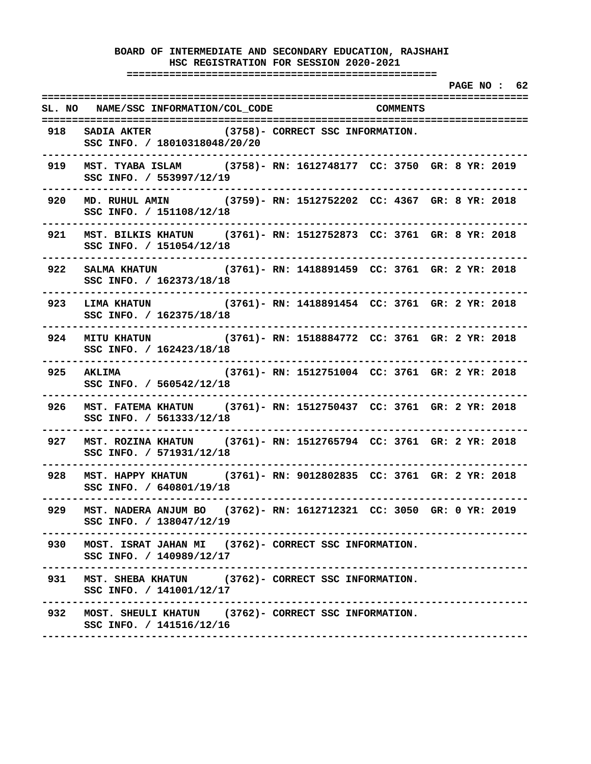**BOARD OF INTERMEDIATE AND SECONDARY EDUCATION, RAJSHAHI**
**HSC REGISTRATION FOR SESSION 2020-2021**

| SL. NO | NAME/SSC INFORMATION/COL_CODE | COMMENTS |
|---|---|---|
| 918 | SADIA AKTER (3758)- SSC INFO. / 18010318048/20/20 | CORRECT SSC INFORMATION. |
| 919 | MST. TYABA ISLAM (3758)- SSC INFO. / 553997/12/19 | RN: 1612748177 CC: 3750 GR: 8 YR: 2019 |
| 920 | MD. RUHUL AMIN (3759)- SSC INFO. / 151108/12/18 | RN: 1512752202 CC: 4367 GR: 8 YR: 2018 |
| 921 | MST. BILKIS KHATUN (3761)- SSC INFO. / 151054/12/18 | RN: 1512752873 CC: 3761 GR: 8 YR: 2018 |
| 922 | SALMA KHATUN (3761)- SSC INFO. / 162373/18/18 | RN: 1418891459 CC: 3761 GR: 2 YR: 2018 |
| 923 | LIMA KHATUN (3761)- SSC INFO. / 162375/18/18 | RN: 1418891454 CC: 3761 GR: 2 YR: 2018 |
| 924 | MITU KHATUN (3761)- SSC INFO. / 162423/18/18 | RN: 1518884772 CC: 3761 GR: 2 YR: 2018 |
| 925 | AKLIMA (3761)- SSC INFO. / 560542/12/18 | RN: 1512751004 CC: 3761 GR: 2 YR: 2018 |
| 926 | MST. FATEMA KHATUN (3761)- SSC INFO. / 561333/12/18 | RN: 1512750437 CC: 3761 GR: 2 YR: 2018 |
| 927 | MST. ROZINA KHATUN (3761)- SSC INFO. / 571931/12/18 | RN: 1512765794 CC: 3761 GR: 2 YR: 2018 |
| 928 | MST. HAPPY KHATUN (3761)- SSC INFO. / 640801/19/18 | RN: 9012802835 CC: 3761 GR: 2 YR: 2018 |
| 929 | MST. NADERA ANJUM BO (3762)- SSC INFO. / 138047/12/19 | RN: 1612712321 CC: 3050 GR: 0 YR: 2019 |
| 930 | MOST. ISRAT JAHAN MI (3762)- SSC INFO. / 140989/12/17 | CORRECT SSC INFORMATION. |
| 931 | MST. SHEBA KHATUN (3762)- SSC INFO. / 141001/12/17 | CORRECT SSC INFORMATION. |
| 932 | MOST. SHEULI KHATUN (3762)- SSC INFO. / 141516/12/16 | CORRECT SSC INFORMATION. |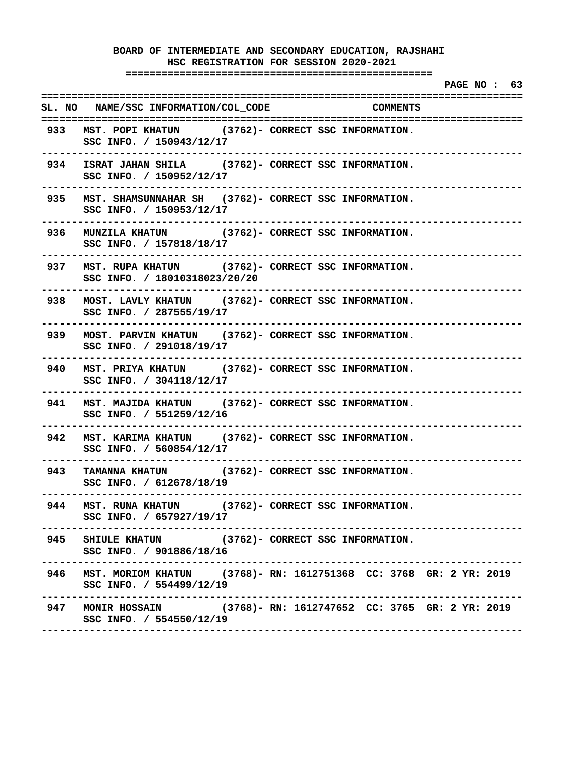# BOARD OF INTERMEDIATE AND SECONDARY EDUCATION, RAJSHAHI
## HSC REGISTRATION FOR SESSION 2020-2021

| SL. NO | NAME/SSC INFORMATION/COL_CODE | COMMENTS |
|---|---|---|
| 933 | MST. POPI KHATUN (3762)- SSC INFO. / 150943/12/17 | CORRECT SSC INFORMATION. |
| 934 | ISRAT JAHAN SHILA (3762)- SSC INFO. / 150952/12/17 | CORRECT SSC INFORMATION. |
| 935 | MST. SHAMSUNNAHAR SH (3762)- SSC INFO. / 150953/12/17 | CORRECT SSC INFORMATION. |
| 936 | MUNZILA KHATUN (3762)- SSC INFO. / 157818/18/17 | CORRECT SSC INFORMATION. |
| 937 | MST. RUPA KHATUN (3762)- SSC INFO. / 18010318023/20/20 | CORRECT SSC INFORMATION. |
| 938 | MOST. LAVLY KHATUN (3762)- SSC INFO. / 287555/19/17 | CORRECT SSC INFORMATION. |
| 939 | MOST. PARVIN KHATUN (3762)- SSC INFO. / 291018/19/17 | CORRECT SSC INFORMATION. |
| 940 | MST. PRIYA KHATUN (3762)- SSC INFO. / 304118/12/17 | CORRECT SSC INFORMATION. |
| 941 | MST. MAJIDA KHATUN (3762)- SSC INFO. / 551259/12/16 | CORRECT SSC INFORMATION. |
| 942 | MST. KARIMA KHATUN (3762)- SSC INFO. / 560854/12/17 | CORRECT SSC INFORMATION. |
| 943 | TAMANNA KHATUN (3762)- SSC INFO. / 612678/18/19 | CORRECT SSC INFORMATION. |
| 944 | MST. RUNA KHATUN (3762)- SSC INFO. / 657927/19/17 | CORRECT SSC INFORMATION. |
| 945 | SHIULE KHATUN (3762)- SSC INFO. / 901886/18/16 | CORRECT SSC INFORMATION. |
| 946 | MST. MORIOM KHATUN (3768)- SSC INFO. / 554499/12/19 | RN: 1612751368 CC: 3768 GR: 2 YR: 2019 |
| 947 | MONIR HOSSAIN (3768)- SSC INFO. / 554550/12/19 | RN: 1612747652 CC: 3765 GR: 2 YR: 2019 |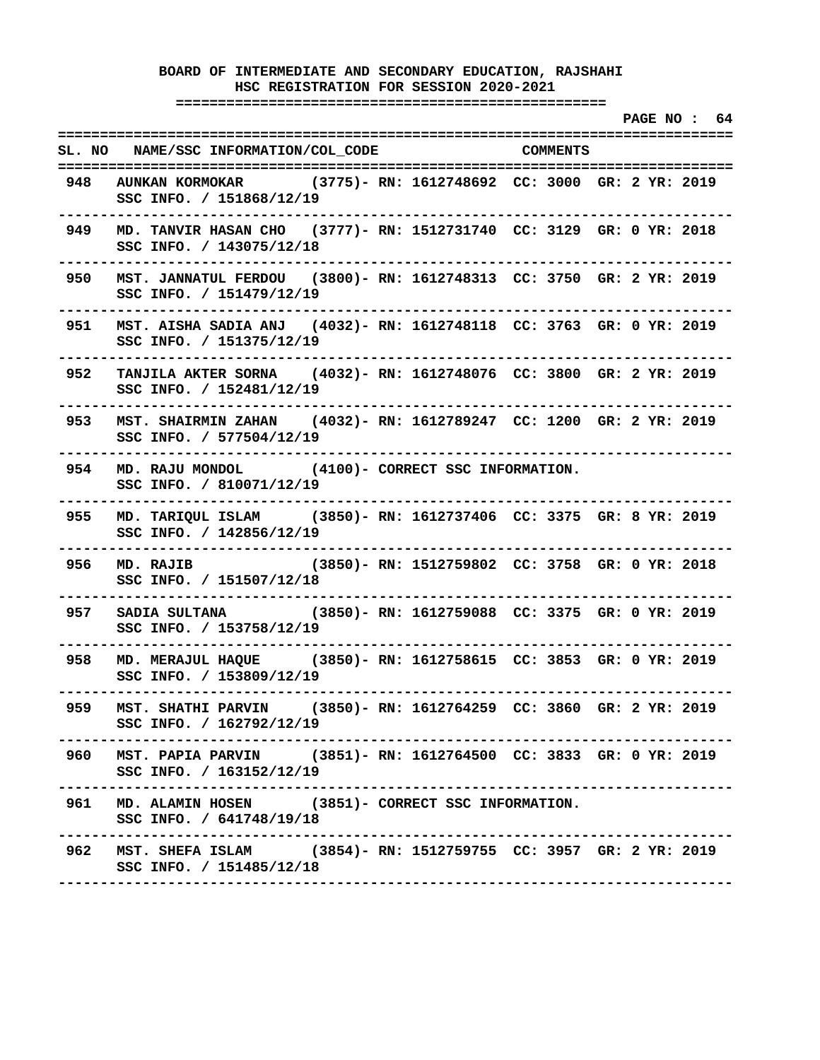# BOARD OF INTERMEDIATE AND SECONDARY EDUCATION, RAJSHAHI

## HSC REGISTRATION FOR SESSION 2020-2021

| SL. NO | NAME/SSC INFORMATION/COL_CODE | COMMENTS |
|---|---|---|
| 948 | AUNKAN KORMOKAR (3775)<br>SSC INFO. / 151868/12/19 | RN: 1612748692 CC: 3000 GR: 2 YR: 2019 |
| 949 | MD. TANVIR HASAN CHO (3777)<br>SSC INFO. / 143075/12/18 | RN: 1512731740 CC: 3129 GR: 0 YR: 2018 |
| 950 | MST. JANNATUL FERDOU (3800)<br>SSC INFO. / 151479/12/19 | RN: 1612748313 CC: 3750 GR: 2 YR: 2019 |
| 951 | MST. AISHA SADIA ANJ (4032)<br>SSC INFO. / 151375/12/19 | RN: 1612748118 CC: 3763 GR: 0 YR: 2019 |
| 952 | TANJILA AKTER SORNA (4032)<br>SSC INFO. / 152481/12/19 | RN: 1612748076 CC: 3800 GR: 2 YR: 2019 |
| 953 | MST. SHAIRMIN ZAHAN (4032)<br>SSC INFO. / 577504/12/19 | RN: 1612789247 CC: 1200 GR: 2 YR: 2019 |
| 954 | MD. RAJU MONDOL (4100)<br>SSC INFO. / 810071/12/19 | CORRECT SSC INFORMATION. |
| 955 | MD. TARIQUL ISLAM (3850)<br>SSC INFO. / 142856/12/19 | RN: 1612737406 CC: 3375 GR: 8 YR: 2019 |
| 956 | MD. RAJIB (3850)<br>SSC INFO. / 151507/12/18 | RN: 1512759802 CC: 3758 GR: 0 YR: 2018 |
| 957 | SADIA SULTANA (3850)<br>SSC INFO. / 153758/12/19 | RN: 1612759088 CC: 3375 GR: 0 YR: 2019 |
| 958 | MD. MERAJUL HAQUE (3850)<br>SSC INFO. / 153809/12/19 | RN: 1612758615 CC: 3853 GR: 0 YR: 2019 |
| 959 | MST. SHATHI PARVIN (3850)<br>SSC INFO. / 162792/12/19 | RN: 1612764259 CC: 3860 GR: 2 YR: 2019 |
| 960 | MST. PAPIA PARVIN (3851)<br>SSC INFO. / 163152/12/19 | RN: 1612764500 CC: 3833 GR: 0 YR: 2019 |
| 961 | MD. ALAMIN HOSEN (3851)<br>SSC INFO. / 641748/19/18 | CORRECT SSC INFORMATION. |
| 962 | MST. SHEFA ISLAM (3854)<br>SSC INFO. / 151485/12/18 | RN: 1512759755 CC: 3957 GR: 2 YR: 2019 |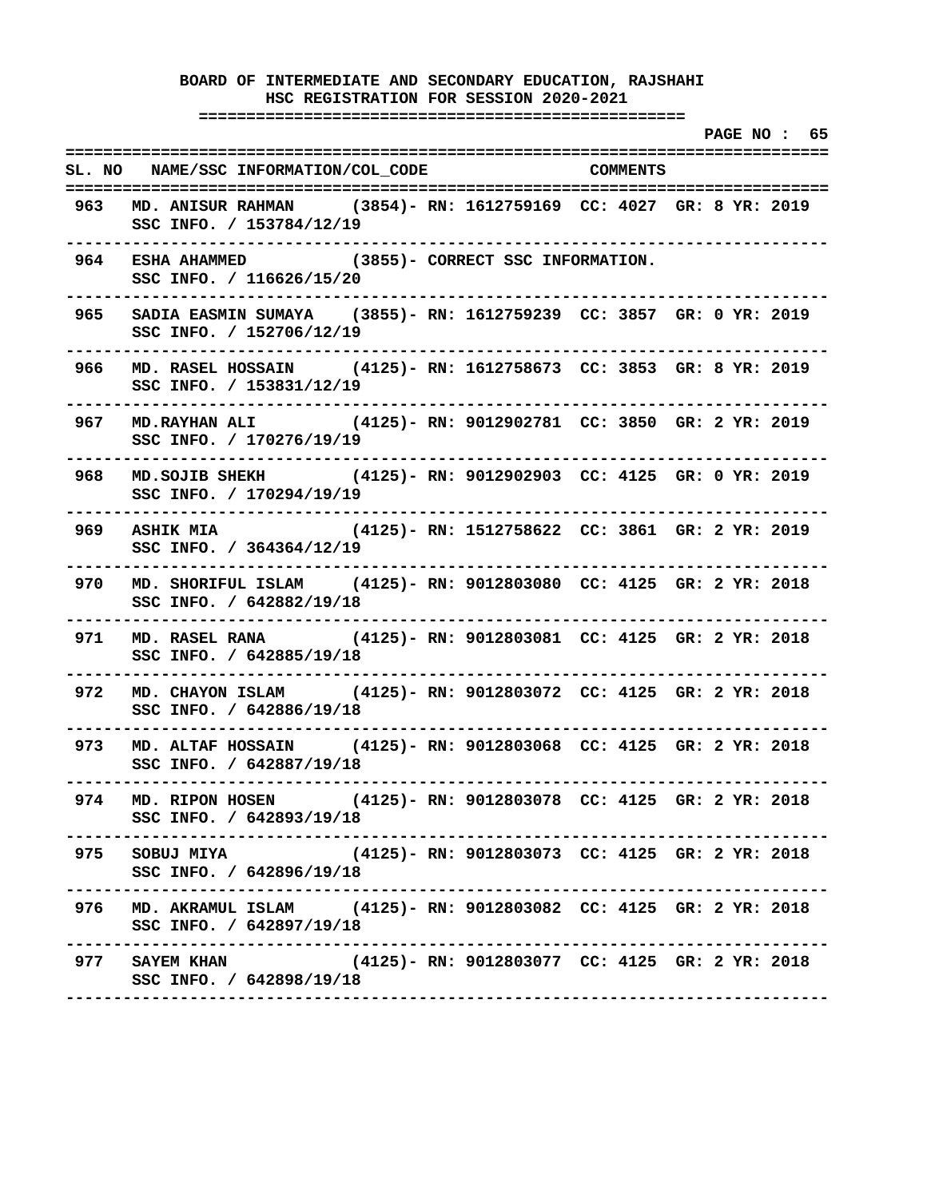# BOARD OF INTERMEDIATE AND SECONDARY EDUCATION, RAJSHAHI

## HSC REGISTRATION FOR SESSION 2020-2021

| SL. NO | NAME/SSC INFORMATION/COL_CODE | COMMENTS |
|---|---|---|
| 963 | MD. ANISUR RAHMAN (3854)- SSC INFO. / 153784/12/19 | RN: 1612759169 CC: 4027 GR: 8 YR: 2019 |
| 964 | ESHA AHAMMED (3855)- SSC INFO. / 116626/15/20 | CORRECT SSC INFORMATION. |
| 965 | SADIA EASMIN SUMAYA (3855)- SSC INFO. / 152706/12/19 | RN: 1612759239 CC: 3857 GR: 0 YR: 2019 |
| 966 | MD. RASEL HOSSAIN (4125)- SSC INFO. / 153831/12/19 | RN: 1612758673 CC: 3853 GR: 8 YR: 2019 |
| 967 | MD.RAYHAN ALI (4125)- SSC INFO. / 170276/19/19 | RN: 9012902781 CC: 3850 GR: 2 YR: 2019 |
| 968 | MD.SOJIB SHEKH (4125)- SSC INFO. / 170294/19/19 | RN: 9012902903 CC: 4125 GR: 0 YR: 2019 |
| 969 | ASHIK MIA (4125)- SSC INFO. / 364364/12/19 | RN: 1512758622 CC: 3861 GR: 2 YR: 2019 |
| 970 | MD. SHORIFUL ISLAM (4125)- SSC INFO. / 642882/19/18 | RN: 9012803080 CC: 4125 GR: 2 YR: 2018 |
| 971 | MD. RASEL RANA (4125)- SSC INFO. / 642885/19/18 | RN: 9012803081 CC: 4125 GR: 2 YR: 2018 |
| 972 | MD. CHAYON ISLAM (4125)- SSC INFO. / 642886/19/18 | RN: 9012803072 CC: 4125 GR: 2 YR: 2018 |
| 973 | MD. ALTAF HOSSAIN (4125)- SSC INFO. / 642887/19/18 | RN: 9012803068 CC: 4125 GR: 2 YR: 2018 |
| 974 | MD. RIPON HOSEN (4125)- SSC INFO. / 642893/19/18 | RN: 9012803078 CC: 4125 GR: 2 YR: 2018 |
| 975 | SOBUJ MIYA (4125)- SSC INFO. / 642896/19/18 | RN: 9012803073 CC: 4125 GR: 2 YR: 2018 |
| 976 | MD. AKRAMUL ISLAM (4125)- SSC INFO. / 642897/19/18 | RN: 9012803082 CC: 4125 GR: 2 YR: 2018 |
| 977 | SAYEM KHAN (4125)- SSC INFO. / 642898/19/18 | RN: 9012803077 CC: 4125 GR: 2 YR: 2018 |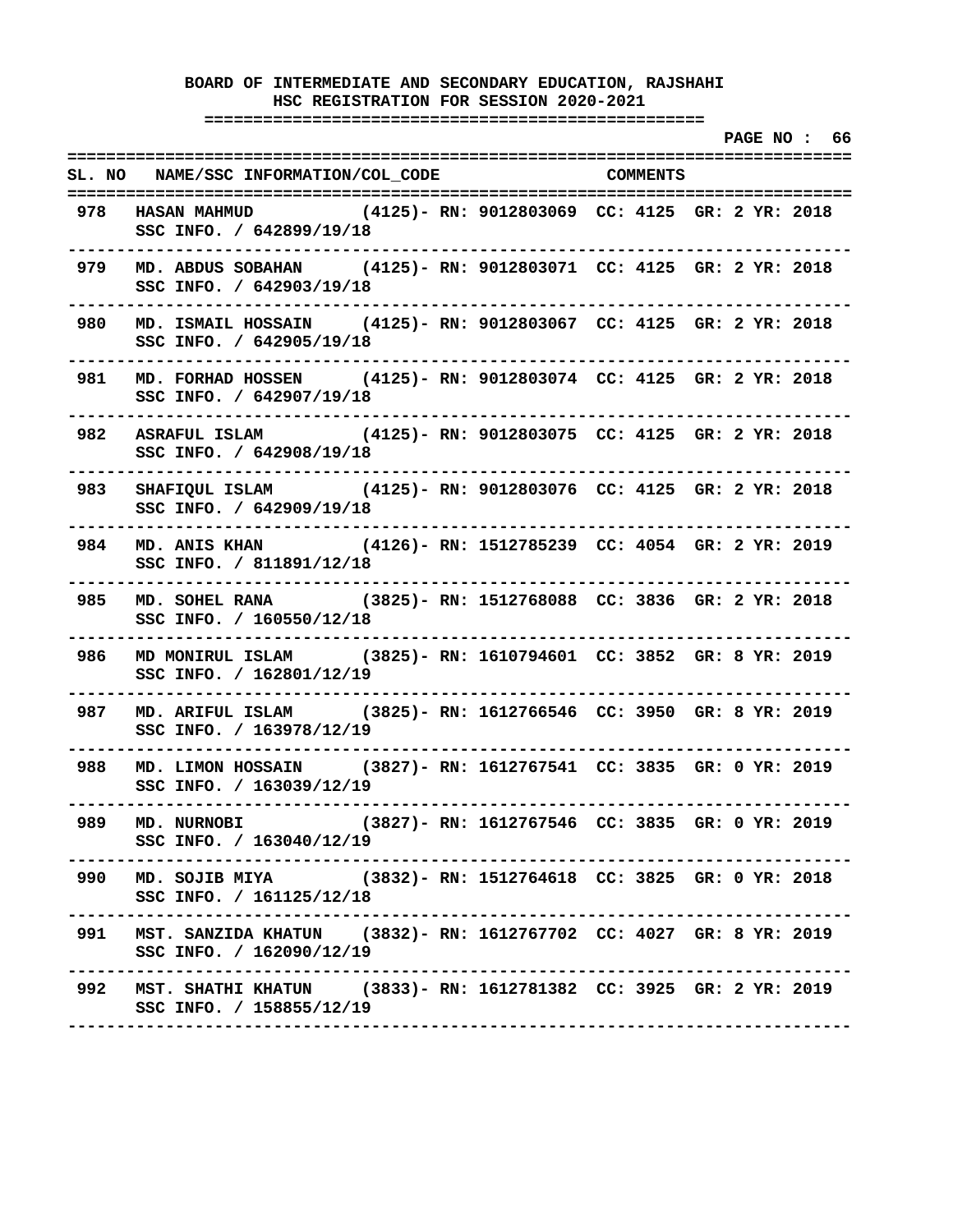**BOARD OF INTERMEDIATE AND SECONDARY EDUCATION, RAJSHAHI**
**HSC REGISTRATION FOR SESSION 2020-2021**

| SL. NO | NAME/SSC INFORMATION/COL_CODE | COMMENTS |
|---|---|---|
| 978 | HASAN MAHMUD (4125)- RN: 9012803069 CC: 4125 GR: 2 YR: 2018<br>SSC INFO. / 642899/19/18 | |
| 979 | MD. ABDUS SOBAHAN (4125)- RN: 9012803071 CC: 4125 GR: 2 YR: 2018<br>SSC INFO. / 642903/19/18 | |
| 980 | MD. ISMAIL HOSSAIN (4125)- RN: 9012803067 CC: 4125 GR: 2 YR: 2018<br>SSC INFO. / 642905/19/18 | |
| 981 | MD. FORHAD HOSSEN (4125)- RN: 9012803074 CC: 4125 GR: 2 YR: 2018<br>SSC INFO. / 642907/19/18 | |
| 982 | ASRAFUL ISLAM (4125)- RN: 9012803075 CC: 4125 GR: 2 YR: 2018<br>SSC INFO. / 642908/19/18 | |
| 983 | SHAFIQUL ISLAM (4125)- RN: 9012803076 CC: 4125 GR: 2 YR: 2018<br>SSC INFO. / 642909/19/18 | |
| 984 | MD. ANIS KHAN (4126)- RN: 1512785239 CC: 4054 GR: 2 YR: 2019<br>SSC INFO. / 811891/12/18 | |
| 985 | MD. SOHEL RANA (3825)- RN: 1512768088 CC: 3836 GR: 2 YR: 2018<br>SSC INFO. / 160550/12/18 | |
| 986 | MD MONIRUL ISLAM (3825)- RN: 1610794601 CC: 3852 GR: 8 YR: 2019<br>SSC INFO. / 162801/12/19 | |
| 987 | MD. ARIFUL ISLAM (3825)- RN: 1612766546 CC: 3950 GR: 8 YR: 2019<br>SSC INFO. / 163978/12/19 | |
| 988 | MD. LIMON HOSSAIN (3827)- RN: 1612767541 CC: 3835 GR: 0 YR: 2019<br>SSC INFO. / 163039/12/19 | |
| 989 | MD. NURNOBI (3827)- RN: 1612767546 CC: 3835 GR: 0 YR: 2019<br>SSC INFO. / 163040/12/19 | |
| 990 | MD. SOJIB MIYA (3832)- RN: 1512764618 CC: 3825 GR: 0 YR: 2018<br>SSC INFO. / 161125/12/18 | |
| 991 | MST. SANZIDA KHATUN (3832)- RN: 1612767702 CC: 4027 GR: 8 YR: 2019<br>SSC INFO. / 162090/12/19 | |
| 992 | MST. SHATHI KHATUN (3833)- RN: 1612781382 CC: 3925 GR: 2 YR: 2019<br>SSC INFO. / 158855/12/19 | |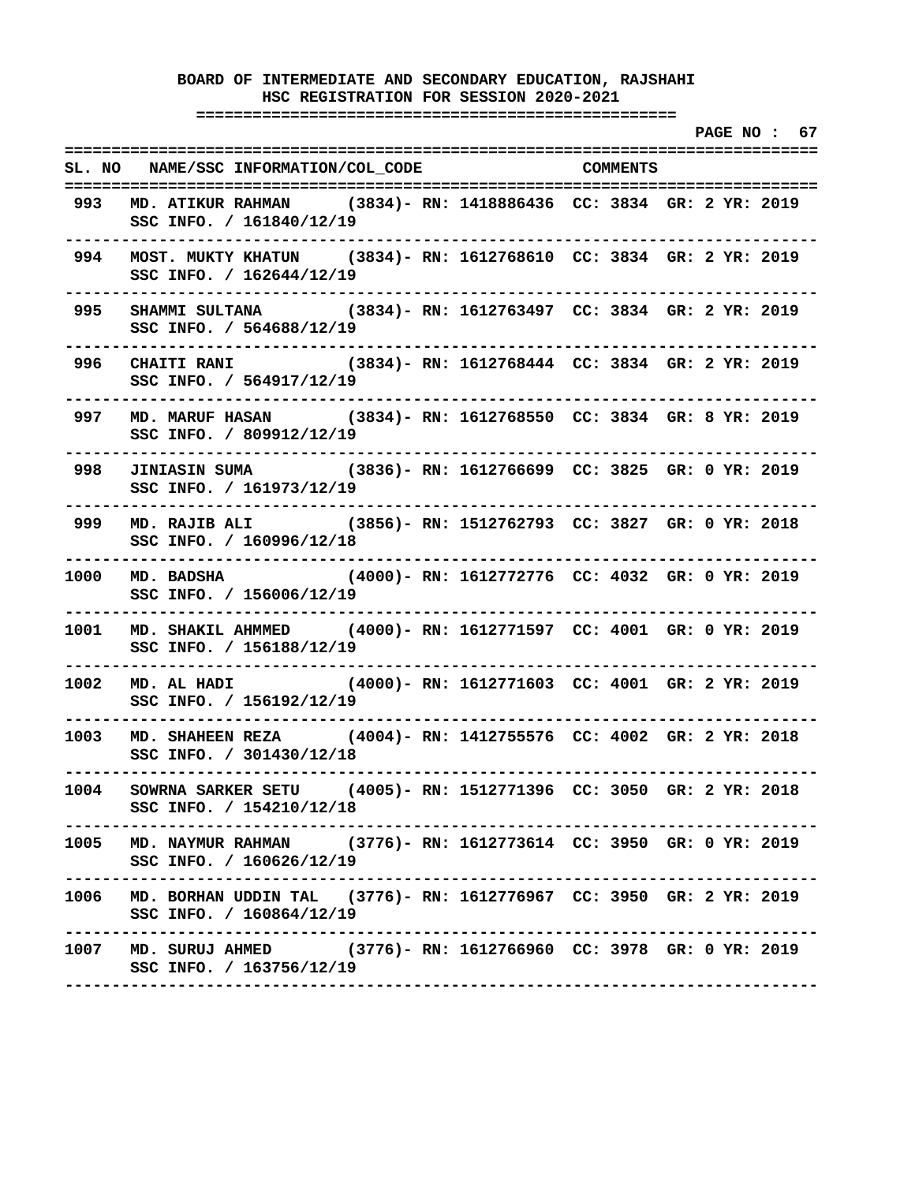**BOARD OF INTERMEDIATE AND SECONDARY EDUCATION, RAJSHAHI**
**HSC REGISTRATION FOR SESSION 2020-2021**

| SL. NO | NAME/SSC INFORMATION/COL_CODE | COMMENTS |
|---|---|---|
| 993 | MD. ATIKUR RAHMAN (3834)- RN: 1418886436 CC: 3834 GR: 2 YR: 2019<br>SSC INFO. / 161840/12/19 | |
| 994 | MOST. MUKTY KHATUN (3834)- RN: 1612768610 CC: 3834 GR: 2 YR: 2019<br>SSC INFO. / 162644/12/19 | |
| 995 | SHAMMI SULTANA (3834)- RN: 1612763497 CC: 3834 GR: 2 YR: 2019<br>SSC INFO. / 564688/12/19 | |
| 996 | CHAITI RANI (3834)- RN: 1612768444 CC: 3834 GR: 2 YR: 2019<br>SSC INFO. / 564917/12/19 | |
| 997 | MD. MARUF HASAN (3834)- RN: 1612768550 CC: 3834 GR: 8 YR: 2019<br>SSC INFO. / 809912/12/19 | |
| 998 | JINIASIN SUMA (3836)- RN: 1612766699 CC: 3825 GR: 0 YR: 2019<br>SSC INFO. / 161973/12/19 | |
| 999 | MD. RAJIB ALI (3856)- RN: 1512762793 CC: 3827 GR: 0 YR: 2018<br>SSC INFO. / 160996/12/18 | |
| 1000 | MD. BADSHA (4000)- RN: 1612772776 CC: 4032 GR: 0 YR: 2019<br>SSC INFO. / 156006/12/19 | |
| 1001 | MD. SHAKIL AHMMED (4000)- RN: 1612771597 CC: 4001 GR: 0 YR: 2019<br>SSC INFO. / 156188/12/19 | |
| 1002 | MD. AL HADI (4000)- RN: 1612771603 CC: 4001 GR: 2 YR: 2019<br>SSC INFO. / 156192/12/19 | |
| 1003 | MD. SHAHEEN REZA (4004)- RN: 1412755576 CC: 4002 GR: 2 YR: 2018<br>SSC INFO. / 301430/12/18 | |
| 1004 | SOWRNA SARKER SETU (4005)- RN: 1512771396 CC: 3050 GR: 2 YR: 2018<br>SSC INFO. / 154210/12/18 | |
| 1005 | MD. NAYMUR RAHMAN (3776)- RN: 1612773614 CC: 3950 GR: 0 YR: 2019<br>SSC INFO. / 160626/12/19 | |
| 1006 | MD. BORHAN UDDIN TAL (3776)- RN: 1612776967 CC: 3950 GR: 2 YR: 2019<br>SSC INFO. / 160864/12/19 | |
| 1007 | MD. SURUJ AHMED (3776)- RN: 1612766960 CC: 3978 GR: 0 YR: 2019<br>SSC INFO. / 163756/12/19 | |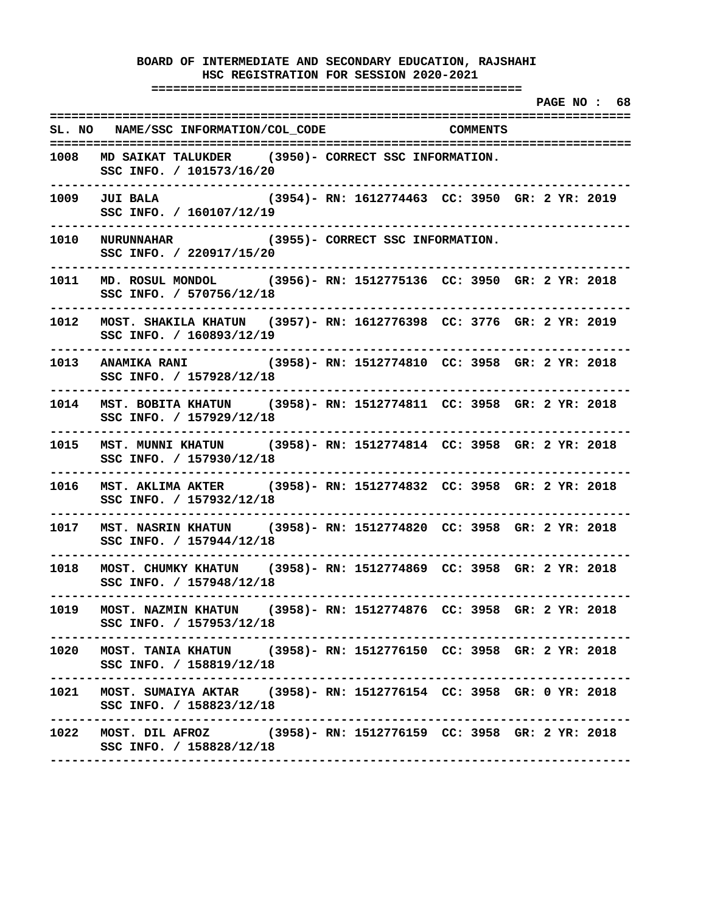**BOARD OF INTERMEDIATE AND SECONDARY EDUCATION, RAJSHAHI**
**HSC REGISTRATION FOR SESSION 2020-2021**

| SL. NO | NAME/SSC INFORMATION/COL_CODE | COMMENTS |
|---|---|---|
| 1008 | MD SAIKAT TALUKDER (3950)- SSC INFO. / 101573/16/20 | CORRECT SSC INFORMATION. |
| 1009 | JUI BALA (3954)- SSC INFO. / 160107/12/19 | RN: 1612774463 CC: 3950 GR: 2 YR: 2019 |
| 1010 | NURUNNAHAR (3955)- SSC INFO. / 220917/15/20 | CORRECT SSC INFORMATION. |
| 1011 | MD. ROSUL MONDOL (3956)- SSC INFO. / 570756/12/18 | RN: 1512775136 CC: 3950 GR: 2 YR: 2018 |
| 1012 | MOST. SHAKILA KHATUN (3957)- SSC INFO. / 160893/12/19 | RN: 1612776398 CC: 3776 GR: 2 YR: 2019 |
| 1013 | ANAMIKA RANI (3958)- SSC INFO. / 157928/12/18 | RN: 1512774810 CC: 3958 GR: 2 YR: 2018 |
| 1014 | MST. BOBITA KHATUN (3958)- SSC INFO. / 157929/12/18 | RN: 1512774811 CC: 3958 GR: 2 YR: 2018 |
| 1015 | MST. MUNNI KHATUN (3958)- SSC INFO. / 157930/12/18 | RN: 1512774814 CC: 3958 GR: 2 YR: 2018 |
| 1016 | MST. AKLIMA AKTER (3958)- SSC INFO. / 157932/12/18 | RN: 1512774832 CC: 3958 GR: 2 YR: 2018 |
| 1017 | MST. NASRIN KHATUN (3958)- SSC INFO. / 157944/12/18 | RN: 1512774820 CC: 3958 GR: 2 YR: 2018 |
| 1018 | MOST. CHUMKY KHATUN (3958)- SSC INFO. / 157948/12/18 | RN: 1512774869 CC: 3958 GR: 2 YR: 2018 |
| 1019 | MOST. NAZMIN KHATUN (3958)- SSC INFO. / 157953/12/18 | RN: 1512774876 CC: 3958 GR: 2 YR: 2018 |
| 1020 | MOST. TANIA KHATUN (3958)- SSC INFO. / 158819/12/18 | RN: 1512776150 CC: 3958 GR: 2 YR: 2018 |
| 1021 | MOST. SUMAIYA AKTAR (3958)- SSC INFO. / 158823/12/18 | RN: 1512776154 CC: 3958 GR: 0 YR: 2018 |
| 1022 | MOST. DIL AFROZ (3958)- SSC INFO. / 158828/12/18 | RN: 1512776159 CC: 3958 GR: 2 YR: 2018 |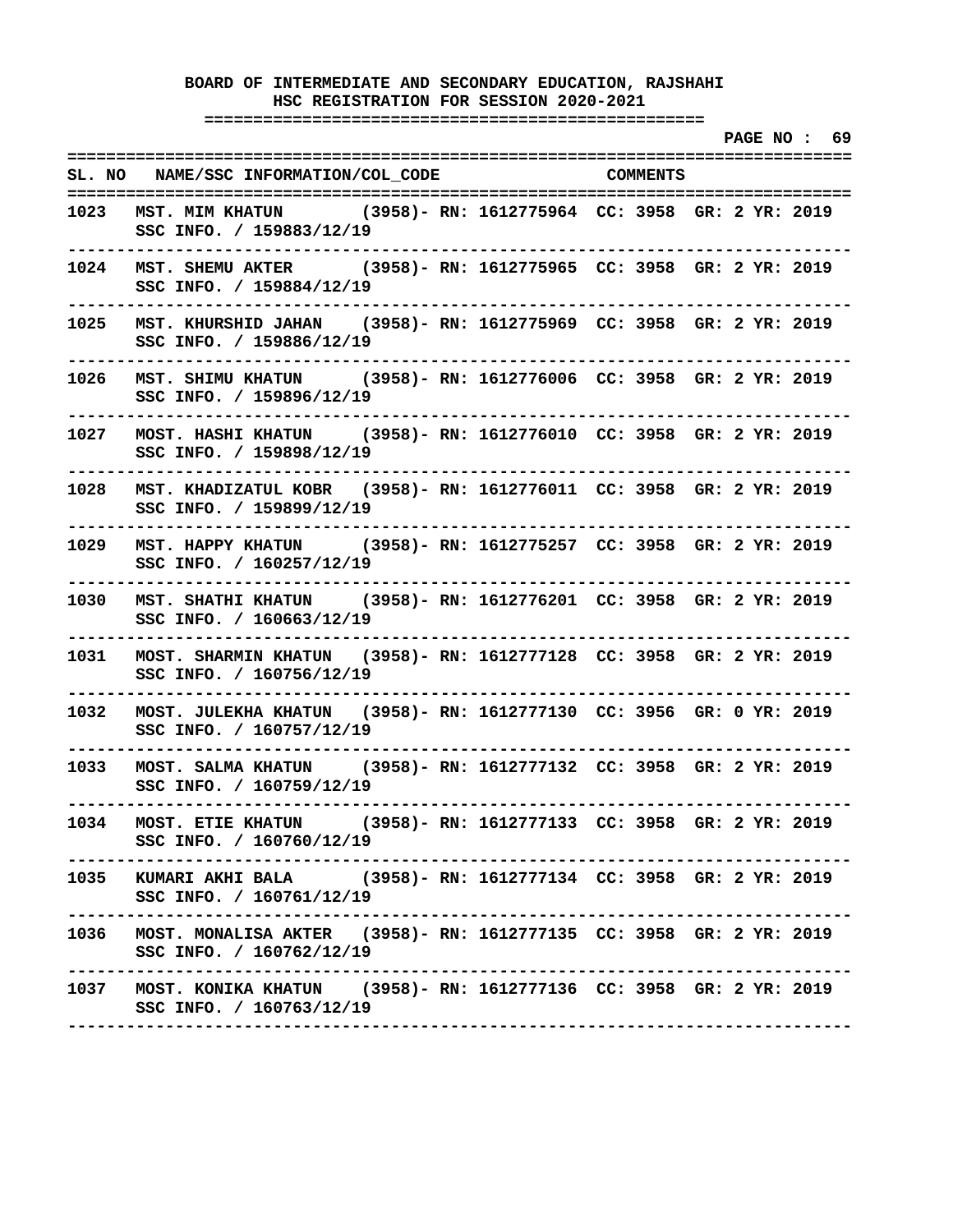**BOARD OF INTERMEDIATE AND SECONDARY EDUCATION, RAJSHAHI**
**HSC REGISTRATION FOR SESSION 2020-2021**

PAGE NO : 69

| SL. NO | NAME/SSC INFORMATION/COL_CODE | COMMENTS |
|---|---|---|
| 1023 | MST. MIM KHATUN (3958)- RN: 1612775964 CC: 3958 GR: 2 YR: 2019<br>SSC INFO. / 159883/12/19 | |
| 1024 | MST. SHEMU AKTER (3958)- RN: 1612775965 CC: 3958 GR: 2 YR: 2019<br>SSC INFO. / 159884/12/19 | |
| 1025 | MST. KHURSHID JAHAN (3958)- RN: 1612775969 CC: 3958 GR: 2 YR: 2019<br>SSC INFO. / 159886/12/19 | |
| 1026 | MST. SHIMU KHATUN (3958)- RN: 1612776006 CC: 3958 GR: 2 YR: 2019<br>SSC INFO. / 159896/12/19 | |
| 1027 | MOST. HASHI KHATUN (3958)- RN: 1612776010 CC: 3958 GR: 2 YR: 2019<br>SSC INFO. / 159898/12/19 | |
| 1028 | MST. KHADIZATUL KOBR (3958)- RN: 1612776011 CC: 3958 GR: 2 YR: 2019<br>SSC INFO. / 159899/12/19 | |
| 1029 | MST. HAPPY KHATUN (3958)- RN: 1612775257 CC: 3958 GR: 2 YR: 2019<br>SSC INFO. / 160257/12/19 | |
| 1030 | MST. SHATHI KHATUN (3958)- RN: 1612776201 CC: 3958 GR: 2 YR: 2019<br>SSC INFO. / 160663/12/19 | |
| 1031 | MOST. SHARMIN KHATUN (3958)- RN: 1612777128 CC: 3958 GR: 2 YR: 2019<br>SSC INFO. / 160756/12/19 | |
| 1032 | MOST. JULEKHA KHATUN (3958)- RN: 1612777130 CC: 3956 GR: 0 YR: 2019<br>SSC INFO. / 160757/12/19 | |
| 1033 | MOST. SALMA KHATUN (3958)- RN: 1612777132 CC: 3958 GR: 2 YR: 2019<br>SSC INFO. / 160759/12/19 | |
| 1034 | MOST. ETIE KHATUN (3958)- RN: 1612777133 CC: 3958 GR: 2 YR: 2019<br>SSC INFO. / 160760/12/19 | |
| 1035 | KUMARI AKHI BALA (3958)- RN: 1612777134 CC: 3958 GR: 2 YR: 2019<br>SSC INFO. / 160761/12/19 | |
| 1036 | MOST. MONALISA AKTER (3958)- RN: 1612777135 CC: 3958 GR: 2 YR: 2019<br>SSC INFO. / 160762/12/19 | |
| 1037 | MOST. KONIKA KHATUN (3958)- RN: 1612777136 CC: 3958 GR: 2 YR: 2019<br>SSC INFO. / 160763/12/19 | |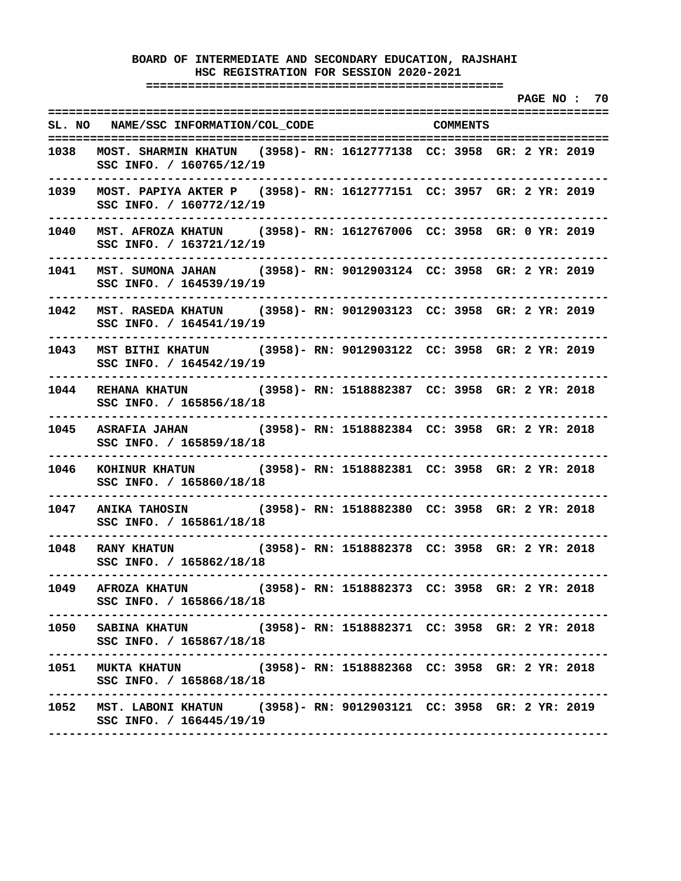# BOARD OF INTERMEDIATE AND SECONDARY EDUCATION, RAJSHAHI

## HSC REGISTRATION FOR SESSION 2020-2021

PAGE NO : 70

| SL. NO | NAME/SSC INFORMATION/COL_CODE | COMMENTS |
|---|---|---|
| 1038 | MOST. SHARMIN KHATUN (3958)- RN: 1612777138 CC: 3958 GR: 2 YR: 2019<br>SSC INFO. / 160765/12/19 | |
| 1039 | MOST. PAPIYA AKTER P (3958)- RN: 1612777151 CC: 3957 GR: 2 YR: 2019<br>SSC INFO. / 160772/12/19 | |
| 1040 | MST. AFROZA KHATUN (3958)- RN: 1612767006 CC: 3958 GR: 0 YR: 2019<br>SSC INFO. / 163721/12/19 | |
| 1041 | MST. SUMONA JAHAN (3958)- RN: 9012903124 CC: 3958 GR: 2 YR: 2019<br>SSC INFO. / 164539/19/19 | |
| 1042 | MST. RASEDA KHATUN (3958)- RN: 9012903123 CC: 3958 GR: 2 YR: 2019<br>SSC INFO. / 164541/19/19 | |
| 1043 | MST BITHI KHATUN (3958)- RN: 9012903122 CC: 3958 GR: 2 YR: 2019<br>SSC INFO. / 164542/19/19 | |
| 1044 | REHANA KHATUN (3958)- RN: 1518882387 CC: 3958 GR: 2 YR: 2018<br>SSC INFO. / 165856/18/18 | |
| 1045 | ASRAFIA JAHAN (3958)- RN: 1518882384 CC: 3958 GR: 2 YR: 2018<br>SSC INFO. / 165859/18/18 | |
| 1046 | KOHINUR KHATUN (3958)- RN: 1518882381 CC: 3958 GR: 2 YR: 2018<br>SSC INFO. / 165860/18/18 | |
| 1047 | ANIKA TAHOSIN (3958)- RN: 1518882380 CC: 3958 GR: 2 YR: 2018<br>SSC INFO. / 165861/18/18 | |
| 1048 | RANY KHATUN (3958)- RN: 1518882378 CC: 3958 GR: 2 YR: 2018<br>SSC INFO. / 165862/18/18 | |
| 1049 | AFROZA KHATUN (3958)- RN: 1518882373 CC: 3958 GR: 2 YR: 2018<br>SSC INFO. / 165866/18/18 | |
| 1050 | SABINA KHATUN (3958)- RN: 1518882371 CC: 3958 GR: 2 YR: 2018<br>SSC INFO. / 165867/18/18 | |
| 1051 | MUKTA KHATUN (3958)- RN: 1518882368 CC: 3958 GR: 2 YR: 2018<br>SSC INFO. / 165868/18/18 | |
| 1052 | MST. LABONI KHATUN (3958)- RN: 9012903121 CC: 3958 GR: 2 YR: 2019<br>SSC INFO. / 166445/19/19 | |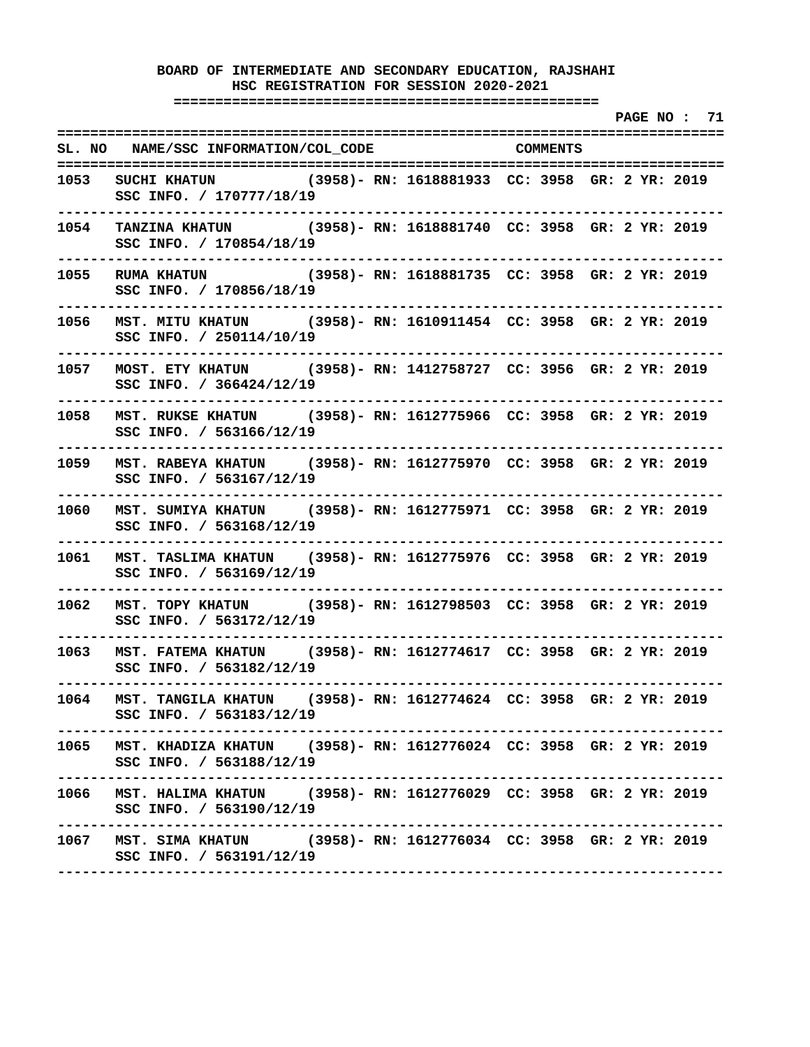**BOARD OF INTERMEDIATE AND SECONDARY EDUCATION, RAJSHAHI**
**HSC REGISTRATION FOR SESSION 2020-2021**

| SL. NO | NAME/SSC INFORMATION/COL_CODE | COMMENTS |
|---|---|---|
| 1053 | SUCHI KHATUN (3958)- RN: 1618881933 CC: 3958 GR: 2 YR: 2019<br>SSC INFO. / 170777/18/19 | |
| 1054 | TANZINA KHATUN (3958)- RN: 1618881740 CC: 3958 GR: 2 YR: 2019<br>SSC INFO. / 170854/18/19 | |
| 1055 | RUMA KHATUN (3958)- RN: 1618881735 CC: 3958 GR: 2 YR: 2019<br>SSC INFO. / 170856/18/19 | |
| 1056 | MST. MITU KHATUN (3958)- RN: 1610911454 CC: 3958 GR: 2 YR: 2019<br>SSC INFO. / 250114/10/19 | |
| 1057 | MOST. ETY KHATUN (3958)- RN: 1412758727 CC: 3956 GR: 2 YR: 2019<br>SSC INFO. / 366424/12/19 | |
| 1058 | MST. RUKSE KHATUN (3958)- RN: 1612775966 CC: 3958 GR: 2 YR: 2019<br>SSC INFO. / 563166/12/19 | |
| 1059 | MST. RABEYA KHATUN (3958)- RN: 1612775970 CC: 3958 GR: 2 YR: 2019<br>SSC INFO. / 563167/12/19 | |
| 1060 | MST. SUMIYA KHATUN (3958)- RN: 1612775971 CC: 3958 GR: 2 YR: 2019<br>SSC INFO. / 563168/12/19 | |
| 1061 | MST. TASLIMA KHATUN (3958)- RN: 1612775976 CC: 3958 GR: 2 YR: 2019<br>SSC INFO. / 563169/12/19 | |
| 1062 | MST. TOPY KHATUN (3958)- RN: 1612798503 CC: 3958 GR: 2 YR: 2019<br>SSC INFO. / 563172/12/19 | |
| 1063 | MST. FATEMA KHATUN (3958)- RN: 1612774617 CC: 3958 GR: 2 YR: 2019<br>SSC INFO. / 563182/12/19 | |
| 1064 | MST. TANGILA KHATUN (3958)- RN: 1612774624 CC: 3958 GR: 2 YR: 2019<br>SSC INFO. / 563183/12/19 | |
| 1065 | MST. KHADIZA KHATUN (3958)- RN: 1612776024 CC: 3958 GR: 2 YR: 2019<br>SSC INFO. / 563188/12/19 | |
| 1066 | MST. HALIMA KHATUN (3958)- RN: 1612776029 CC: 3958 GR: 2 YR: 2019<br>SSC INFO. / 563190/12/19 | |
| 1067 | MST. SIMA KHATUN (3958)- RN: 1612776034 CC: 3958 GR: 2 YR: 2019<br>SSC INFO. / 563191/12/19 | |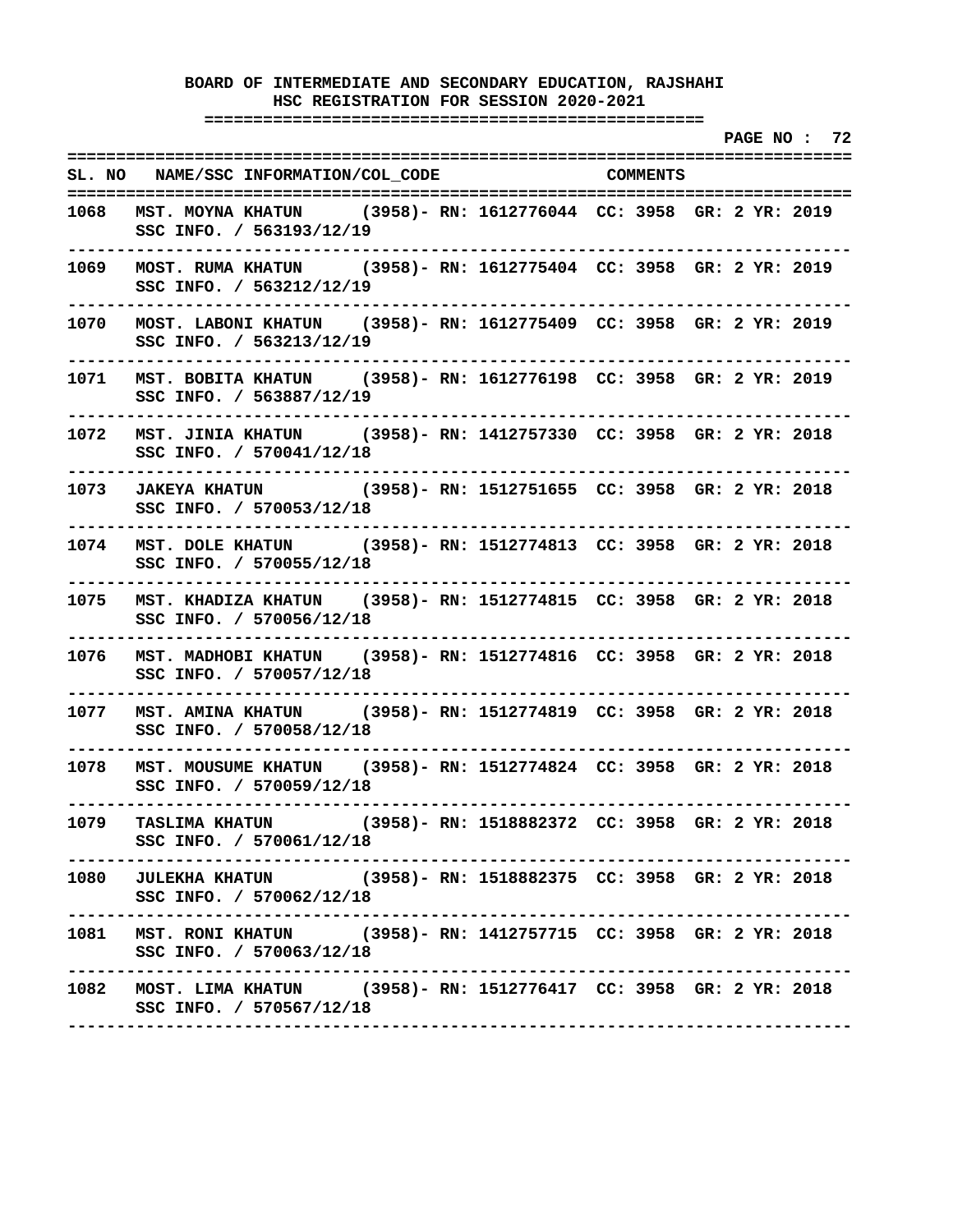**BOARD OF INTERMEDIATE AND SECONDARY EDUCATION, RAJSHAHI**
**HSC REGISTRATION FOR SESSION 2020-2021**

**PAGE NO : 72**

| SL. NO | NAME/SSC INFORMATION/COL_CODE | COMMENTS |
|---|---|---|
| 1068 | MST. MOYNA KHATUN (3958)- RN: 1612776044 CC: 3958 GR: 2 YR: 2019<br>SSC INFO. / 563193/12/19 | |
| 1069 | MOST. RUMA KHATUN (3958)- RN: 1612775404 CC: 3958 GR: 2 YR: 2019<br>SSC INFO. / 563212/12/19 | |
| 1070 | MOST. LABONI KHATUN (3958)- RN: 1612775409 CC: 3958 GR: 2 YR: 2019<br>SSC INFO. / 563213/12/19 | |
| 1071 | MST. BOBITA KHATUN (3958)- RN: 1612776198 CC: 3958 GR: 2 YR: 2019<br>SSC INFO. / 563887/12/19 | |
| 1072 | MST. JINIA KHATUN (3958)- RN: 1412757330 CC: 3958 GR: 2 YR: 2018<br>SSC INFO. / 570041/12/18 | |
| 1073 | JAKEYA KHATUN (3958)- RN: 1512751655 CC: 3958 GR: 2 YR: 2018<br>SSC INFO. / 570053/12/18 | |
| 1074 | MST. DOLE KHATUN (3958)- RN: 1512774813 CC: 3958 GR: 2 YR: 2018<br>SSC INFO. / 570055/12/18 | |
| 1075 | MST. KHADIZA KHATUN (3958)- RN: 1512774815 CC: 3958 GR: 2 YR: 2018<br>SSC INFO. / 570056/12/18 | |
| 1076 | MST. MADHOBI KHATUN (3958)- RN: 1512774816 CC: 3958 GR: 2 YR: 2018<br>SSC INFO. / 570057/12/18 | |
| 1077 | MST. AMINA KHATUN (3958)- RN: 1512774819 CC: 3958 GR: 2 YR: 2018<br>SSC INFO. / 570058/12/18 | |
| 1078 | MST. MOUSUME KHATUN (3958)- RN: 1512774824 CC: 3958 GR: 2 YR: 2018<br>SSC INFO. / 570059/12/18 | |
| 1079 | TASLIMA KHATUN (3958)- RN: 1518882372 CC: 3958 GR: 2 YR: 2018<br>SSC INFO. / 570061/12/18 | |
| 1080 | JULEKHA KHATUN (3958)- RN: 1518882375 CC: 3958 GR: 2 YR: 2018<br>SSC INFO. / 570062/12/18 | |
| 1081 | MST. RONI KHATUN (3958)- RN: 1412757715 CC: 3958 GR: 2 YR: 2018<br>SSC INFO. / 570063/12/18 | |
| 1082 | MOST. LIMA KHATUN (3958)- RN: 1512776417 CC: 3958 GR: 2 YR: 2018<br>SSC INFO. / 570567/12/18 | |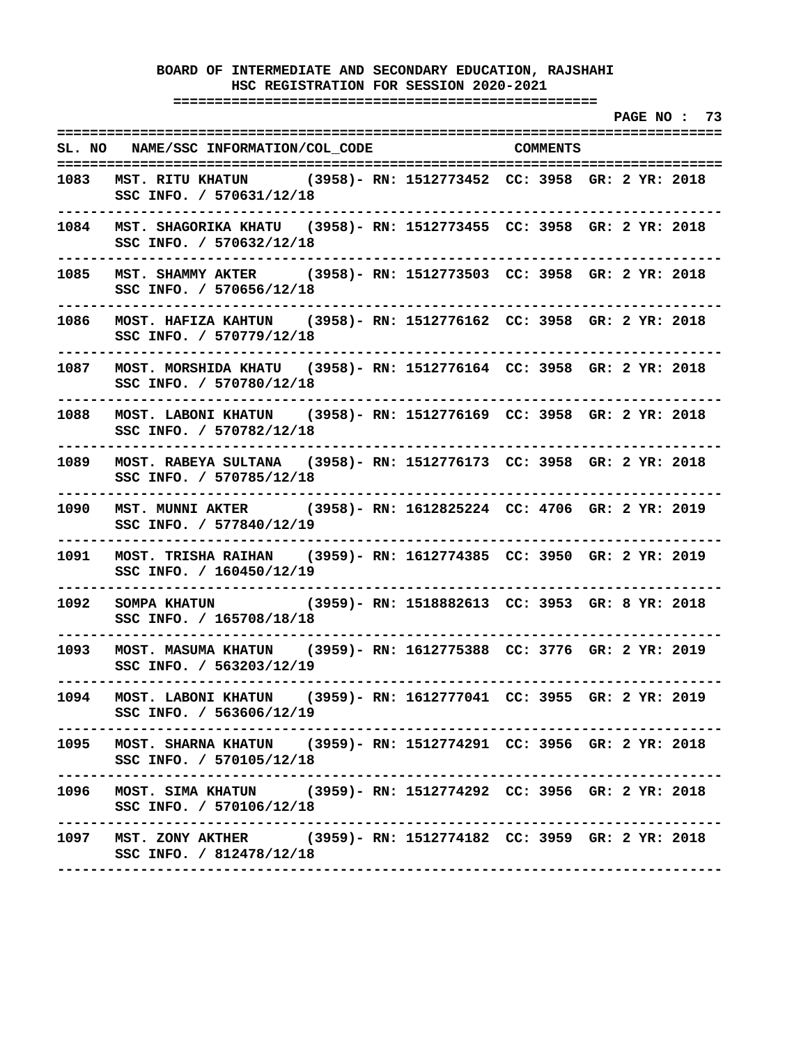**BOARD OF INTERMEDIATE AND SECONDARY EDUCATION, RAJSHAHI**
**HSC REGISTRATION FOR SESSION 2020-2021**

| SL. NO | NAME/SSC INFORMATION/COL_CODE | COMMENTS |
|---|---|---|
| 1083 | MST. RITU KHATUN (3958)- RN: 1512773452 CC: 3958 GR: 2 YR: 2018<br>SSC INFO. / 570631/12/18 | |
| 1084 | MST. SHAGORIKA KHATU (3958)- RN: 1512773455 CC: 3958 GR: 2 YR: 2018<br>SSC INFO. / 570632/12/18 | |
| 1085 | MST. SHAMMY AKTER (3958)- RN: 1512773503 CC: 3958 GR: 2 YR: 2018<br>SSC INFO. / 570656/12/18 | |
| 1086 | MOST. HAFIZA KAHTUN (3958)- RN: 1512776162 CC: 3958 GR: 2 YR: 2018<br>SSC INFO. / 570779/12/18 | |
| 1087 | MOST. MORSHIDA KHATU (3958)- RN: 1512776164 CC: 3958 GR: 2 YR: 2018<br>SSC INFO. / 570780/12/18 | |
| 1088 | MOST. LABONI KHATUN (3958)- RN: 1512776169 CC: 3958 GR: 2 YR: 2018<br>SSC INFO. / 570782/12/18 | |
| 1089 | MOST. RABEYA SULTANA (3958)- RN: 1512776173 CC: 3958 GR: 2 YR: 2018<br>SSC INFO. / 570785/12/18 | |
| 1090 | MST. MUNNI AKTER (3958)- RN: 1612825224 CC: 4706 GR: 2 YR: 2019<br>SSC INFO. / 577840/12/19 | |
| 1091 | MOST. TRISHA RAIHAN (3959)- RN: 1612774385 CC: 3950 GR: 2 YR: 2019<br>SSC INFO. / 160450/12/19 | |
| 1092 | SOMPA KHATUN (3959)- RN: 1518882613 CC: 3953 GR: 8 YR: 2018<br>SSC INFO. / 165708/18/18 | |
| 1093 | MOST. MASUMA KHATUN (3959)- RN: 1612775388 CC: 3776 GR: 2 YR: 2019<br>SSC INFO. / 563203/12/19 | |
| 1094 | MOST. LABONI KHATUN (3959)- RN: 1612777041 CC: 3955 GR: 2 YR: 2019<br>SSC INFO. / 563606/12/19 | |
| 1095 | MOST. SHARNA KHATUN (3959)- RN: 1512774291 CC: 3956 GR: 2 YR: 2018<br>SSC INFO. / 570105/12/18 | |
| 1096 | MOST. SIMA KHATUN (3959)- RN: 1512774292 CC: 3956 GR: 2 YR: 2018<br>SSC INFO. / 570106/12/18 | |
| 1097 | MST. ZONY AKTHER (3959)- RN: 1512774182 CC: 3959 GR: 2 YR: 2018<br>SSC INFO. / 812478/12/18 | |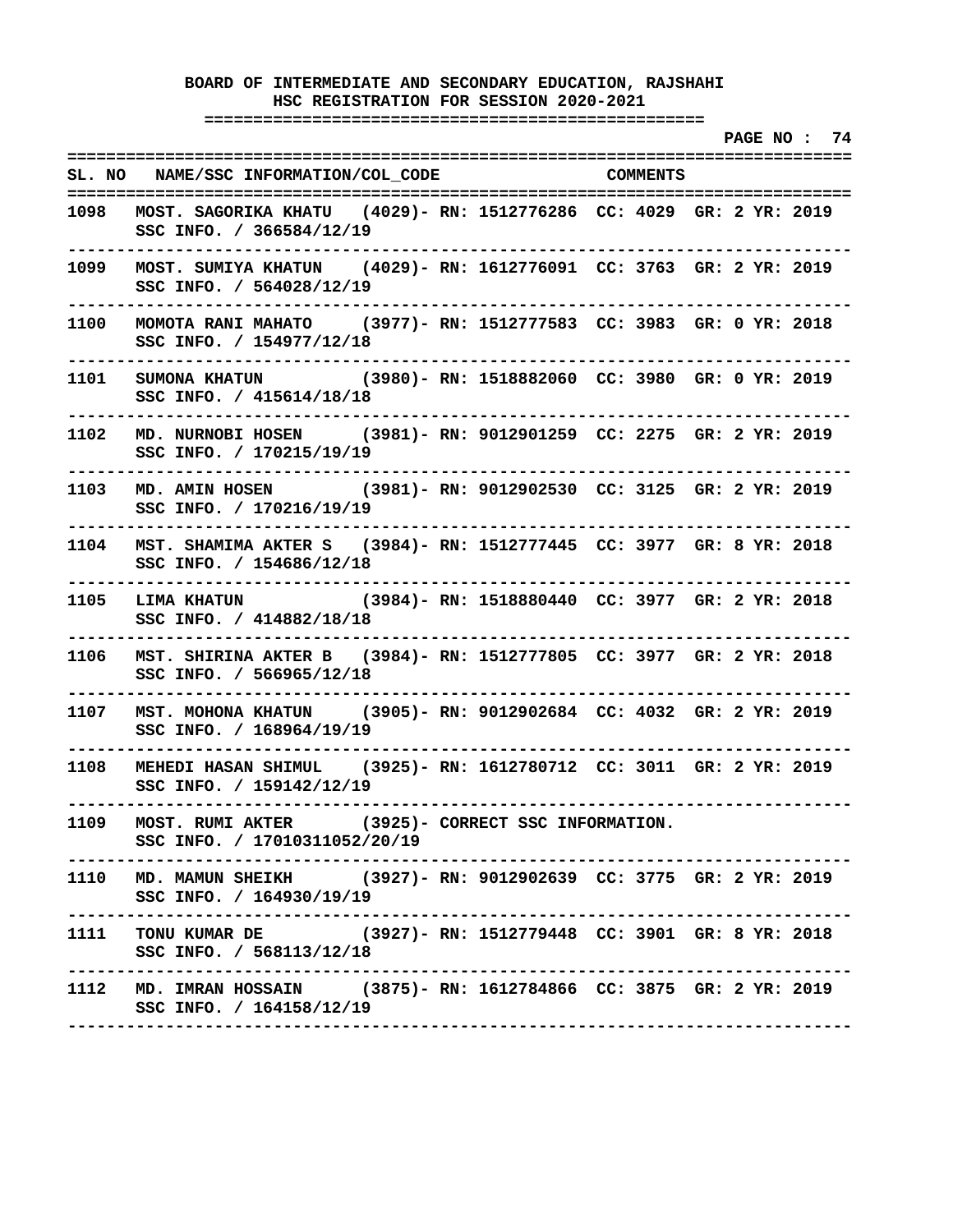**BOARD OF INTERMEDIATE AND SECONDARY EDUCATION, RAJSHAHI**
**HSC REGISTRATION FOR SESSION 2020-2021**

| SL. NO | NAME/SSC INFORMATION/COL_CODE | COMMENTS |
|---|---|---|
| 1098 | MOST. SAGORIKA KHATU (4029)- SSC INFO. / 366584/12/19 | RN: 1512776286 CC: 4029 GR: 2 YR: 2019 |
| 1099 | MOST. SUMIYA KHATUN (4029)- SSC INFO. / 564028/12/19 | RN: 1612776091 CC: 3763 GR: 2 YR: 2019 |
| 1100 | MOMOTA RANI MAHATO (3977)- SSC INFO. / 154977/12/18 | RN: 1512777583 CC: 3983 GR: 0 YR: 2018 |
| 1101 | SUMONA KHATUN (3980)- SSC INFO. / 415614/18/18 | RN: 1518882060 CC: 3980 GR: 0 YR: 2019 |
| 1102 | MD. NURNOBI HOSEN (3981)- SSC INFO. / 170215/19/19 | RN: 9012901259 CC: 2275 GR: 2 YR: 2019 |
| 1103 | MD. AMIN HOSEN (3981)- SSC INFO. / 170216/19/19 | RN: 9012902530 CC: 3125 GR: 2 YR: 2019 |
| 1104 | MST. SHAMIMA AKTER S (3984)- SSC INFO. / 154686/12/18 | RN: 1512777445 CC: 3977 GR: 8 YR: 2018 |
| 1105 | LIMA KHATUN (3984)- SSC INFO. / 414882/18/18 | RN: 1518880440 CC: 3977 GR: 2 YR: 2018 |
| 1106 | MST. SHIRINA AKTER B (3984)- SSC INFO. / 566965/12/18 | RN: 1512777805 CC: 3977 GR: 2 YR: 2018 |
| 1107 | MST. MOHONA KHATUN (3905)- SSC INFO. / 168964/19/19 | RN: 9012902684 CC: 4032 GR: 2 YR: 2019 |
| 1108 | MEHEDI HASAN SHIMUL (3925)- SSC INFO. / 159142/12/19 | RN: 1612780712 CC: 3011 GR: 2 YR: 2019 |
| 1109 | MOST. RUMI AKTER (3925)- SSC INFO. / 17010311052/20/19 | CORRECT SSC INFORMATION. |
| 1110 | MD. MAMUN SHEIKH (3927)- SSC INFO. / 164930/19/19 | RN: 9012902639 CC: 3775 GR: 2 YR: 2019 |
| 1111 | TONU KUMAR DE (3927)- SSC INFO. / 568113/12/18 | RN: 1512779448 CC: 3901 GR: 8 YR: 2018 |
| 1112 | MD. IMRAN HOSSAIN (3875)- SSC INFO. / 164158/12/19 | RN: 1612784866 CC: 3875 GR: 2 YR: 2019 |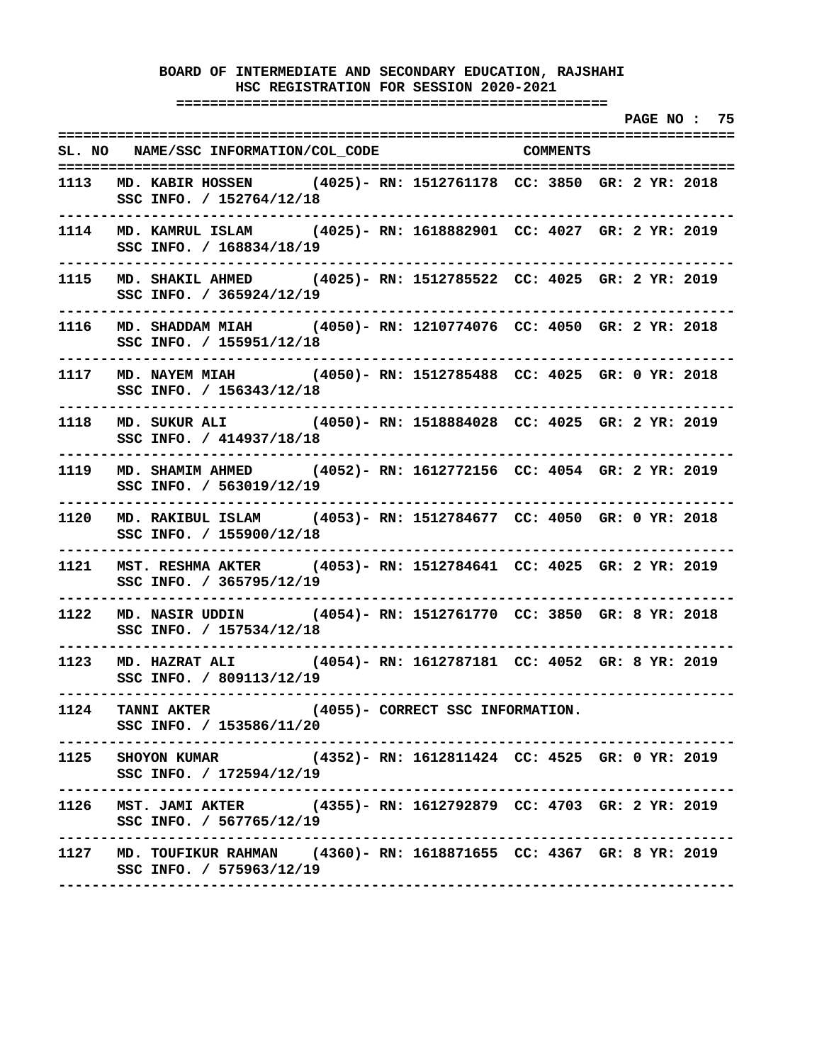**BOARD OF INTERMEDIATE AND SECONDARY EDUCATION, RAJSHAHI**
**HSC REGISTRATION FOR SESSION 2020-2021**

**PAGE NO : 75**

| SL. NO | NAME/SSC INFORMATION/COL_CODE | COMMENTS |
|---|---|---|
| 1113 | MD. KABIR HOSSEN (4025)- SSC INFO. / 152764/12/18 | RN: 1512761178 CC: 3850 GR: 2 YR: 2018 |
| 1114 | MD. KAMRUL ISLAM (4025)- SSC INFO. / 168834/18/19 | RN: 1618882901 CC: 4027 GR: 2 YR: 2019 |
| 1115 | MD. SHAKIL AHMED (4025)- SSC INFO. / 365924/12/19 | RN: 1512785522 CC: 4025 GR: 2 YR: 2019 |
| 1116 | MD. SHADDAM MIAH (4050)- SSC INFO. / 155951/12/18 | RN: 1210774076 CC: 4050 GR: 2 YR: 2018 |
| 1117 | MD. NAYEM MIAH (4050)- SSC INFO. / 156343/12/18 | RN: 1512785488 CC: 4025 GR: 0 YR: 2018 |
| 1118 | MD. SUKUR ALI (4050)- SSC INFO. / 414937/18/18 | RN: 1518884028 CC: 4025 GR: 2 YR: 2019 |
| 1119 | MD. SHAMIM AHMED (4052)- SSC INFO. / 563019/12/19 | RN: 1612772156 CC: 4054 GR: 2 YR: 2019 |
| 1120 | MD. RAKIBUL ISLAM (4053)- SSC INFO. / 155900/12/18 | RN: 1512784677 CC: 4050 GR: 0 YR: 2018 |
| 1121 | MST. RESHMA AKTER (4053)- SSC INFO. / 365795/12/19 | RN: 1512784641 CC: 4025 GR: 2 YR: 2019 |
| 1122 | MD. NASIR UDDIN (4054)- SSC INFO. / 157534/12/18 | RN: 1512761770 CC: 3850 GR: 8 YR: 2018 |
| 1123 | MD. HAZRAT ALI (4054)- SSC INFO. / 809113/12/19 | RN: 1612787181 CC: 4052 GR: 8 YR: 2019 |
| 1124 | TANNI AKTER (4055)- SSC INFO. / 153586/11/20 | CORRECT SSC INFORMATION. |
| 1125 | SHOYON KUMAR (4352)- SSC INFO. / 172594/12/19 | RN: 1612811424 CC: 4525 GR: 0 YR: 2019 |
| 1126 | MST. JAMI AKTER (4355)- SSC INFO. / 567765/12/19 | RN: 1612792879 CC: 4703 GR: 2 YR: 2019 |
| 1127 | MD. TOUFIKUR RAHMAN (4360)- SSC INFO. / 575963/12/19 | RN: 1618871655 CC: 4367 GR: 8 YR: 2019 |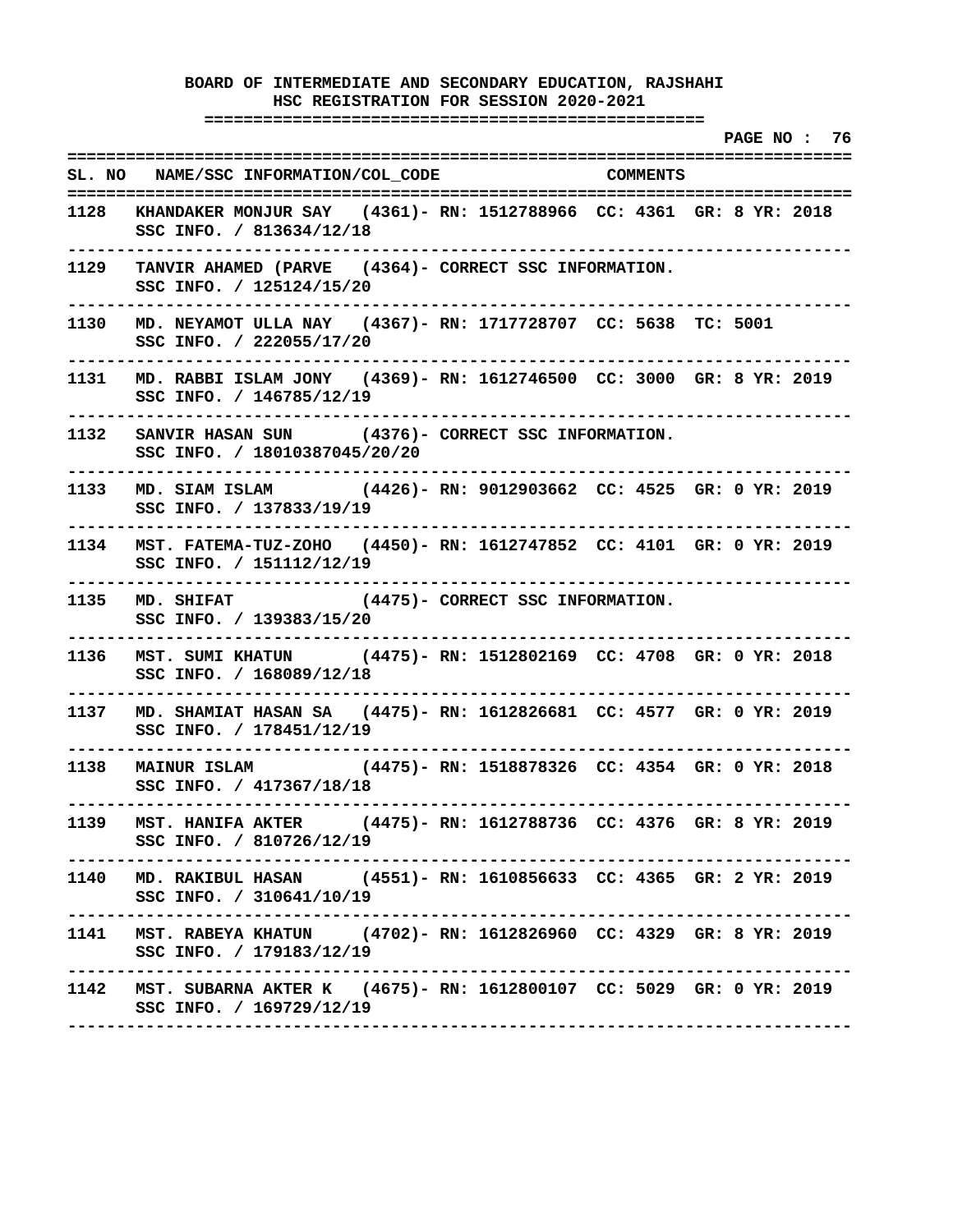**BOARD OF INTERMEDIATE AND SECONDARY EDUCATION, RAJSHAHI**
**HSC REGISTRATION FOR SESSION 2020-2021**

| SL. NO | NAME/SSC INFORMATION/COL_CODE | COMMENTS |
|---|---|---|
| 1128 | KHANDAKER MONJUR SAY (4361)- SSC INFO. / 813634/12/18 | RN: 1512788966 CC: 4361 GR: 8 YR: 2018 |
| 1129 | TANVIR AHAMED (PARVE (4364)- SSC INFO. / 125124/15/20 | CORRECT SSC INFORMATION. |
| 1130 | MD. NEYAMOT ULLA NAY (4367)- SSC INFO. / 222055/17/20 | RN: 1717728707 CC: 5638 TC: 5001 |
| 1131 | MD. RABBI ISLAM JONY (4369)- SSC INFO. / 146785/12/19 | RN: 1612746500 CC: 3000 GR: 8 YR: 2019 |
| 1132 | SANVIR HASAN SUN (4376)- SSC INFO. / 18010387045/20/20 | CORRECT SSC INFORMATION. |
| 1133 | MD. SIAM ISLAM (4426)- SSC INFO. / 137833/19/19 | RN: 9012903662 CC: 4525 GR: 0 YR: 2019 |
| 1134 | MST. FATEMA-TUZ-ZOHO (4450)- SSC INFO. / 151112/12/19 | RN: 1612747852 CC: 4101 GR: 0 YR: 2019 |
| 1135 | MD. SHIFAT (4475)- SSC INFO. / 139383/15/20 | CORRECT SSC INFORMATION. |
| 1136 | MST. SUMI KHATUN (4475)- SSC INFO. / 168089/12/18 | RN: 1512802169 CC: 4708 GR: 0 YR: 2018 |
| 1137 | MD. SHAMIAT HASAN SA (4475)- SSC INFO. / 178451/12/19 | RN: 1612826681 CC: 4577 GR: 0 YR: 2019 |
| 1138 | MAINUR ISLAM (4475)- SSC INFO. / 417367/18/18 | RN: 1518878326 CC: 4354 GR: 0 YR: 2018 |
| 1139 | MST. HANIFA AKTER (4475)- SSC INFO. / 810726/12/19 | RN: 1612788736 CC: 4376 GR: 8 YR: 2019 |
| 1140 | MD. RAKIBUL HASAN (4551)- SSC INFO. / 310641/10/19 | RN: 1610856633 CC: 4365 GR: 2 YR: 2019 |
| 1141 | MST. RABEYA KHATUN (4702)- SSC INFO. / 179183/12/19 | RN: 1612826960 CC: 4329 GR: 8 YR: 2019 |
| 1142 | MST. SUBARNA AKTER K (4675)- SSC INFO. / 169729/12/19 | RN: 1612800107 CC: 5029 GR: 0 YR: 2019 |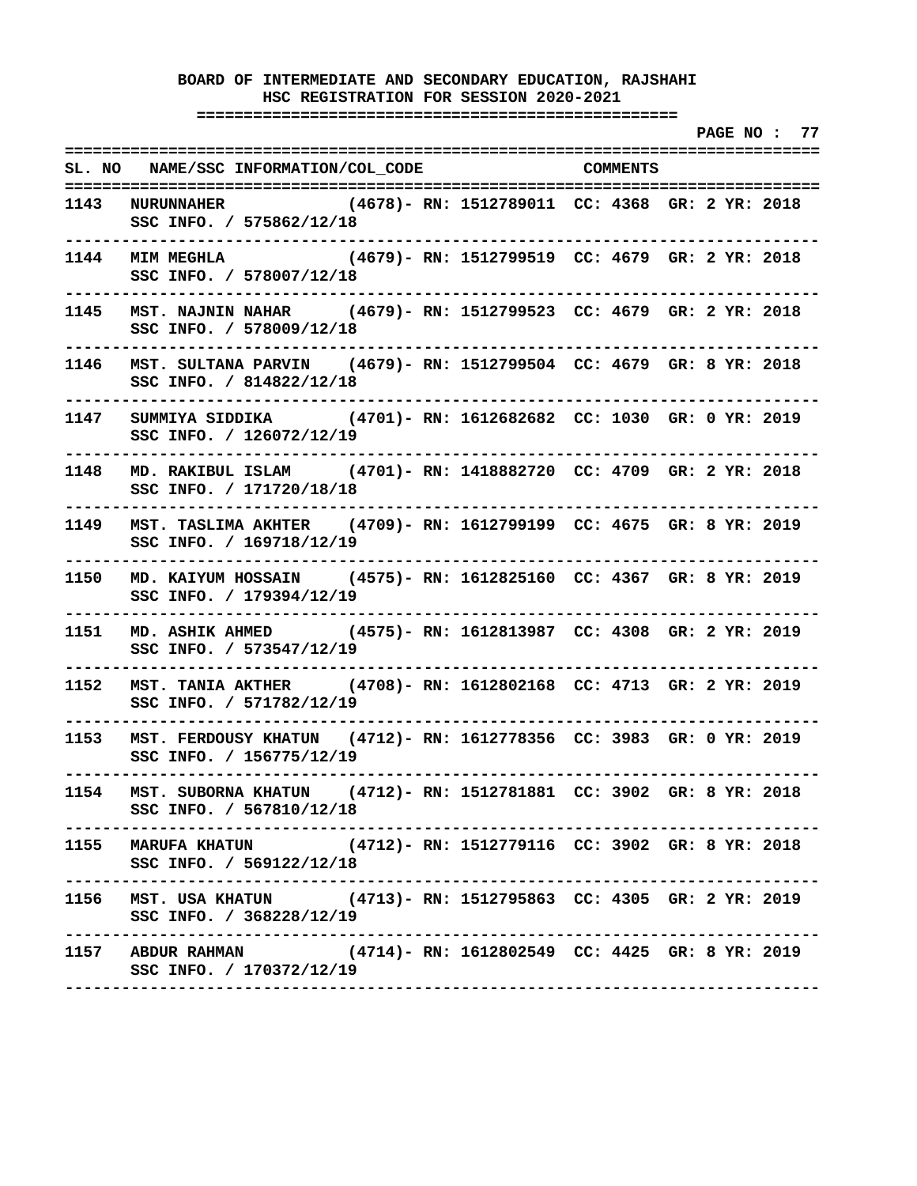**BOARD OF INTERMEDIATE AND SECONDARY EDUCATION, RAJSHAHI**
**HSC REGISTRATION FOR SESSION 2020-2021**

| SL. NO | NAME/SSC INFORMATION/COL_CODE | COMMENTS |
|---|---|---|
| 1143 | NURUNNAHER (4678)- SSC INFO. / 575862/12/18 | RN: 1512789011 CC: 4368 GR: 2 YR: 2018 |
| 1144 | MIM MEGHLA (4679)- SSC INFO. / 578007/12/18 | RN: 1512799519 CC: 4679 GR: 2 YR: 2018 |
| 1145 | MST. NAJNIN NAHAR (4679)- SSC INFO. / 578009/12/18 | RN: 1512799523 CC: 4679 GR: 2 YR: 2018 |
| 1146 | MST. SULTANA PARVIN (4679)- SSC INFO. / 814822/12/18 | RN: 1512799504 CC: 4679 GR: 8 YR: 2018 |
| 1147 | SUMMIYA SIDDIKA (4701)- SSC INFO. / 126072/12/19 | RN: 1612682682 CC: 1030 GR: 0 YR: 2019 |
| 1148 | MD. RAKIBUL ISLAM (4701)- SSC INFO. / 171720/18/18 | RN: 1418882720 CC: 4709 GR: 2 YR: 2018 |
| 1149 | MST. TASLIMA AKHTER (4709)- SSC INFO. / 169718/12/19 | RN: 1612799199 CC: 4675 GR: 8 YR: 2019 |
| 1150 | MD. KAIYUM HOSSAIN (4575)- SSC INFO. / 179394/12/19 | RN: 1612825160 CC: 4367 GR: 8 YR: 2019 |
| 1151 | MD. ASHIK AHMED (4575)- SSC INFO. / 573547/12/19 | RN: 1612813987 CC: 4308 GR: 2 YR: 2019 |
| 1152 | MST. TANIA AKTHER (4708)- SSC INFO. / 571782/12/19 | RN: 1612802168 CC: 4713 GR: 2 YR: 2019 |
| 1153 | MST. FERDOUSY KHATUN (4712)- SSC INFO. / 156775/12/19 | RN: 1612778356 CC: 3983 GR: 0 YR: 2019 |
| 1154 | MST. SUBORNA KHATUN (4712)- SSC INFO. / 567810/12/18 | RN: 1512781881 CC: 3902 GR: 8 YR: 2018 |
| 1155 | MARUFA KHATUN (4712)- SSC INFO. / 569122/12/18 | RN: 1512779116 CC: 3902 GR: 8 YR: 2018 |
| 1156 | MST. USA KHATUN (4713)- SSC INFO. / 368228/12/19 | RN: 1512795863 CC: 4305 GR: 2 YR: 2019 |
| 1157 | ABDUR RAHMAN (4714)- SSC INFO. / 170372/12/19 | RN: 1612802549 CC: 4425 GR: 8 YR: 2019 |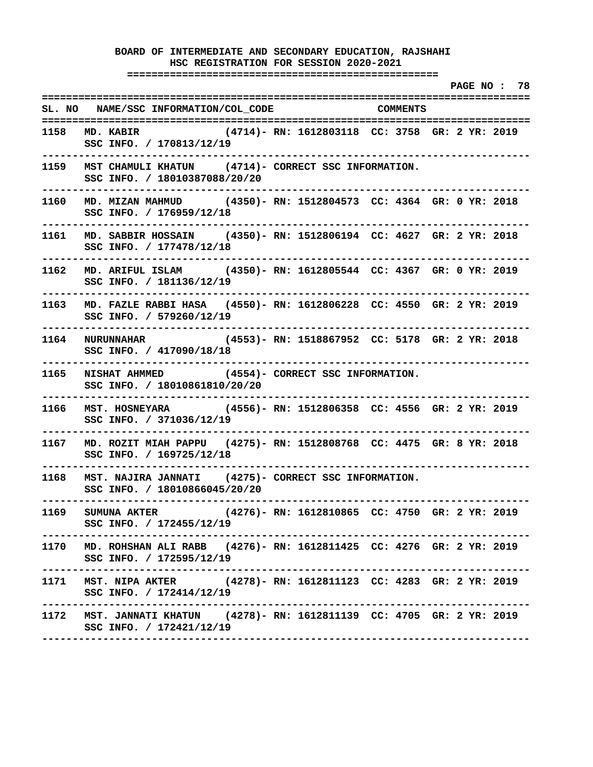# BOARD OF INTERMEDIATE AND SECONDARY EDUCATION, RAJSHAHI

## HSC REGISTRATION FOR SESSION 2020-2021

| SL. NO | NAME/SSC INFORMATION/COL_CODE | | COMMENTS |
|---|---|---|---|
| 1158 | MD. KABIR<br>SSC INFO. / 170813/12/19 | (4714)- | RN: 1612803118 CC: 3758 GR: 2 YR: 2019 |
| 1159 | MST CHAMULI KHATUN<br>SSC INFO. / 18010387088/20/20 | (4714)- | CORRECT SSC INFORMATION. |
| 1160 | MD. MIZAN MAHMUD<br>SSC INFO. / 176959/12/18 | (4350)- | RN: 1512804573 CC: 4364 GR: 0 YR: 2018 |
| 1161 | MD. SABBIR HOSSAIN<br>SSC INFO. / 177478/12/18 | (4350)- | RN: 1512806194 CC: 4627 GR: 2 YR: 2018 |
| 1162 | MD. ARIFUL ISLAM<br>SSC INFO. / 181136/12/19 | (4350)- | RN: 1612805544 CC: 4367 GR: 0 YR: 2019 |
| 1163 | MD. FAZLE RABBI HASA<br>SSC INFO. / 579260/12/19 | (4550)- | RN: 1612806228 CC: 4550 GR: 2 YR: 2019 |
| 1164 | NURUNNAHAR<br>SSC INFO. / 417090/18/18 | (4553)- | RN: 1518867952 CC: 5178 GR: 2 YR: 2018 |
| 1165 | NISHAT AHMMED<br>SSC INFO. / 18010861810/20/20 | (4554)- | CORRECT SSC INFORMATION. |
| 1166 | MST. HOSNEYARA<br>SSC INFO. / 371036/12/19 | (4556)- | RN: 1512806358 CC: 4556 GR: 2 YR: 2019 |
| 1167 | MD. ROZIT MIAH PAPPU<br>SSC INFO. / 169725/12/18 | (4275)- | RN: 1512808768 CC: 4475 GR: 8 YR: 2018 |
| 1168 | MST. NAJIRA JANNATI<br>SSC INFO. / 18010866045/20/20 | (4275)- | CORRECT SSC INFORMATION. |
| 1169 | SUMUNA AKTER<br>SSC INFO. / 172455/12/19 | (4276)- | RN: 1612810865 CC: 4750 GR: 2 YR: 2019 |
| 1170 | MD. ROHSHAN ALI RABB<br>SSC INFO. / 172595/12/19 | (4276)- | RN: 1612811425 CC: 4276 GR: 2 YR: 2019 |
| 1171 | MST. NIPA AKTER<br>SSC INFO. / 172414/12/19 | (4278)- | RN: 1612811123 CC: 4283 GR: 2 YR: 2019 |
| 1172 | MST. JANNATI KHATUN<br>SSC INFO. / 172421/12/19 | (4278)- | RN: 1612811139 CC: 4705 GR: 2 YR: 2019 |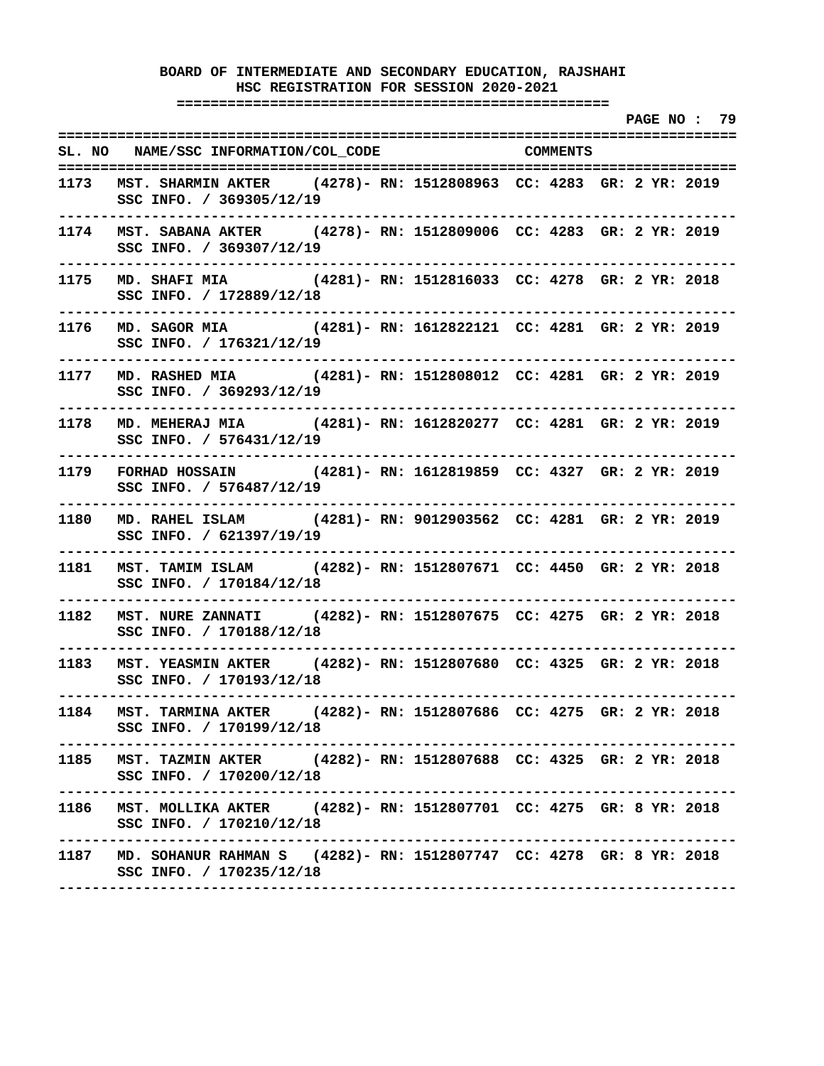**BOARD OF INTERMEDIATE AND SECONDARY EDUCATION, RAJSHAHI**
**HSC REGISTRATION FOR SESSION 2020-2021**

| SL. NO | NAME/SSC INFORMATION/COL_CODE | COMMENTS |
|---|---|---|
| 1173 | MST. SHARMIN AKTER (4278)- RN: 1512808963 CC: 4283 GR: 2 YR: 2019<br>SSC INFO. / 369305/12/19 | |
| 1174 | MST. SABANA AKTER (4278)- RN: 1512809006 CC: 4283 GR: 2 YR: 2019<br>SSC INFO. / 369307/12/19 | |
| 1175 | MD. SHAFI MIA (4281)- RN: 1512816033 CC: 4278 GR: 2 YR: 2018<br>SSC INFO. / 172889/12/18 | |
| 1176 | MD. SAGOR MIA (4281)- RN: 1612822121 CC: 4281 GR: 2 YR: 2019<br>SSC INFO. / 176321/12/19 | |
| 1177 | MD. RASHED MIA (4281)- RN: 1512808012 CC: 4281 GR: 2 YR: 2019<br>SSC INFO. / 369293/12/19 | |
| 1178 | MD. MEHERAJ MIA (4281)- RN: 1612820277 CC: 4281 GR: 2 YR: 2019<br>SSC INFO. / 576431/12/19 | |
| 1179 | FORHAD HOSSAIN (4281)- RN: 1612819859 CC: 4327 GR: 2 YR: 2019<br>SSC INFO. / 576487/12/19 | |
| 1180 | MD. RAHEL ISLAM (4281)- RN: 9012903562 CC: 4281 GR: 2 YR: 2019<br>SSC INFO. / 621397/19/19 | |
| 1181 | MST. TAMIM ISLAM (4282)- RN: 1512807671 CC: 4450 GR: 2 YR: 2018<br>SSC INFO. / 170184/12/18 | |
| 1182 | MST. NURE ZANNATI (4282)- RN: 1512807675 CC: 4275 GR: 2 YR: 2018<br>SSC INFO. / 170188/12/18 | |
| 1183 | MST. YEASMIN AKTER (4282)- RN: 1512807680 CC: 4325 GR: 2 YR: 2018<br>SSC INFO. / 170193/12/18 | |
| 1184 | MST. TARMINA AKTER (4282)- RN: 1512807686 CC: 4275 GR: 2 YR: 2018<br>SSC INFO. / 170199/12/18 | |
| 1185 | MST. TAZMIN AKTER (4282)- RN: 1512807688 CC: 4325 GR: 2 YR: 2018<br>SSC INFO. / 170200/12/18 | |
| 1186 | MST. MOLLIKA AKTER (4282)- RN: 1512807701 CC: 4275 GR: 8 YR: 2018<br>SSC INFO. / 170210/12/18 | |
| 1187 | MD. SOHANUR RAHMAN S (4282)- RN: 1512807747 CC: 4278 GR: 8 YR: 2018<br>SSC INFO. / 170235/12/18 | |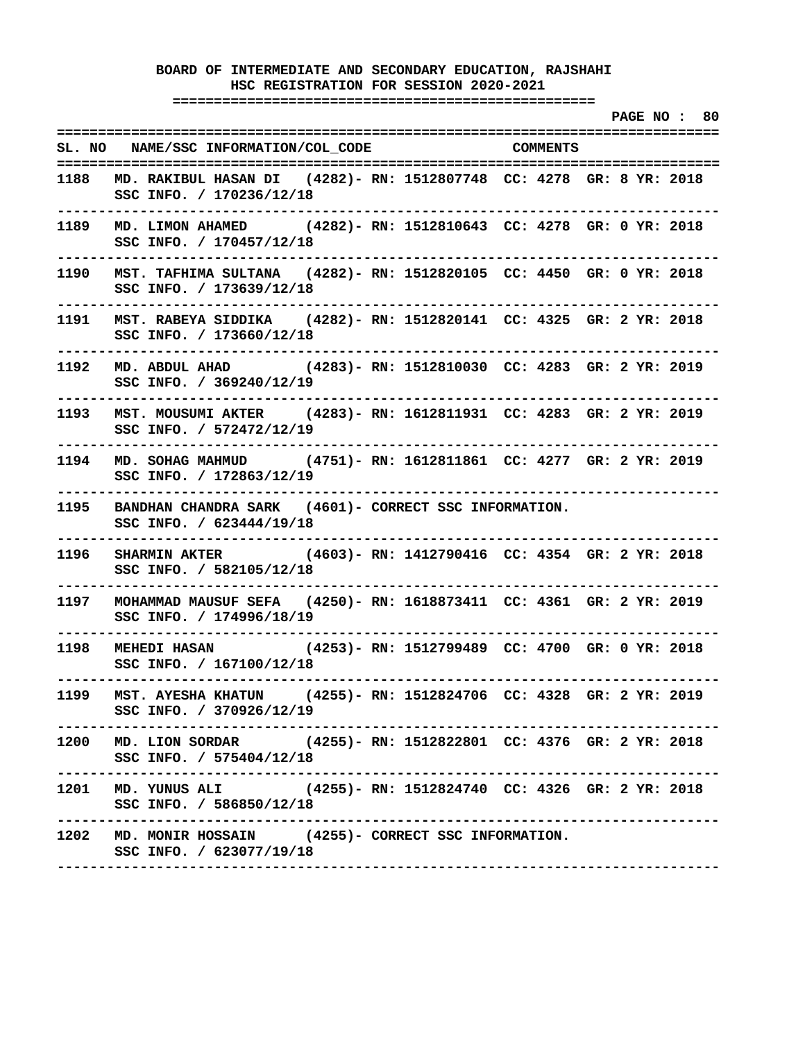**BOARD OF INTERMEDIATE AND SECONDARY EDUCATION, RAJSHAHI**
**HSC REGISTRATION FOR SESSION 2020-2021**

**PAGE NO : 80**

| SL. NO | NAME/SSC INFORMATION/COL_CODE | | COMMENTS |
|---|---|---|---|
| 1188 | MD. RAKIBUL HASAN DI<br>SSC INFO. / 170236/12/18 | (4282)- | RN: 1512807748 CC: 4278 GR: 8 YR: 2018 |
| 1189 | MD. LIMON AHAMED<br>SSC INFO. / 170457/12/18 | (4282)- | RN: 1512810643 CC: 4278 GR: 0 YR: 2018 |
| 1190 | MST. TAFHIMA SULTANA<br>SSC INFO. / 173639/12/18 | (4282)- | RN: 1512820105 CC: 4450 GR: 0 YR: 2018 |
| 1191 | MST. RABEYA SIDDIKA<br>SSC INFO. / 173660/12/18 | (4282)- | RN: 1512820141 CC: 4325 GR: 2 YR: 2018 |
| 1192 | MD. ABDUL AHAD<br>SSC INFO. / 369240/12/19 | (4283)- | RN: 1512810030 CC: 4283 GR: 2 YR: 2019 |
| 1193 | MST. MOUSUMI AKTER<br>SSC INFO. / 572472/12/19 | (4283)- | RN: 1612811931 CC: 4283 GR: 2 YR: 2019 |
| 1194 | MD. SOHAG MAHMUD<br>SSC INFO. / 172863/12/19 | (4751)- | RN: 1612811861 CC: 4277 GR: 2 YR: 2019 |
| 1195 | BANDHAN CHANDRA SARK<br>SSC INFO. / 623444/19/18 | (4601)- | CORRECT SSC INFORMATION. |
| 1196 | SHARMIN AKTER<br>SSC INFO. / 582105/12/18 | (4603)- | RN: 1412790416 CC: 4354 GR: 2 YR: 2018 |
| 1197 | MOHAMMAD MAUSUF SEFA<br>SSC INFO. / 174996/18/19 | (4250)- | RN: 1618873411 CC: 4361 GR: 2 YR: 2019 |
| 1198 | MEHEDI HASAN<br>SSC INFO. / 167100/12/18 | (4253)- | RN: 1512799489 CC: 4700 GR: 0 YR: 2018 |
| 1199 | MST. AYESHA KHATUN<br>SSC INFO. / 370926/12/19 | (4255)- | RN: 1512824706 CC: 4328 GR: 2 YR: 2019 |
| 1200 | MD. LION SORDAR<br>SSC INFO. / 575404/12/18 | (4255)- | RN: 1512822801 CC: 4376 GR: 2 YR: 2018 |
| 1201 | MD. YUNUS ALI<br>SSC INFO. / 586850/12/18 | (4255)- | RN: 1512824740 CC: 4326 GR: 2 YR: 2018 |
| 1202 | MD. MONIR HOSSAIN<br>SSC INFO. / 623077/19/18 | (4255)- | CORRECT SSC INFORMATION. |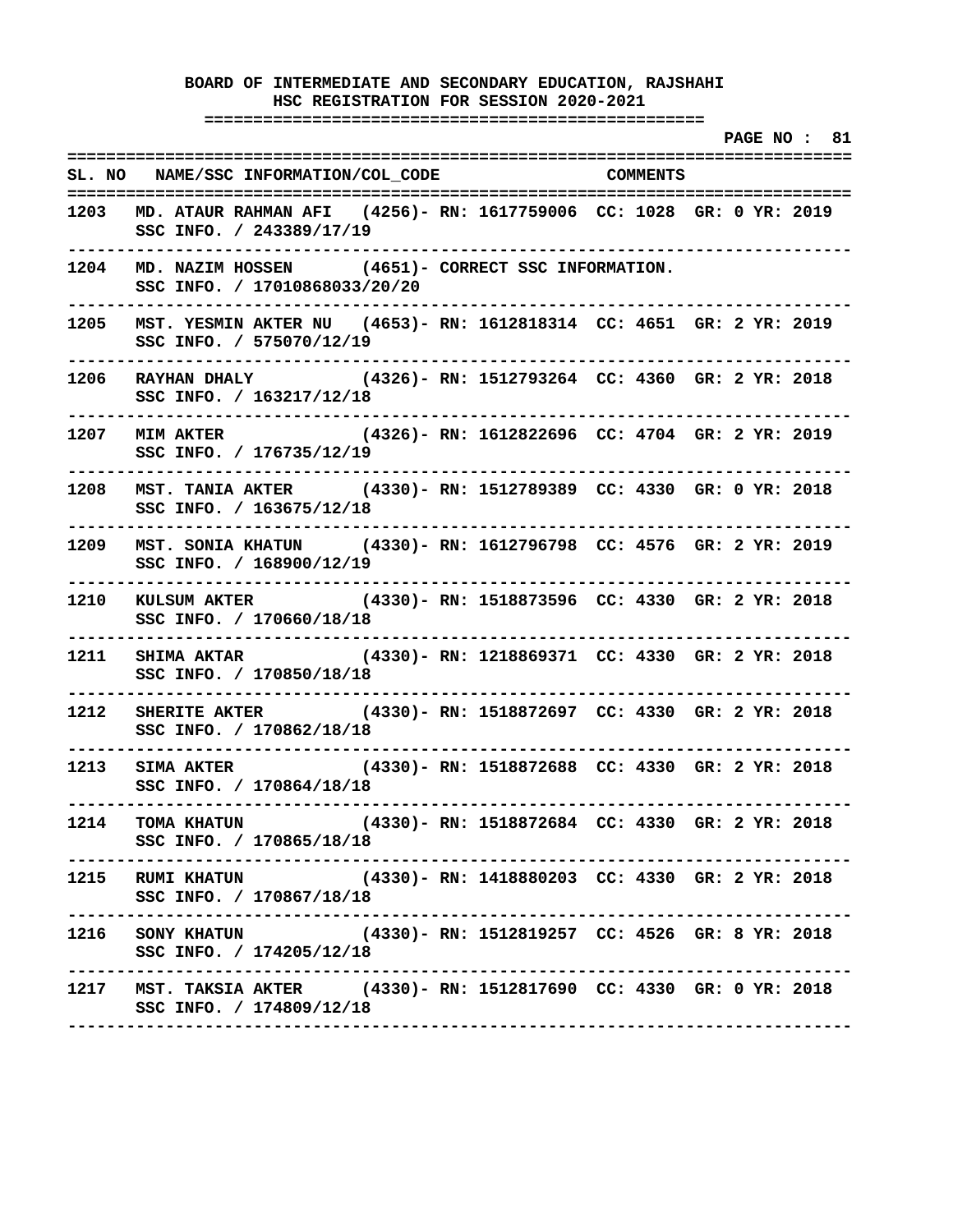**BOARD OF INTERMEDIATE AND SECONDARY EDUCATION, RAJSHAHI**
**HSC REGISTRATION FOR SESSION 2020-2021**

**PAGE NO : 81**

| SL. NO | NAME/SSC INFORMATION/COL_CODE | COMMENTS |
|---|---|---|
| 1203 | MD. ATAUR RAHMAN AFI (4256)- SSC INFO. / 243389/17/19 | RN: 1617759006 CC: 1028 GR: 0 YR: 2019 |
| 1204 | MD. NAZIM HOSSEN (4651)- SSC INFO. / 17010868033/20/20 | CORRECT SSC INFORMATION. |
| 1205 | MST. YESMIN AKTER NU (4653)- SSC INFO. / 575070/12/19 | RN: 1612818314 CC: 4651 GR: 2 YR: 2019 |
| 1206 | RAYHAN DHALY (4326)- SSC INFO. / 163217/12/18 | RN: 1512793264 CC: 4360 GR: 2 YR: 2018 |
| 1207 | MIM AKTER (4326)- SSC INFO. / 176735/12/19 | RN: 1612822696 CC: 4704 GR: 2 YR: 2019 |
| 1208 | MST. TANIA AKTER (4330)- SSC INFO. / 163675/12/18 | RN: 1512789389 CC: 4330 GR: 0 YR: 2018 |
| 1209 | MST. SONIA KHATUN (4330)- SSC INFO. / 168900/12/19 | RN: 1612796798 CC: 4576 GR: 2 YR: 2019 |
| 1210 | KULSUM AKTER (4330)- SSC INFO. / 170660/18/18 | RN: 1518873596 CC: 4330 GR: 2 YR: 2018 |
| 1211 | SHIMA AKTAR (4330)- SSC INFO. / 170850/18/18 | RN: 1218869371 CC: 4330 GR: 2 YR: 2018 |
| 1212 | SHERITE AKTER (4330)- SSC INFO. / 170862/18/18 | RN: 1518872697 CC: 4330 GR: 2 YR: 2018 |
| 1213 | SIMA AKTER (4330)- SSC INFO. / 170864/18/18 | RN: 1518872688 CC: 4330 GR: 2 YR: 2018 |
| 1214 | TOMA KHATUN (4330)- SSC INFO. / 170865/18/18 | RN: 1518872684 CC: 4330 GR: 2 YR: 2018 |
| 1215 | RUMI KHATUN (4330)- SSC INFO. / 170867/18/18 | RN: 1418880203 CC: 4330 GR: 2 YR: 2018 |
| 1216 | SONY KHATUN (4330)- SSC INFO. / 174205/12/18 | RN: 1512819257 CC: 4526 GR: 8 YR: 2018 |
| 1217 | MST. TAKSIA AKTER (4330)- SSC INFO. / 174809/12/18 | RN: 1512817690 CC: 4330 GR: 0 YR: 2018 |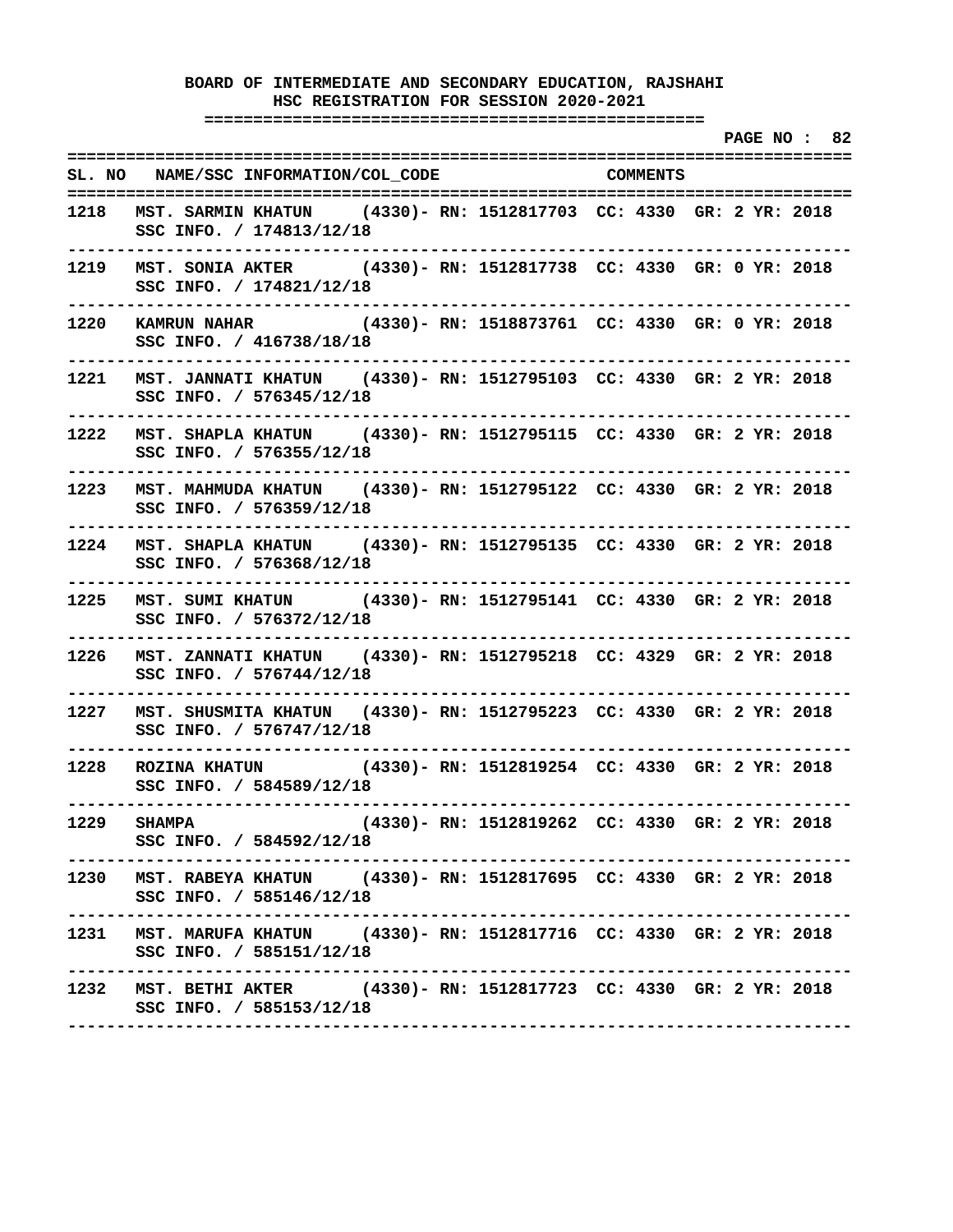**BOARD OF INTERMEDIATE AND SECONDARY EDUCATION, RAJSHAHI**
**HSC REGISTRATION FOR SESSION 2020-2021**

| SL. NO | NAME/SSC INFORMATION/COL_CODE | COMMENTS |
|---|---|---|
| 1218 | MST. SARMIN KHATUN (4330)- RN: 1512817703 CC: 4330 GR: 2 YR: 2018<br>SSC INFO. / 174813/12/18 | |
| 1219 | MST. SONIA AKTER (4330)- RN: 1512817738 CC: 4330 GR: 0 YR: 2018<br>SSC INFO. / 174821/12/18 | |
| 1220 | KAMRUN NAHAR (4330)- RN: 1518873761 CC: 4330 GR: 0 YR: 2018<br>SSC INFO. / 416738/18/18 | |
| 1221 | MST. JANNATI KHATUN (4330)- RN: 1512795103 CC: 4330 GR: 2 YR: 2018<br>SSC INFO. / 576345/12/18 | |
| 1222 | MST. SHAPLA KHATUN (4330)- RN: 1512795115 CC: 4330 GR: 2 YR: 2018<br>SSC INFO. / 576355/12/18 | |
| 1223 | MST. MAHMUDA KHATUN (4330)- RN: 1512795122 CC: 4330 GR: 2 YR: 2018<br>SSC INFO. / 576359/12/18 | |
| 1224 | MST. SHAPLA KHATUN (4330)- RN: 1512795135 CC: 4330 GR: 2 YR: 2018<br>SSC INFO. / 576368/12/18 | |
| 1225 | MST. SUMI KHATUN (4330)- RN: 1512795141 CC: 4330 GR: 2 YR: 2018<br>SSC INFO. / 576372/12/18 | |
| 1226 | MST. ZANNATI KHATUN (4330)- RN: 1512795218 CC: 4329 GR: 2 YR: 2018<br>SSC INFO. / 576744/12/18 | |
| 1227 | MST. SHUSMITA KHATUN (4330)- RN: 1512795223 CC: 4330 GR: 2 YR: 2018<br>SSC INFO. / 576747/12/18 | |
| 1228 | ROZINA KHATUN (4330)- RN: 1512819254 CC: 4330 GR: 2 YR: 2018<br>SSC INFO. / 584589/12/18 | |
| 1229 | SHAMPA (4330)- RN: 1512819262 CC: 4330 GR: 2 YR: 2018<br>SSC INFO. / 584592/12/18 | |
| 1230 | MST. RABEYA KHATUN (4330)- RN: 1512817695 CC: 4330 GR: 2 YR: 2018<br>SSC INFO. / 585146/12/18 | |
| 1231 | MST. MARUFA KHATUN (4330)- RN: 1512817716 CC: 4330 GR: 2 YR: 2018<br>SSC INFO. / 585151/12/18 | |
| 1232 | MST. BETHI AKTER (4330)- RN: 1512817723 CC: 4330 GR: 2 YR: 2018<br>SSC INFO. / 585153/12/18 | |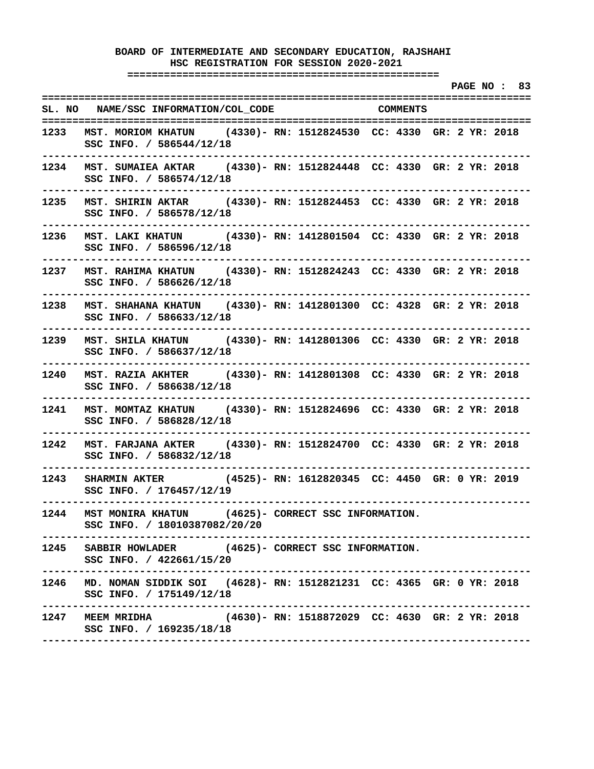# BOARD OF INTERMEDIATE AND SECONDARY EDUCATION, RAJSHAHI

## HSC REGISTRATION FOR SESSION 2020-2021

| SL. NO | NAME/SSC INFORMATION/COL_CODE | COMMENTS |
|---|---|---|
| 1233 | MST. MORIOM KHATUN (4330)- SSC INFO. / 586544/12/18 | RN: 1512824530 CC: 4330 GR: 2 YR: 2018 |
| 1234 | MST. SUMAIEA AKTAR (4330)- SSC INFO. / 586574/12/18 | RN: 1512824448 CC: 4330 GR: 2 YR: 2018 |
| 1235 | MST. SHIRIN AKTAR (4330)- SSC INFO. / 586578/12/18 | RN: 1512824453 CC: 4330 GR: 2 YR: 2018 |
| 1236 | MST. LAKI KHATUN (4330)- SSC INFO. / 586596/12/18 | RN: 1412801504 CC: 4330 GR: 2 YR: 2018 |
| 1237 | MST. RAHIMA KHATUN (4330)- SSC INFO. / 586626/12/18 | RN: 1512824243 CC: 4330 GR: 2 YR: 2018 |
| 1238 | MST. SHAHANA KHATUN (4330)- SSC INFO. / 586633/12/18 | RN: 1412801300 CC: 4328 GR: 2 YR: 2018 |
| 1239 | MST. SHILA KHATUN (4330)- SSC INFO. / 586637/12/18 | RN: 1412801306 CC: 4330 GR: 2 YR: 2018 |
| 1240 | MST. RAZIA AKHTER (4330)- SSC INFO. / 586638/12/18 | RN: 1412801308 CC: 4330 GR: 2 YR: 2018 |
| 1241 | MST. MOMTAZ KHATUN (4330)- SSC INFO. / 586828/12/18 | RN: 1512824696 CC: 4330 GR: 2 YR: 2018 |
| 1242 | MST. FARJANA AKTER (4330)- SSC INFO. / 586832/12/18 | RN: 1512824700 CC: 4330 GR: 2 YR: 2018 |
| 1243 | SHARMIN AKTER (4525)- SSC INFO. / 176457/12/19 | RN: 1612820345 CC: 4450 GR: 0 YR: 2019 |
| 1244 | MST MONIRA KHATUN (4625)- SSC INFO. / 18010387082/20/20 | CORRECT SSC INFORMATION. |
| 1245 | SABBIR HOWLADER (4625)- SSC INFO. / 422661/15/20 | CORRECT SSC INFORMATION. |
| 1246 | MD. NOMAN SIDDIK SOI (4628)- SSC INFO. / 175149/12/18 | RN: 1512821231 CC: 4365 GR: 0 YR: 2018 |
| 1247 | MEEM MRIDHA (4630)- SSC INFO. / 169235/18/18 | RN: 1518872029 CC: 4630 GR: 2 YR: 2018 |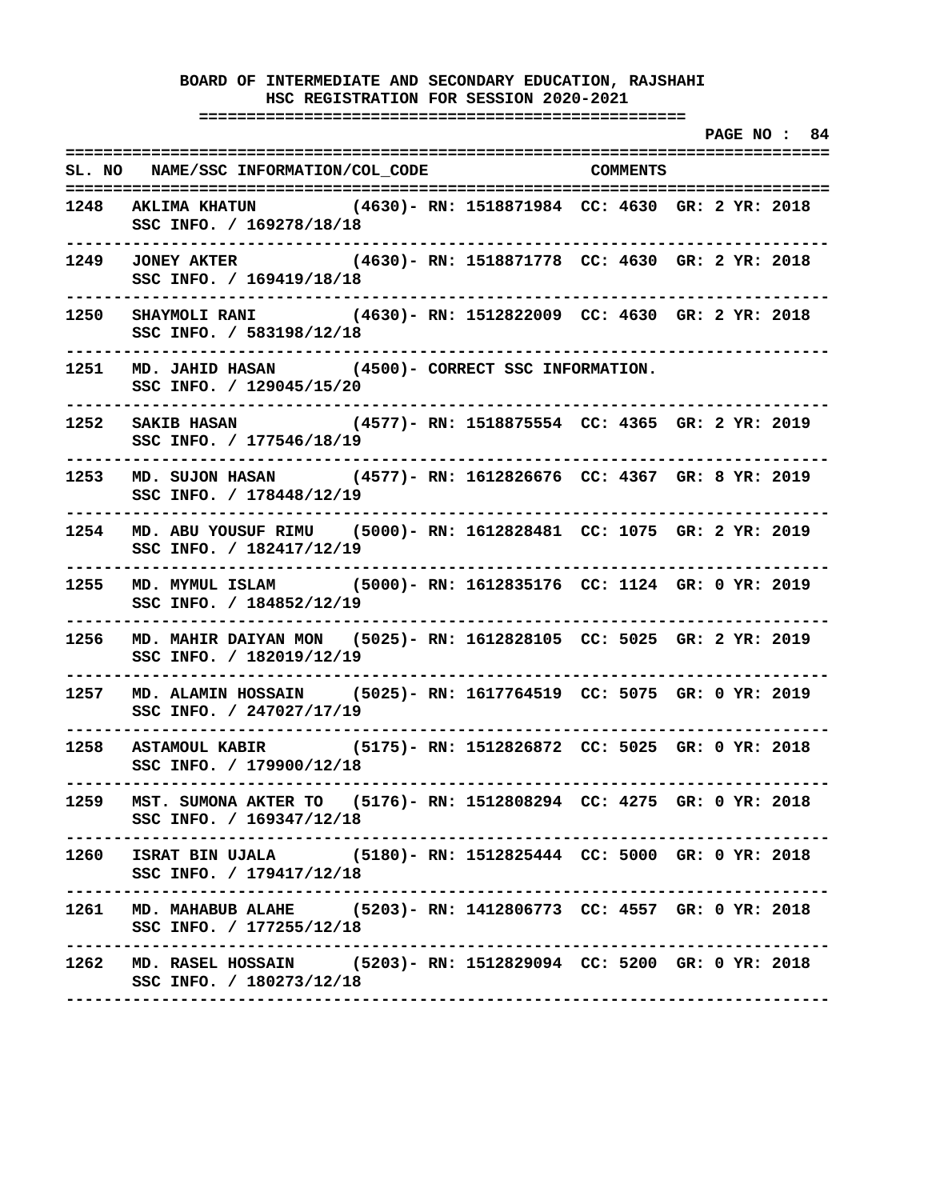**BOARD OF INTERMEDIATE AND SECONDARY EDUCATION, RAJSHAHI**
**HSC REGISTRATION FOR SESSION 2020-2021**

| SL. NO | NAME/SSC INFORMATION/COL_CODE | COMMENTS |
|---|---|---|
| 1248 | AKLIMA KHATUN (4630)- SSC INFO. / 169278/18/18 | RN: 1518871984 CC: 4630 GR: 2 YR: 2018 |
| 1249 | JONEY AKTER (4630)- SSC INFO. / 169419/18/18 | RN: 1518871778 CC: 4630 GR: 2 YR: 2018 |
| 1250 | SHAYMOLI RANI (4630)- SSC INFO. / 583198/12/18 | RN: 1512822009 CC: 4630 GR: 2 YR: 2018 |
| 1251 | MD. JAHID HASAN (4500)- SSC INFO. / 129045/15/20 | CORRECT SSC INFORMATION. |
| 1252 | SAKIB HASAN (4577)- SSC INFO. / 177546/18/19 | RN: 1518875554 CC: 4365 GR: 2 YR: 2019 |
| 1253 | MD. SUJON HASAN (4577)- SSC INFO. / 178448/12/19 | RN: 1612826676 CC: 4367 GR: 8 YR: 2019 |
| 1254 | MD. ABU YOUSUF RIMU (5000)- SSC INFO. / 182417/12/19 | RN: 1612828481 CC: 1075 GR: 2 YR: 2019 |
| 1255 | MD. MYMUL ISLAM (5000)- SSC INFO. / 184852/12/19 | RN: 1612835176 CC: 1124 GR: 0 YR: 2019 |
| 1256 | MD. MAHIR DAIYAN MON (5025)- SSC INFO. / 182019/12/19 | RN: 1612828105 CC: 5025 GR: 2 YR: 2019 |
| 1257 | MD. ALAMIN HOSSAIN (5025)- SSC INFO. / 247027/17/19 | RN: 1617764519 CC: 5075 GR: 0 YR: 2019 |
| 1258 | ASTAMOUL KABIR (5175)- SSC INFO. / 179900/12/18 | RN: 1512826872 CC: 5025 GR: 0 YR: 2018 |
| 1259 | MST. SUMONA AKTER TO (5176)- SSC INFO. / 169347/12/18 | RN: 1512808294 CC: 4275 GR: 0 YR: 2018 |
| 1260 | ISRAT BIN UJALA (5180)- SSC INFO. / 179417/12/18 | RN: 1512825444 CC: 5000 GR: 0 YR: 2018 |
| 1261 | MD. MAHABUB ALAHE (5203)- SSC INFO. / 177255/12/18 | RN: 1412806773 CC: 4557 GR: 0 YR: 2018 |
| 1262 | MD. RASEL HOSSAIN (5203)- SSC INFO. / 180273/12/18 | RN: 1512829094 CC: 5200 GR: 0 YR: 2018 |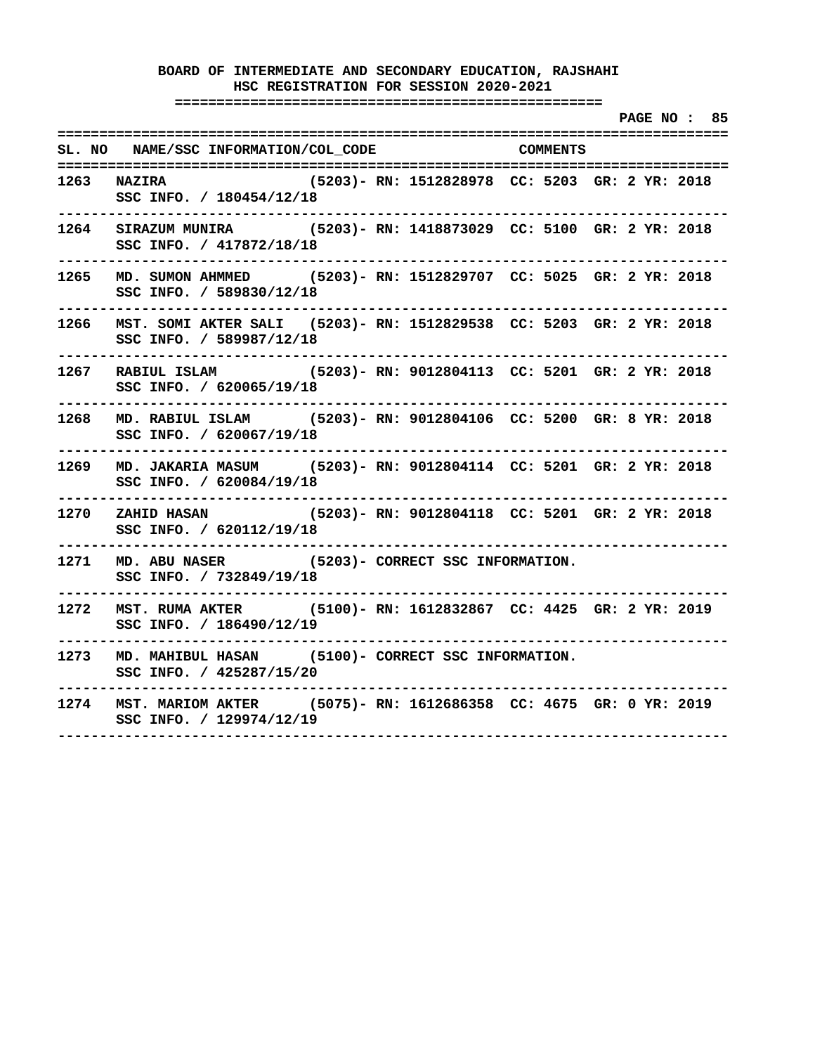**BOARD OF INTERMEDIATE AND SECONDARY EDUCATION, RAJSHAHI**
**HSC REGISTRATION FOR SESSION 2020-2021**

| SL. NO | NAME/SSC INFORMATION/COL_CODE | COMMENTS |
| --- | --- | --- |
| 1263 | NAZIRA (5203)- SSC INFO. / 180454/12/18 | RN: 1512828978 CC: 5203 GR: 2 YR: 2018 |
| 1264 | SIRAZUM MUNIRA (5203)- SSC INFO. / 417872/18/18 | RN: 1418873029 CC: 5100 GR: 2 YR: 2018 |
| 1265 | MD. SUMON AHMMED (5203)- SSC INFO. / 589830/12/18 | RN: 1512829707 CC: 5025 GR: 2 YR: 2018 |
| 1266 | MST. SOMI AKTER SALI (5203)- SSC INFO. / 589987/12/18 | RN: 1512829538 CC: 5203 GR: 2 YR: 2018 |
| 1267 | RABIUL ISLAM (5203)- SSC INFO. / 620065/19/18 | RN: 9012804113 CC: 5201 GR: 2 YR: 2018 |
| 1268 | MD. RABIUL ISLAM (5203)- SSC INFO. / 620067/19/18 | RN: 9012804106 CC: 5200 GR: 8 YR: 2018 |
| 1269 | MD. JAKARIA MASUM (5203)- SSC INFO. / 620084/19/18 | RN: 9012804114 CC: 5201 GR: 2 YR: 2018 |
| 1270 | ZAHID HASAN (5203)- SSC INFO. / 620112/19/18 | RN: 9012804118 CC: 5201 GR: 2 YR: 2018 |
| 1271 | MD. ABU NASER (5203)- SSC INFO. / 732849/19/18 | CORRECT SSC INFORMATION. |
| 1272 | MST. RUMA AKTER (5100)- SSC INFO. / 186490/12/19 | RN: 1612832867 CC: 4425 GR: 2 YR: 2019 |
| 1273 | MD. MAHIBUL HASAN (5100)- SSC INFO. / 425287/15/20 | CORRECT SSC INFORMATION. |
| 1274 | MST. MARIOM AKTER (5075)- SSC INFO. / 129974/12/19 | RN: 1612686358 CC: 4675 GR: 0 YR: 2019 |